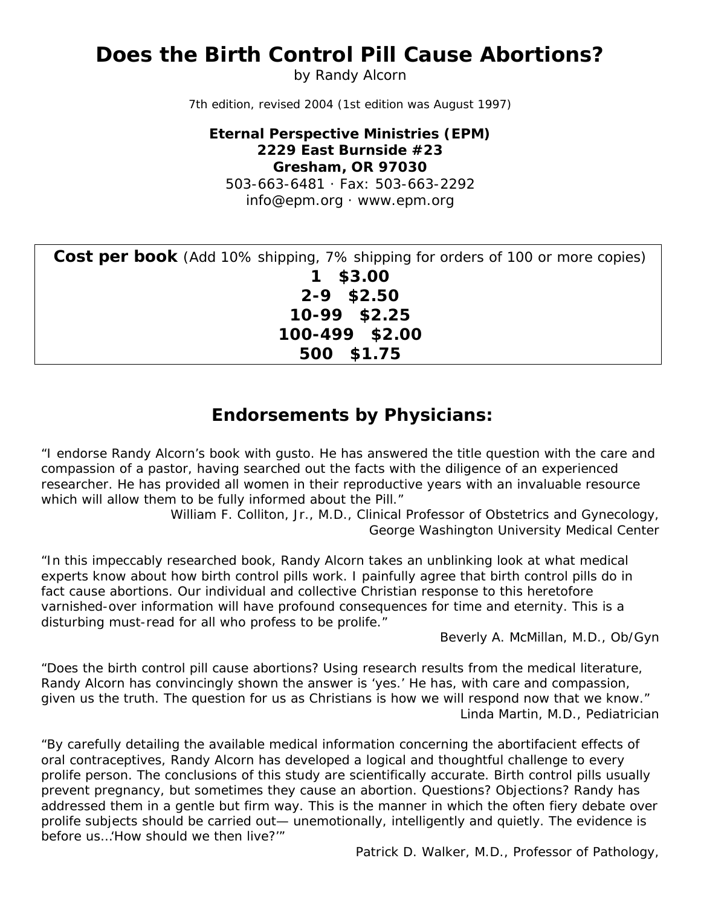# Does the Birth Control Pill Cause Abortions?

by Randy Alcorn

7th edition, revised 2004 (1st edition was August 1997)

**Eternal Perspective Ministries (EPM)**
**2229 East Burnside #23**
**Gresham, OR 97030**
503-663-6481 · Fax: 503-663-2292
info@epm.org · www.epm.org

**Cost per book** (Add 10% shipping, 7% shipping for orders of 100 or more copies)

| | |
|---|---|
| **1** | **$3.00** |
| **2-9** | **$2.50** |
| **10-99** | **$2.25** |
| **100-499** | **$2.00** |
| **500** | **$1.75** |

## Endorsements by Physicians:

"I endorse Randy Alcorn's book with gusto. He has answered the title question with the care and compassion of a pastor, having searched out the facts with the diligence of an experienced researcher. He has provided all women in their reproductive years with an invaluable resource which will allow them to be fully informed about the Pill."

William F. Colliton, Jr., M.D., Clinical Professor of Obstetrics and Gynecology, George Washington University Medical Center

"In this impeccably researched book, Randy Alcorn takes an unblinking look at what medical experts know about how birth control pills work. I painfully agree that birth control pills do in fact cause abortions. Our individual and collective Christian response to this heretofore varnished-over information will have profound consequences for time and eternity. This is a disturbing must-read for all who profess to be prolife."

Beverly A. McMillan, M.D., Ob/Gyn

"Does the birth control pill cause abortions? Using research results from the medical literature, Randy Alcorn has convincingly shown the answer is 'yes.' He has, with care and compassion, given us the truth. The question for us as Christians is how we will respond now that we know."

Linda Martin, M.D., Pediatrician

"By carefully detailing the available medical information concerning the abortifacient effects of oral contraceptives, Randy Alcorn has developed a logical and thoughtful challenge to every prolife person. The conclusions of this study are scientifically accurate. Birth control pills usually prevent pregnancy, but sometimes they cause an abortion. Questions? Objections? Randy has addressed them in a gentle but firm way. This is the manner in which the often fiery debate over prolife subjects should be carried out— unemotionally, intelligently and quietly. The evidence is before us…'How should we then live?'"

Patrick D. Walker, M.D., Professor of Pathology,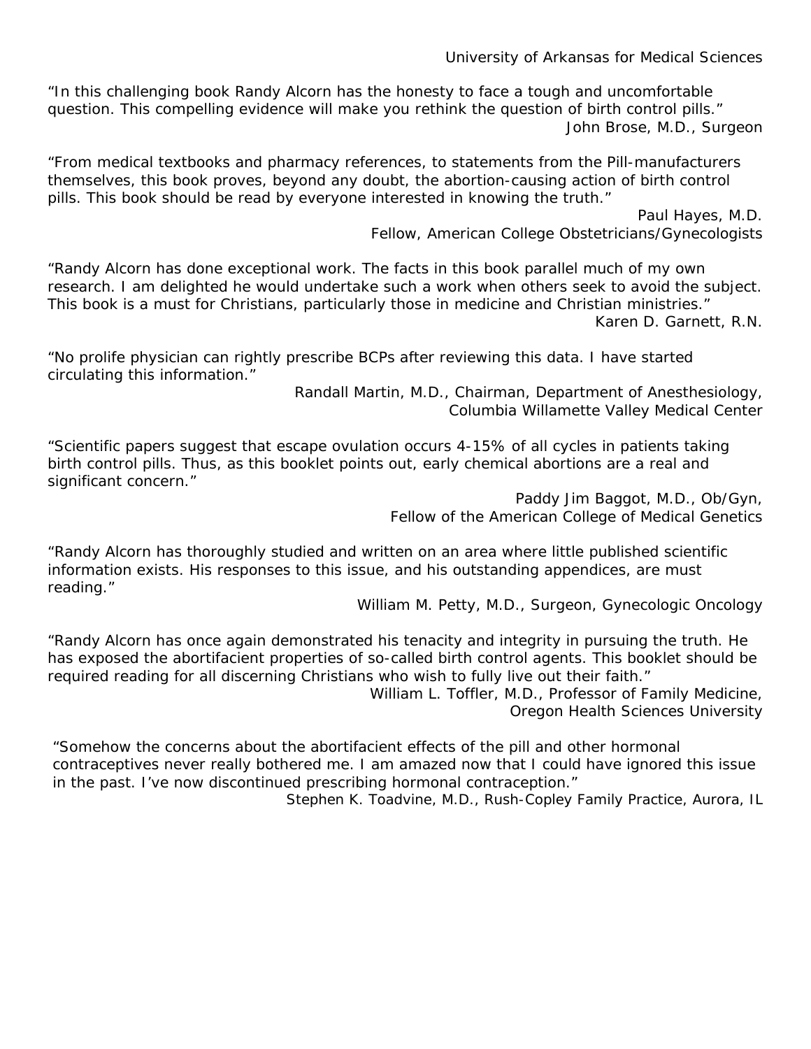University of Arkansas for Medical Sciences

"In this challenging book Randy Alcorn has the honesty to face a tough and uncomfortable question. This compelling evidence will make you rethink the question of birth control pills."

John Brose, M.D., Surgeon

"From medical textbooks and pharmacy references, to statements from the Pill-manufacturers themselves, this book proves, beyond any doubt, the abortion-causing action of birth control pills. This book should be read by everyone interested in knowing the truth."

Paul Hayes, M.D.
Fellow, American College Obstetricians/Gynecologists

"Randy Alcorn has done exceptional work. The facts in this book parallel much of my own research. I am delighted he would undertake such a work when others seek to avoid the subject. This book is a must for Christians, particularly those in medicine and Christian ministries."

Karen D. Garnett, R.N.

"No prolife physician can rightly prescribe BCPs after reviewing this data. I have started circulating this information."

Randall Martin, M.D., Chairman, Department of Anesthesiology,
Columbia Willamette Valley Medical Center

"Scientific papers suggest that escape ovulation occurs 4-15% of all cycles in patients taking birth control pills. Thus, as this booklet points out, early chemical abortions are a real and significant concern."

Paddy Jim Baggot, M.D., Ob/Gyn,
Fellow of the American College of Medical Genetics

"Randy Alcorn has thoroughly studied and written on an area where little published scientific information exists. His responses to this issue, and his outstanding appendices, are must reading."

William M. Petty, M.D., Surgeon, Gynecologic Oncology

"Randy Alcorn has once again demonstrated his tenacity and integrity in pursuing the truth. He has exposed the abortifacient properties of so-called birth control agents. This booklet should be required reading for all discerning Christians who wish to fully live out their faith."

William L. Toffler, M.D., Professor of Family Medicine,
Oregon Health Sciences University

"Somehow the concerns about the abortifacient effects of the pill and other hormonal contraceptives never really bothered me. I am amazed now that I could have ignored this issue in the past. I've now discontinued prescribing hormonal contraception."

Stephen K. Toadvine, M.D., Rush-Copley Family Practice, Aurora, IL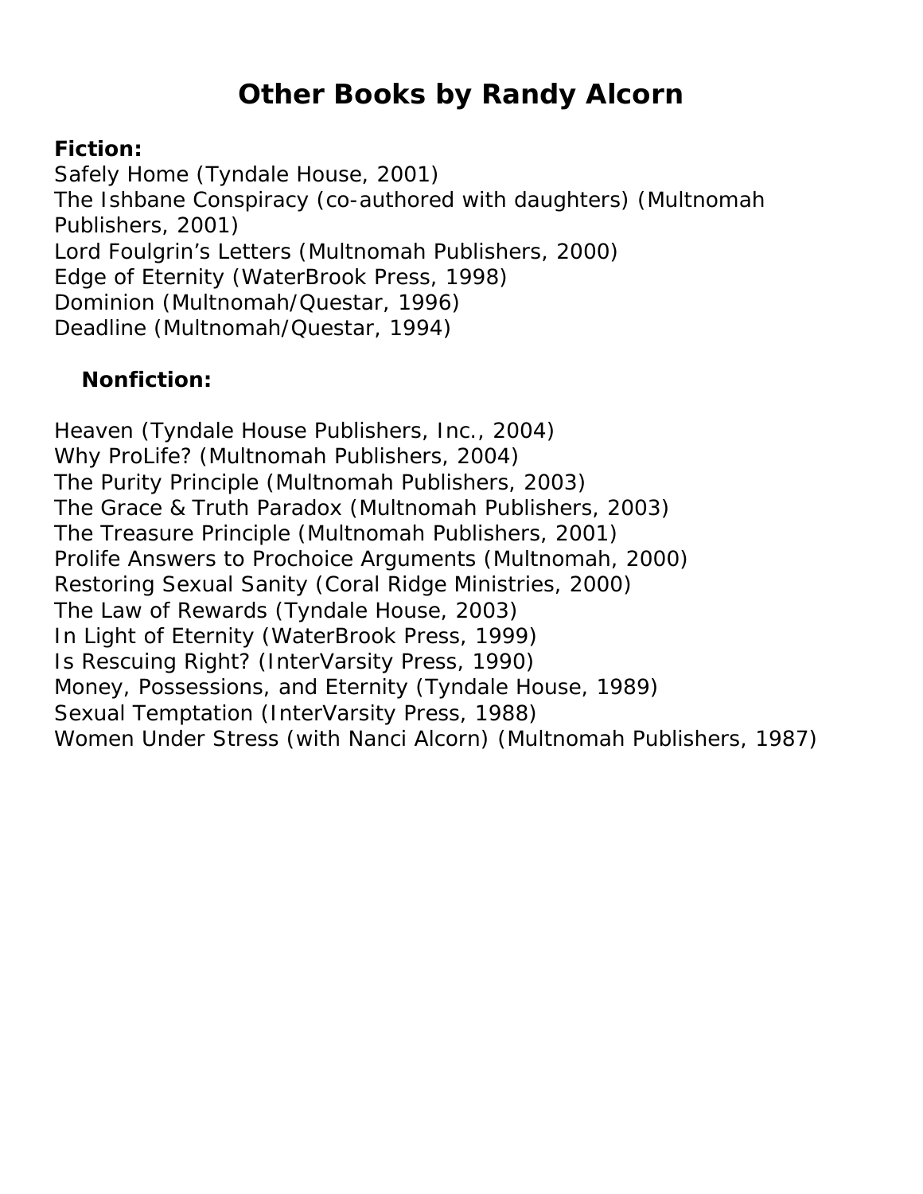# Other Books by Randy Alcorn

**Fiction:**

Safely Home (Tyndale House, 2001)
The Ishbane Conspiracy (co-authored with daughters) (Multnomah Publishers, 2001)
Lord Foulgrin's Letters (Multnomah Publishers, 2000)
Edge of Eternity (WaterBrook Press, 1998)
Dominion (Multnomah/Questar, 1996)
Deadline (Multnomah/Questar, 1994)

**Nonfiction:**

Heaven (Tyndale House Publishers, Inc., 2004)
Why ProLife? (Multnomah Publishers, 2004)
The Purity Principle (Multnomah Publishers, 2003)
The Grace & Truth Paradox (Multnomah Publishers, 2003)
The Treasure Principle (Multnomah Publishers, 2001)
Prolife Answers to Prochoice Arguments (Multnomah, 2000)
Restoring Sexual Sanity (Coral Ridge Ministries, 2000)
The Law of Rewards (Tyndale House, 2003)
In Light of Eternity (WaterBrook Press, 1999)
Is Rescuing Right? (InterVarsity Press, 1990)
Money, Possessions, and Eternity (Tyndale House, 1989)
Sexual Temptation (InterVarsity Press, 1988)
Women Under Stress (with Nanci Alcorn) (Multnomah Publishers, 1987)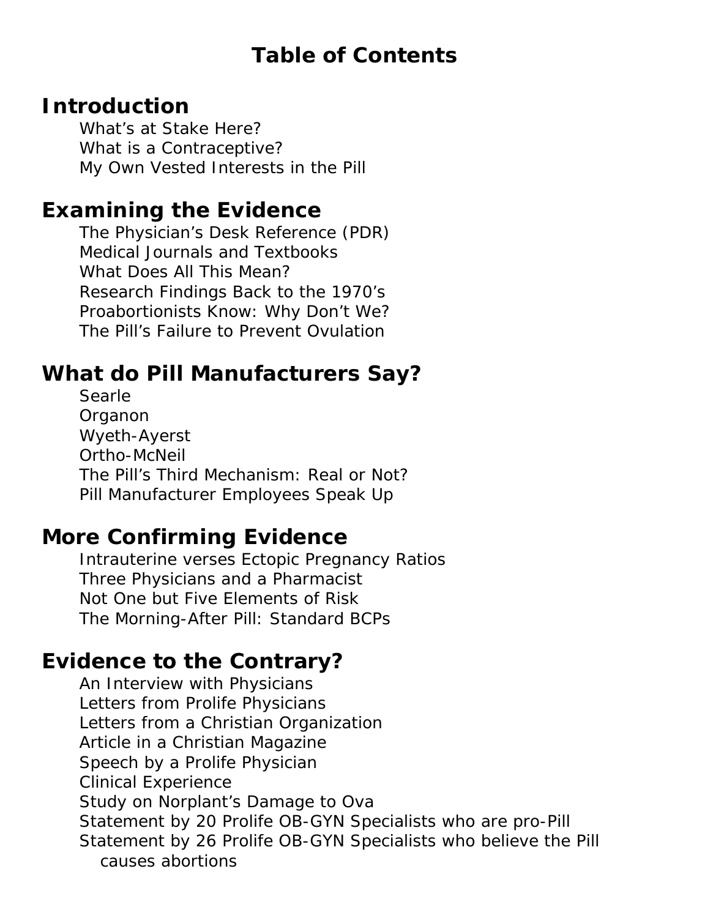# Table of Contents

## Introduction

- What's at Stake Here?
- What is a Contraceptive?
- My Own Vested Interests in the Pill

## Examining the Evidence

- The Physician's Desk Reference (PDR)
- Medical Journals and Textbooks
- What Does All This Mean?
- Research Findings Back to the 1970's
- Proabortionists Know: Why Don't We?
- The Pill's Failure to Prevent Ovulation

## What do Pill Manufacturers Say?

- Searle
- Organon
- Wyeth-Ayerst
- Ortho-McNeil
- The Pill's Third Mechanism: Real or Not?
- Pill Manufacturer Employees Speak Up

## More Confirming Evidence

- Intrauterine verses Ectopic Pregnancy Ratios
- Three Physicians and a Pharmacist
- Not One but Five Elements of Risk
- The Morning-After Pill: Standard BCPs

## Evidence to the Contrary?

- An Interview with Physicians
- Letters from Prolife Physicians
- Letters from a Christian Organization
- Article in a Christian Magazine
- Speech by a Prolife Physician
- Clinical Experience
- Study on Norplant's Damage to Ova
- Statement by 20 Prolife OB-GYN Specialists who are pro-Pill
- Statement by 26 Prolife OB-GYN Specialists who believe the Pill causes abortions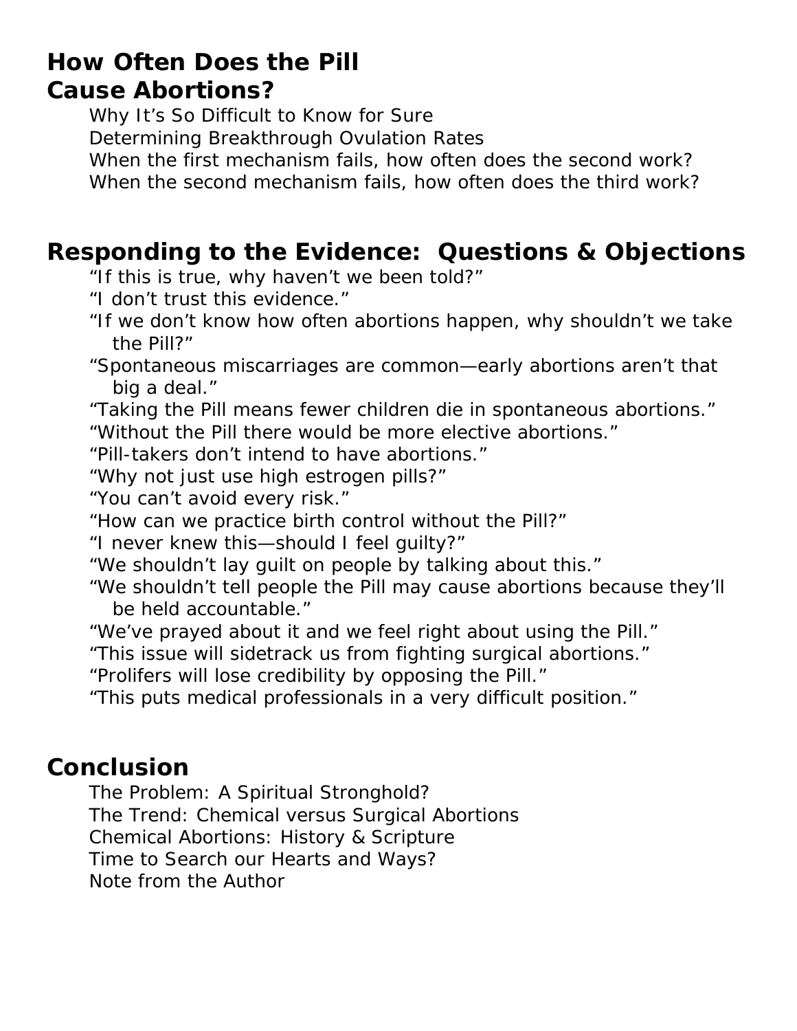## How Often Does the Pill Cause Abortions?

Why It's So Difficult to Know for Sure
Determining Breakthrough Ovulation Rates
When the first mechanism fails, how often does the second work?
When the second mechanism fails, how often does the third work?

## Responding to the Evidence: Questions & Objections

"If this is true, why haven't we been told?"
"I don't trust this evidence."
"If we don't know how often abortions happen, why shouldn't we take the Pill?"
"Spontaneous miscarriages are common—early abortions aren't that big a deal."
"Taking the Pill means fewer children die in spontaneous abortions."
"Without the Pill there would be more elective abortions."
"Pill-takers don't intend to have abortions."
"Why not just use high estrogen pills?"
"You can't avoid every risk."
"How can we practice birth control without the Pill?"
"I never knew this—should I feel guilty?"
"We shouldn't lay guilt on people by talking about this."
"We shouldn't tell people the Pill may cause abortions because they'll be held accountable."
"We've prayed about it and we feel right about using the Pill."
"This issue will sidetrack us from fighting surgical abortions."
"Prolifers will lose credibility by opposing the Pill."
"This puts medical professionals in a very difficult position."

## Conclusion

The Problem: A Spiritual Stronghold?
The Trend: Chemical versus Surgical Abortions
Chemical Abortions: History & Scripture
Time to Search our Hearts and Ways?
Note from the Author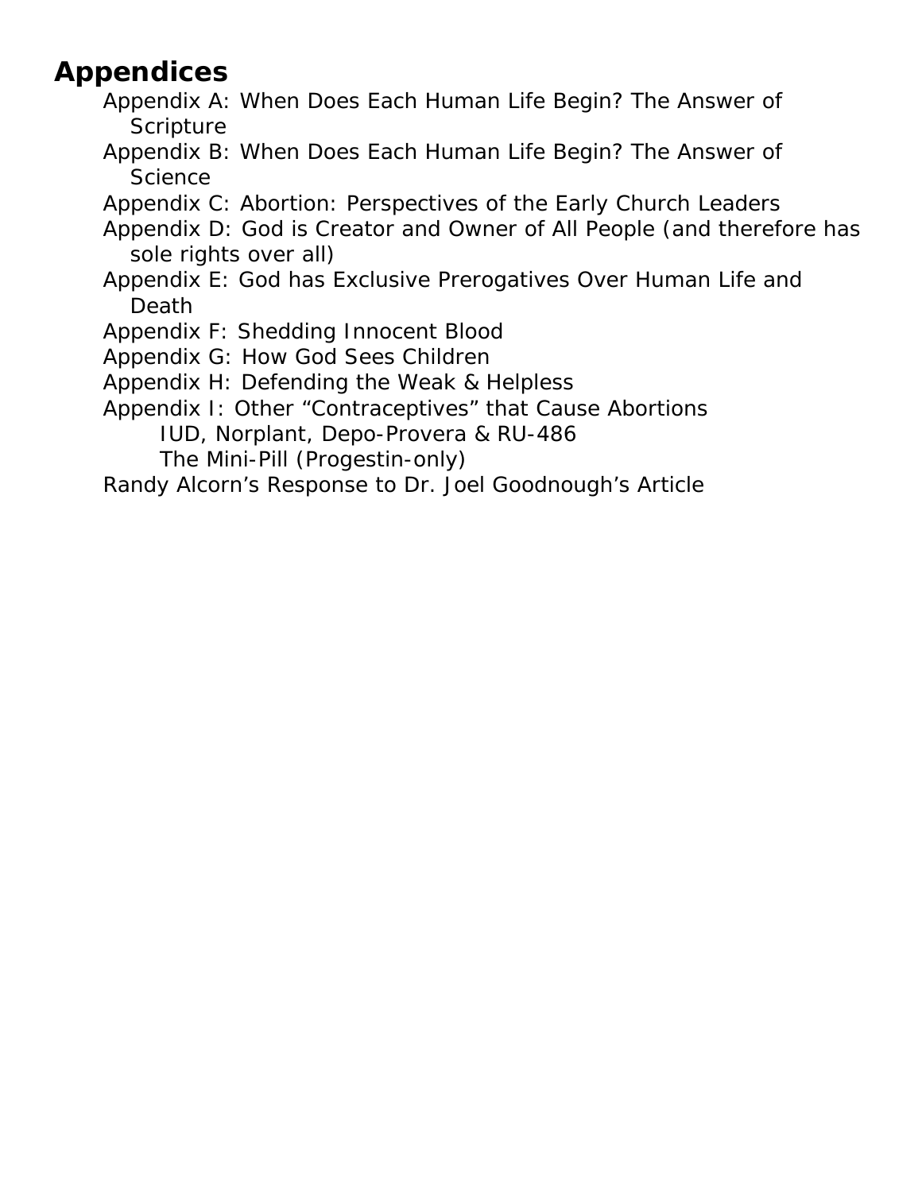## Appendices

- Appendix A: When Does Each Human Life Begin? The Answer of Scripture
- Appendix B: When Does Each Human Life Begin? The Answer of Science
- Appendix C: Abortion: Perspectives of the Early Church Leaders
- Appendix D: God is Creator and Owner of All People (and therefore has sole rights over all)
- Appendix E: God has Exclusive Prerogatives Over Human Life and Death
- Appendix F: Shedding Innocent Blood
- Appendix G: How God Sees Children
- Appendix H: Defending the Weak & Helpless
- Appendix I: Other "Contraceptives" that Cause Abortions
    - IUD, Norplant, Depo-Provera & RU-486
    - The Mini-Pill (Progestin-only)
- Randy Alcorn's Response to Dr. Joel Goodnough's Article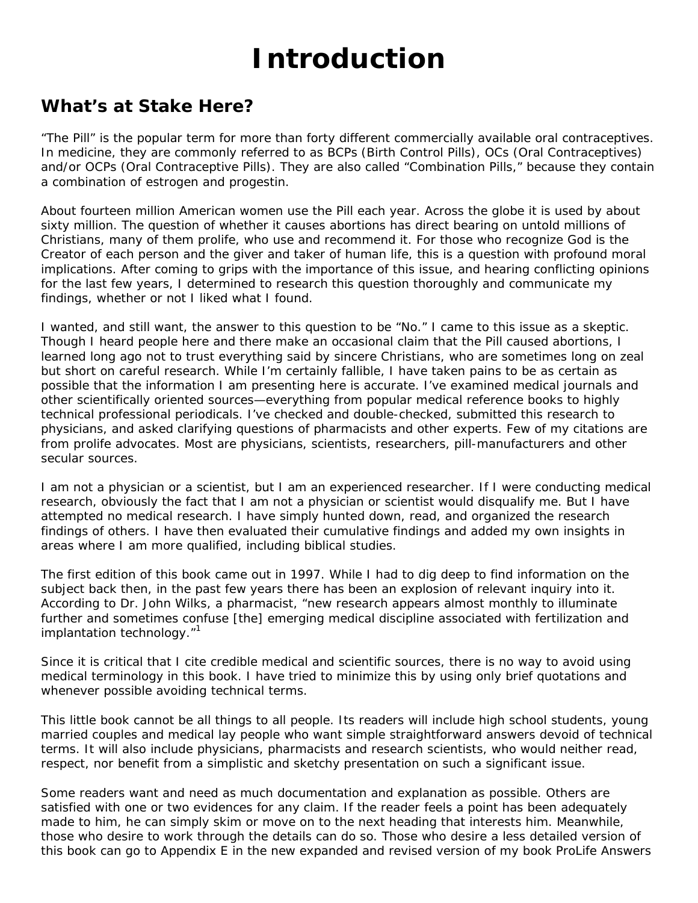# Introduction

## What's at Stake Here?

"The Pill" is the popular term for more than forty different commercially available oral contraceptives. In medicine, they are commonly referred to as BCPs (Birth Control Pills), OCs (Oral Contraceptives) and/or OCPs (Oral Contraceptive Pills). They are also called "Combination Pills," because they contain a combination of estrogen and progestin.

About fourteen million American women use the Pill each year. Across the globe it is used by about sixty million. The question of whether it causes abortions has direct bearing on untold millions of Christians, many of them prolife, who use and recommend it. For those who recognize God is the Creator of each person and the giver and taker of human life, this is a question with profound moral implications. After coming to grips with the importance of this issue, and hearing conflicting opinions for the last few years, I determined to research this question thoroughly and communicate my findings, whether or not I liked what I found.

I wanted, and still want, the answer to this question to be "No." I came to this issue as a skeptic. Though I heard people here and there make an occasional claim that the Pill caused abortions, I learned long ago not to trust everything said by sincere Christians, who are sometimes long on zeal but short on careful research. While I'm certainly fallible, I have taken pains to be as certain as possible that the information I am presenting here is accurate. I've examined medical journals and other scientifically oriented sources—everything from popular medical reference books to highly technical professional periodicals. I've checked and double-checked, submitted this research to physicians, and asked clarifying questions of pharmacists and other experts. Few of my citations are from prolife advocates. Most are physicians, scientists, researchers, pill-manufacturers and other secular sources.

I am not a physician or a scientist, but I am an experienced researcher. If I were conducting medical research, obviously the fact that I am not a physician or scientist would disqualify me. But I have attempted no medical research. I have simply hunted down, read, and organized the research findings of others. I have then evaluated their cumulative findings and added my own insights in areas where I am more qualified, including biblical studies.

The first edition of this book came out in 1997. While I had to dig deep to find information on the subject back then, in the past few years there has been an explosion of relevant inquiry into it. According to Dr. John Wilks, a pharmacist, "new research appears almost monthly to illuminate further and sometimes confuse [the] emerging medical discipline associated with fertilization and implantation technology."[1]

Since it is critical that I cite credible medical and scientific sources, there is no way to avoid using medical terminology in this book. I have tried to minimize this by using only brief quotations and whenever possible avoiding technical terms.

This little book cannot be all things to all people. Its readers will include high school students, young married couples and medical lay people who want simple straightforward answers devoid of technical terms. It will also include physicians, pharmacists and research scientists, who would neither read, respect, nor benefit from a simplistic and sketchy presentation on such a significant issue.

Some readers want and need as much documentation and explanation as possible. Others are satisfied with one or two evidences for any claim. If the reader feels a point has been adequately made to him, he can simply skim or move on to the next heading that interests him. Meanwhile, those who desire to work through the details can do so. Those who desire a less detailed version of this book can go to Appendix E in the new expanded and revised version of my book ProLife Answers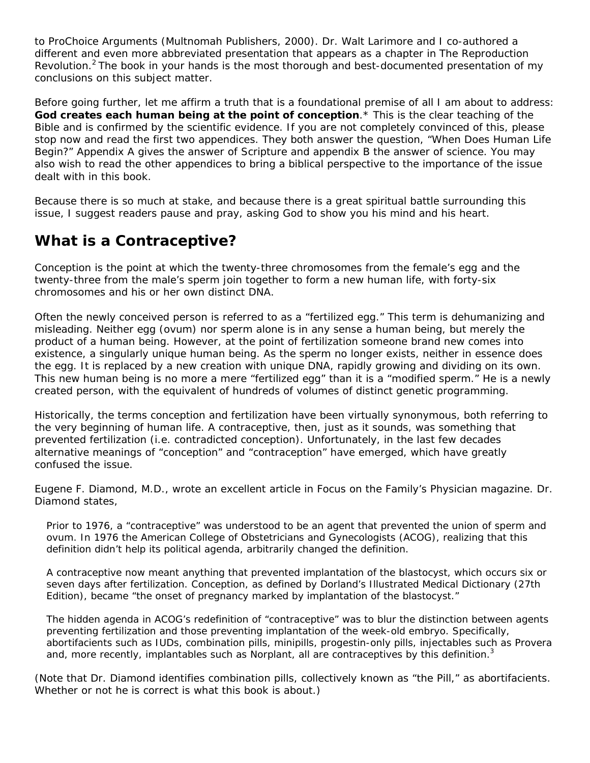to ProChoice Arguments (Multnomah Publishers, 2000). Dr. Walt Larimore and I co-authored a different and even more abbreviated presentation that appears as a chapter in The Reproduction Revolution.[2] The book in your hands is the most thorough and best-documented presentation of my conclusions on this subject matter.

Before going further, let me affirm a truth that is a foundational premise of all I am about to address: **God creates each human being at the point of conception**.* This is the clear teaching of the Bible and is confirmed by the scientific evidence. If you are not completely convinced of this, please stop now and read the first two appendices. They both answer the question, "When Does Human Life Begin?" Appendix A gives the answer of Scripture and appendix B the answer of science. You may also wish to read the other appendices to bring a biblical perspective to the importance of the issue dealt with in this book.

Because there is so much at stake, and because there is a great spiritual battle surrounding this issue, I suggest readers pause and pray, asking God to show you his mind and his heart.

## What is a Contraceptive?

Conception is the point at which the twenty-three chromosomes from the female's egg and the twenty-three from the male's sperm join together to form a new human life, with forty-six chromosomes and his or her own distinct DNA.

Often the newly conceived person is referred to as a "fertilized egg." This term is dehumanizing and misleading. Neither egg (ovum) nor sperm alone is in any sense a human being, but merely the product of a human being. However, at the point of fertilization someone brand new comes into existence, a singularly unique human being. As the sperm no longer exists, neither in essence does the egg. It is replaced by a new creation with unique DNA, rapidly growing and dividing on its own. This new human being is no more a mere "fertilized egg" than it is a "modified sperm." He is a newly created person, with the equivalent of hundreds of volumes of distinct genetic programming.

Historically, the terms conception and fertilization have been virtually synonymous, both referring to the very beginning of human life. A contraceptive, then, just as it sounds, was something that prevented fertilization (i.e. contradicted conception). Unfortunately, in the last few decades alternative meanings of "conception" and "contraception" have emerged, which have greatly confused the issue.

Eugene F. Diamond, M.D., wrote an excellent article in Focus on the Family's Physician magazine. Dr. Diamond states,

> Prior to 1976, a "contraceptive" was understood to be an agent that prevented the union of sperm and ovum. In 1976 the American College of Obstetricians and Gynecologists (ACOG), realizing that this definition didn't help its political agenda, arbitrarily changed the definition.
>
> A contraceptive now meant anything that prevented implantation of the blastocyst, which occurs six or seven days after fertilization. Conception, as defined by Dorland's Illustrated Medical Dictionary (27th Edition), became "the onset of pregnancy marked by implantation of the blastocyst."
>
> The hidden agenda in ACOG's redefinition of "contraceptive" was to blur the distinction between agents preventing fertilization and those preventing implantation of the week-old embryo. Specifically, abortifacients such as IUDs, combination pills, minipills, progestin-only pills, injectables such as Provera and, more recently, implantables such as Norplant, all are contraceptives by this definition.[3]

(Note that Dr. Diamond identifies combination pills, collectively known as "the Pill," as abortifacients. Whether or not he is correct is what this book is about.)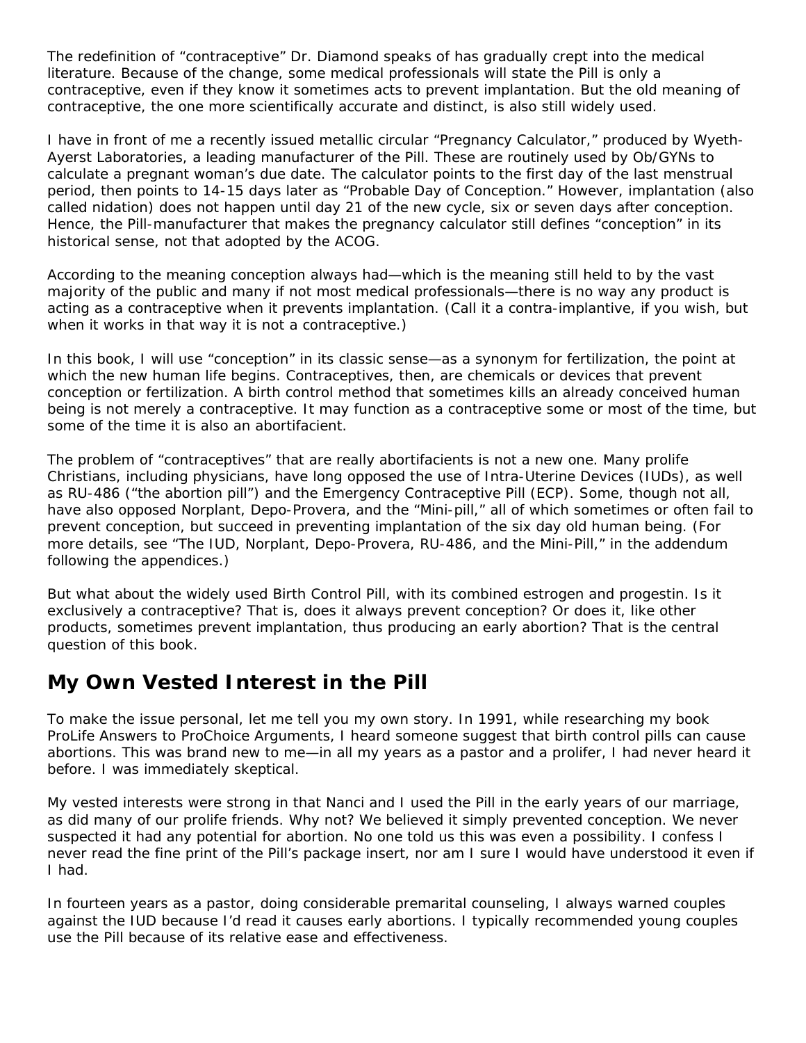The redefinition of "contraceptive" Dr. Diamond speaks of has gradually crept into the medical literature. Because of the change, some medical professionals will state the Pill is only a contraceptive, even if they know it sometimes acts to prevent implantation. But the old meaning of contraceptive, the one more scientifically accurate and distinct, is also still widely used.

I have in front of me a recently issued metallic circular "Pregnancy Calculator," produced by Wyeth-Ayerst Laboratories, a leading manufacturer of the Pill. These are routinely used by Ob/GYNs to calculate a pregnant woman's due date. The calculator points to the first day of the last menstrual period, then points to 14-15 days later as "Probable Day of Conception." However, implantation (also called nidation) does not happen until day 21 of the new cycle, six or seven days after conception. Hence, the Pill-manufacturer that makes the pregnancy calculator still defines "conception" in its historical sense, not that adopted by the ACOG.

According to the meaning conception always had—which is the meaning still held to by the vast majority of the public and many if not most medical professionals—there is no way any product is acting as a contraceptive when it prevents implantation. (Call it a contra-implantive, if you wish, but when it works in that way it is not a contraceptive.)

In this book, I will use "conception" in its classic sense—as a synonym for fertilization, the point at which the new human life begins. Contraceptives, then, are chemicals or devices that prevent conception or fertilization. A birth control method that sometimes kills an already conceived human being is not merely a contraceptive. It may function as a contraceptive some or most of the time, but some of the time it is also an abortifacient.

The problem of "contraceptives" that are really abortifacients is not a new one. Many prolife Christians, including physicians, have long opposed the use of Intra-Uterine Devices (IUDs), as well as RU-486 ("the abortion pill") and the Emergency Contraceptive Pill (ECP). Some, though not all, have also opposed Norplant, Depo-Provera, and the "Mini-pill," all of which sometimes or often fail to prevent conception, but succeed in preventing implantation of the six day old human being. (For more details, see "The IUD, Norplant, Depo-Provera, RU-486, and the Mini-Pill," in the addendum following the appendices.)

But what about the widely used Birth Control Pill, with its combined estrogen and progestin. Is it exclusively a contraceptive? That is, does it always prevent conception? Or does it, like other products, sometimes prevent implantation, thus producing an early abortion? That is the central question of this book.

## My Own Vested Interest in the Pill

To make the issue personal, let me tell you my own story. In 1991, while researching my book ProLife Answers to ProChoice Arguments, I heard someone suggest that birth control pills can cause abortions. This was brand new to me—in all my years as a pastor and a prolifer, I had never heard it before. I was immediately skeptical.

My vested interests were strong in that Nanci and I used the Pill in the early years of our marriage, as did many of our prolife friends. Why not? We believed it simply prevented conception. We never suspected it had any potential for abortion. No one told us this was even a possibility. I confess I never read the fine print of the Pill's package insert, nor am I sure I would have understood it even if I had.

In fourteen years as a pastor, doing considerable premarital counseling, I always warned couples against the IUD because I'd read it causes early abortions. I typically recommended young couples use the Pill because of its relative ease and effectiveness.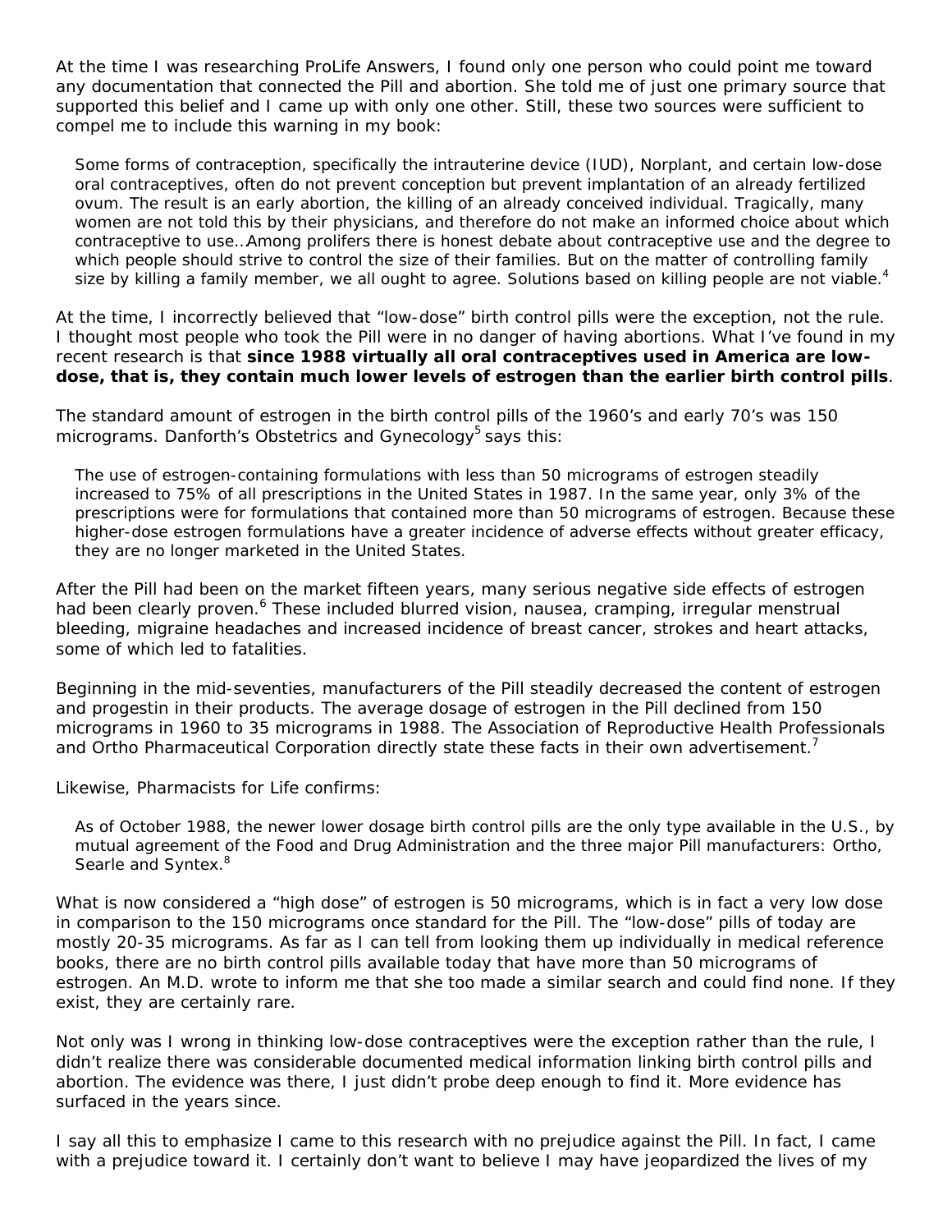At the time I was researching ProLife Answers, I found only one person who could point me toward any documentation that connected the Pill and abortion. She told me of just one primary source that supported this belief and I came up with only one other. Still, these two sources were sufficient to compel me to include this warning in my book:

> Some forms of contraception, specifically the intrauterine device (IUD), Norplant, and certain low-dose oral contraceptives, often do not prevent conception but prevent implantation of an already fertilized ovum. The result is an early abortion, the killing of an already conceived individual. Tragically, many women are not told this by their physicians, and therefore do not make an informed choice about which contraceptive to use…Among prolifers there is honest debate about contraceptive use and the degree to which people should strive to control the size of their families. But on the matter of controlling family size by killing a family member, we all ought to agree. Solutions based on killing people are not viable.[4]

At the time, I incorrectly believed that "low-dose" birth control pills were the exception, not the rule. I thought most people who took the Pill were in no danger of having abortions. What I've found in my recent research is that **since 1988 virtually all oral contraceptives used in America are low-dose, that is, they contain much lower levels of estrogen than the earlier birth control pills**.

The standard amount of estrogen in the birth control pills of the 1960's and early 70's was 150 micrograms. Danforth's Obstetrics and Gynecology[5] says this:

> The use of estrogen-containing formulations with less than 50 micrograms of estrogen steadily increased to 75% of all prescriptions in the United States in 1987. In the same year, only 3% of the prescriptions were for formulations that contained more than 50 micrograms of estrogen. Because these higher-dose estrogen formulations have a greater incidence of adverse effects without greater efficacy, they are no longer marketed in the United States.

After the Pill had been on the market fifteen years, many serious negative side effects of estrogen had been clearly proven.[6] These included blurred vision, nausea, cramping, irregular menstrual bleeding, migraine headaches and increased incidence of breast cancer, strokes and heart attacks, some of which led to fatalities.

Beginning in the mid-seventies, manufacturers of the Pill steadily decreased the content of estrogen and progestin in their products. The average dosage of estrogen in the Pill declined from 150 micrograms in 1960 to 35 micrograms in 1988. The Association of Reproductive Health Professionals and Ortho Pharmaceutical Corporation directly state these facts in their own advertisement.[7]

Likewise, Pharmacists for Life confirms:

> As of October 1988, the newer lower dosage birth control pills are the only type available in the U.S., by mutual agreement of the Food and Drug Administration and the three major Pill manufacturers: Ortho, Searle and Syntex.[8]

What is now considered a "high dose" of estrogen is 50 micrograms, which is in fact a very low dose in comparison to the 150 micrograms once standard for the Pill. The "low-dose" pills of today are mostly 20-35 micrograms. As far as I can tell from looking them up individually in medical reference books, there are no birth control pills available today that have more than 50 micrograms of estrogen. An M.D. wrote to inform me that she too made a similar search and could find none. If they exist, they are certainly rare.

Not only was I wrong in thinking low-dose contraceptives were the exception rather than the rule, I didn't realize there was considerable documented medical information linking birth control pills and abortion. The evidence was there, I just didn't probe deep enough to find it. More evidence has surfaced in the years since.

I say all this to emphasize I came to this research with no prejudice against the Pill. In fact, I came with a prejudice toward it. I certainly don't want to believe I may have jeopardized the lives of my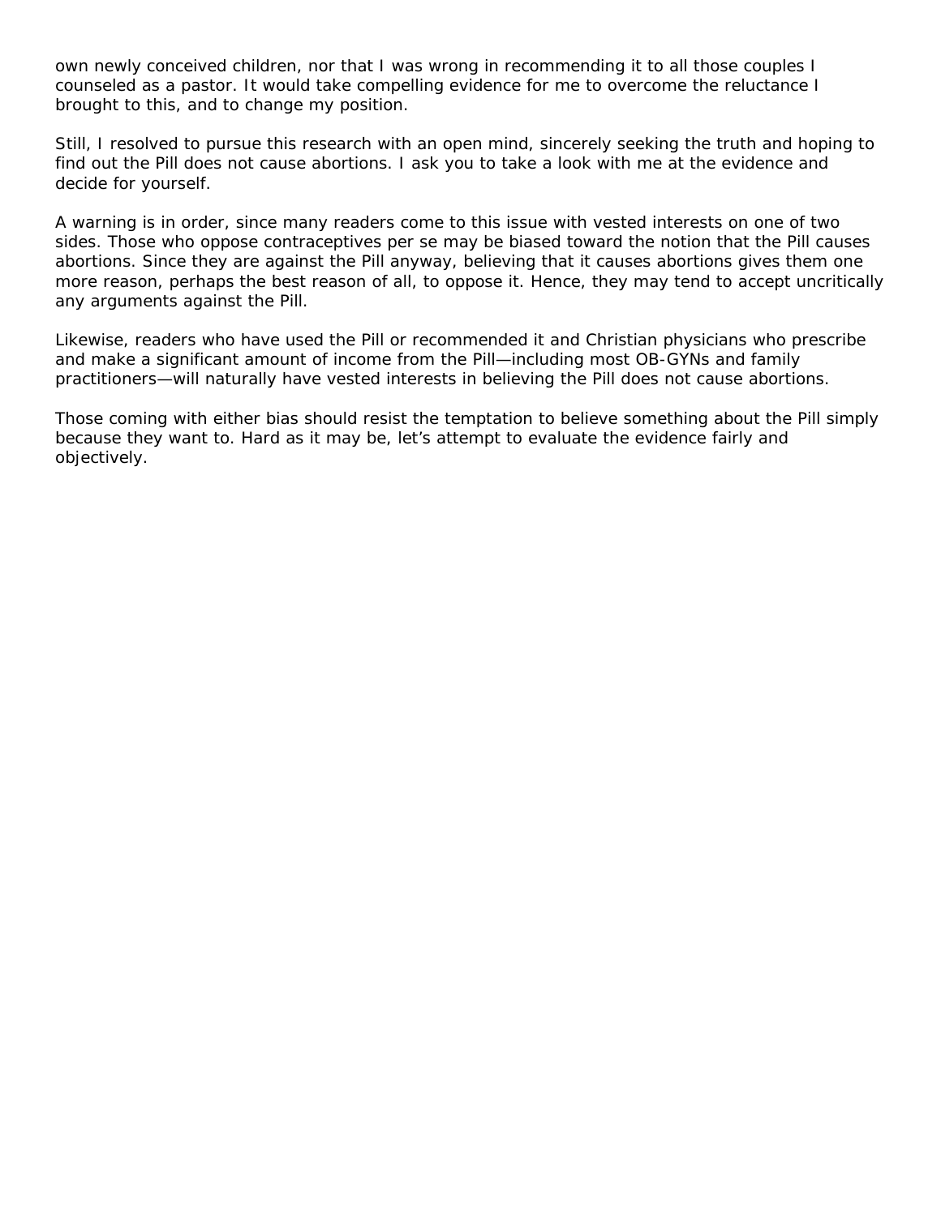own newly conceived children, nor that I was wrong in recommending it to all those couples I counseled as a pastor. It would take compelling evidence for me to overcome the reluctance I brought to this, and to change my position.

Still, I resolved to pursue this research with an open mind, sincerely seeking the truth and hoping to find out the Pill does not cause abortions. I ask you to take a look with me at the evidence and decide for yourself.

A warning is in order, since many readers come to this issue with vested interests on one of two sides. Those who oppose contraceptives per se may be biased toward the notion that the Pill causes abortions. Since they are against the Pill anyway, believing that it causes abortions gives them one more reason, perhaps the best reason of all, to oppose it. Hence, they may tend to accept uncritically any arguments against the Pill.

Likewise, readers who have used the Pill or recommended it and Christian physicians who prescribe and make a significant amount of income from the Pill—including most OB-GYNs and family practitioners—will naturally have vested interests in believing the Pill does not cause abortions.

Those coming with either bias should resist the temptation to believe something about the Pill simply because they want to. Hard as it may be, let's attempt to evaluate the evidence fairly and objectively.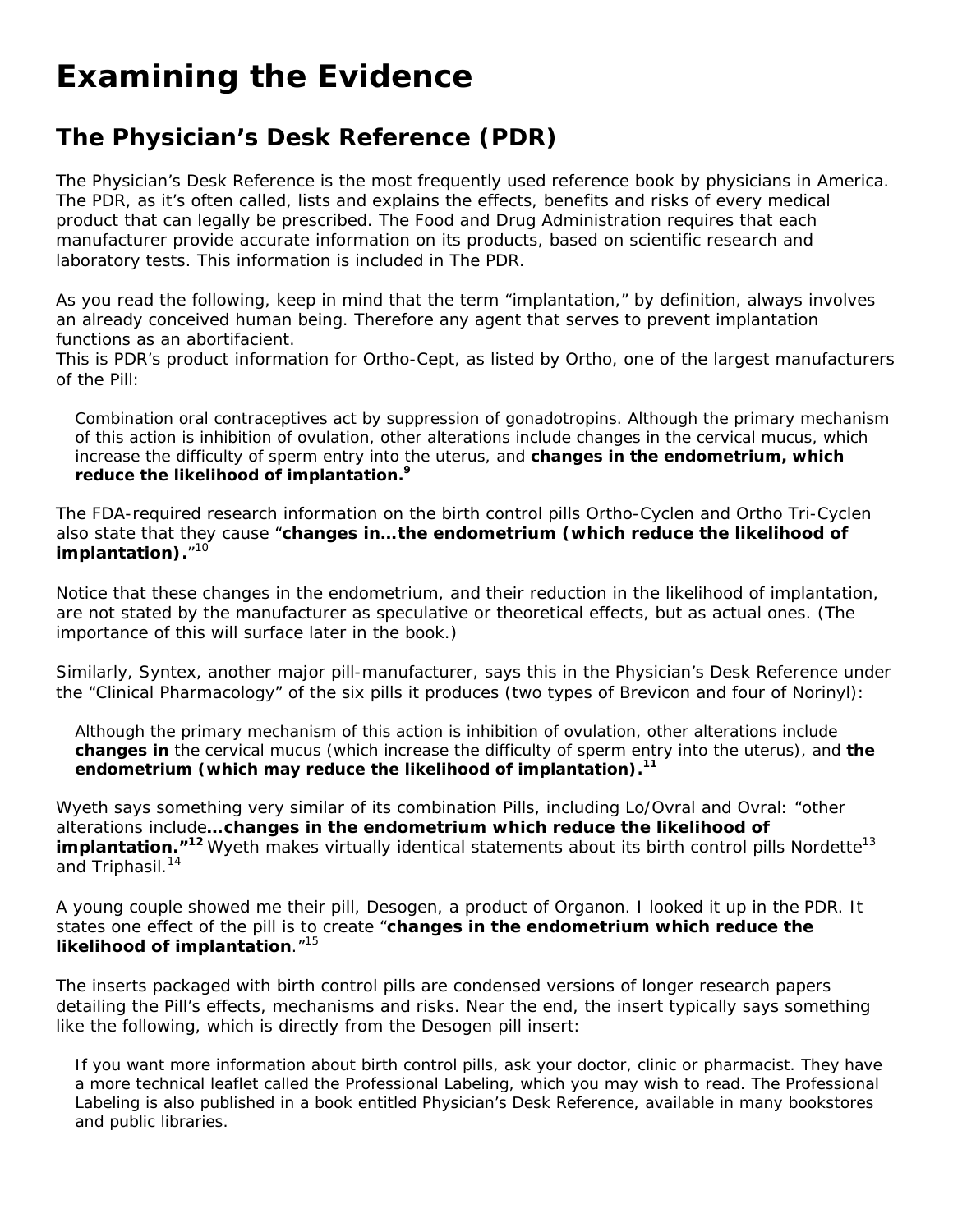# Examining the Evidence

## The Physician's Desk Reference (PDR)

The Physician's Desk Reference is the most frequently used reference book by physicians in America. The PDR, as it's often called, lists and explains the effects, benefits and risks of every medical product that can legally be prescribed. The Food and Drug Administration requires that each manufacturer provide accurate information on its products, based on scientific research and laboratory tests. This information is included in The PDR.

As you read the following, keep in mind that the term "implantation," by definition, always involves an already conceived human being. Therefore any agent that serves to prevent implantation functions as an abortifacient.

This is PDR's product information for Ortho-Cept, as listed by Ortho, one of the largest manufacturers of the Pill:

> Combination oral contraceptives act by suppression of gonadotropins. Although the primary mechanism of this action is inhibition of ovulation, other alterations include changes in the cervical mucus, which increase the difficulty of sperm entry into the uterus, and **changes in the endometrium, which reduce the likelihood of implantation.**[9]

The FDA-required research information on the birth control pills Ortho-Cyclen and Ortho Tri-Cyclen also state that they cause "**changes in…the endometrium (which reduce the likelihood of implantation).**"[10]

Notice that these changes in the endometrium, and their reduction in the likelihood of implantation, are not stated by the manufacturer as speculative or theoretical effects, but as actual ones. (The importance of this will surface later in the book.)

Similarly, Syntex, another major pill-manufacturer, says this in the Physician's Desk Reference under the "Clinical Pharmacology" of the six pills it produces (two types of Brevicon and four of Norinyl):

> Although the primary mechanism of this action is inhibition of ovulation, other alterations include **changes in** the cervical mucus (which increase the difficulty of sperm entry into the uterus), and **the endometrium (which may reduce the likelihood of implantation).**[11]

Wyeth says something very similar of its combination Pills, including Lo/Ovral and Ovral: "other alterations include**…changes in the endometrium which reduce the likelihood of implantation."**[12] Wyeth makes virtually identical statements about its birth control pills Nordette[13] and Triphasil.[14]

A young couple showed me their pill, Desogen, a product of Organon. I looked it up in the PDR. It states one effect of the pill is to create "**changes in the endometrium which reduce the likelihood of implantation**."[15]

The inserts packaged with birth control pills are condensed versions of longer research papers detailing the Pill's effects, mechanisms and risks. Near the end, the insert typically says something like the following, which is directly from the Desogen pill insert:

> If you want more information about birth control pills, ask your doctor, clinic or pharmacist. They have a more technical leaflet called the Professional Labeling, which you may wish to read. The Professional Labeling is also published in a book entitled Physician's Desk Reference, available in many bookstores and public libraries.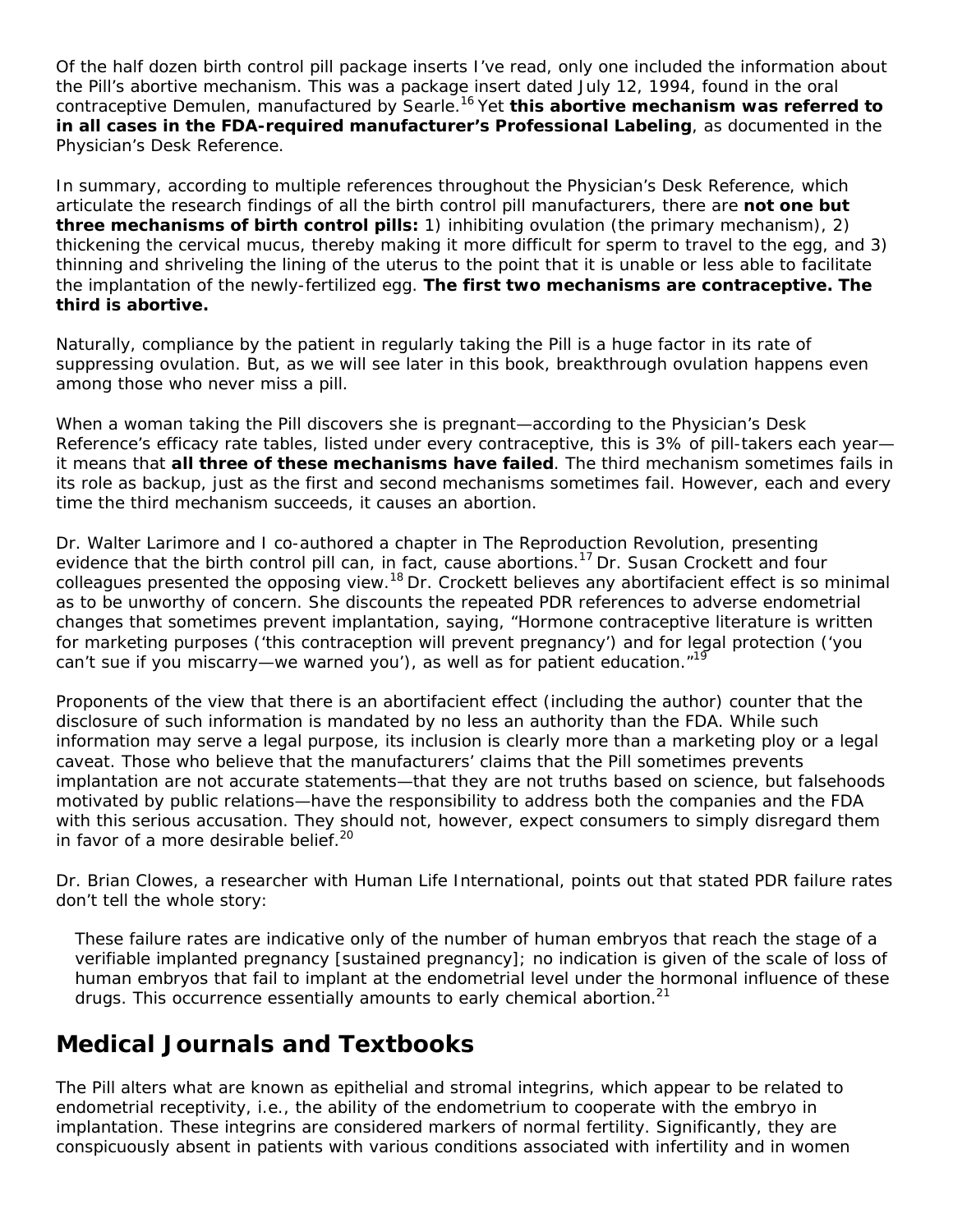Of the half dozen birth control pill package inserts I've read, only one included the information about the Pill's abortive mechanism. This was a package insert dated July 12, 1994, found in the oral contraceptive Demulen, manufactured by Searle.[16] Yet **this abortive mechanism was referred to in all cases in the FDA-required manufacturer's Professional Labeling**, as documented in the Physician's Desk Reference.

In summary, according to multiple references throughout the Physician's Desk Reference, which articulate the research findings of all the birth control pill manufacturers, there are **not one but three mechanisms of birth control pills:** 1) inhibiting ovulation (the primary mechanism), 2) thickening the cervical mucus, thereby making it more difficult for sperm to travel to the egg, and 3) thinning and shriveling the lining of the uterus to the point that it is unable or less able to facilitate the implantation of the newly-fertilized egg. **The first two mechanisms are contraceptive. The third is abortive.**

Naturally, compliance by the patient in regularly taking the Pill is a huge factor in its rate of suppressing ovulation. But, as we will see later in this book, breakthrough ovulation happens even among those who never miss a pill.

When a woman taking the Pill discovers she is pregnant—according to the Physician's Desk Reference's efficacy rate tables, listed under every contraceptive, this is 3% of pill-takers each year—it means that **all three of these mechanisms have failed**. The third mechanism sometimes fails in its role as backup, just as the first and second mechanisms sometimes fail. However, each and every time the third mechanism succeeds, it causes an abortion.

Dr. Walter Larimore and I co-authored a chapter in The Reproduction Revolution, presenting evidence that the birth control pill can, in fact, cause abortions.[17] Dr. Susan Crockett and four colleagues presented the opposing view.[18] Dr. Crockett believes any abortifacient effect is so minimal as to be unworthy of concern. She discounts the repeated PDR references to adverse endometrial changes that sometimes prevent implantation, saying, "Hormone contraceptive literature is written for marketing purposes ('this contraception will prevent pregnancy') and for legal protection ('you can't sue if you miscarry—we warned you'), as well as for patient education."[19]

Proponents of the view that there is an abortifacient effect (including the author) counter that the disclosure of such information is mandated by no less an authority than the FDA. While such information may serve a legal purpose, its inclusion is clearly more than a marketing ploy or a legal caveat. Those who believe that the manufacturers' claims that the Pill sometimes prevents implantation are not accurate statements—that they are not truths based on science, but falsehoods motivated by public relations—have the responsibility to address both the companies and the FDA with this serious accusation. They should not, however, expect consumers to simply disregard them in favor of a more desirable belief.[20]

Dr. Brian Clowes, a researcher with Human Life International, points out that stated PDR failure rates don't tell the whole story:

> These failure rates are indicative only of the number of human embryos that reach the stage of a verifiable implanted pregnancy [sustained pregnancy]; no indication is given of the scale of loss of human embryos that fail to implant at the endometrial level under the hormonal influence of these drugs. This occurrence essentially amounts to early chemical abortion.[21]

## Medical Journals and Textbooks

The Pill alters what are known as epithelial and stromal integrins, which appear to be related to endometrial receptivity, i.e., the ability of the endometrium to cooperate with the embryo in implantation. These integrins are considered markers of normal fertility. Significantly, they are conspicuously absent in patients with various conditions associated with infertility and in women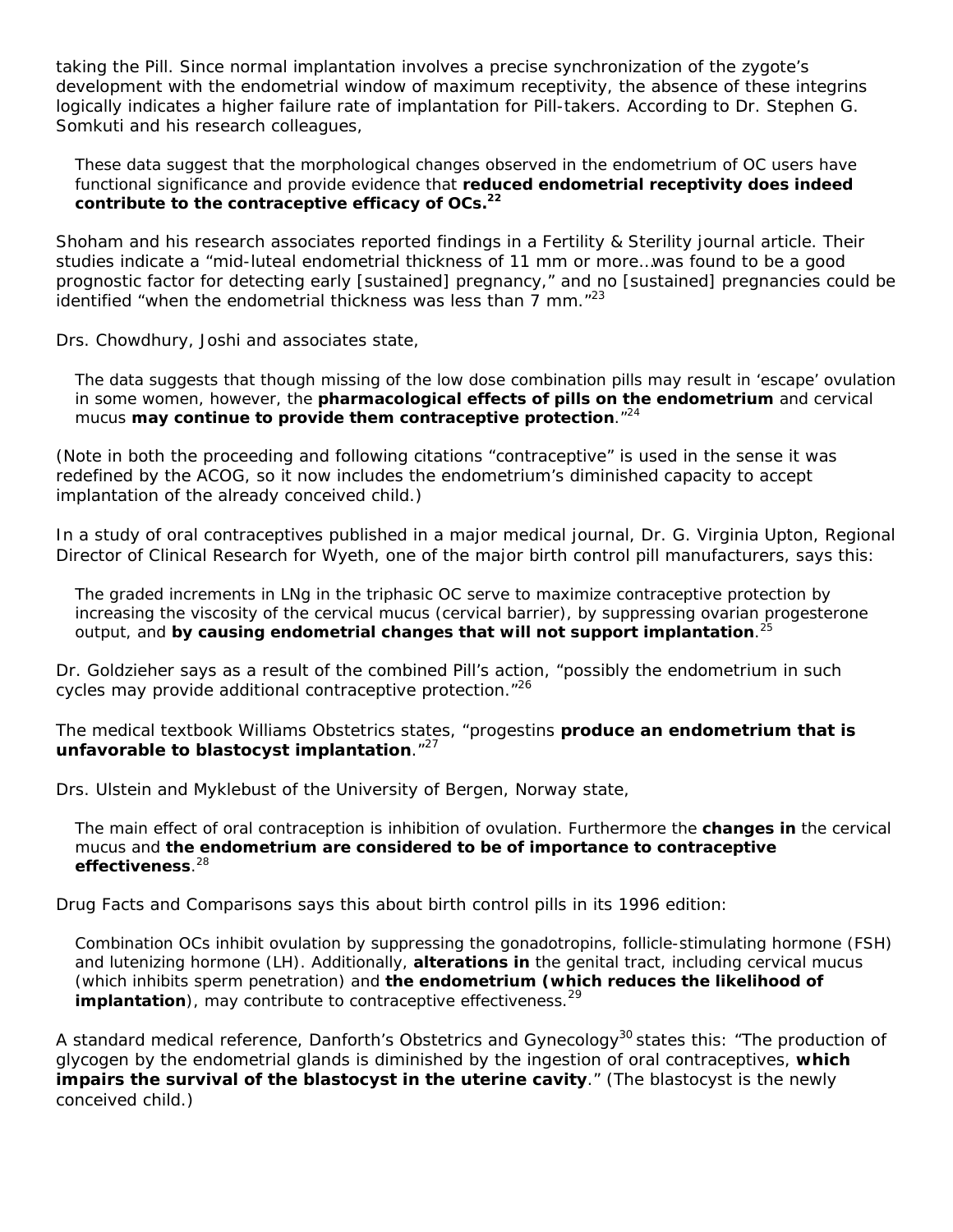taking the Pill. Since normal implantation involves a precise synchronization of the zygote's development with the endometrial window of maximum receptivity, the absence of these integrins logically indicates a higher failure rate of implantation for Pill-takers. According to Dr. Stephen G. Somkuti and his research colleagues,

> These data suggest that the morphological changes observed in the endometrium of OC users have functional significance and provide evidence that **reduced endometrial receptivity does indeed contribute to the contraceptive efficacy of OCs.[22]**

Shoham and his research associates reported findings in a Fertility & Sterility journal article. Their studies indicate a "mid-luteal endometrial thickness of 11 mm or more…was found to be a good prognostic factor for detecting early [sustained] pregnancy," and no [sustained] pregnancies could be identified "when the endometrial thickness was less than 7 mm."[23]

Drs. Chowdhury, Joshi and associates state,

> The data suggests that though missing of the low dose combination pills may result in 'escape' ovulation in some women, however, the **pharmacological effects of pills on the endometrium** and cervical mucus **may continue to provide them contraceptive protection**."[24]

(Note in both the proceeding and following citations "contraceptive" is used in the sense it was redefined by the ACOG, so it now includes the endometrium's diminished capacity to accept implantation of the already conceived child.)

In a study of oral contraceptives published in a major medical journal, Dr. G. Virginia Upton, Regional Director of Clinical Research for Wyeth, one of the major birth control pill manufacturers, says this:

> The graded increments in LNg in the triphasic OC serve to maximize contraceptive protection by increasing the viscosity of the cervical mucus (cervical barrier), by suppressing ovarian progesterone output, and **by causing endometrial changes that will not support implantation**.[25]

Dr. Goldzieher says as a result of the combined Pill's action, "possibly the endometrium in such cycles may provide additional contraceptive protection."[26]

The medical textbook Williams Obstetrics states, "progestins **produce an endometrium that is unfavorable to blastocyst implantation**."[27]

Drs. Ulstein and Myklebust of the University of Bergen, Norway state,

> The main effect of oral contraception is inhibition of ovulation. Furthermore the **changes in** the cervical mucus and **the endometrium are considered to be of importance to contraceptive effectiveness**.[28]

Drug Facts and Comparisons says this about birth control pills in its 1996 edition:

> Combination OCs inhibit ovulation by suppressing the gonadotropins, follicle-stimulating hormone (FSH) and lutenizing hormone (LH). Additionally, **alterations in** the genital tract, including cervical mucus (which inhibits sperm penetration) and **the endometrium (which reduces the likelihood of implantation**), may contribute to contraceptive effectiveness.[29]

A standard medical reference, Danforth's Obstetrics and Gynecology[30] states this: "The production of glycogen by the endometrial glands is diminished by the ingestion of oral contraceptives, **which impairs the survival of the blastocyst in the uterine cavity**." (The blastocyst is the newly conceived child.)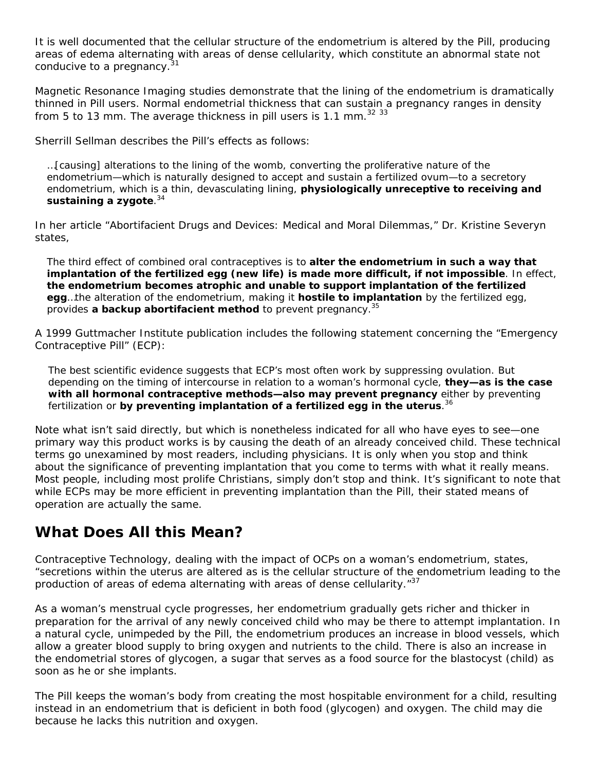It is well documented that the cellular structure of the endometrium is altered by the Pill, producing areas of edema alternating with areas of dense cellularity, which constitute an abnormal state not conducive to a pregnancy.[31]

Magnetic Resonance Imaging studies demonstrate that the lining of the endometrium is dramatically thinned in Pill users. Normal endometrial thickness that can sustain a pregnancy ranges in density from 5 to 13 mm. The average thickness in pill users is 1.1 mm.[32] [33]

Sherrill Sellman describes the Pill's effects as follows:

> …[causing] alterations to the lining of the womb, converting the proliferative nature of the endometrium—which is naturally designed to accept and sustain a fertilized ovum—to a secretory endometrium, which is a thin, devasculating lining, **physiologically unreceptive to receiving and sustaining a zygote**.[34]

In her article "Abortifacient Drugs and Devices: Medical and Moral Dilemmas," Dr. Kristine Severyn states,

> The third effect of combined oral contraceptives is to **alter the endometrium in such a way that implantation of the fertilized egg (new life) is made more difficult, if not impossible**. In effect, **the endometrium becomes atrophic and unable to support implantation of the fertilized egg**…the alteration of the endometrium, making it **hostile to implantation** by the fertilized egg, provides **a backup abortifacient method** to prevent pregnancy.[35]

A 1999 Guttmacher Institute publication includes the following statement concerning the "Emergency Contraceptive Pill" (ECP):

> The best scientific evidence suggests that ECP's most often work by suppressing ovulation. But depending on the timing of intercourse in relation to a woman's hormonal cycle, **they—as is the case with all hormonal contraceptive methods—also may prevent pregnancy** either by preventing fertilization or **by preventing implantation of a fertilized egg in the uterus**.[36]

Note what isn't said directly, but which is nonetheless indicated for all who have eyes to see—one primary way this product works is by causing the death of an already conceived child. These technical terms go unexamined by most readers, including physicians. It is only when you stop and think about the significance of preventing implantation that you come to terms with what it really means. Most people, including most prolife Christians, simply don't stop and think. It's significant to note that while ECPs may be more efficient in preventing implantation than the Pill, their stated means of operation are actually the same.

## What Does All this Mean?

Contraceptive Technology, dealing with the impact of OCPs on a woman's endometrium, states, "secretions within the uterus are altered as is the cellular structure of the endometrium leading to the production of areas of edema alternating with areas of dense cellularity."[37]

As a woman's menstrual cycle progresses, her endometrium gradually gets richer and thicker in preparation for the arrival of any newly conceived child who may be there to attempt implantation. In a natural cycle, unimpeded by the Pill, the endometrium produces an increase in blood vessels, which allow a greater blood supply to bring oxygen and nutrients to the child. There is also an increase in the endometrial stores of glycogen, a sugar that serves as a food source for the blastocyst (child) as soon as he or she implants.

The Pill keeps the woman's body from creating the most hospitable environment for a child, resulting instead in an endometrium that is deficient in both food (glycogen) and oxygen. The child may die because he lacks this nutrition and oxygen.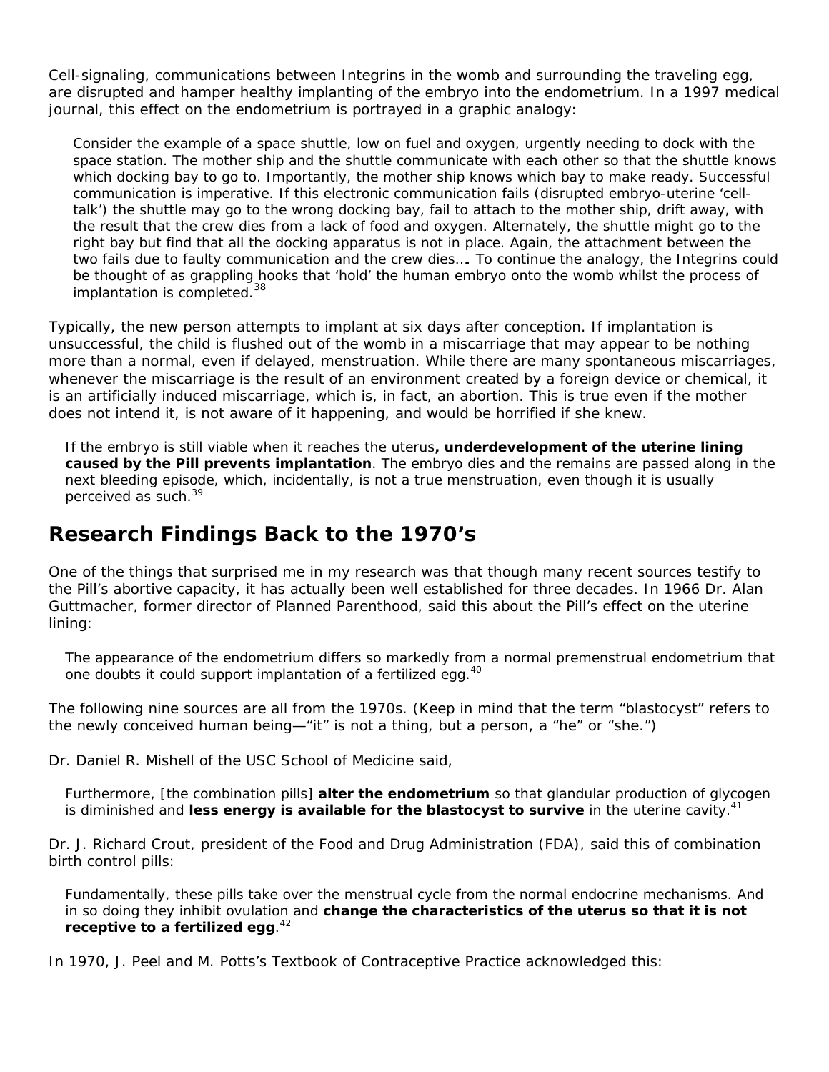Cell-signaling, communications between Integrins in the womb and surrounding the traveling egg, are disrupted and hamper healthy implanting of the embryo into the endometrium. In a 1997 medical journal, this effect on the endometrium is portrayed in a graphic analogy:

> Consider the example of a space shuttle, low on fuel and oxygen, urgently needing to dock with the space station. The mother ship and the shuttle communicate with each other so that the shuttle knows which docking bay to go to. Importantly, the mother ship knows which bay to make ready. Successful communication is imperative. If this electronic communication fails (disrupted embryo-uterine 'cell-talk') the shuttle may go to the wrong docking bay, fail to attach to the mother ship, drift away, with the result that the crew dies from a lack of food and oxygen. Alternately, the shuttle might go to the right bay but find that all the docking apparatus is not in place. Again, the attachment between the two fails due to faulty communication and the crew dies.... To continue the analogy, the Integrins could be thought of as grappling hooks that 'hold' the human embryo onto the womb whilst the process of implantation is completed.[38]

Typically, the new person attempts to implant at six days after conception. If implantation is unsuccessful, the child is flushed out of the womb in a miscarriage that may appear to be nothing more than a normal, even if delayed, menstruation. While there are many spontaneous miscarriages, whenever the miscarriage is the result of an environment created by a foreign device or chemical, it is an artificially induced miscarriage, which is, in fact, an abortion. This is true even if the mother does not intend it, is not aware of it happening, and would be horrified if she knew.

> If the embryo is still viable when it reaches the uterus**, underdevelopment of the uterine lining caused by the Pill prevents implantation**. The embryo dies and the remains are passed along in the next bleeding episode, which, incidentally, is not a true menstruation, even though it is usually perceived as such.[39]

## Research Findings Back to the 1970's

One of the things that surprised me in my research was that though many recent sources testify to the Pill's abortive capacity, it has actually been well established for three decades. In 1966 Dr. Alan Guttmacher, former director of Planned Parenthood, said this about the Pill's effect on the uterine lining:

> The appearance of the endometrium differs so markedly from a normal premenstrual endometrium that one doubts it could support implantation of a fertilized egg.[40]

The following nine sources are all from the 1970s. (Keep in mind that the term "blastocyst" refers to the newly conceived human being—"it" is not a thing, but a person, a "he" or "she.")

Dr. Daniel R. Mishell of the USC School of Medicine said,

> Furthermore, [the combination pills] **alter the endometrium** so that glandular production of glycogen is diminished and **less energy is available for the blastocyst to survive** in the uterine cavity.[41]

Dr. J. Richard Crout, president of the Food and Drug Administration (FDA), said this of combination birth control pills:

> Fundamentally, these pills take over the menstrual cycle from the normal endocrine mechanisms. And in so doing they inhibit ovulation and **change the characteristics of the uterus so that it is not receptive to a fertilized egg**.[42]

In 1970, J. Peel and M. Potts's Textbook of Contraceptive Practice acknowledged this: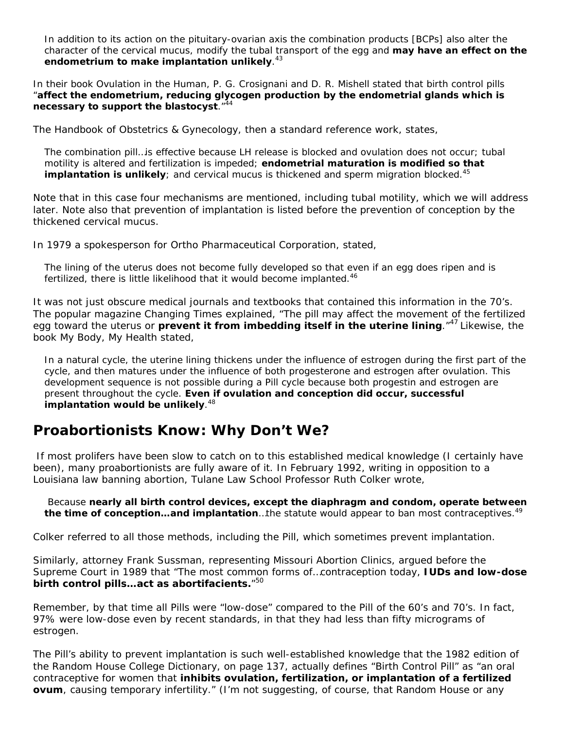> In addition to its action on the pituitary-ovarian axis the combination products [BCPs] also alter the character of the cervical mucus, modify the tubal transport of the egg and **may have an effect on the endometrium to make implantation unlikely**.[43]

In their book Ovulation in the Human, P. G. Crosignani and D. R. Mishell stated that birth control pills "**affect the endometrium, reducing glycogen production by the endometrial glands which is necessary to support the blastocyst**."[44]

The Handbook of Obstetrics & Gynecology, then a standard reference work, states,

> The combination pill…is effective because LH release is blocked and ovulation does not occur; tubal motility is altered and fertilization is impeded; **endometrial maturation is modified so that implantation is unlikely**; and cervical mucus is thickened and sperm migration blocked.[45]

Note that in this case four mechanisms are mentioned, including tubal motility, which we will address later. Note also that prevention of implantation is listed before the prevention of conception by the thickened cervical mucus.

In 1979 a spokesperson for Ortho Pharmaceutical Corporation, stated,

> The lining of the uterus does not become fully developed so that even if an egg does ripen and is fertilized, there is little likelihood that it would become implanted.[46]

It was not just obscure medical journals and textbooks that contained this information in the 70's. The popular magazine Changing Times explained, "The pill may affect the movement of the fertilized egg toward the uterus or **prevent it from imbedding itself in the uterine lining**."[47] Likewise, the book My Body, My Health stated,

> In a natural cycle, the uterine lining thickens under the influence of estrogen during the first part of the cycle, and then matures under the influence of both progesterone and estrogen after ovulation. This development sequence is not possible during a Pill cycle because both progestin and estrogen are present throughout the cycle. **Even if ovulation and conception did occur, successful implantation would be unlikely**.[48]

## Proabortionists Know: Why Don't We?

If most prolifers have been slow to catch on to this established medical knowledge (I certainly have been), many proabortionists are fully aware of it. In February 1992, writing in opposition to a Louisiana law banning abortion, Tulane Law School Professor Ruth Colker wrote,

> Because **nearly all birth control devices, except the diaphragm and condom, operate between the time of conception…and implantation**…the statute would appear to ban most contraceptives.[49]

Colker referred to all those methods, including the Pill, which sometimes prevent implantation.

Similarly, attorney Frank Sussman, representing Missouri Abortion Clinics, argued before the Supreme Court in 1989 that "The most common forms of…contraception today, **IUDs and low-dose birth control pills…act as abortifacients.**"[50]

Remember, by that time all Pills were "low-dose" compared to the Pill of the 60's and 70's. In fact, 97% were low-dose even by recent standards, in that they had less than fifty micrograms of estrogen.

The Pill's ability to prevent implantation is such well-established knowledge that the 1982 edition of the Random House College Dictionary, on page 137, actually defines "Birth Control Pill" as "an oral contraceptive for women that **inhibits ovulation, fertilization, or implantation of a fertilized ovum**, causing temporary infertility." (I'm not suggesting, of course, that Random House or any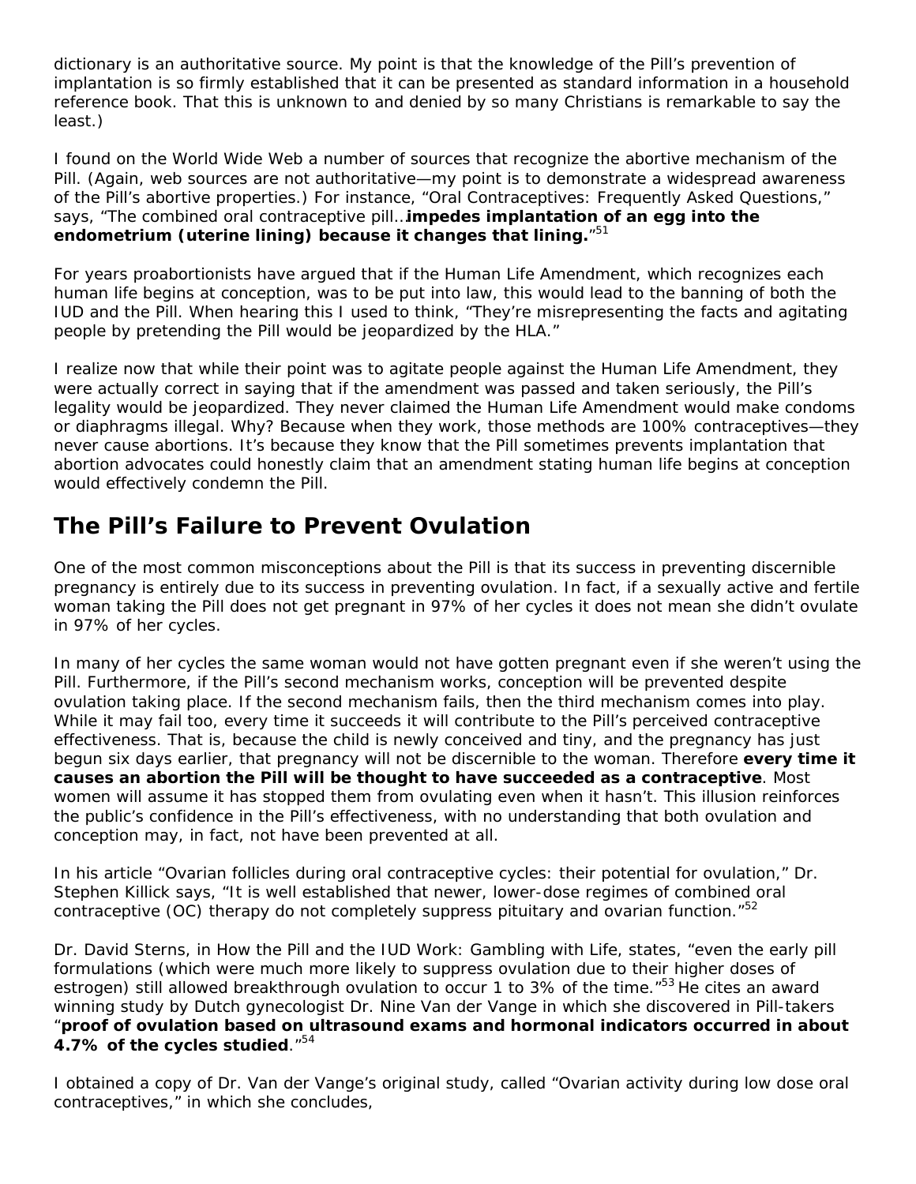dictionary is an authoritative source. My point is that the knowledge of the Pill's prevention of implantation is so firmly established that it can be presented as standard information in a household reference book. That this is unknown to and denied by so many Christians is remarkable to say the least.)

I found on the World Wide Web a number of sources that recognize the abortive mechanism of the Pill. (Again, web sources are not authoritative—my point is to demonstrate a widespread awareness of the Pill's abortive properties.) For instance, "Oral Contraceptives: Frequently Asked Questions," says, "The combined oral contraceptive pill…**impedes implantation of an egg into the endometrium (uterine lining) because it changes that lining.**"[51]

For years proabortionists have argued that if the Human Life Amendment, which recognizes each human life begins at conception, was to be put into law, this would lead to the banning of both the IUD and the Pill. When hearing this I used to think, "They're misrepresenting the facts and agitating people by pretending the Pill would be jeopardized by the HLA."

I realize now that while their point was to agitate people against the Human Life Amendment, they were actually correct in saying that if the amendment was passed and taken seriously, the Pill's legality would be jeopardized. They never claimed the Human Life Amendment would make condoms or diaphragms illegal. Why? Because when they work, those methods are 100% contraceptives—they never cause abortions. It's because they know that the Pill sometimes prevents implantation that abortion advocates could honestly claim that an amendment stating human life begins at conception would effectively condemn the Pill.

## The Pill's Failure to Prevent Ovulation

One of the most common misconceptions about the Pill is that its success in preventing discernible pregnancy is entirely due to its success in preventing ovulation. In fact, if a sexually active and fertile woman taking the Pill does not get pregnant in 97% of her cycles it does not mean she didn't ovulate in 97% of her cycles.

In many of her cycles the same woman would not have gotten pregnant even if she weren't using the Pill. Furthermore, if the Pill's second mechanism works, conception will be prevented despite ovulation taking place. If the second mechanism fails, then the third mechanism comes into play. While it may fail too, every time it succeeds it will contribute to the Pill's perceived contraceptive effectiveness. That is, because the child is newly conceived and tiny, and the pregnancy has just begun six days earlier, that pregnancy will not be discernible to the woman. Therefore **every time it causes an abortion the Pill will be thought to have succeeded as a contraceptive**. Most women will assume it has stopped them from ovulating even when it hasn't. This illusion reinforces the public's confidence in the Pill's effectiveness, with no understanding that both ovulation and conception may, in fact, not have been prevented at all.

In his article "Ovarian follicles during oral contraceptive cycles: their potential for ovulation," Dr. Stephen Killick says, "It is well established that newer, lower-dose regimes of combined oral contraceptive (OC) therapy do not completely suppress pituitary and ovarian function."[52]

Dr. David Sterns, in How the Pill and the IUD Work: Gambling with Life, states, "even the early pill formulations (which were much more likely to suppress ovulation due to their higher doses of estrogen) still allowed breakthrough ovulation to occur 1 to 3% of the time."[53] He cites an award winning study by Dutch gynecologist Dr. Nine Van der Vange in which she discovered in Pill-takers "**proof of ovulation based on ultrasound exams and hormonal indicators occurred in about 4.7% of the cycles studied**."[54]

I obtained a copy of Dr. Van der Vange's original study, called "Ovarian activity during low dose oral contraceptives," in which she concludes,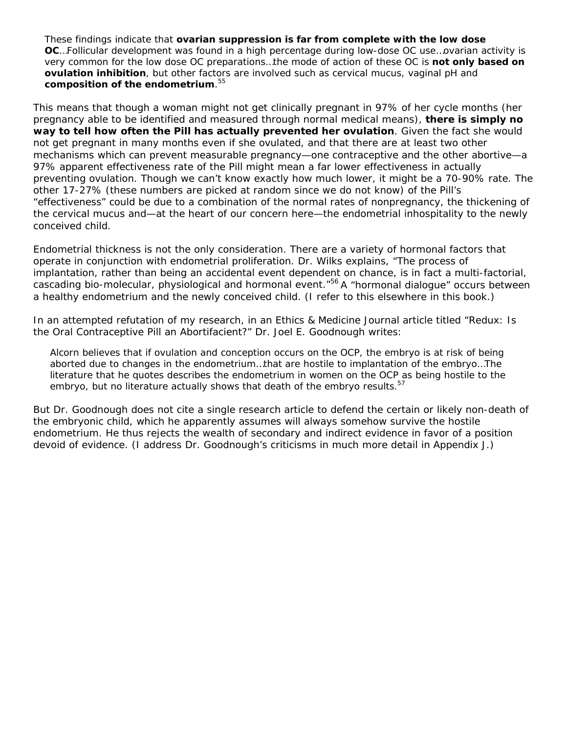> These findings indicate that **ovarian suppression is far from complete with the low dose OC**…Follicular development was found in a high percentage during low-dose OC use…ovarian activity is very common for the low dose OC preparations…the mode of action of these OC is **not only based on ovulation inhibition**, but other factors are involved such as cervical mucus, vaginal pH and **composition of the endometrium**.[55]

This means that though a woman might not get clinically pregnant in 97% of her cycle months (her pregnancy able to be identified and measured through normal medical means), **there is simply no way to tell how often the Pill has actually prevented her ovulation**. Given the fact she would not get pregnant in many months even if she ovulated, and that there are at least two other mechanisms which can prevent measurable pregnancy—one contraceptive and the other abortive—a 97% apparent effectiveness rate of the Pill might mean a far lower effectiveness in actually preventing ovulation. Though we can't know exactly how much lower, it might be a 70-90% rate. The other 17-27% (these numbers are picked at random since we do not know) of the Pill's "effectiveness" could be due to a combination of the normal rates of nonpregnancy, the thickening of the cervical mucus and—at the heart of our concern here—the endometrial inhospitality to the newly conceived child.

Endometrial thickness is not the only consideration. There are a variety of hormonal factors that operate in conjunction with endometrial proliferation. Dr. Wilks explains, "The process of implantation, rather than being an accidental event dependent on chance, is in fact a multi-factorial, cascading bio-molecular, physiological and hormonal event."[56] A "hormonal dialogue" occurs between a healthy endometrium and the newly conceived child. (I refer to this elsewhere in this book.)

In an attempted refutation of my research, in an Ethics & Medicine Journal article titled "Redux: Is the Oral Contraceptive Pill an Abortifacient?" Dr. Joel E. Goodnough writes:

> Alcorn believes that if ovulation and conception occurs on the OCP, the embryo is at risk of being aborted due to changes in the endometrium…that are hostile to implantation of the embryo…The literature that he quotes describes the endometrium in women on the OCP as being hostile to the embryo, but no literature actually shows that death of the embryo results.[57]

But Dr. Goodnough does not cite a single research article to defend the certain or likely non-death of the embryonic child, which he apparently assumes will always somehow survive the hostile endometrium. He thus rejects the wealth of secondary and indirect evidence in favor of a position devoid of evidence. (I address Dr. Goodnough's criticisms in much more detail in Appendix J.)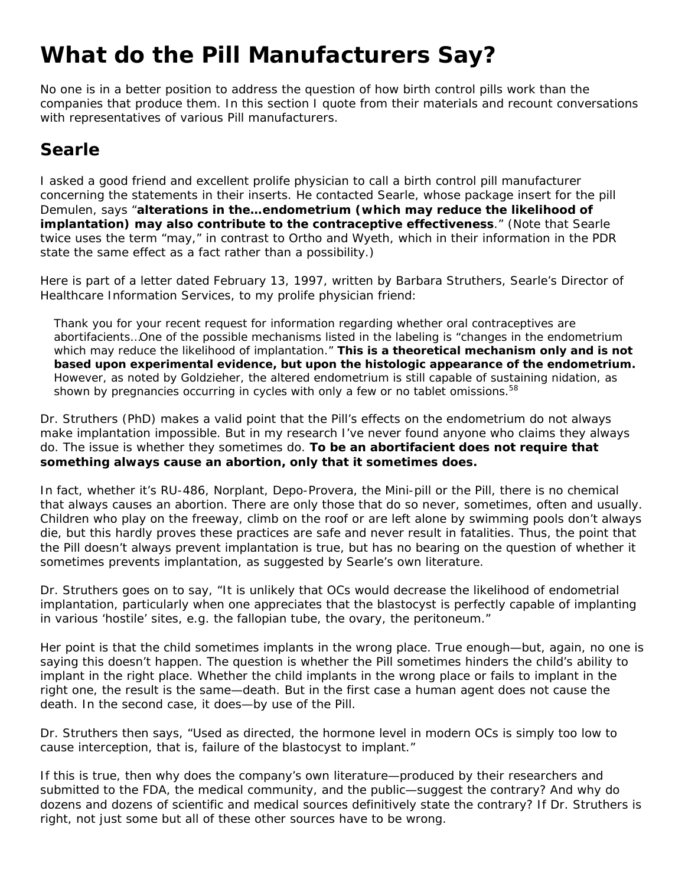# What do the Pill Manufacturers Say?

No one is in a better position to address the question of how birth control pills work than the companies that produce them. In this section I quote from their materials and recount conversations with representatives of various Pill manufacturers.

## Searle

I asked a good friend and excellent prolife physician to call a birth control pill manufacturer concerning the statements in their inserts. He contacted Searle, whose package insert for the pill Demulen, says "**alterations in the…endometrium (which may reduce the likelihood of implantation) may also contribute to the contraceptive effectiveness**." (Note that Searle twice uses the term "may," in contrast to Ortho and Wyeth, which in their information in the PDR state the same effect as a fact rather than a possibility.)

Here is part of a letter dated February 13, 1997, written by Barbara Struthers, Searle's Director of Healthcare Information Services, to my prolife physician friend:

> Thank you for your recent request for information regarding whether oral contraceptives are abortifacients…One of the possible mechanisms listed in the labeling is "changes in the endometrium which may reduce the likelihood of implantation." **This is a theoretical mechanism only and is not based upon experimental evidence, but upon the histologic appearance of the endometrium.** However, as noted by Goldzieher, the altered endometrium is still capable of sustaining nidation, as shown by pregnancies occurring in cycles with only a few or no tablet omissions.[58]

Dr. Struthers (PhD) makes a valid point that the Pill's effects on the endometrium do not always make implantation impossible. But in my research I've never found anyone who claims they always do. The issue is whether they sometimes do. **To be an abortifacient does not require that something always cause an abortion, only that it sometimes does.**

In fact, whether it's RU-486, Norplant, Depo-Provera, the Mini-pill or the Pill, there is no chemical that always causes an abortion. There are only those that do so never, sometimes, often and usually. Children who play on the freeway, climb on the roof or are left alone by swimming pools don't always die, but this hardly proves these practices are safe and never result in fatalities. Thus, the point that the Pill doesn't always prevent implantation is true, but has no bearing on the question of whether it sometimes prevents implantation, as suggested by Searle's own literature.

Dr. Struthers goes on to say, "It is unlikely that OCs would decrease the likelihood of endometrial implantation, particularly when one appreciates that the blastocyst is perfectly capable of implanting in various 'hostile' sites, e.g. the fallopian tube, the ovary, the peritoneum."

Her point is that the child sometimes implants in the wrong place. True enough—but, again, no one is saying this doesn't happen. The question is whether the Pill sometimes hinders the child's ability to implant in the right place. Whether the child implants in the wrong place or fails to implant in the right one, the result is the same—death. But in the first case a human agent does not cause the death. In the second case, it does—by use of the Pill.

Dr. Struthers then says, "Used as directed, the hormone level in modern OCs is simply too low to cause interception, that is, failure of the blastocyst to implant."

If this is true, then why does the company's own literature—produced by their researchers and submitted to the FDA, the medical community, and the public—suggest the contrary? And why do dozens and dozens of scientific and medical sources definitively state the contrary? If Dr. Struthers is right, not just some but all of these other sources have to be wrong.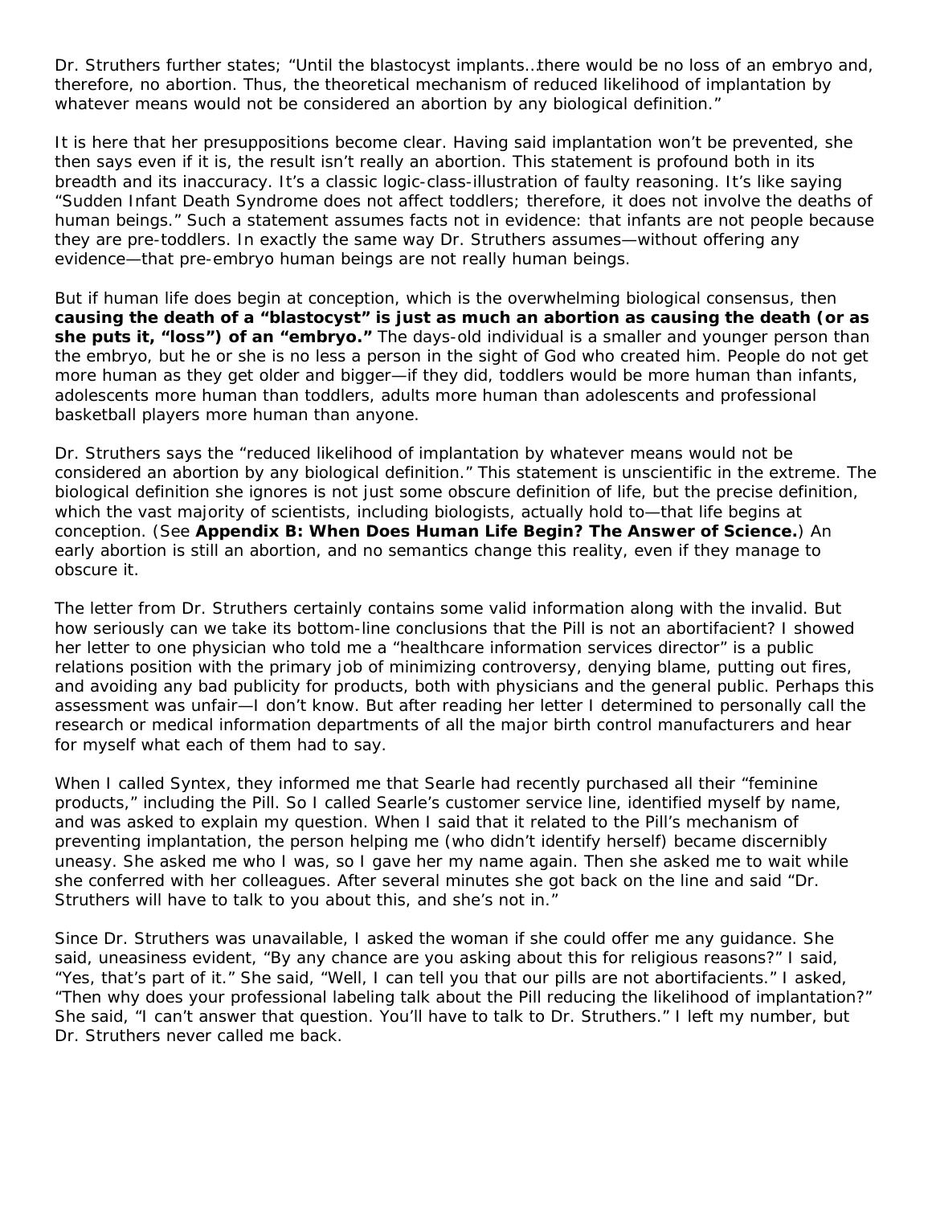Dr. Struthers further states; "Until the blastocyst implants…there would be no loss of an embryo and, therefore, no abortion. Thus, the theoretical mechanism of reduced likelihood of implantation by whatever means would not be considered an abortion by any biological definition."

It is here that her presuppositions become clear. Having said implantation won't be prevented, she then says even if it is, the result isn't really an abortion. This statement is profound both in its breadth and its inaccuracy. It's a classic logic-class-illustration of faulty reasoning. It's like saying "Sudden Infant Death Syndrome does not affect toddlers; therefore, it does not involve the deaths of human beings." Such a statement assumes facts not in evidence: that infants are not people because they are pre-toddlers. In exactly the same way Dr. Struthers assumes—without offering any evidence—that pre-embryo human beings are not really human beings.

But if human life does begin at conception, which is the overwhelming biological consensus, then **causing the death of a "blastocyst" is just as much an abortion as causing the death (or as she puts it, "loss") of an "embryo."** The days-old individual is a smaller and younger person than the embryo, but he or she is no less a person in the sight of God who created him. People do not get more human as they get older and bigger—if they did, toddlers would be more human than infants, adolescents more human than toddlers, adults more human than adolescents and professional basketball players more human than anyone.

Dr. Struthers says the "reduced likelihood of implantation by whatever means would not be considered an abortion by any biological definition." This statement is unscientific in the extreme. The biological definition she ignores is not just some obscure definition of life, but the precise definition, which the vast majority of scientists, including biologists, actually hold to—that life begins at conception. (See **Appendix B: When Does Human Life Begin? The Answer of Science.**) An early abortion is still an abortion, and no semantics change this reality, even if they manage to obscure it.

The letter from Dr. Struthers certainly contains some valid information along with the invalid. But how seriously can we take its bottom-line conclusions that the Pill is not an abortifacient? I showed her letter to one physician who told me a "healthcare information services director" is a public relations position with the primary job of minimizing controversy, denying blame, putting out fires, and avoiding any bad publicity for products, both with physicians and the general public. Perhaps this assessment was unfair—I don't know. But after reading her letter I determined to personally call the research or medical information departments of all the major birth control manufacturers and hear for myself what each of them had to say.

When I called Syntex, they informed me that Searle had recently purchased all their "feminine products," including the Pill. So I called Searle's customer service line, identified myself by name, and was asked to explain my question. When I said that it related to the Pill's mechanism of preventing implantation, the person helping me (who didn't identify herself) became discernibly uneasy. She asked me who I was, so I gave her my name again. Then she asked me to wait while she conferred with her colleagues. After several minutes she got back on the line and said "Dr. Struthers will have to talk to you about this, and she's not in."

Since Dr. Struthers was unavailable, I asked the woman if she could offer me any guidance. She said, uneasiness evident, "By any chance are you asking about this for religious reasons?" I said, "Yes, that's part of it." She said, "Well, I can tell you that our pills are not abortifacients." I asked, "Then why does your professional labeling talk about the Pill reducing the likelihood of implantation?" She said, "I can't answer that question. You'll have to talk to Dr. Struthers." I left my number, but Dr. Struthers never called me back.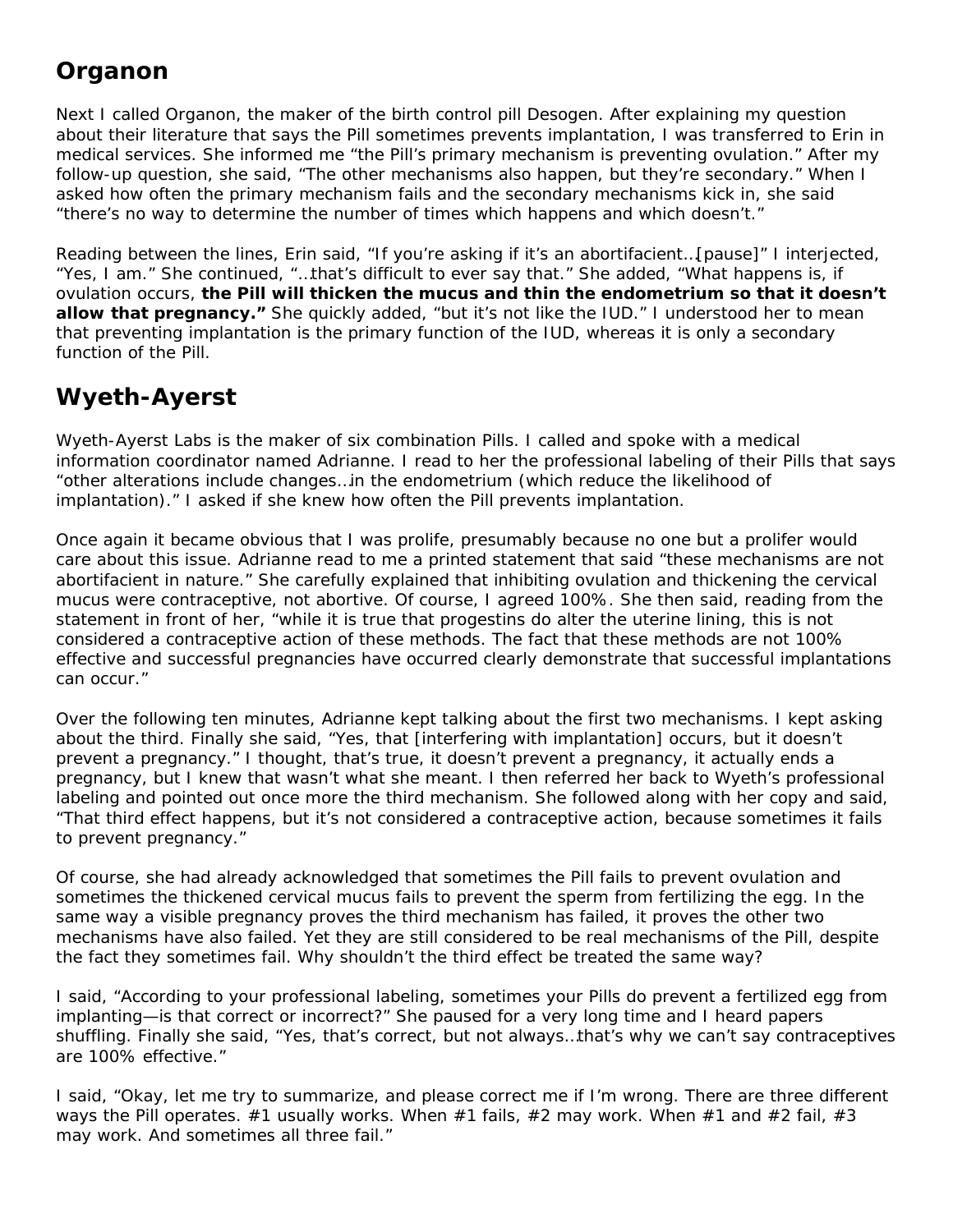## Organon

Next I called Organon, the maker of the birth control pill Desogen. After explaining my question about their literature that says the Pill sometimes prevents implantation, I was transferred to Erin in medical services. She informed me "the Pill's primary mechanism is preventing ovulation." After my follow-up question, she said, "The other mechanisms also happen, but they're secondary." When I asked how often the primary mechanism fails and the secondary mechanisms kick in, she said "there's no way to determine the number of times which happens and which doesn't."

Reading between the lines, Erin said, "If you're asking if it's an abortifacient…[pause]" I interjected, "Yes, I am." She continued, "…that's difficult to ever say that." She added, "What happens is, if ovulation occurs, **the Pill will thicken the mucus and thin the endometrium so that it doesn't allow that pregnancy."** She quickly added, "but it's not like the IUD." I understood her to mean that preventing implantation is the primary function of the IUD, whereas it is only a secondary function of the Pill.

## Wyeth-Ayerst

Wyeth-Ayerst Labs is the maker of six combination Pills. I called and spoke with a medical information coordinator named Adrianne. I read to her the professional labeling of their Pills that says "other alterations include changes…in the endometrium (which reduce the likelihood of implantation)." I asked if she knew how often the Pill prevents implantation.

Once again it became obvious that I was prolife, presumably because no one but a prolifer would care about this issue. Adrianne read to me a printed statement that said "these mechanisms are not abortifacient in nature." She carefully explained that inhibiting ovulation and thickening the cervical mucus were contraceptive, not abortive. Of course, I agreed 100%. She then said, reading from the statement in front of her, "while it is true that progestins do alter the uterine lining, this is not considered a contraceptive action of these methods. The fact that these methods are not 100% effective and successful pregnancies have occurred clearly demonstrate that successful implantations can occur."

Over the following ten minutes, Adrianne kept talking about the first two mechanisms. I kept asking about the third. Finally she said, "Yes, that [interfering with implantation] occurs, but it doesn't prevent a pregnancy." I thought, that's true, it doesn't prevent a pregnancy, it actually ends a pregnancy, but I knew that wasn't what she meant. I then referred her back to Wyeth's professional labeling and pointed out once more the third mechanism. She followed along with her copy and said, "That third effect happens, but it's not considered a contraceptive action, because sometimes it fails to prevent pregnancy."

Of course, she had already acknowledged that sometimes the Pill fails to prevent ovulation and sometimes the thickened cervical mucus fails to prevent the sperm from fertilizing the egg. In the same way a visible pregnancy proves the third mechanism has failed, it proves the other two mechanisms have also failed. Yet they are still considered to be real mechanisms of the Pill, despite the fact they sometimes fail. Why shouldn't the third effect be treated the same way?

I said, "According to your professional labeling, sometimes your Pills do prevent a fertilized egg from implanting—is that correct or incorrect?" She paused for a very long time and I heard papers shuffling. Finally she said, "Yes, that's correct, but not always…that's why we can't say contraceptives are 100% effective."

I said, "Okay, let me try to summarize, and please correct me if I'm wrong. There are three different ways the Pill operates. #1 usually works. When #1 fails, #2 may work. When #1 and #2 fail, #3 may work. And sometimes all three fail."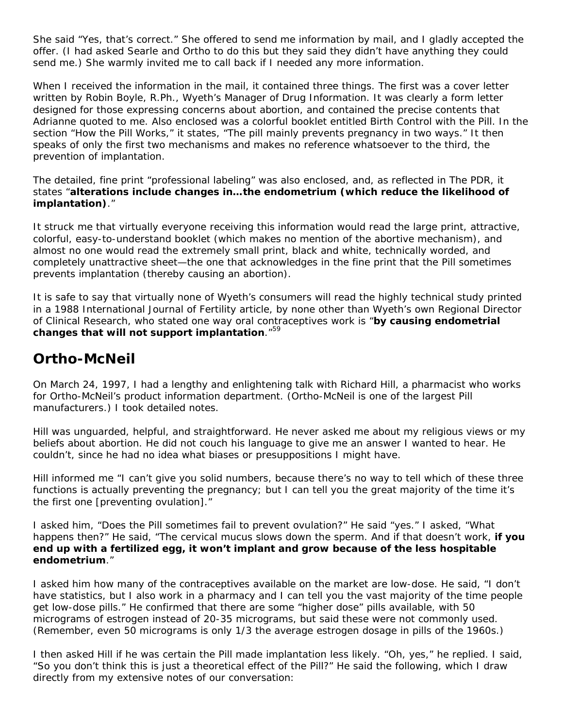She said "Yes, that's correct." She offered to send me information by mail, and I gladly accepted the offer. (I had asked Searle and Ortho to do this but they said they didn't have anything they could send me.) She warmly invited me to call back if I needed any more information.

When I received the information in the mail, it contained three things. The first was a cover letter written by Robin Boyle, R.Ph., Wyeth's Manager of Drug Information. It was clearly a form letter designed for those expressing concerns about abortion, and contained the precise contents that Adrianne quoted to me. Also enclosed was a colorful booklet entitled Birth Control with the Pill. In the section "How the Pill Works," it states, "The pill mainly prevents pregnancy in two ways." It then speaks of only the first two mechanisms and makes no reference whatsoever to the third, the prevention of implantation.

The detailed, fine print "professional labeling" was also enclosed, and, as reflected in The PDR, it states "**alterations include changes in…the endometrium (which reduce the likelihood of implantation)**."

It struck me that virtually everyone receiving this information would read the large print, attractive, colorful, easy-to-understand booklet (which makes no mention of the abortive mechanism), and almost no one would read the extremely small print, black and white, technically worded, and completely unattractive sheet—the one that acknowledges in the fine print that the Pill sometimes prevents implantation (thereby causing an abortion).

It is safe to say that virtually none of Wyeth's consumers will read the highly technical study printed in a 1988 International Journal of Fertility article, by none other than Wyeth's own Regional Director of Clinical Research, who stated one way oral contraceptives work is "**by causing endometrial changes that will not support implantation**."[59]

## Ortho-McNeil

On March 24, 1997, I had a lengthy and enlightening talk with Richard Hill, a pharmacist who works for Ortho-McNeil's product information department. (Ortho-McNeil is one of the largest Pill manufacturers.) I took detailed notes.

Hill was unguarded, helpful, and straightforward. He never asked me about my religious views or my beliefs about abortion. He did not couch his language to give me an answer I wanted to hear. He couldn't, since he had no idea what biases or presuppositions I might have.

Hill informed me "I can't give you solid numbers, because there's no way to tell which of these three functions is actually preventing the pregnancy; but I can tell you the great majority of the time it's the first one [preventing ovulation]."

I asked him, "Does the Pill sometimes fail to prevent ovulation?" He said "yes." I asked, "What happens then?" He said, "The cervical mucus slows down the sperm. And if that doesn't work, **if you end up with a fertilized egg, it won't implant and grow because of the less hospitable endometrium**."

I asked him how many of the contraceptives available on the market are low-dose. He said, "I don't have statistics, but I also work in a pharmacy and I can tell you the vast majority of the time people get low-dose pills." He confirmed that there are some "higher dose" pills available, with 50 micrograms of estrogen instead of 20-35 micrograms, but said these were not commonly used. (Remember, even 50 micrograms is only 1/3 the average estrogen dosage in pills of the 1960s.)

I then asked Hill if he was certain the Pill made implantation less likely. "Oh, yes," he replied. I said, "So you don't think this is just a theoretical effect of the Pill?" He said the following, which I draw directly from my extensive notes of our conversation: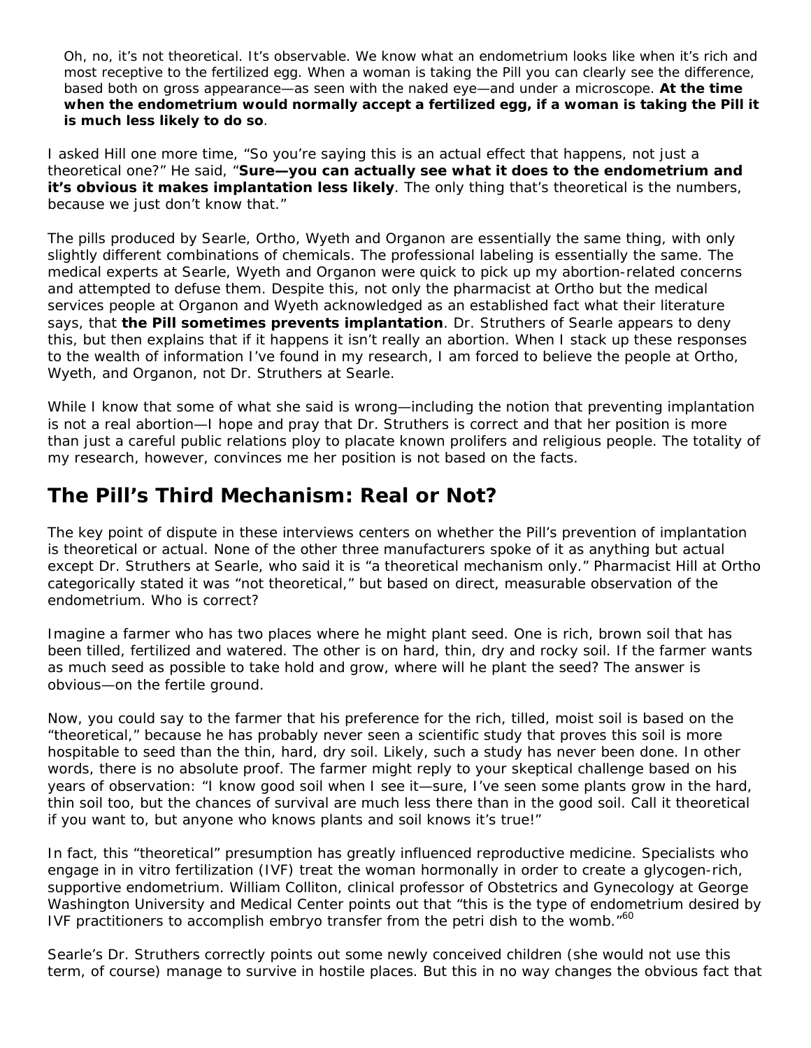> Oh, no, it's not theoretical. It's observable. We know what an endometrium looks like when it's rich and most receptive to the fertilized egg. When a woman is taking the Pill you can clearly see the difference, based both on gross appearance—as seen with the naked eye—and under a microscope. **At the time when the endometrium would normally accept a fertilized egg, if a woman is taking the Pill it is much less likely to do so**.

I asked Hill one more time, "So you're saying this is an actual effect that happens, not just a theoretical one?" He said, "**Sure—you can actually see what it does to the endometrium and it's obvious it makes implantation less likely**. The only thing that's theoretical is the numbers, because we just don't know that."

The pills produced by Searle, Ortho, Wyeth and Organon are essentially the same thing, with only slightly different combinations of chemicals. The professional labeling is essentially the same. The medical experts at Searle, Wyeth and Organon were quick to pick up my abortion-related concerns and attempted to defuse them. Despite this, not only the pharmacist at Ortho but the medical services people at Organon and Wyeth acknowledged as an established fact what their literature says, that **the Pill sometimes prevents implantation**. Dr. Struthers of Searle appears to deny this, but then explains that if it happens it isn't really an abortion. When I stack up these responses to the wealth of information I've found in my research, I am forced to believe the people at Ortho, Wyeth, and Organon, not Dr. Struthers at Searle.

While I know that some of what she said is wrong—including the notion that preventing implantation is not a real abortion—I hope and pray that Dr. Struthers is correct and that her position is more than just a careful public relations ploy to placate known prolifers and religious people. The totality of my research, however, convinces me her position is not based on the facts.

## The Pill's Third Mechanism: Real or Not?

The key point of dispute in these interviews centers on whether the Pill's prevention of implantation is theoretical or actual. None of the other three manufacturers spoke of it as anything but actual except Dr. Struthers at Searle, who said it is "a theoretical mechanism only." Pharmacist Hill at Ortho categorically stated it was "not theoretical," but based on direct, measurable observation of the endometrium. Who is correct?

Imagine a farmer who has two places where he might plant seed. One is rich, brown soil that has been tilled, fertilized and watered. The other is on hard, thin, dry and rocky soil. If the farmer wants as much seed as possible to take hold and grow, where will he plant the seed? The answer is obvious—on the fertile ground.

Now, you could say to the farmer that his preference for the rich, tilled, moist soil is based on the "theoretical," because he has probably never seen a scientific study that proves this soil is more hospitable to seed than the thin, hard, dry soil. Likely, such a study has never been done. In other words, there is no absolute proof. The farmer might reply to your skeptical challenge based on his years of observation: "I know good soil when I see it—sure, I've seen some plants grow in the hard, thin soil too, but the chances of survival are much less there than in the good soil. Call it theoretical if you want to, but anyone who knows plants and soil knows it's true!"

In fact, this "theoretical" presumption has greatly influenced reproductive medicine. Specialists who engage in in vitro fertilization (IVF) treat the woman hormonally in order to create a glycogen-rich, supportive endometrium. William Colliton, clinical professor of Obstetrics and Gynecology at George Washington University and Medical Center points out that "this is the type of endometrium desired by IVF practitioners to accomplish embryo transfer from the petri dish to the womb."[60]

Searle's Dr. Struthers correctly points out some newly conceived children (she would not use this term, of course) manage to survive in hostile places. But this in no way changes the obvious fact that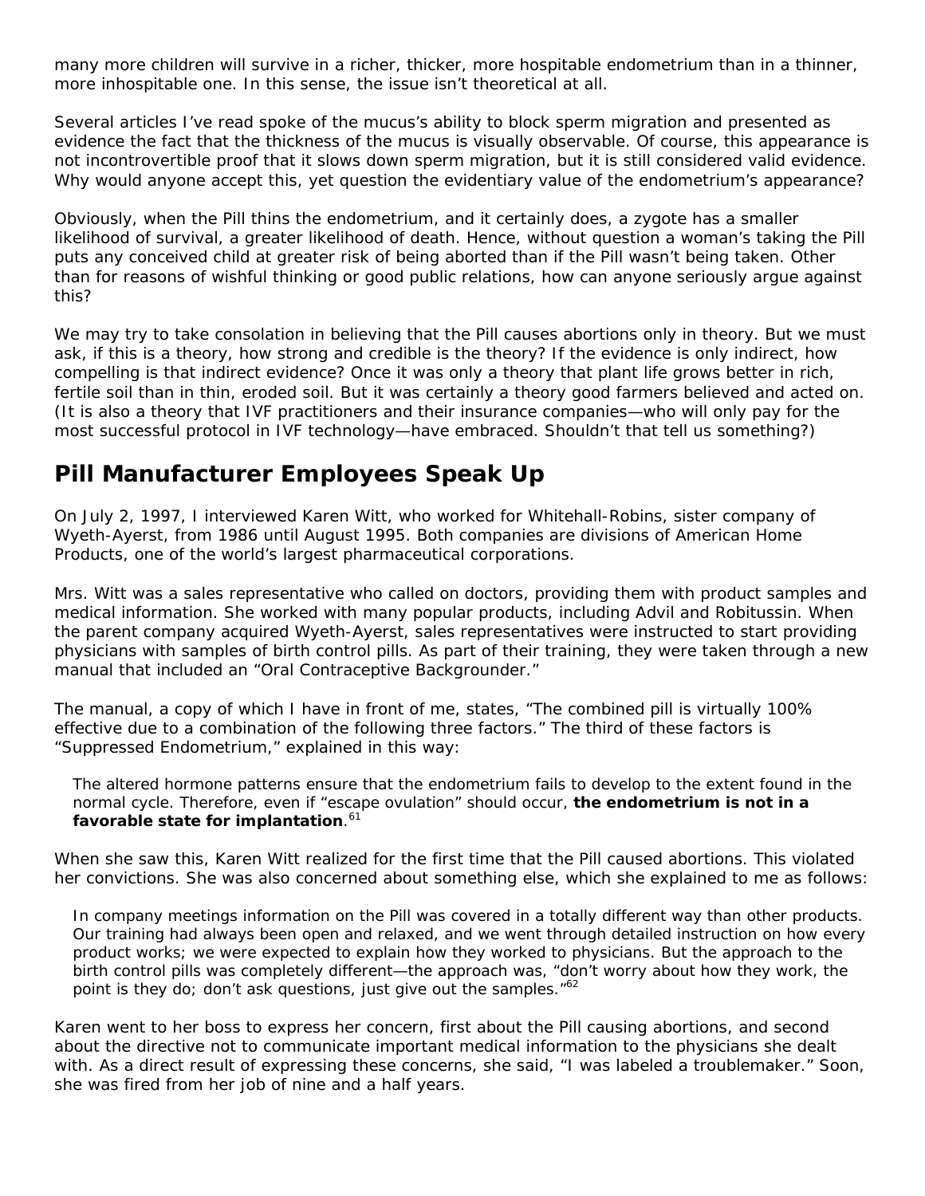many more children will survive in a richer, thicker, more hospitable endometrium than in a thinner, more inhospitable one. In this sense, the issue isn't theoretical at all.

Several articles I've read spoke of the mucus's ability to block sperm migration and presented as evidence the fact that the thickness of the mucus is visually observable. Of course, this appearance is not incontrovertible proof that it slows down sperm migration, but it is still considered valid evidence. Why would anyone accept this, yet question the evidentiary value of the endometrium's appearance?

Obviously, when the Pill thins the endometrium, and it certainly does, a zygote has a smaller likelihood of survival, a greater likelihood of death. Hence, without question a woman's taking the Pill puts any conceived child at greater risk of being aborted than if the Pill wasn't being taken. Other than for reasons of wishful thinking or good public relations, how can anyone seriously argue against this?

We may try to take consolation in believing that the Pill causes abortions only in theory. But we must ask, if this is a theory, how strong and credible is the theory? If the evidence is only indirect, how compelling is that indirect evidence? Once it was only a theory that plant life grows better in rich, fertile soil than in thin, eroded soil. But it was certainly a theory good farmers believed and acted on. (It is also a theory that IVF practitioners and their insurance companies—who will only pay for the most successful protocol in IVF technology—have embraced. Shouldn't that tell us something?)

## Pill Manufacturer Employees Speak Up

On July 2, 1997, I interviewed Karen Witt, who worked for Whitehall-Robins, sister company of Wyeth-Ayerst, from 1986 until August 1995. Both companies are divisions of American Home Products, one of the world's largest pharmaceutical corporations.

Mrs. Witt was a sales representative who called on doctors, providing them with product samples and medical information. She worked with many popular products, including Advil and Robitussin. When the parent company acquired Wyeth-Ayerst, sales representatives were instructed to start providing physicians with samples of birth control pills. As part of their training, they were taken through a new manual that included an "Oral Contraceptive Backgrounder."

The manual, a copy of which I have in front of me, states, "The combined pill is virtually 100% effective due to a combination of the following three factors." The third of these factors is "Suppressed Endometrium," explained in this way:

> The altered hormone patterns ensure that the endometrium fails to develop to the extent found in the normal cycle. Therefore, even if "escape ovulation" should occur, **the endometrium is not in a favorable state for implantation**.[61]

When she saw this, Karen Witt realized for the first time that the Pill caused abortions. This violated her convictions. She was also concerned about something else, which she explained to me as follows:

> In company meetings information on the Pill was covered in a totally different way than other products. Our training had always been open and relaxed, and we went through detailed instruction on how every product works; we were expected to explain how they worked to physicians. But the approach to the birth control pills was completely different—the approach was, "don't worry about how they work, the point is they do; don't ask questions, just give out the samples."[62]

Karen went to her boss to express her concern, first about the Pill causing abortions, and second about the directive not to communicate important medical information to the physicians she dealt with. As a direct result of expressing these concerns, she said, "I was labeled a troublemaker." Soon, she was fired from her job of nine and a half years.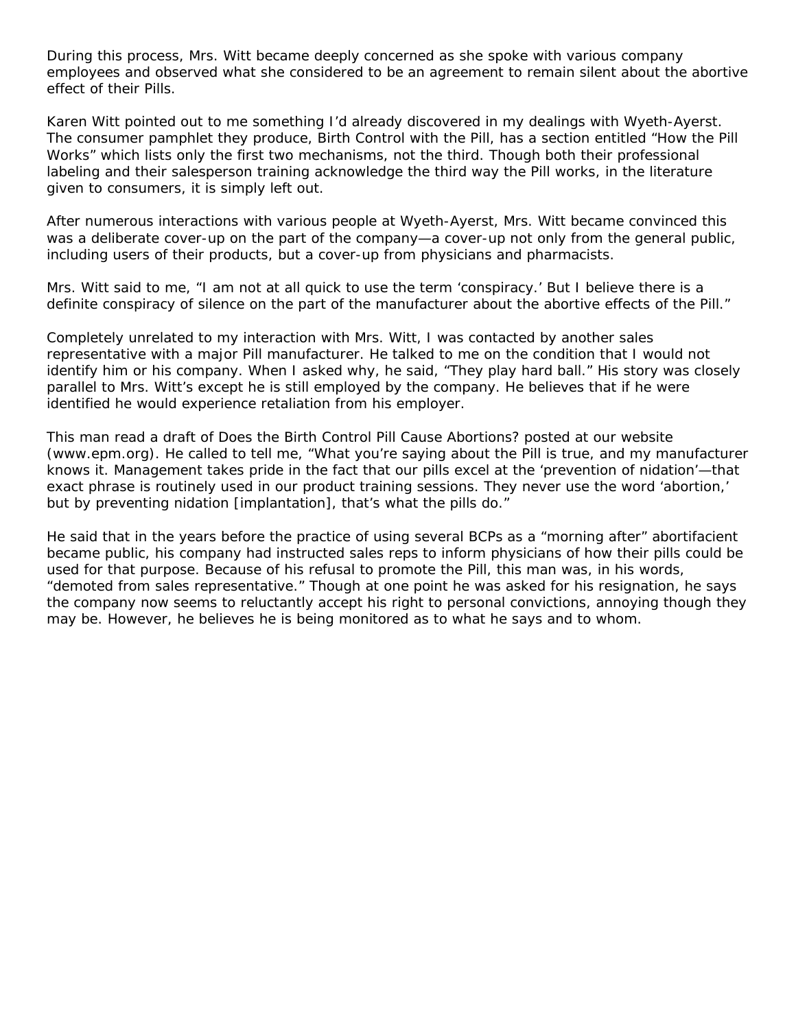During this process, Mrs. Witt became deeply concerned as she spoke with various company employees and observed what she considered to be an agreement to remain silent about the abortive effect of their Pills.

Karen Witt pointed out to me something I'd already discovered in my dealings with Wyeth-Ayerst. The consumer pamphlet they produce, Birth Control with the Pill, has a section entitled "How the Pill Works" which lists only the first two mechanisms, not the third. Though both their professional labeling and their salesperson training acknowledge the third way the Pill works, in the literature given to consumers, it is simply left out.

After numerous interactions with various people at Wyeth-Ayerst, Mrs. Witt became convinced this was a deliberate cover-up on the part of the company—a cover-up not only from the general public, including users of their products, but a cover-up from physicians and pharmacists.

Mrs. Witt said to me, "I am not at all quick to use the term 'conspiracy.' But I believe there is a definite conspiracy of silence on the part of the manufacturer about the abortive effects of the Pill."

Completely unrelated to my interaction with Mrs. Witt, I was contacted by another sales representative with a major Pill manufacturer. He talked to me on the condition that I would not identify him or his company. When I asked why, he said, "They play hard ball." His story was closely parallel to Mrs. Witt's except he is still employed by the company. He believes that if he were identified he would experience retaliation from his employer.

This man read a draft of Does the Birth Control Pill Cause Abortions? posted at our website (www.epm.org). He called to tell me, "What you're saying about the Pill is true, and my manufacturer knows it. Management takes pride in the fact that our pills excel at the 'prevention of nidation'—that exact phrase is routinely used in our product training sessions. They never use the word 'abortion,' but by preventing nidation [implantation], that's what the pills do."

He said that in the years before the practice of using several BCPs as a "morning after" abortifacient became public, his company had instructed sales reps to inform physicians of how their pills could be used for that purpose. Because of his refusal to promote the Pill, this man was, in his words, "demoted from sales representative." Though at one point he was asked for his resignation, he says the company now seems to reluctantly accept his right to personal convictions, annoying though they may be. However, he believes he is being monitored as to what he says and to whom.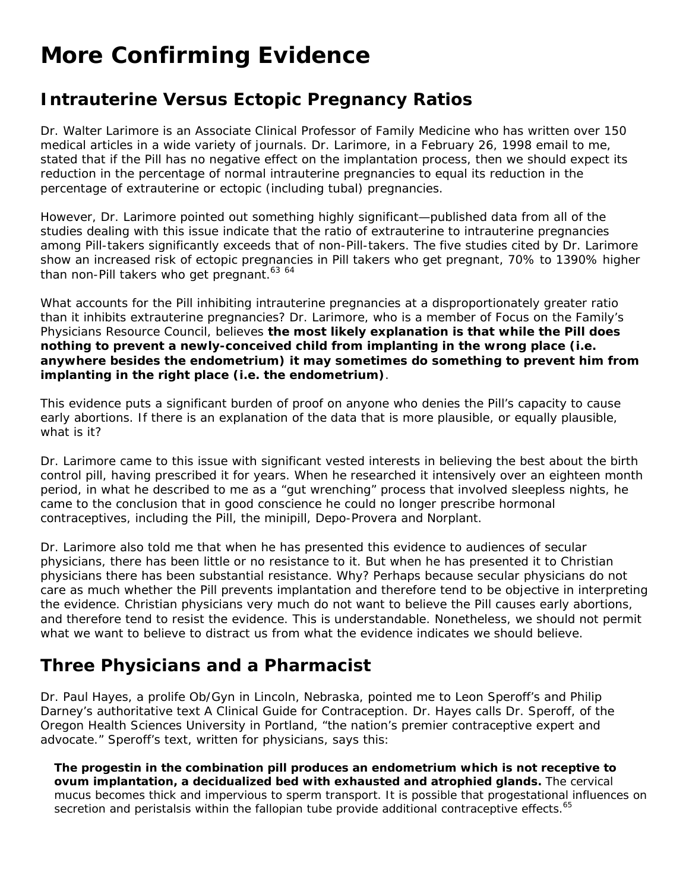# More Confirming Evidence

## Intrauterine Versus Ectopic Pregnancy Ratios

Dr. Walter Larimore is an Associate Clinical Professor of Family Medicine who has written over 150 medical articles in a wide variety of journals. Dr. Larimore, in a February 26, 1998 email to me, stated that if the Pill has no negative effect on the implantation process, then we should expect its reduction in the percentage of normal intrauterine pregnancies to equal its reduction in the percentage of extrauterine or ectopic (including tubal) pregnancies.

However, Dr. Larimore pointed out something highly significant—published data from all of the studies dealing with this issue indicate that the ratio of extrauterine to intrauterine pregnancies among Pill-takers significantly exceeds that of non-Pill-takers. The five studies cited by Dr. Larimore show an increased risk of ectopic pregnancies in Pill takers who get pregnant, 70% to 1390% higher than non-Pill takers who get pregnant.[63] [64]

What accounts for the Pill inhibiting intrauterine pregnancies at a disproportionately greater ratio than it inhibits extrauterine pregnancies? Dr. Larimore, who is a member of Focus on the Family's Physicians Resource Council, believes **the most likely explanation is that while the Pill does nothing to prevent a newly-conceived child from implanting in the wrong place (i.e. anywhere besides the endometrium) it may sometimes do something to prevent him from implanting in the right place (i.e. the endometrium)**.

This evidence puts a significant burden of proof on anyone who denies the Pill's capacity to cause early abortions. If there is an explanation of the data that is more plausible, or equally plausible, what is it?

Dr. Larimore came to this issue with significant vested interests in believing the best about the birth control pill, having prescribed it for years. When he researched it intensively over an eighteen month period, in what he described to me as a "gut wrenching" process that involved sleepless nights, he came to the conclusion that in good conscience he could no longer prescribe hormonal contraceptives, including the Pill, the minipill, Depo-Provera and Norplant.

Dr. Larimore also told me that when he has presented this evidence to audiences of secular physicians, there has been little or no resistance to it. But when he has presented it to Christian physicians there has been substantial resistance. Why? Perhaps because secular physicians do not care as much whether the Pill prevents implantation and therefore tend to be objective in interpreting the evidence. Christian physicians very much do not want to believe the Pill causes early abortions, and therefore tend to resist the evidence. This is understandable. Nonetheless, we should not permit what we want to believe to distract us from what the evidence indicates we should believe.

## Three Physicians and a Pharmacist

Dr. Paul Hayes, a prolife Ob/Gyn in Lincoln, Nebraska, pointed me to Leon Speroff's and Philip Darney's authoritative text A Clinical Guide for Contraception. Dr. Hayes calls Dr. Speroff, of the Oregon Health Sciences University in Portland, "the nation's premier contraceptive expert and advocate." Speroff's text, written for physicians, says this:

> **The progestin in the combination pill produces an endometrium which is not receptive to ovum implantation, a decidualized bed with exhausted and atrophied glands.** The cervical mucus becomes thick and impervious to sperm transport. It is possible that progestational influences on secretion and peristalsis within the fallopian tube provide additional contraceptive effects.[65]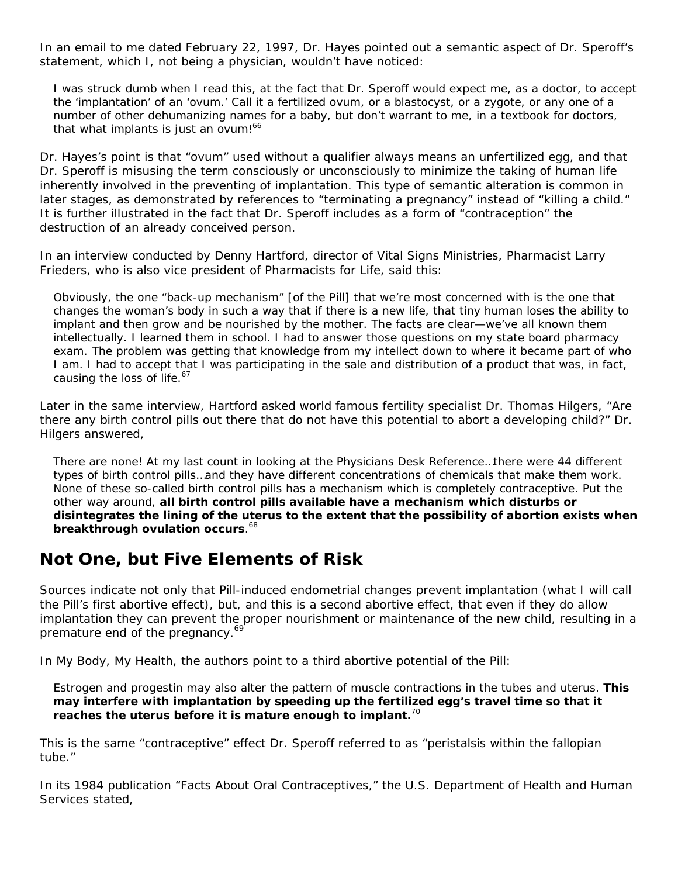In an email to me dated February 22, 1997, Dr. Hayes pointed out a semantic aspect of Dr. Speroff's statement, which I, not being a physician, wouldn't have noticed:

> I was struck dumb when I read this, at the fact that Dr. Speroff would expect me, as a doctor, to accept the 'implantation' of an 'ovum.' Call it a fertilized ovum, or a blastocyst, or a zygote, or any one of a number of other dehumanizing names for a baby, but don't warrant to me, in a textbook for doctors, that what implants is just an ovum![66]

Dr. Hayes's point is that "ovum" used without a qualifier always means an unfertilized egg, and that Dr. Speroff is misusing the term consciously or unconsciously to minimize the taking of human life inherently involved in the preventing of implantation. This type of semantic alteration is common in later stages, as demonstrated by references to "terminating a pregnancy" instead of "killing a child." It is further illustrated in the fact that Dr. Speroff includes as a form of "contraception" the destruction of an already conceived person.

In an interview conducted by Denny Hartford, director of Vital Signs Ministries, Pharmacist Larry Frieders, who is also vice president of Pharmacists for Life, said this:

> Obviously, the one "back-up mechanism" [of the Pill] that we're most concerned with is the one that changes the woman's body in such a way that if there is a new life, that tiny human loses the ability to implant and then grow and be nourished by the mother. The facts are clear—we've all known them intellectually. I learned them in school. I had to answer those questions on my state board pharmacy exam. The problem was getting that knowledge from my intellect down to where it became part of who I am. I had to accept that I was participating in the sale and distribution of a product that was, in fact, causing the loss of life.[67]

Later in the same interview, Hartford asked world famous fertility specialist Dr. Thomas Hilgers, "Are there any birth control pills out there that do not have this potential to abort a developing child?" Dr. Hilgers answered,

> There are none! At my last count in looking at the Physicians Desk Reference…there were 44 different types of birth control pills…and they have different concentrations of chemicals that make them work. None of these so-called birth control pills has a mechanism which is completely contraceptive. Put the other way around, **all birth control pills available have a mechanism which disturbs or disintegrates the lining of the uterus to the extent that the possibility of abortion exists when breakthrough ovulation occurs**.[68]

## Not One, but Five Elements of Risk

Sources indicate not only that Pill-induced endometrial changes prevent implantation (what I will call the Pill's first abortive effect), but, and this is a second abortive effect, that even if they do allow implantation they can prevent the proper nourishment or maintenance of the new child, resulting in a premature end of the pregnancy.[69]

In My Body, My Health, the authors point to a third abortive potential of the Pill:

> Estrogen and progestin may also alter the pattern of muscle contractions in the tubes and uterus. **This may interfere with implantation by speeding up the fertilized egg's travel time so that it reaches the uterus before it is mature enough to implant.**[70]

This is the same "contraceptive" effect Dr. Speroff referred to as "peristalsis within the fallopian tube."

In its 1984 publication "Facts About Oral Contraceptives," the U.S. Department of Health and Human Services stated,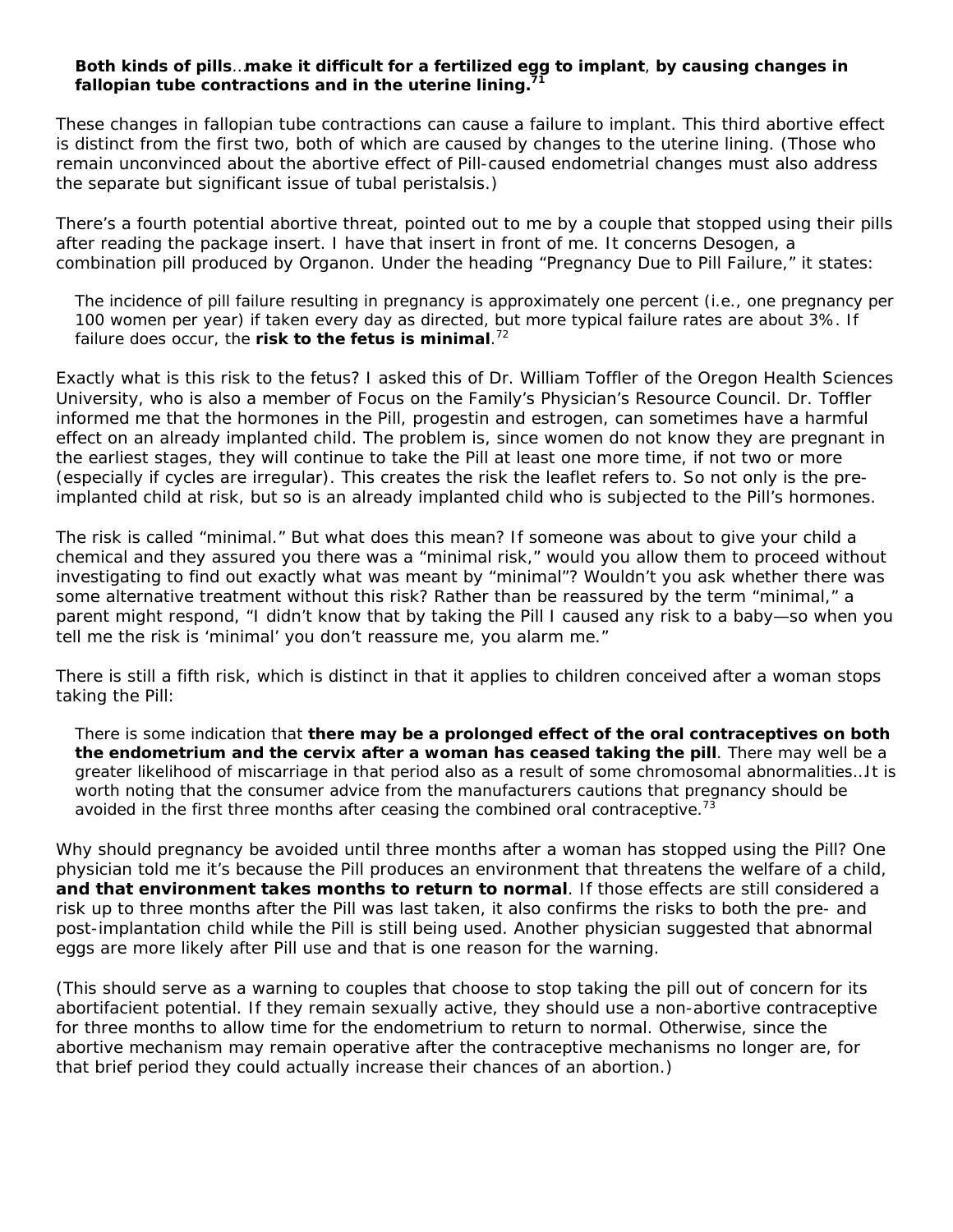> **Both kinds of pills**…**make it difficult for a fertilized egg to implant**, **by causing changes in fallopian tube contractions and in the uterine lining.**[71]

These changes in fallopian tube contractions can cause a failure to implant. This third abortive effect is distinct from the first two, both of which are caused by changes to the uterine lining. (Those who remain unconvinced about the abortive effect of Pill-caused endometrial changes must also address the separate but significant issue of tubal peristalsis.)

There's a fourth potential abortive threat, pointed out to me by a couple that stopped using their pills after reading the package insert. I have that insert in front of me. It concerns Desogen, a combination pill produced by Organon. Under the heading "Pregnancy Due to Pill Failure," it states:

> The incidence of pill failure resulting in pregnancy is approximately one percent (i.e., one pregnancy per 100 women per year) if taken every day as directed, but more typical failure rates are about 3%. If failure does occur, the **risk to the fetus is minimal**.[72]

Exactly what is this risk to the fetus? I asked this of Dr. William Toffler of the Oregon Health Sciences University, who is also a member of Focus on the Family's Physician's Resource Council. Dr. Toffler informed me that the hormones in the Pill, progestin and estrogen, can sometimes have a harmful effect on an already implanted child. The problem is, since women do not know they are pregnant in the earliest stages, they will continue to take the Pill at least one more time, if not two or more (especially if cycles are irregular). This creates the risk the leaflet refers to. So not only is the pre-implanted child at risk, but so is an already implanted child who is subjected to the Pill's hormones.

The risk is called "minimal." But what does this mean? If someone was about to give your child a chemical and they assured you there was a "minimal risk," would you allow them to proceed without investigating to find out exactly what was meant by "minimal"? Wouldn't you ask whether there was some alternative treatment without this risk? Rather than be reassured by the term "minimal," a parent might respond, "I didn't know that by taking the Pill I caused any risk to a baby—so when you tell me the risk is 'minimal' you don't reassure me, you alarm me."

There is still a fifth risk, which is distinct in that it applies to children conceived after a woman stops taking the Pill:

> There is some indication that **there may be a prolonged effect of the oral contraceptives on both the endometrium and the cervix after a woman has ceased taking the pill**. There may well be a greater likelihood of miscarriage in that period also as a result of some chromosomal abnormalities…It is worth noting that the consumer advice from the manufacturers cautions that pregnancy should be avoided in the first three months after ceasing the combined oral contraceptive.[73]

Why should pregnancy be avoided until three months after a woman has stopped using the Pill? One physician told me it's because the Pill produces an environment that threatens the welfare of a child, **and that environment takes months to return to normal**. If those effects are still considered a risk up to three months after the Pill was last taken, it also confirms the risks to both the pre- and post-implantation child while the Pill is still being used. Another physician suggested that abnormal eggs are more likely after Pill use and that is one reason for the warning.

(This should serve as a warning to couples that choose to stop taking the pill out of concern for its abortifacient potential. If they remain sexually active, they should use a non-abortive contraceptive for three months to allow time for the endometrium to return to normal. Otherwise, since the abortive mechanism may remain operative after the contraceptive mechanisms no longer are, for that brief period they could actually increase their chances of an abortion.)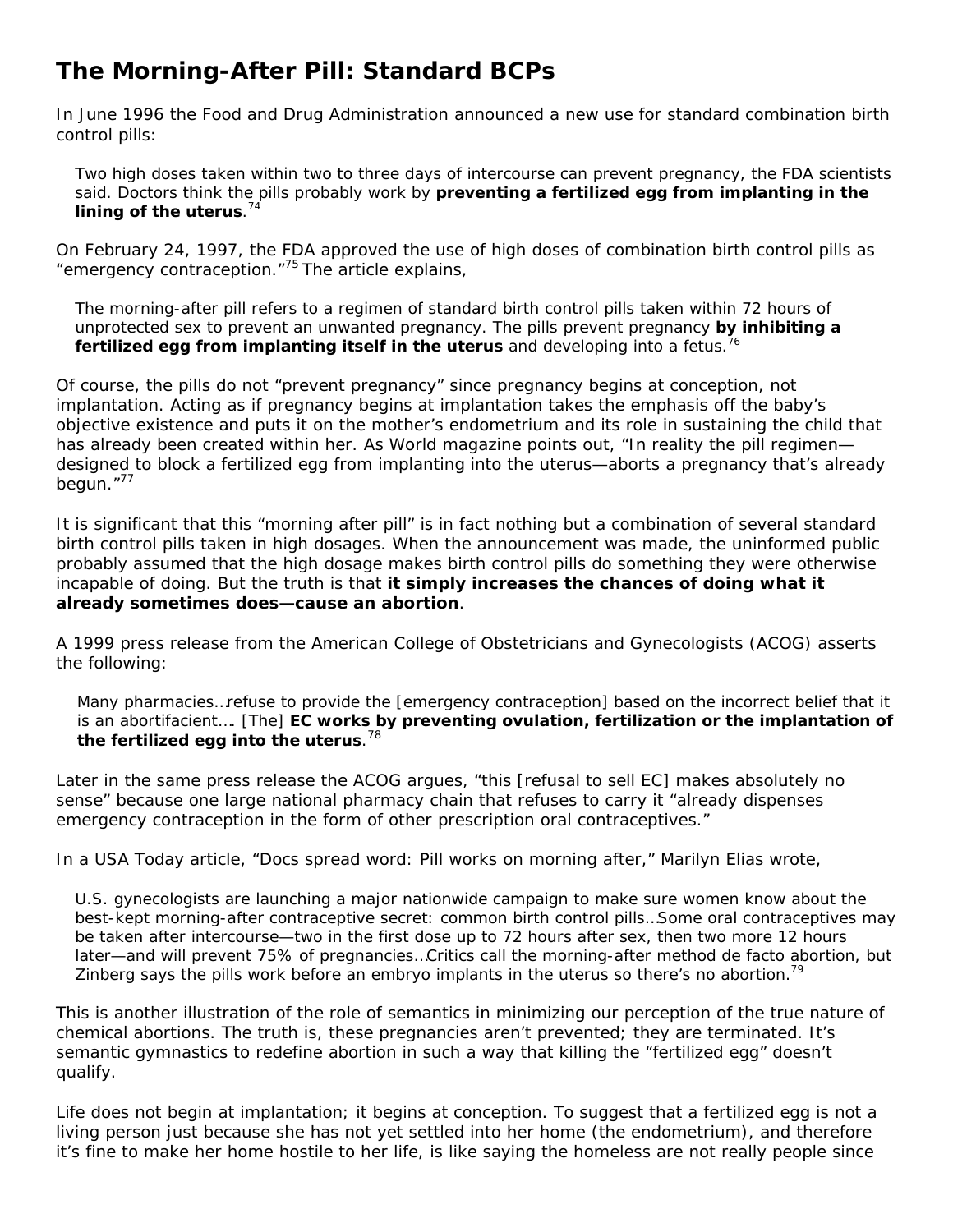# The Morning-After Pill: Standard BCPs

In June 1996 the Food and Drug Administration announced a new use for standard combination birth control pills:

> Two high doses taken within two to three days of intercourse can prevent pregnancy, the FDA scientists said. Doctors think the pills probably work by **preventing a fertilized egg from implanting in the lining of the uterus**.[74]

On February 24, 1997, the FDA approved the use of high doses of combination birth control pills as "emergency contraception."[75] The article explains,

> The morning-after pill refers to a regimen of standard birth control pills taken within 72 hours of unprotected sex to prevent an unwanted pregnancy. The pills prevent pregnancy **by inhibiting a fertilized egg from implanting itself in the uterus** and developing into a fetus.[76]

Of course, the pills do not "prevent pregnancy" since pregnancy begins at conception, not implantation. Acting as if pregnancy begins at implantation takes the emphasis off the baby's objective existence and puts it on the mother's endometrium and its role in sustaining the child that has already been created within her. As World magazine points out, "In reality the pill regimen—designed to block a fertilized egg from implanting into the uterus—aborts a pregnancy that's already begun."[77]

It is significant that this "morning after pill" is in fact nothing but a combination of several standard birth control pills taken in high dosages. When the announcement was made, the uninformed public probably assumed that the high dosage makes birth control pills do something they were otherwise incapable of doing. But the truth is that **it simply increases the chances of doing what it already sometimes does—cause an abortion**.

A 1999 press release from the American College of Obstetricians and Gynecologists (ACOG) asserts the following:

> Many pharmacies…refuse to provide the [emergency contraception] based on the incorrect belief that it is an abortifacient…. [The] **EC works by preventing ovulation, fertilization or the implantation of the fertilized egg into the uterus**.[78]

Later in the same press release the ACOG argues, "this [refusal to sell EC] makes absolutely no sense" because one large national pharmacy chain that refuses to carry it "already dispenses emergency contraception in the form of other prescription oral contraceptives."

In a USA Today article, "Docs spread word: Pill works on morning after," Marilyn Elias wrote,

> U.S. gynecologists are launching a major nationwide campaign to make sure women know about the best-kept morning-after contraceptive secret: common birth control pills…Some oral contraceptives may be taken after intercourse—two in the first dose up to 72 hours after sex, then two more 12 hours later—and will prevent 75% of pregnancies…Critics call the morning-after method de facto abortion, but Zinberg says the pills work before an embryo implants in the uterus so there's no abortion.[79]

This is another illustration of the role of semantics in minimizing our perception of the true nature of chemical abortions. The truth is, these pregnancies aren't prevented; they are terminated. It's semantic gymnastics to redefine abortion in such a way that killing the "fertilized egg" doesn't qualify.

Life does not begin at implantation; it begins at conception. To suggest that a fertilized egg is not a living person just because she has not yet settled into her home (the endometrium), and therefore it's fine to make her home hostile to her life, is like saying the homeless are not really people since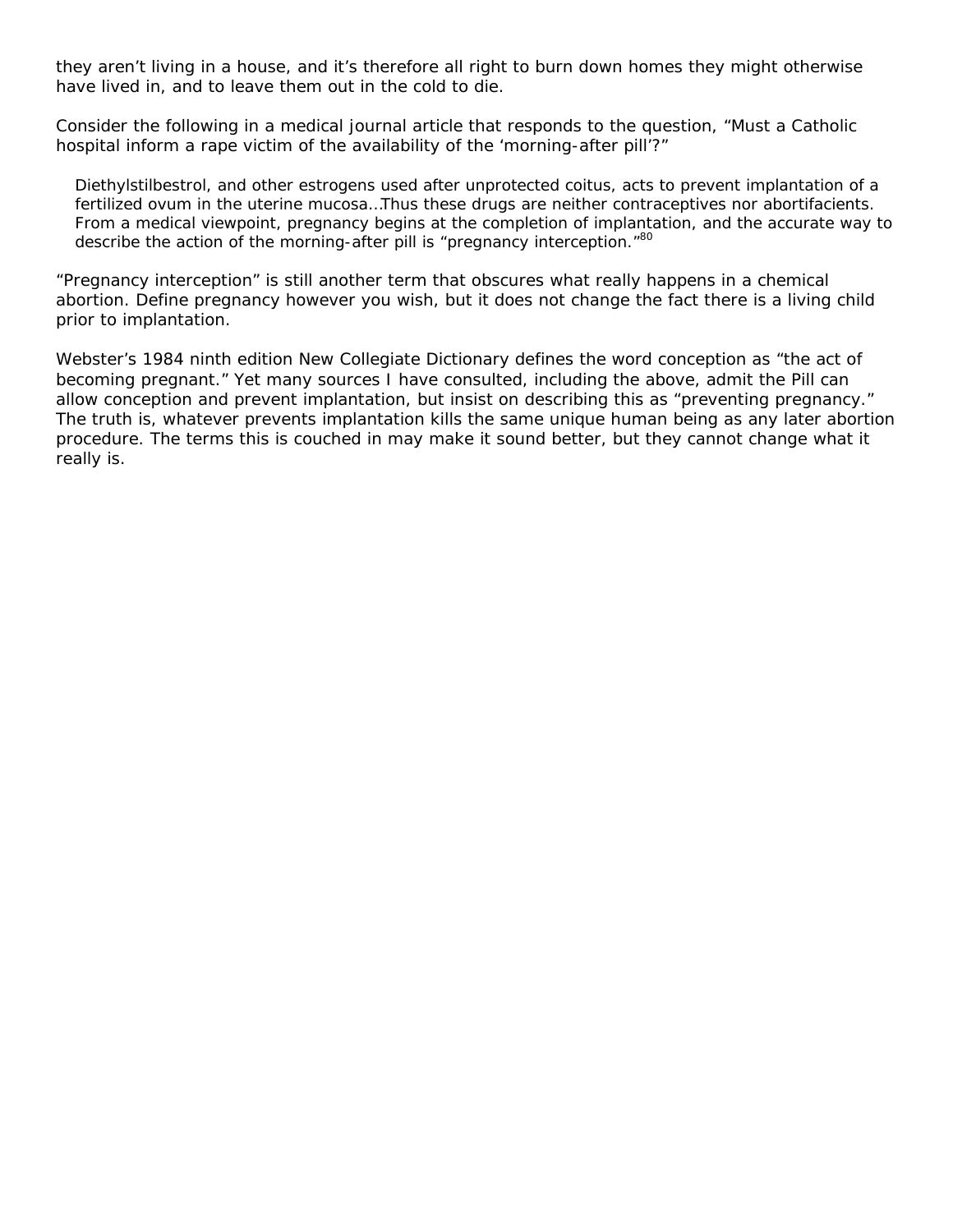they aren't living in a house, and it's therefore all right to burn down homes they might otherwise have lived in, and to leave them out in the cold to die.

Consider the following in a medical journal article that responds to the question, "Must a Catholic hospital inform a rape victim of the availability of the 'morning-after pill'?"

> Diethylstilbestrol, and other estrogens used after unprotected coitus, acts to prevent implantation of a fertilized ovum in the uterine mucosa…Thus these drugs are neither contraceptives nor abortifacients. From a medical viewpoint, pregnancy begins at the completion of implantation, and the accurate way to describe the action of the morning-after pill is "pregnancy interception."[80]

"Pregnancy interception" is still another term that obscures what really happens in a chemical abortion. Define pregnancy however you wish, but it does not change the fact there is a living child prior to implantation.

Webster's 1984 ninth edition New Collegiate Dictionary defines the word conception as "the act of becoming pregnant." Yet many sources I have consulted, including the above, admit the Pill can allow conception and prevent implantation, but insist on describing this as "preventing pregnancy." The truth is, whatever prevents implantation kills the same unique human being as any later abortion procedure. The terms this is couched in may make it sound better, but they cannot change what it really is.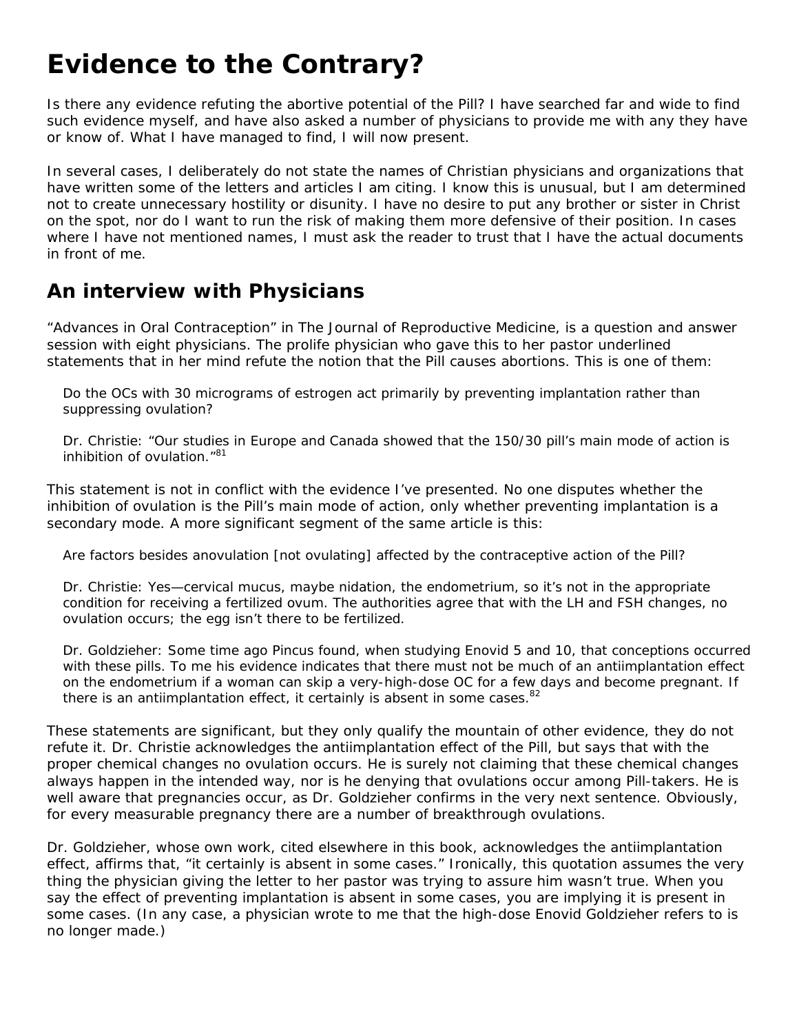# Evidence to the Contrary?

Is there any evidence refuting the abortive potential of the Pill? I have searched far and wide to find such evidence myself, and have also asked a number of physicians to provide me with any they have or know of. What I have managed to find, I will now present.

In several cases, I deliberately do not state the names of Christian physicians and organizations that have written some of the letters and articles I am citing. I know this is unusual, but I am determined not to create unnecessary hostility or disunity. I have no desire to put any brother or sister in Christ on the spot, nor do I want to run the risk of making them more defensive of their position. In cases where I have not mentioned names, I must ask the reader to trust that I have the actual documents in front of me.

## An interview with Physicians

"Advances in Oral Contraception" in The Journal of Reproductive Medicine, is a question and answer session with eight physicians. The prolife physician who gave this to her pastor underlined statements that in her mind refute the notion that the Pill causes abortions. This is one of them:

> Do the OCs with 30 micrograms of estrogen act primarily by preventing implantation rather than suppressing ovulation?
>
> Dr. Christie: "Our studies in Europe and Canada showed that the 150/30 pill's main mode of action is inhibition of ovulation."[81]

This statement is not in conflict with the evidence I've presented. No one disputes whether the inhibition of ovulation is the Pill's main mode of action, only whether preventing implantation is a secondary mode. A more significant segment of the same article is this:

> Are factors besides anovulation [not ovulating] affected by the contraceptive action of the Pill?
>
> Dr. Christie: Yes—cervical mucus, maybe nidation, the endometrium, so it's not in the appropriate condition for receiving a fertilized ovum. The authorities agree that with the LH and FSH changes, no ovulation occurs; the egg isn't there to be fertilized.
>
> Dr. Goldzieher: Some time ago Pincus found, when studying Enovid 5 and 10, that conceptions occurred with these pills. To me his evidence indicates that there must not be much of an antiimplantation effect on the endometrium if a woman can skip a very-high-dose OC for a few days and become pregnant. If there is an antiimplantation effect, it certainly is absent in some cases.[82]

These statements are significant, but they only qualify the mountain of other evidence, they do not refute it. Dr. Christie acknowledges the antiimplantation effect of the Pill, but says that with the proper chemical changes no ovulation occurs. He is surely not claiming that these chemical changes always happen in the intended way, nor is he denying that ovulations occur among Pill-takers. He is well aware that pregnancies occur, as Dr. Goldzieher confirms in the very next sentence. Obviously, for every measurable pregnancy there are a number of breakthrough ovulations.

Dr. Goldzieher, whose own work, cited elsewhere in this book, acknowledges the antiimplantation effect, affirms that, "it certainly is absent in some cases." Ironically, this quotation assumes the very thing the physician giving the letter to her pastor was trying to assure him wasn't true. When you say the effect of preventing implantation is absent in some cases, you are implying it is present in some cases. (In any case, a physician wrote to me that the high-dose Enovid Goldzieher refers to is no longer made.)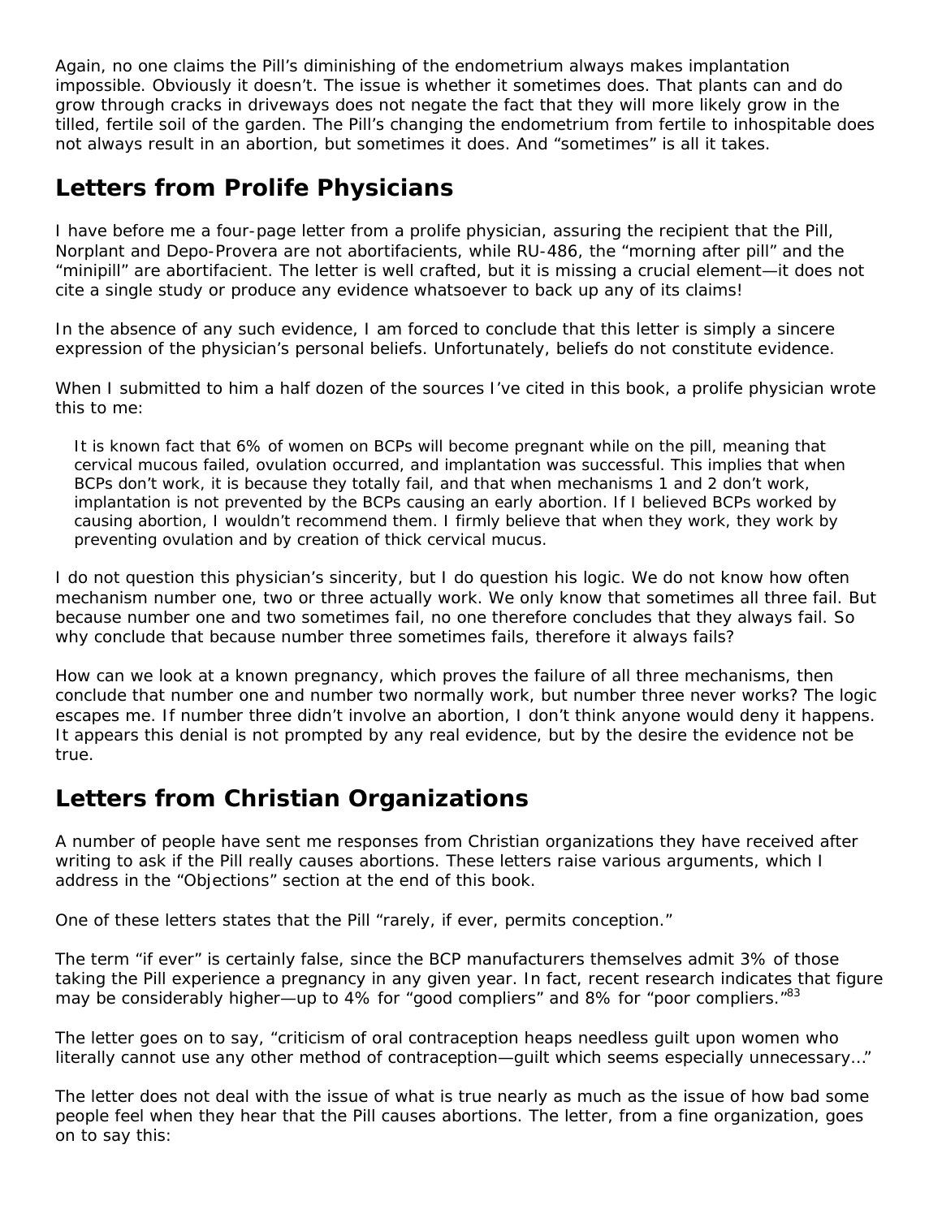Again, no one claims the Pill's diminishing of the endometrium always makes implantation impossible. Obviously it doesn't. The issue is whether it sometimes does. That plants can and do grow through cracks in driveways does not negate the fact that they will more likely grow in the tilled, fertile soil of the garden. The Pill's changing the endometrium from fertile to inhospitable does not always result in an abortion, but sometimes it does. And "sometimes" is all it takes.

## Letters from Prolife Physicians

I have before me a four-page letter from a prolife physician, assuring the recipient that the Pill, Norplant and Depo-Provera are not abortifacients, while RU-486, the "morning after pill" and the "minipill" are abortifacient. The letter is well crafted, but it is missing a crucial element—it does not cite a single study or produce any evidence whatsoever to back up any of its claims!

In the absence of any such evidence, I am forced to conclude that this letter is simply a sincere expression of the physician's personal beliefs. Unfortunately, beliefs do not constitute evidence.

When I submitted to him a half dozen of the sources I've cited in this book, a prolife physician wrote this to me:

> It is known fact that 6% of women on BCPs will become pregnant while on the pill, meaning that cervical mucous failed, ovulation occurred, and implantation was successful. This implies that when BCPs don't work, it is because they totally fail, and that when mechanisms 1 and 2 don't work, implantation is not prevented by the BCPs causing an early abortion. If I believed BCPs worked by causing abortion, I wouldn't recommend them. I firmly believe that when they work, they work by preventing ovulation and by creation of thick cervical mucus.

I do not question this physician's sincerity, but I do question his logic. We do not know how often mechanism number one, two or three actually work. We only know that sometimes all three fail. But because number one and two sometimes fail, no one therefore concludes that they always fail. So why conclude that because number three sometimes fails, therefore it always fails?

How can we look at a known pregnancy, which proves the failure of all three mechanisms, then conclude that number one and number two normally work, but number three never works? The logic escapes me. If number three didn't involve an abortion, I don't think anyone would deny it happens. It appears this denial is not prompted by any real evidence, but by the desire the evidence not be true.

## Letters from Christian Organizations

A number of people have sent me responses from Christian organizations they have received after writing to ask if the Pill really causes abortions. These letters raise various arguments, which I address in the "Objections" section at the end of this book.

One of these letters states that the Pill "rarely, if ever, permits conception."

The term "if ever" is certainly false, since the BCP manufacturers themselves admit 3% of those taking the Pill experience a pregnancy in any given year. In fact, recent research indicates that figure may be considerably higher—up to 4% for "good compliers" and 8% for "poor compliers."[83]

The letter goes on to say, "criticism of oral contraception heaps needless guilt upon women who literally cannot use any other method of contraception—guilt which seems especially unnecessary…"

The letter does not deal with the issue of what is true nearly as much as the issue of how bad some people feel when they hear that the Pill causes abortions. The letter, from a fine organization, goes on to say this: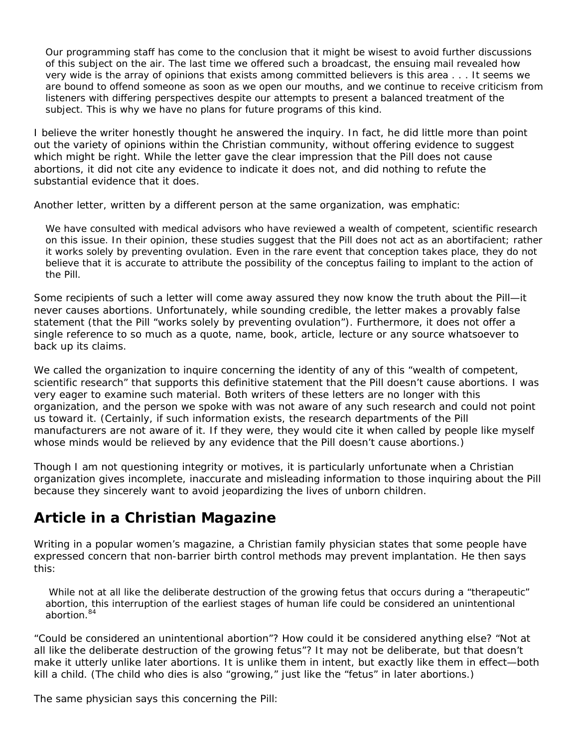> Our programming staff has come to the conclusion that it might be wisest to avoid further discussions of this subject on the air. The last time we offered such a broadcast, the ensuing mail revealed how very wide is the array of opinions that exists among committed believers is this area . . . It seems we are bound to offend someone as soon as we open our mouths, and we continue to receive criticism from listeners with differing perspectives despite our attempts to present a balanced treatment of the subject. This is why we have no plans for future programs of this kind.

I believe the writer honestly thought he answered the inquiry. In fact, he did little more than point out the variety of opinions within the Christian community, without offering evidence to suggest which might be right. While the letter gave the clear impression that the Pill does not cause abortions, it did not cite any evidence to indicate it does not, and did nothing to refute the substantial evidence that it does.

Another letter, written by a different person at the same organization, was emphatic:

> We have consulted with medical advisors who have reviewed a wealth of competent, scientific research on this issue. In their opinion, these studies suggest that the Pill does not act as an abortifacient; rather it works solely by preventing ovulation. Even in the rare event that conception takes place, they do not believe that it is accurate to attribute the possibility of the conceptus failing to implant to the action of the Pill.

Some recipients of such a letter will come away assured they now know the truth about the Pill—it never causes abortions. Unfortunately, while sounding credible, the letter makes a provably false statement (that the Pill "works solely by preventing ovulation"). Furthermore, it does not offer a single reference to so much as a quote, name, book, article, lecture or any source whatsoever to back up its claims.

We called the organization to inquire concerning the identity of any of this "wealth of competent, scientific research" that supports this definitive statement that the Pill doesn't cause abortions. I was very eager to examine such material. Both writers of these letters are no longer with this organization, and the person we spoke with was not aware of any such research and could not point us toward it. (Certainly, if such information exists, the research departments of the Pill manufacturers are not aware of it. If they were, they would cite it when called by people like myself whose minds would be relieved by any evidence that the Pill doesn't cause abortions.)

Though I am not questioning integrity or motives, it is particularly unfortunate when a Christian organization gives incomplete, inaccurate and misleading information to those inquiring about the Pill because they sincerely want to avoid jeopardizing the lives of unborn children.

## Article in a Christian Magazine

Writing in a popular women's magazine, a Christian family physician states that some people have expressed concern that non-barrier birth control methods may prevent implantation. He then says this:

> While not at all like the deliberate destruction of the growing fetus that occurs during a "therapeutic" abortion, this interruption of the earliest stages of human life could be considered an unintentional abortion.[84]

"Could be considered an unintentional abortion"? How could it be considered anything else? "Not at all like the deliberate destruction of the growing fetus"? It may not be deliberate, but that doesn't make it utterly unlike later abortions. It is unlike them in intent, but exactly like them in effect—both kill a child. (The child who dies is also "growing," just like the "fetus" in later abortions.)

The same physician says this concerning the Pill: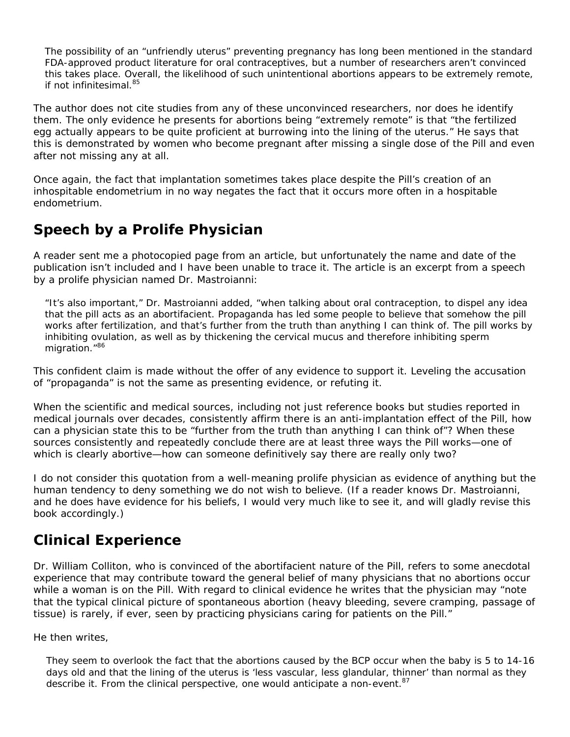> The possibility of an "unfriendly uterus" preventing pregnancy has long been mentioned in the standard FDA-approved product literature for oral contraceptives, but a number of researchers aren't convinced this takes place. Overall, the likelihood of such unintentional abortions appears to be extremely remote, if not infinitesimal.[85]

The author does not cite studies from any of these unconvinced researchers, nor does he identify them. The only evidence he presents for abortions being "extremely remote" is that "the fertilized egg actually appears to be quite proficient at burrowing into the lining of the uterus." He says that this is demonstrated by women who become pregnant after missing a single dose of the Pill and even after not missing any at all.

Once again, the fact that implantation sometimes takes place despite the Pill's creation of an inhospitable endometrium in no way negates the fact that it occurs more often in a hospitable endometrium.

## Speech by a Prolife Physician

A reader sent me a photocopied page from an article, but unfortunately the name and date of the publication isn't included and I have been unable to trace it. The article is an excerpt from a speech by a prolife physician named Dr. Mastroianni:

> "It's also important," Dr. Mastroianni added, "when talking about oral contraception, to dispel any idea that the pill acts as an abortifacient. Propaganda has led some people to believe that somehow the pill works after fertilization, and that's further from the truth than anything I can think of. The pill works by inhibiting ovulation, as well as by thickening the cervical mucus and therefore inhibiting sperm migration."[86]

This confident claim is made without the offer of any evidence to support it. Leveling the accusation of "propaganda" is not the same as presenting evidence, or refuting it.

When the scientific and medical sources, including not just reference books but studies reported in medical journals over decades, consistently affirm there is an anti-implantation effect of the Pill, how can a physician state this to be "further from the truth than anything I can think of"? When these sources consistently and repeatedly conclude there are at least three ways the Pill works—one of which is clearly abortive—how can someone definitively say there are really only two?

I do not consider this quotation from a well-meaning prolife physician as evidence of anything but the human tendency to deny something we do not wish to believe. (If a reader knows Dr. Mastroianni, and he does have evidence for his beliefs, I would very much like to see it, and will gladly revise this book accordingly.)

## Clinical Experience

Dr. William Colliton, who is convinced of the abortifacient nature of the Pill, refers to some anecdotal experience that may contribute toward the general belief of many physicians that no abortions occur while a woman is on the Pill. With regard to clinical evidence he writes that the physician may "note that the typical clinical picture of spontaneous abortion (heavy bleeding, severe cramping, passage of tissue) is rarely, if ever, seen by practicing physicians caring for patients on the Pill."

He then writes,

> They seem to overlook the fact that the abortions caused by the BCP occur when the baby is 5 to 14-16 days old and that the lining of the uterus is 'less vascular, less glandular, thinner' than normal as they describe it. From the clinical perspective, one would anticipate a non-event.[87]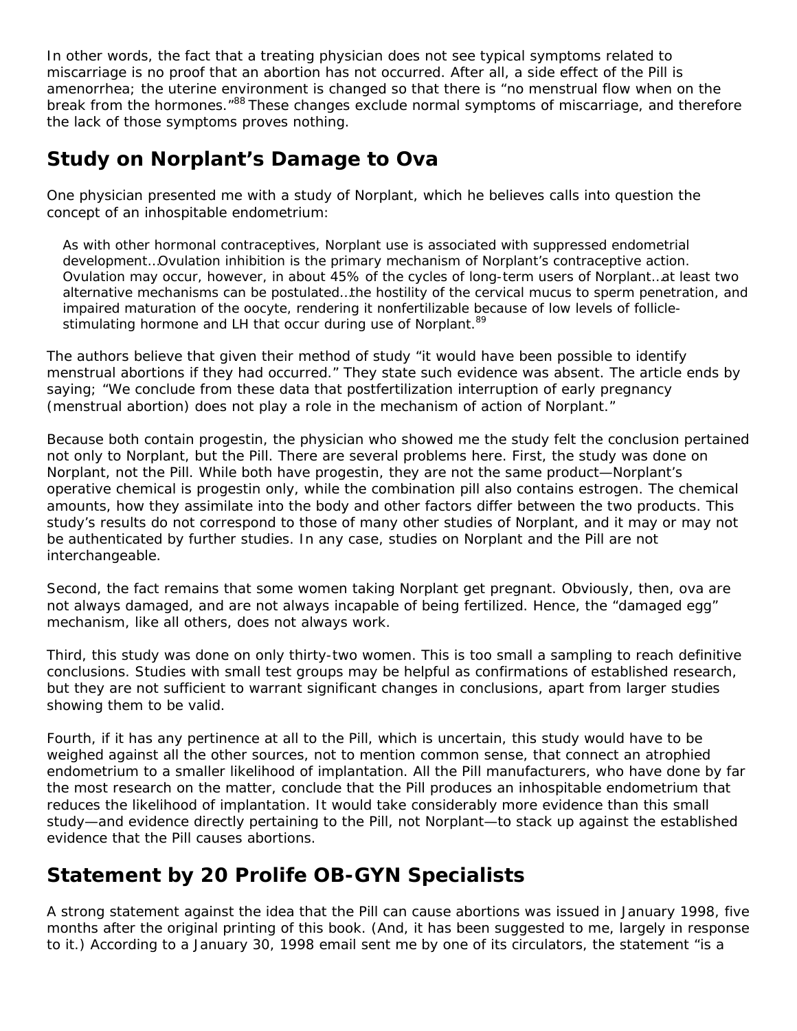In other words, the fact that a treating physician does not see typical symptoms related to miscarriage is no proof that an abortion has not occurred. After all, a side effect of the Pill is amenorrhea; the uterine environment is changed so that there is "no menstrual flow when on the break from the hormones."[88] These changes exclude normal symptoms of miscarriage, and therefore the lack of those symptoms proves nothing.

## Study on Norplant's Damage to Ova

One physician presented me with a study of Norplant, which he believes calls into question the concept of an inhospitable endometrium:

> As with other hormonal contraceptives, Norplant use is associated with suppressed endometrial development…Ovulation inhibition is the primary mechanism of Norplant's contraceptive action. Ovulation may occur, however, in about 45% of the cycles of long-term users of Norplant…at least two alternative mechanisms can be postulated…the hostility of the cervical mucus to sperm penetration, and impaired maturation of the oocyte, rendering it nonfertilizable because of low levels of follicle-stimulating hormone and LH that occur during use of Norplant.[89]

The authors believe that given their method of study "it would have been possible to identify menstrual abortions if they had occurred." They state such evidence was absent. The article ends by saying; "We conclude from these data that postfertilization interruption of early pregnancy (menstrual abortion) does not play a role in the mechanism of action of Norplant."

Because both contain progestin, the physician who showed me the study felt the conclusion pertained not only to Norplant, but the Pill. There are several problems here. First, the study was done on Norplant, not the Pill. While both have progestin, they are not the same product—Norplant's operative chemical is progestin only, while the combination pill also contains estrogen. The chemical amounts, how they assimilate into the body and other factors differ between the two products. This study's results do not correspond to those of many other studies of Norplant, and it may or may not be authenticated by further studies. In any case, studies on Norplant and the Pill are not interchangeable.

Second, the fact remains that some women taking Norplant get pregnant. Obviously, then, ova are not always damaged, and are not always incapable of being fertilized. Hence, the "damaged egg" mechanism, like all others, does not always work.

Third, this study was done on only thirty-two women. This is too small a sampling to reach definitive conclusions. Studies with small test groups may be helpful as confirmations of established research, but they are not sufficient to warrant significant changes in conclusions, apart from larger studies showing them to be valid.

Fourth, if it has any pertinence at all to the Pill, which is uncertain, this study would have to be weighed against all the other sources, not to mention common sense, that connect an atrophied endometrium to a smaller likelihood of implantation. All the Pill manufacturers, who have done by far the most research on the matter, conclude that the Pill produces an inhospitable endometrium that reduces the likelihood of implantation. It would take considerably more evidence than this small study—and evidence directly pertaining to the Pill, not Norplant—to stack up against the established evidence that the Pill causes abortions.

## Statement by 20 Prolife OB-GYN Specialists

A strong statement against the idea that the Pill can cause abortions was issued in January 1998, five months after the original printing of this book. (And, it has been suggested to me, largely in response to it.) According to a January 30, 1998 email sent me by one of its circulators, the statement "is a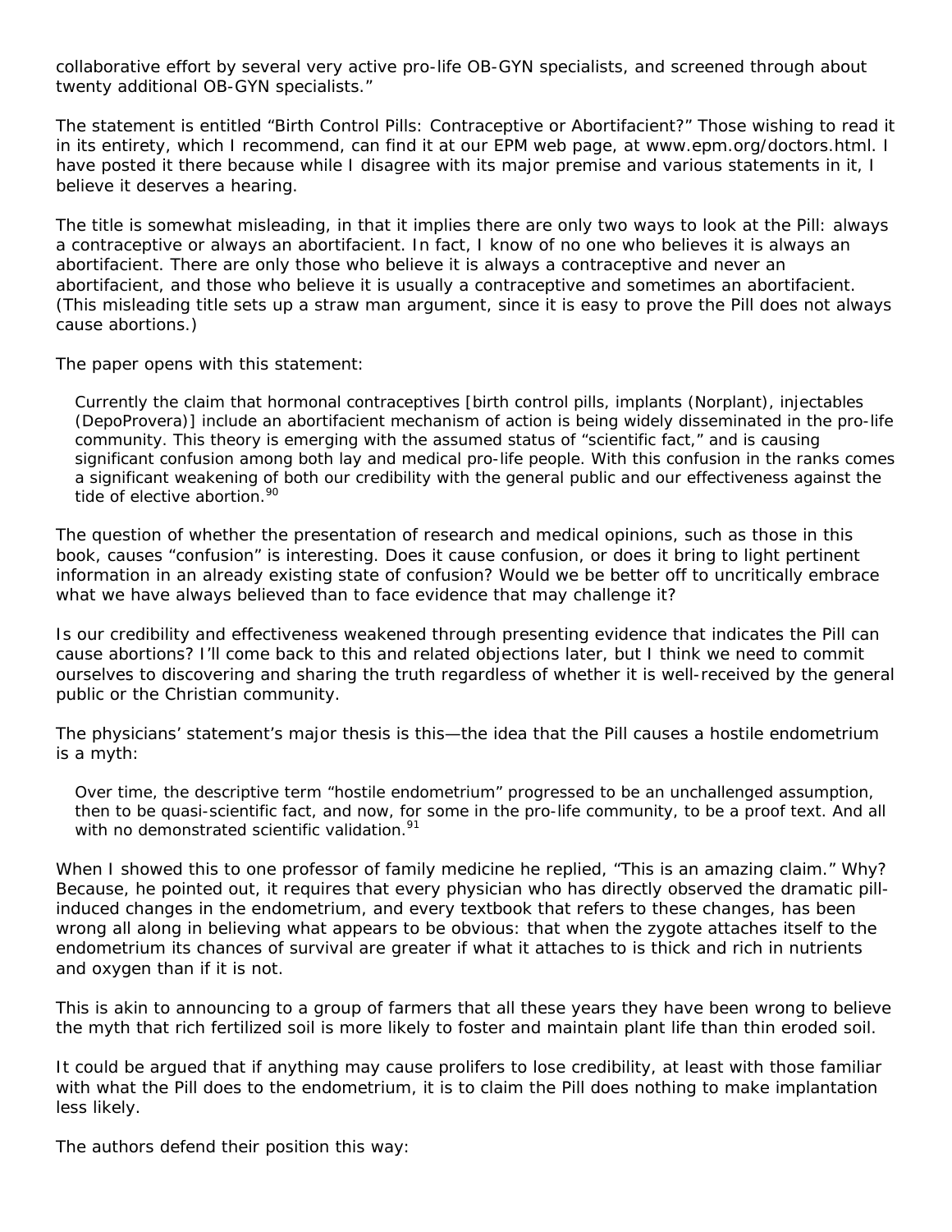collaborative effort by several very active pro-life OB-GYN specialists, and screened through about twenty additional OB-GYN specialists."

The statement is entitled "Birth Control Pills: Contraceptive or Abortifacient?" Those wishing to read it in its entirety, which I recommend, can find it at our EPM web page, at www.epm.org/doctors.html. I have posted it there because while I disagree with its major premise and various statements in it, I believe it deserves a hearing.

The title is somewhat misleading, in that it implies there are only two ways to look at the Pill: always a contraceptive or always an abortifacient. In fact, I know of no one who believes it is always an abortifacient. There are only those who believe it is always a contraceptive and never an abortifacient, and those who believe it is usually a contraceptive and sometimes an abortifacient. (This misleading title sets up a straw man argument, since it is easy to prove the Pill does not always cause abortions.)

The paper opens with this statement:

> Currently the claim that hormonal contraceptives [birth control pills, implants (Norplant), injectables (DepoProvera)] include an abortifacient mechanism of action is being widely disseminated in the pro-life community. This theory is emerging with the assumed status of "scientific fact," and is causing significant confusion among both lay and medical pro-life people. With this confusion in the ranks comes a significant weakening of both our credibility with the general public and our effectiveness against the tide of elective abortion.[90]

The question of whether the presentation of research and medical opinions, such as those in this book, causes "confusion" is interesting. Does it cause confusion, or does it bring to light pertinent information in an already existing state of confusion? Would we be better off to uncritically embrace what we have always believed than to face evidence that may challenge it?

Is our credibility and effectiveness weakened through presenting evidence that indicates the Pill can cause abortions? I'll come back to this and related objections later, but I think we need to commit ourselves to discovering and sharing the truth regardless of whether it is well-received by the general public or the Christian community.

The physicians' statement's major thesis is this—the idea that the Pill causes a hostile endometrium is a myth:

> Over time, the descriptive term "hostile endometrium" progressed to be an unchallenged assumption, then to be quasi-scientific fact, and now, for some in the pro-life community, to be a proof text. And all with no demonstrated scientific validation.[91]

When I showed this to one professor of family medicine he replied, "This is an amazing claim." Why? Because, he pointed out, it requires that every physician who has directly observed the dramatic pill-induced changes in the endometrium, and every textbook that refers to these changes, has been wrong all along in believing what appears to be obvious: that when the zygote attaches itself to the endometrium its chances of survival are greater if what it attaches to is thick and rich in nutrients and oxygen than if it is not.

This is akin to announcing to a group of farmers that all these years they have been wrong to believe the myth that rich fertilized soil is more likely to foster and maintain plant life than thin eroded soil.

It could be argued that if anything may cause prolifers to lose credibility, at least with those familiar with what the Pill does to the endometrium, it is to claim the Pill does nothing to make implantation less likely.

The authors defend their position this way: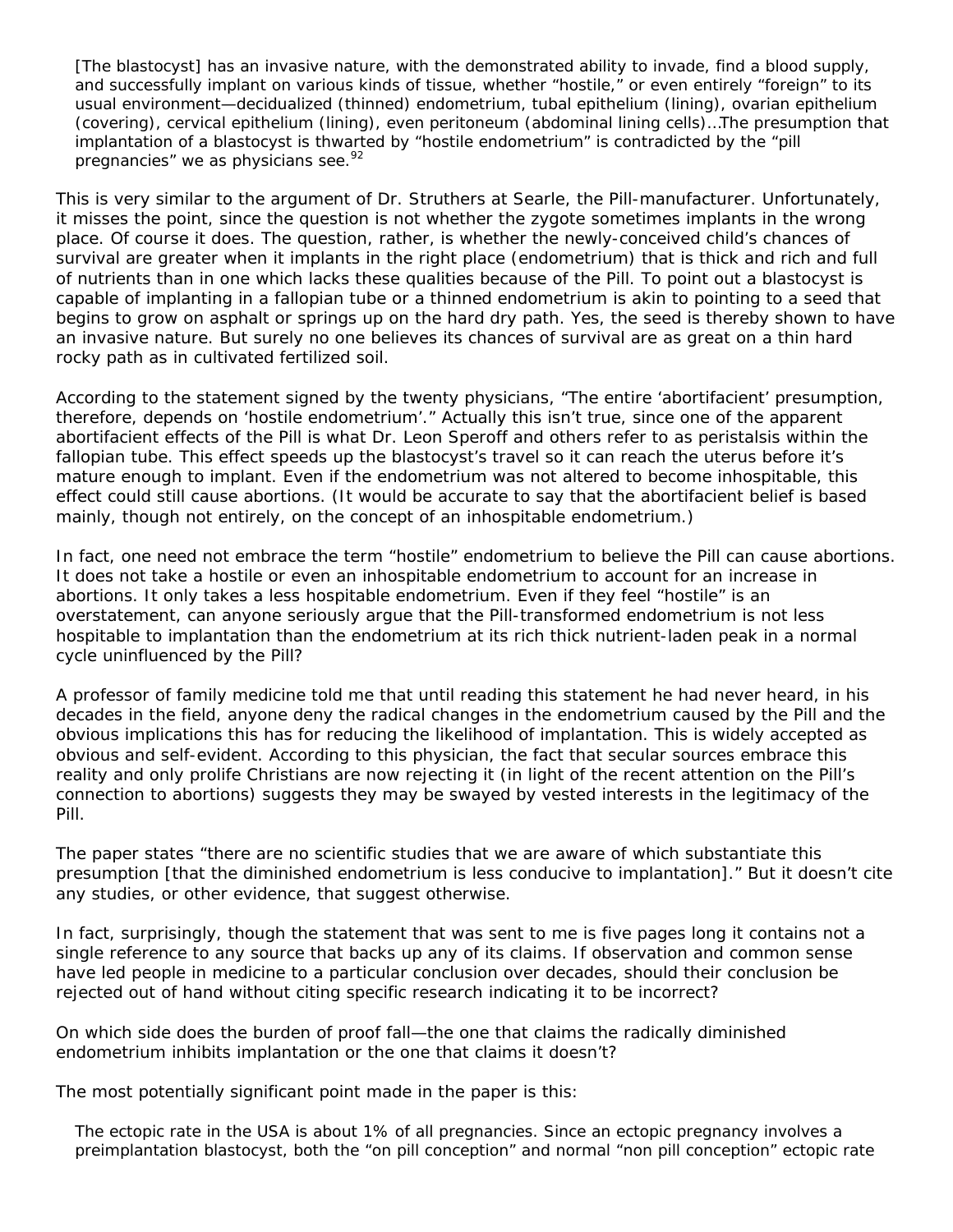> [The blastocyst] has an invasive nature, with the demonstrated ability to invade, find a blood supply, and successfully implant on various kinds of tissue, whether "hostile," or even entirely "foreign" to its usual environment—decidualized (thinned) endometrium, tubal epithelium (lining), ovarian epithelium (covering), cervical epithelium (lining), even peritoneum (abdominal lining cells)…The presumption that implantation of a blastocyst is thwarted by "hostile endometrium" is contradicted by the "pill pregnancies" we as physicians see.[92]

This is very similar to the argument of Dr. Struthers at Searle, the Pill-manufacturer. Unfortunately, it misses the point, since the question is not whether the zygote sometimes implants in the wrong place. Of course it does. The question, rather, is whether the newly-conceived child's chances of survival are greater when it implants in the right place (endometrium) that is thick and rich and full of nutrients than in one which lacks these qualities because of the Pill. To point out a blastocyst is capable of implanting in a fallopian tube or a thinned endometrium is akin to pointing to a seed that begins to grow on asphalt or springs up on the hard dry path. Yes, the seed is thereby shown to have an invasive nature. But surely no one believes its chances of survival are as great on a thin hard rocky path as in cultivated fertilized soil.

According to the statement signed by the twenty physicians, "The entire 'abortifacient' presumption, therefore, depends on 'hostile endometrium'." Actually this isn't true, since one of the apparent abortifacient effects of the Pill is what Dr. Leon Speroff and others refer to as peristalsis within the fallopian tube. This effect speeds up the blastocyst's travel so it can reach the uterus before it's mature enough to implant. Even if the endometrium was not altered to become inhospitable, this effect could still cause abortions. (It would be accurate to say that the abortifacient belief is based mainly, though not entirely, on the concept of an inhospitable endometrium.)

In fact, one need not embrace the term "hostile" endometrium to believe the Pill can cause abortions. It does not take a hostile or even an inhospitable endometrium to account for an increase in abortions. It only takes a less hospitable endometrium. Even if they feel "hostile" is an overstatement, can anyone seriously argue that the Pill-transformed endometrium is not less hospitable to implantation than the endometrium at its rich thick nutrient-laden peak in a normal cycle uninfluenced by the Pill?

A professor of family medicine told me that until reading this statement he had never heard, in his decades in the field, anyone deny the radical changes in the endometrium caused by the Pill and the obvious implications this has for reducing the likelihood of implantation. This is widely accepted as obvious and self-evident. According to this physician, the fact that secular sources embrace this reality and only prolife Christians are now rejecting it (in light of the recent attention on the Pill's connection to abortions) suggests they may be swayed by vested interests in the legitimacy of the Pill.

The paper states "there are no scientific studies that we are aware of which substantiate this presumption [that the diminished endometrium is less conducive to implantation]." But it doesn't cite any studies, or other evidence, that suggest otherwise.

In fact, surprisingly, though the statement that was sent to me is five pages long it contains not a single reference to any source that backs up any of its claims. If observation and common sense have led people in medicine to a particular conclusion over decades, should their conclusion be rejected out of hand without citing specific research indicating it to be incorrect?

On which side does the burden of proof fall—the one that claims the radically diminished endometrium inhibits implantation or the one that claims it doesn't?

The most potentially significant point made in the paper is this:

> The ectopic rate in the USA is about 1% of all pregnancies. Since an ectopic pregnancy involves a preimplantation blastocyst, both the "on pill conception" and normal "non pill conception" ectopic rate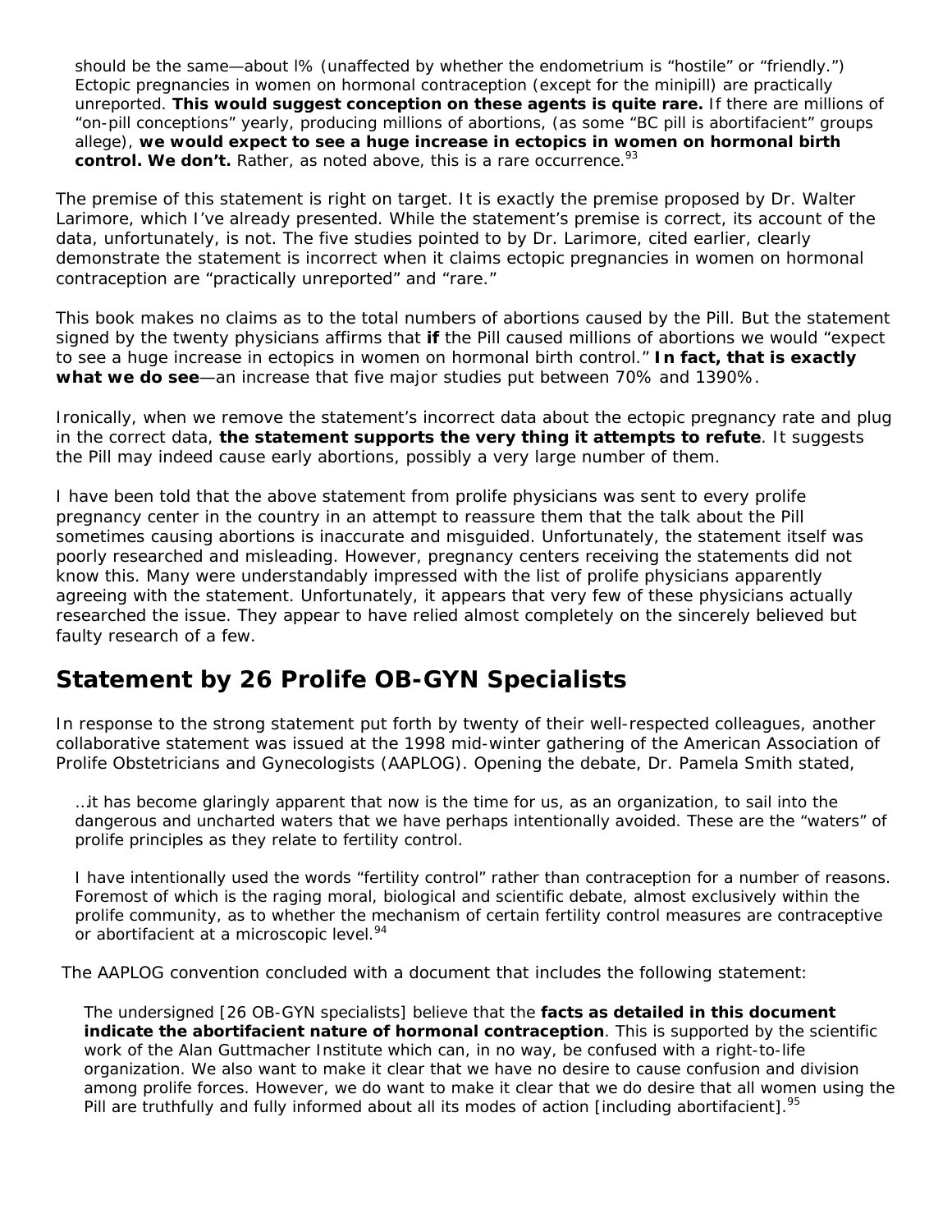> should be the same—about l% (unaffected by whether the endometrium is "hostile" or "friendly.") Ectopic pregnancies in women on hormonal contraception (except for the minipill) are practically unreported. **This would suggest conception on these agents is quite rare.** If there are millions of "on-pill conceptions" yearly, producing millions of abortions, (as some "BC pill is abortifacient" groups allege), **we would expect to see a huge increase in ectopics in women on hormonal birth control. We don't.** Rather, as noted above, this is a rare occurrence.[93]

The premise of this statement is right on target. It is exactly the premise proposed by Dr. Walter Larimore, which I've already presented. While the statement's premise is correct, its account of the data, unfortunately, is not. The five studies pointed to by Dr. Larimore, cited earlier, clearly demonstrate the statement is incorrect when it claims ectopic pregnancies in women on hormonal contraception are "practically unreported" and "rare."

This book makes no claims as to the total numbers of abortions caused by the Pill. But the statement signed by the twenty physicians affirms that **if** the Pill caused millions of abortions we would "expect to see a huge increase in ectopics in women on hormonal birth control." **In fact, that is exactly what we do see**—an increase that five major studies put between 70% and 1390%.

Ironically, when we remove the statement's incorrect data about the ectopic pregnancy rate and plug in the correct data, **the statement supports the very thing it attempts to refute**. It suggests the Pill may indeed cause early abortions, possibly a very large number of them.

I have been told that the above statement from prolife physicians was sent to every prolife pregnancy center in the country in an attempt to reassure them that the talk about the Pill sometimes causing abortions is inaccurate and misguided. Unfortunately, the statement itself was poorly researched and misleading. However, pregnancy centers receiving the statements did not know this. Many were understandably impressed with the list of prolife physicians apparently agreeing with the statement. Unfortunately, it appears that very few of these physicians actually researched the issue. They appear to have relied almost completely on the sincerely believed but faulty research of a few.

## Statement by 26 Prolife OB-GYN Specialists

In response to the strong statement put forth by twenty of their well-respected colleagues, another collaborative statement was issued at the 1998 mid-winter gathering of the American Association of Prolife Obstetricians and Gynecologists (AAPLOG). Opening the debate, Dr. Pamela Smith stated,

> …it has become glaringly apparent that now is the time for us, as an organization, to sail into the dangerous and uncharted waters that we have perhaps intentionally avoided. These are the "waters" of prolife principles as they relate to fertility control.
>
> I have intentionally used the words "fertility control" rather than contraception for a number of reasons. Foremost of which is the raging moral, biological and scientific debate, almost exclusively within the prolife community, as to whether the mechanism of certain fertility control measures are contraceptive or abortifacient at a microscopic level.[94]

The AAPLOG convention concluded with a document that includes the following statement:

> The undersigned [26 OB-GYN specialists] believe that the **facts as detailed in this document indicate the abortifacient nature of hormonal contraception**. This is supported by the scientific work of the Alan Guttmacher Institute which can, in no way, be confused with a right-to-life organization. We also want to make it clear that we have no desire to cause confusion and division among prolife forces. However, we do want to make it clear that we do desire that all women using the Pill are truthfully and fully informed about all its modes of action [including abortifacient].[95]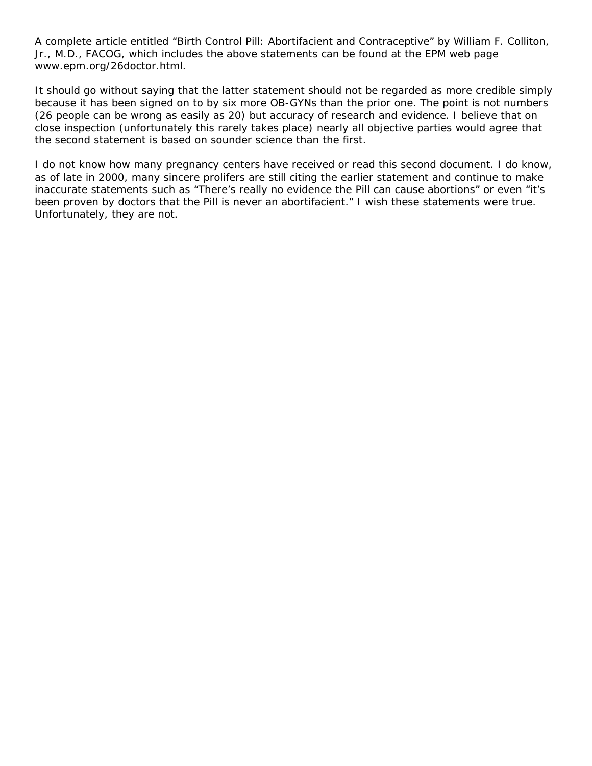A complete article entitled "Birth Control Pill: Abortifacient and Contraceptive" by William F. Colliton, Jr., M.D., FACOG, which includes the above statements can be found at the EPM web page www.epm.org/26doctor.html.

It should go without saying that the latter statement should not be regarded as more credible simply because it has been signed on to by six more OB-GYNs than the prior one. The point is not numbers (26 people can be wrong as easily as 20) but accuracy of research and evidence. I believe that on close inspection (unfortunately this rarely takes place) nearly all objective parties would agree that the second statement is based on sounder science than the first.

I do not know how many pregnancy centers have received or read this second document. I do know, as of late in 2000, many sincere prolifers are still citing the earlier statement and continue to make inaccurate statements such as "There's really no evidence the Pill can cause abortions" or even "it's been proven by doctors that the Pill is never an abortifacient." I wish these statements were true. Unfortunately, they are not.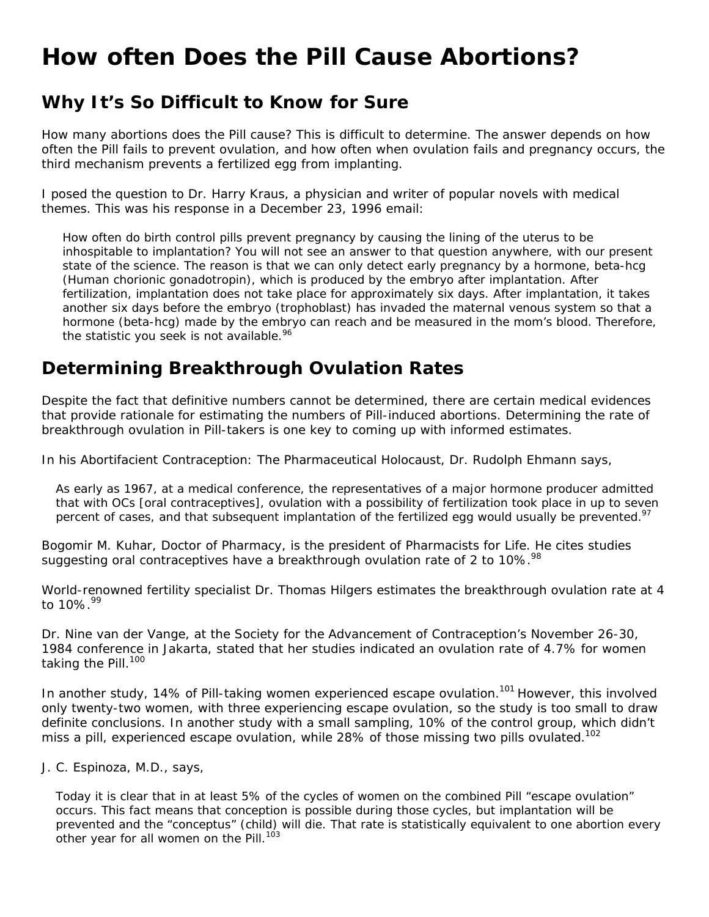# How often Does the Pill Cause Abortions?

## Why It's So Difficult to Know for Sure

How many abortions does the Pill cause? This is difficult to determine. The answer depends on how often the Pill fails to prevent ovulation, and how often when ovulation fails and pregnancy occurs, the third mechanism prevents a fertilized egg from implanting.

I posed the question to Dr. Harry Kraus, a physician and writer of popular novels with medical themes. This was his response in a December 23, 1996 email:

> How often do birth control pills prevent pregnancy by causing the lining of the uterus to be inhospitable to implantation? You will not see an answer to that question anywhere, with our present state of the science. The reason is that we can only detect early pregnancy by a hormone, beta-hcg (Human chorionic gonadotropin), which is produced by the embryo after implantation. After fertilization, implantation does not take place for approximately six days. After implantation, it takes another six days before the embryo (trophoblast) has invaded the maternal venous system so that a hormone (beta-hcg) made by the embryo can reach and be measured in the mom's blood. Therefore, the statistic you seek is not available.[96]

## Determining Breakthrough Ovulation Rates

Despite the fact that definitive numbers cannot be determined, there are certain medical evidences that provide rationale for estimating the numbers of Pill-induced abortions. Determining the rate of breakthrough ovulation in Pill-takers is one key to coming up with informed estimates.

In his Abortifacient Contraception: The Pharmaceutical Holocaust, Dr. Rudolph Ehmann says,

> As early as 1967, at a medical conference, the representatives of a major hormone producer admitted that with OCs [oral contraceptives], ovulation with a possibility of fertilization took place in up to seven percent of cases, and that subsequent implantation of the fertilized egg would usually be prevented.[97]

Bogomir M. Kuhar, Doctor of Pharmacy, is the president of Pharmacists for Life. He cites studies suggesting oral contraceptives have a breakthrough ovulation rate of 2 to 10%.[98]

World-renowned fertility specialist Dr. Thomas Hilgers estimates the breakthrough ovulation rate at 4 to 10%.[99]

Dr. Nine van der Vange, at the Society for the Advancement of Contraception's November 26-30, 1984 conference in Jakarta, stated that her studies indicated an ovulation rate of 4.7% for women taking the Pill.[100]

In another study, 14% of Pill-taking women experienced escape ovulation.[101] However, this involved only twenty-two women, with three experiencing escape ovulation, so the study is too small to draw definite conclusions. In another study with a small sampling, 10% of the control group, which didn't miss a pill, experienced escape ovulation, while 28% of those missing two pills ovulated.[102]

J. C. Espinoza, M.D., says,

> Today it is clear that in at least 5% of the cycles of women on the combined Pill "escape ovulation" occurs. This fact means that conception is possible during those cycles, but implantation will be prevented and the "conceptus" (child) will die. That rate is statistically equivalent to one abortion every other year for all women on the Pill.[103]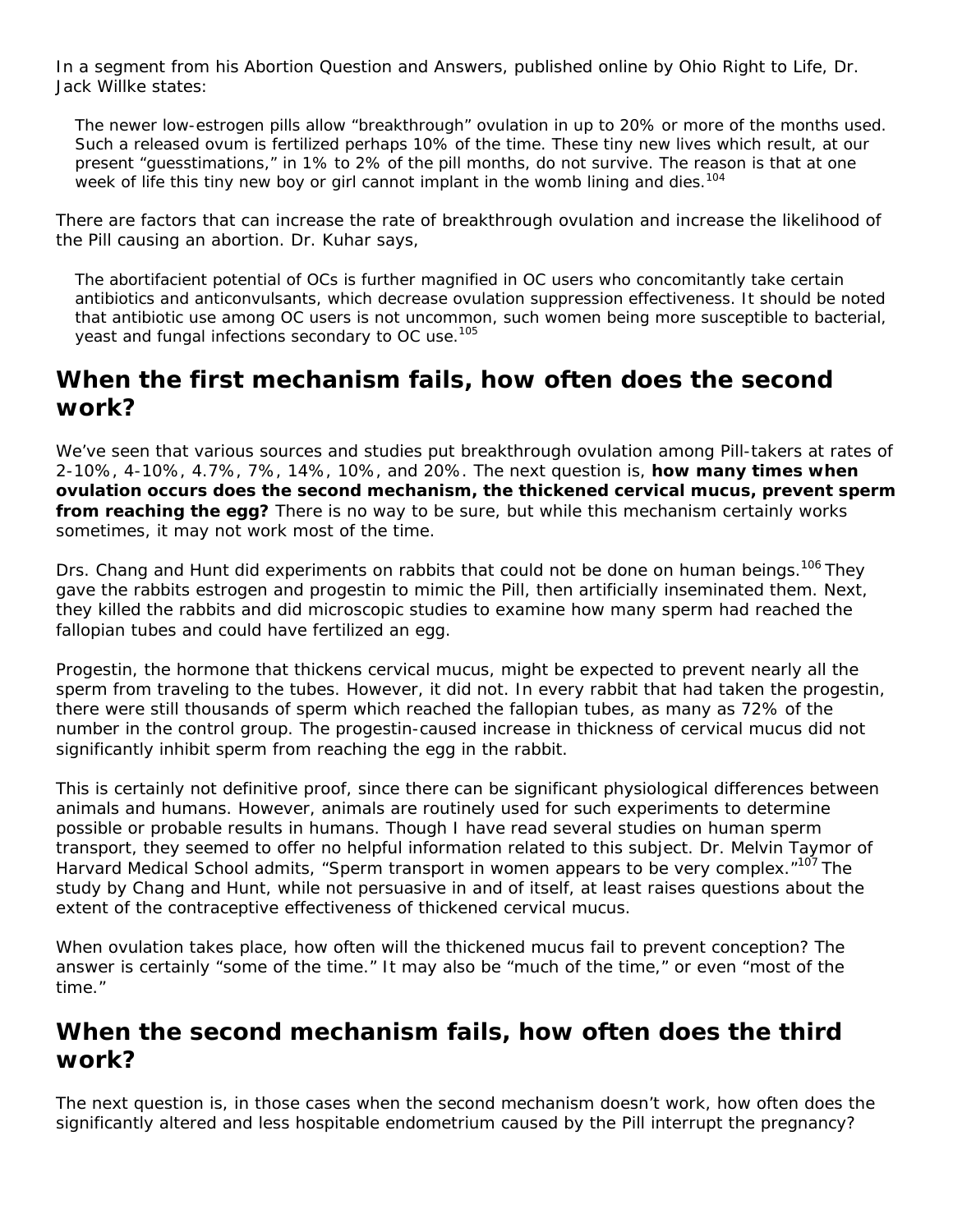In a segment from his Abortion Question and Answers, published online by Ohio Right to Life, Dr. Jack Willke states:

> The newer low-estrogen pills allow "breakthrough" ovulation in up to 20% or more of the months used. Such a released ovum is fertilized perhaps 10% of the time. These tiny new lives which result, at our present "guesstimations," in 1% to 2% of the pill months, do not survive. The reason is that at one week of life this tiny new boy or girl cannot implant in the womb lining and dies.[104]

There are factors that can increase the rate of breakthrough ovulation and increase the likelihood of the Pill causing an abortion. Dr. Kuhar says,

> The abortifacient potential of OCs is further magnified in OC users who concomitantly take certain antibiotics and anticonvulsants, which decrease ovulation suppression effectiveness. It should be noted that antibiotic use among OC users is not uncommon, such women being more susceptible to bacterial, yeast and fungal infections secondary to OC use.[105]

## When the first mechanism fails, how often does the second work?

We've seen that various sources and studies put breakthrough ovulation among Pill-takers at rates of 2-10%, 4-10%, 4.7%, 7%, 14%, 10%, and 20%. The next question is, **how many times when ovulation occurs does the second mechanism, the thickened cervical mucus, prevent sperm from reaching the egg?** There is no way to be sure, but while this mechanism certainly works sometimes, it may not work most of the time.

Drs. Chang and Hunt did experiments on rabbits that could not be done on human beings.[106] They gave the rabbits estrogen and progestin to mimic the Pill, then artificially inseminated them. Next, they killed the rabbits and did microscopic studies to examine how many sperm had reached the fallopian tubes and could have fertilized an egg.

Progestin, the hormone that thickens cervical mucus, might be expected to prevent nearly all the sperm from traveling to the tubes. However, it did not. In every rabbit that had taken the progestin, there were still thousands of sperm which reached the fallopian tubes, as many as 72% of the number in the control group. The progestin-caused increase in thickness of cervical mucus did not significantly inhibit sperm from reaching the egg in the rabbit.

This is certainly not definitive proof, since there can be significant physiological differences between animals and humans. However, animals are routinely used for such experiments to determine possible or probable results in humans. Though I have read several studies on human sperm transport, they seemed to offer no helpful information related to this subject. Dr. Melvin Taymor of Harvard Medical School admits, "Sperm transport in women appears to be very complex."[107] The study by Chang and Hunt, while not persuasive in and of itself, at least raises questions about the extent of the contraceptive effectiveness of thickened cervical mucus.

When ovulation takes place, how often will the thickened mucus fail to prevent conception? The answer is certainly "some of the time." It may also be "much of the time," or even "most of the time."

## When the second mechanism fails, how often does the third work?

The next question is, in those cases when the second mechanism doesn't work, how often does the significantly altered and less hospitable endometrium caused by the Pill interrupt the pregnancy?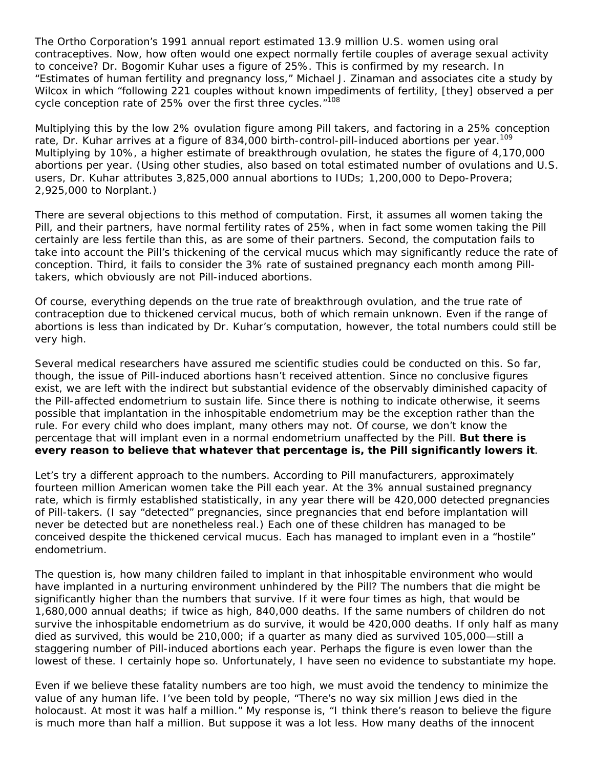The Ortho Corporation's 1991 annual report estimated 13.9 million U.S. women using oral contraceptives. Now, how often would one expect normally fertile couples of average sexual activity to conceive? Dr. Bogomir Kuhar uses a figure of 25%. This is confirmed by my research. In "Estimates of human fertility and pregnancy loss," Michael J. Zinaman and associates cite a study by Wilcox in which "following 221 couples without known impediments of fertility, [they] observed a per cycle conception rate of 25% over the first three cycles."[108]

Multiplying this by the low 2% ovulation figure among Pill takers, and factoring in a 25% conception rate, Dr. Kuhar arrives at a figure of 834,000 birth-control-pill-induced abortions per year.[109] Multiplying by 10%, a higher estimate of breakthrough ovulation, he states the figure of 4,170,000 abortions per year. (Using other studies, also based on total estimated number of ovulations and U.S. users, Dr. Kuhar attributes 3,825,000 annual abortions to IUDs; 1,200,000 to Depo-Provera; 2,925,000 to Norplant.)

There are several objections to this method of computation. First, it assumes all women taking the Pill, and their partners, have normal fertility rates of 25%, when in fact some women taking the Pill certainly are less fertile than this, as are some of their partners. Second, the computation fails to take into account the Pill's thickening of the cervical mucus which may significantly reduce the rate of conception. Third, it fails to consider the 3% rate of sustained pregnancy each month among Pill-takers, which obviously are not Pill-induced abortions.

Of course, everything depends on the true rate of breakthrough ovulation, and the true rate of contraception due to thickened cervical mucus, both of which remain unknown. Even if the range of abortions is less than indicated by Dr. Kuhar's computation, however, the total numbers could still be very high.

Several medical researchers have assured me scientific studies could be conducted on this. So far, though, the issue of Pill-induced abortions hasn't received attention. Since no conclusive figures exist, we are left with the indirect but substantial evidence of the observably diminished capacity of the Pill-affected endometrium to sustain life. Since there is nothing to indicate otherwise, it seems possible that implantation in the inhospitable endometrium may be the exception rather than the rule. For every child who does implant, many others may not. Of course, we don't know the percentage that will implant even in a normal endometrium unaffected by the Pill. **But there is every reason to believe that whatever that percentage is, the Pill significantly lowers it**.

Let's try a different approach to the numbers. According to Pill manufacturers, approximately fourteen million American women take the Pill each year. At the 3% annual sustained pregnancy rate, which is firmly established statistically, in any year there will be 420,000 detected pregnancies of Pill-takers. (I say "detected" pregnancies, since pregnancies that end before implantation will never be detected but are nonetheless real.) Each one of these children has managed to be conceived despite the thickened cervical mucus. Each has managed to implant even in a "hostile" endometrium.

The question is, how many children failed to implant in that inhospitable environment who would have implanted in a nurturing environment unhindered by the Pill? The numbers that die might be significantly higher than the numbers that survive. If it were four times as high, that would be 1,680,000 annual deaths; if twice as high, 840,000 deaths. If the same numbers of children do not survive the inhospitable endometrium as do survive, it would be 420,000 deaths. If only half as many died as survived, this would be 210,000; if a quarter as many died as survived 105,000—still a staggering number of Pill-induced abortions each year. Perhaps the figure is even lower than the lowest of these. I certainly hope so. Unfortunately, I have seen no evidence to substantiate my hope.

Even if we believe these fatality numbers are too high, we must avoid the tendency to minimize the value of any human life. I've been told by people, "There's no way six million Jews died in the holocaust. At most it was half a million." My response is, "I think there's reason to believe the figure is much more than half a million. But suppose it was a lot less. How many deaths of the innocent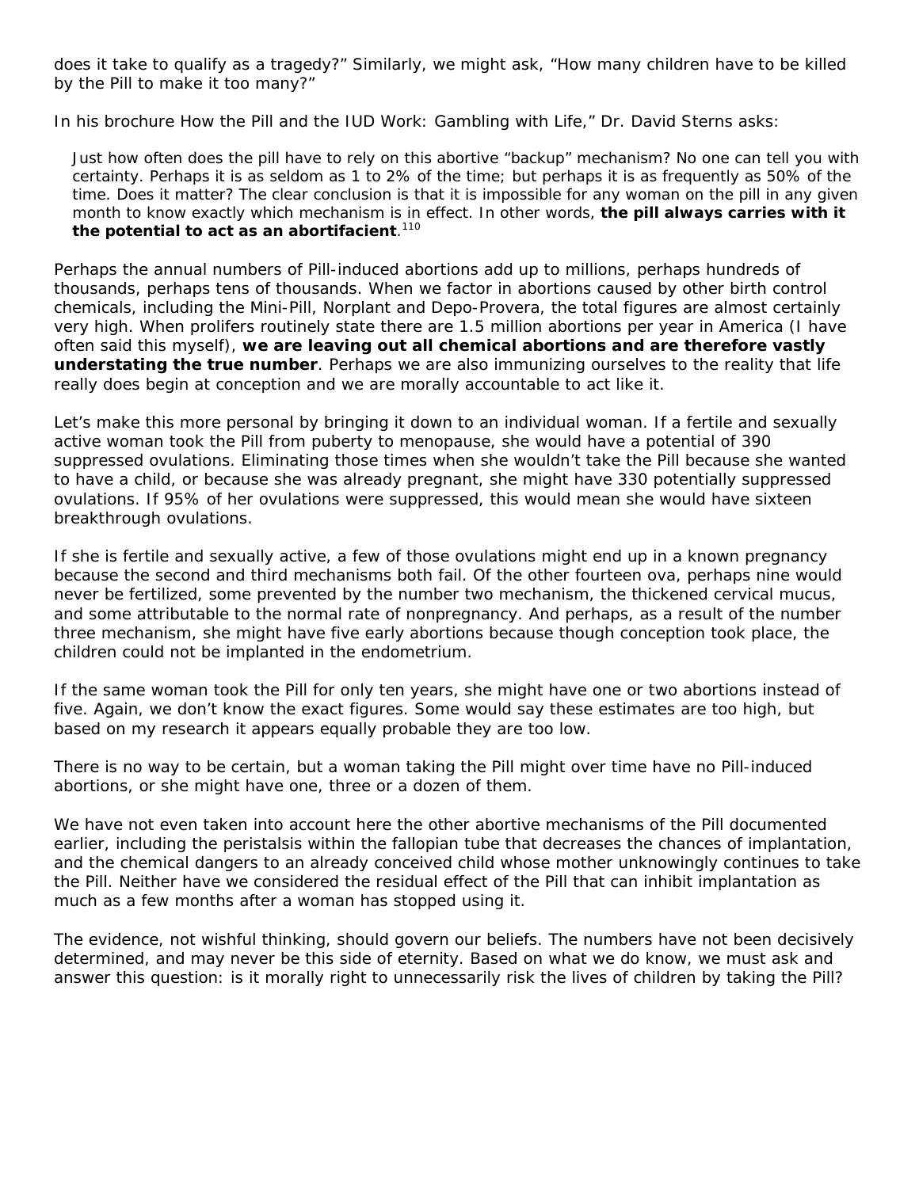does it take to qualify as a tragedy?" Similarly, we might ask, "How many children have to be killed by the Pill to make it too many?"

In his brochure How the Pill and the IUD Work: Gambling with Life," Dr. David Sterns asks:

> Just how often does the pill have to rely on this abortive "backup" mechanism? No one can tell you with certainty. Perhaps it is as seldom as 1 to 2% of the time; but perhaps it is as frequently as 50% of the time. Does it matter? The clear conclusion is that it is impossible for any woman on the pill in any given month to know exactly which mechanism is in effect. In other words, **the pill always carries with it the potential to act as an abortifacient**.[110]

Perhaps the annual numbers of Pill-induced abortions add up to millions, perhaps hundreds of thousands, perhaps tens of thousands. When we factor in abortions caused by other birth control chemicals, including the Mini-Pill, Norplant and Depo-Provera, the total figures are almost certainly very high. When prolifers routinely state there are 1.5 million abortions per year in America (I have often said this myself), **we are leaving out all chemical abortions and are therefore vastly understating the true number**. Perhaps we are also immunizing ourselves to the reality that life really does begin at conception and we are morally accountable to act like it.

Let's make this more personal by bringing it down to an individual woman. If a fertile and sexually active woman took the Pill from puberty to menopause, she would have a potential of 390 suppressed ovulations. Eliminating those times when she wouldn't take the Pill because she wanted to have a child, or because she was already pregnant, she might have 330 potentially suppressed ovulations. If 95% of her ovulations were suppressed, this would mean she would have sixteen breakthrough ovulations.

If she is fertile and sexually active, a few of those ovulations might end up in a known pregnancy because the second and third mechanisms both fail. Of the other fourteen ova, perhaps nine would never be fertilized, some prevented by the number two mechanism, the thickened cervical mucus, and some attributable to the normal rate of nonpregnancy. And perhaps, as a result of the number three mechanism, she might have five early abortions because though conception took place, the children could not be implanted in the endometrium.

If the same woman took the Pill for only ten years, she might have one or two abortions instead of five. Again, we don't know the exact figures. Some would say these estimates are too high, but based on my research it appears equally probable they are too low.

There is no way to be certain, but a woman taking the Pill might over time have no Pill-induced abortions, or she might have one, three or a dozen of them.

We have not even taken into account here the other abortive mechanisms of the Pill documented earlier, including the peristalsis within the fallopian tube that decreases the chances of implantation, and the chemical dangers to an already conceived child whose mother unknowingly continues to take the Pill. Neither have we considered the residual effect of the Pill that can inhibit implantation as much as a few months after a woman has stopped using it.

The evidence, not wishful thinking, should govern our beliefs. The numbers have not been decisively determined, and may never be this side of eternity. Based on what we do know, we must ask and answer this question: is it morally right to unnecessarily risk the lives of children by taking the Pill?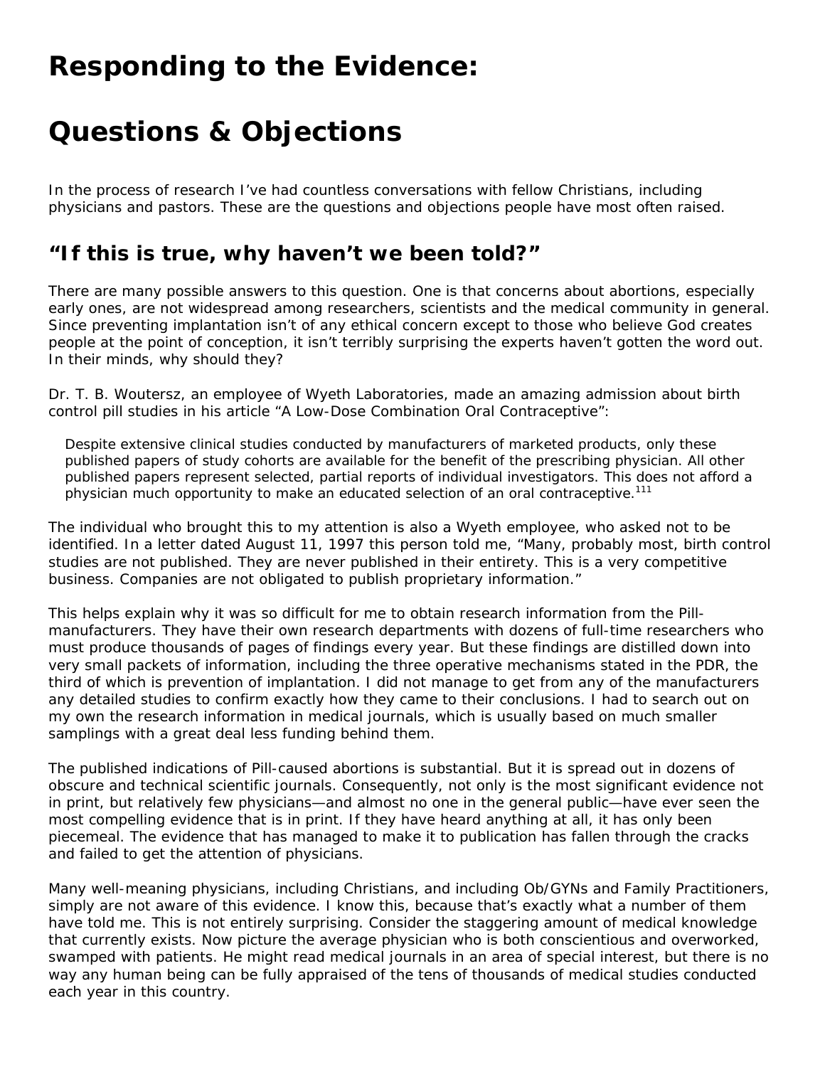# Responding to the Evidence:

# Questions & Objections

In the process of research I've had countless conversations with fellow Christians, including physicians and pastors. These are the questions and objections people have most often raised.

## "If this is true, why haven't we been told?"

There are many possible answers to this question. One is that concerns about abortions, especially early ones, are not widespread among researchers, scientists and the medical community in general. Since preventing implantation isn't of any ethical concern except to those who believe God creates people at the point of conception, it isn't terribly surprising the experts haven't gotten the word out. In their minds, why should they?

Dr. T. B. Woutersz, an employee of Wyeth Laboratories, made an amazing admission about birth control pill studies in his article "A Low-Dose Combination Oral Contraceptive":

> Despite extensive clinical studies conducted by manufacturers of marketed products, only these published papers of study cohorts are available for the benefit of the prescribing physician. All other published papers represent selected, partial reports of individual investigators. This does not afford a physician much opportunity to make an educated selection of an oral contraceptive.[111]

The individual who brought this to my attention is also a Wyeth employee, who asked not to be identified. In a letter dated August 11, 1997 this person told me, "Many, probably most, birth control studies are not published. They are never published in their entirety. This is a very competitive business. Companies are not obligated to publish proprietary information."

This helps explain why it was so difficult for me to obtain research information from the Pill-manufacturers. They have their own research departments with dozens of full-time researchers who must produce thousands of pages of findings every year. But these findings are distilled down into very small packets of information, including the three operative mechanisms stated in the PDR, the third of which is prevention of implantation. I did not manage to get from any of the manufacturers any detailed studies to confirm exactly how they came to their conclusions. I had to search out on my own the research information in medical journals, which is usually based on much smaller samplings with a great deal less funding behind them.

The published indications of Pill-caused abortions is substantial. But it is spread out in dozens of obscure and technical scientific journals. Consequently, not only is the most significant evidence not in print, but relatively few physicians—and almost no one in the general public—have ever seen the most compelling evidence that is in print. If they have heard anything at all, it has only been piecemeal. The evidence that has managed to make it to publication has fallen through the cracks and failed to get the attention of physicians.

Many well-meaning physicians, including Christians, and including Ob/GYNs and Family Practitioners, simply are not aware of this evidence. I know this, because that's exactly what a number of them have told me. This is not entirely surprising. Consider the staggering amount of medical knowledge that currently exists. Now picture the average physician who is both conscientious and overworked, swamped with patients. He might read medical journals in an area of special interest, but there is no way any human being can be fully appraised of the tens of thousands of medical studies conducted each year in this country.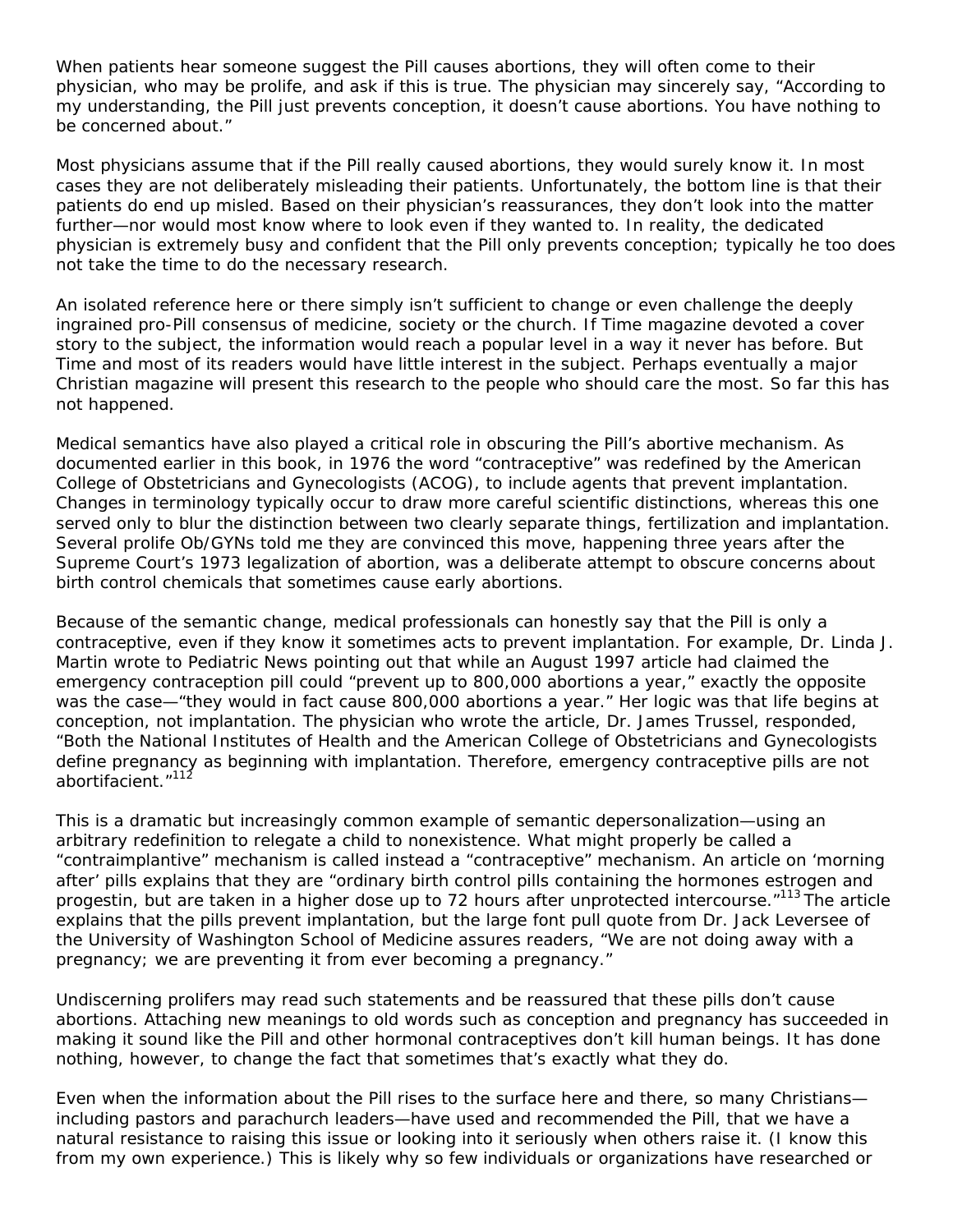When patients hear someone suggest the Pill causes abortions, they will often come to their physician, who may be prolife, and ask if this is true. The physician may sincerely say, "According to my understanding, the Pill just prevents conception, it doesn't cause abortions. You have nothing to be concerned about."

Most physicians assume that if the Pill really caused abortions, they would surely know it. In most cases they are not deliberately misleading their patients. Unfortunately, the bottom line is that their patients do end up misled. Based on their physician's reassurances, they don't look into the matter further—nor would most know where to look even if they wanted to. In reality, the dedicated physician is extremely busy and confident that the Pill only prevents conception; typically he too does not take the time to do the necessary research.

An isolated reference here or there simply isn't sufficient to change or even challenge the deeply ingrained pro-Pill consensus of medicine, society or the church. If Time magazine devoted a cover story to the subject, the information would reach a popular level in a way it never has before. But Time and most of its readers would have little interest in the subject. Perhaps eventually a major Christian magazine will present this research to the people who should care the most. So far this has not happened.

Medical semantics have also played a critical role in obscuring the Pill's abortive mechanism. As documented earlier in this book, in 1976 the word "contraceptive" was redefined by the American College of Obstetricians and Gynecologists (ACOG), to include agents that prevent implantation. Changes in terminology typically occur to draw more careful scientific distinctions, whereas this one served only to blur the distinction between two clearly separate things, fertilization and implantation. Several prolife Ob/GYNs told me they are convinced this move, happening three years after the Supreme Court's 1973 legalization of abortion, was a deliberate attempt to obscure concerns about birth control chemicals that sometimes cause early abortions.

Because of the semantic change, medical professionals can honestly say that the Pill is only a contraceptive, even if they know it sometimes acts to prevent implantation. For example, Dr. Linda J. Martin wrote to Pediatric News pointing out that while an August 1997 article had claimed the emergency contraception pill could "prevent up to 800,000 abortions a year," exactly the opposite was the case—"they would in fact cause 800,000 abortions a year." Her logic was that life begins at conception, not implantation. The physician who wrote the article, Dr. James Trussel, responded, "Both the National Institutes of Health and the American College of Obstetricians and Gynecologists define pregnancy as beginning with implantation. Therefore, emergency contraceptive pills are not abortifacient."[112]

This is a dramatic but increasingly common example of semantic depersonalization—using an arbitrary redefinition to relegate a child to nonexistence. What might properly be called a "contraimplantive" mechanism is called instead a "contraceptive" mechanism. An article on 'morning after' pills explains that they are "ordinary birth control pills containing the hormones estrogen and progestin, but are taken in a higher dose up to 72 hours after unprotected intercourse."[113] The article explains that the pills prevent implantation, but the large font pull quote from Dr. Jack Leversee of the University of Washington School of Medicine assures readers, "We are not doing away with a pregnancy; we are preventing it from ever becoming a pregnancy."

Undiscerning prolifers may read such statements and be reassured that these pills don't cause abortions. Attaching new meanings to old words such as conception and pregnancy has succeeded in making it sound like the Pill and other hormonal contraceptives don't kill human beings. It has done nothing, however, to change the fact that sometimes that's exactly what they do.

Even when the information about the Pill rises to the surface here and there, so many Christians—including pastors and parachurch leaders—have used and recommended the Pill, that we have a natural resistance to raising this issue or looking into it seriously when others raise it. (I know this from my own experience.) This is likely why so few individuals or organizations have researched or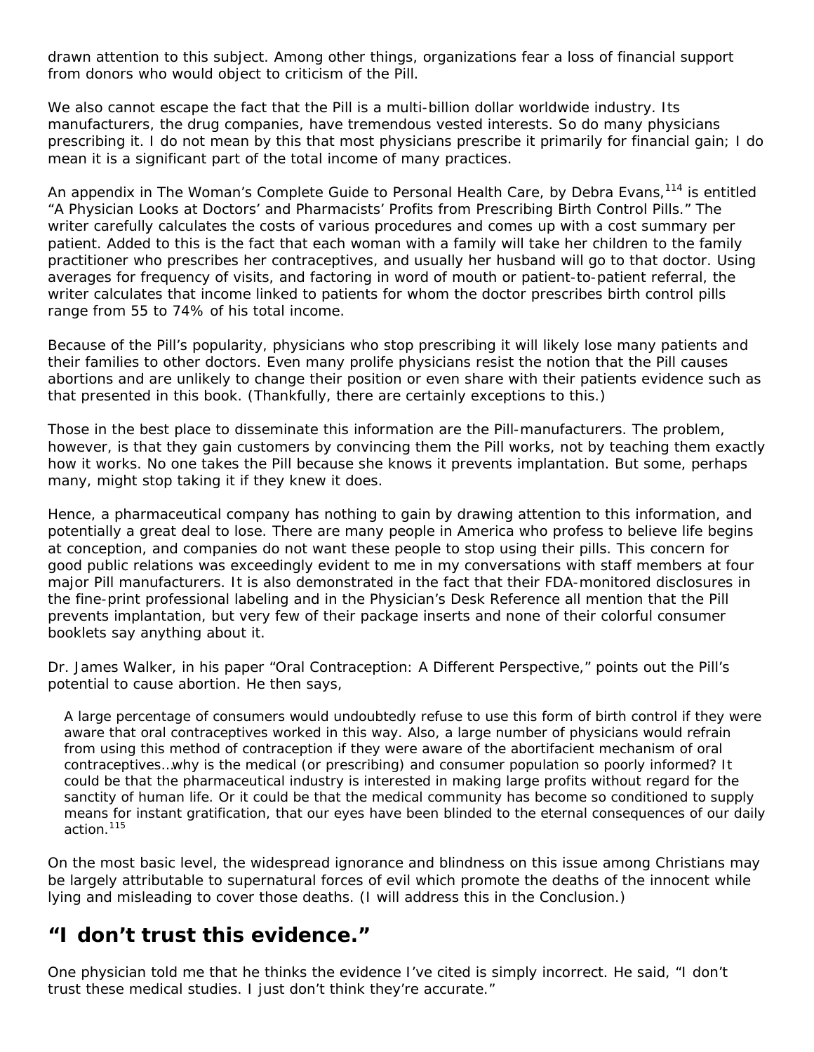drawn attention to this subject. Among other things, organizations fear a loss of financial support from donors who would object to criticism of the Pill.

We also cannot escape the fact that the Pill is a multi-billion dollar worldwide industry. Its manufacturers, the drug companies, have tremendous vested interests. So do many physicians prescribing it. I do not mean by this that most physicians prescribe it primarily for financial gain; I do mean it is a significant part of the total income of many practices.

An appendix in The Woman's Complete Guide to Personal Health Care, by Debra Evans,[114] is entitled "A Physician Looks at Doctors' and Pharmacists' Profits from Prescribing Birth Control Pills." The writer carefully calculates the costs of various procedures and comes up with a cost summary per patient. Added to this is the fact that each woman with a family will take her children to the family practitioner who prescribes her contraceptives, and usually her husband will go to that doctor. Using averages for frequency of visits, and factoring in word of mouth or patient-to-patient referral, the writer calculates that income linked to patients for whom the doctor prescribes birth control pills range from 55 to 74% of his total income.

Because of the Pill's popularity, physicians who stop prescribing it will likely lose many patients and their families to other doctors. Even many prolife physicians resist the notion that the Pill causes abortions and are unlikely to change their position or even share with their patients evidence such as that presented in this book. (Thankfully, there are certainly exceptions to this.)

Those in the best place to disseminate this information are the Pill-manufacturers. The problem, however, is that they gain customers by convincing them the Pill works, not by teaching them exactly how it works. No one takes the Pill because she knows it prevents implantation. But some, perhaps many, might stop taking it if they knew it does.

Hence, a pharmaceutical company has nothing to gain by drawing attention to this information, and potentially a great deal to lose. There are many people in America who profess to believe life begins at conception, and companies do not want these people to stop using their pills. This concern for good public relations was exceedingly evident to me in my conversations with staff members at four major Pill manufacturers. It is also demonstrated in the fact that their FDA-monitored disclosures in the fine-print professional labeling and in the Physician's Desk Reference all mention that the Pill prevents implantation, but very few of their package inserts and none of their colorful consumer booklets say anything about it.

Dr. James Walker, in his paper "Oral Contraception: A Different Perspective," points out the Pill's potential to cause abortion. He then says,

> A large percentage of consumers would undoubtedly refuse to use this form of birth control if they were aware that oral contraceptives worked in this way. Also, a large number of physicians would refrain from using this method of contraception if they were aware of the abortifacient mechanism of oral contraceptives…why is the medical (or prescribing) and consumer population so poorly informed? It could be that the pharmaceutical industry is interested in making large profits without regard for the sanctity of human life. Or it could be that the medical community has become so conditioned to supply means for instant gratification, that our eyes have been blinded to the eternal consequences of our daily action.[115]

On the most basic level, the widespread ignorance and blindness on this issue among Christians may be largely attributable to supernatural forces of evil which promote the deaths of the innocent while lying and misleading to cover those deaths. (I will address this in the Conclusion.)

## "I don't trust this evidence."

One physician told me that he thinks the evidence I've cited is simply incorrect. He said, "I don't trust these medical studies. I just don't think they're accurate."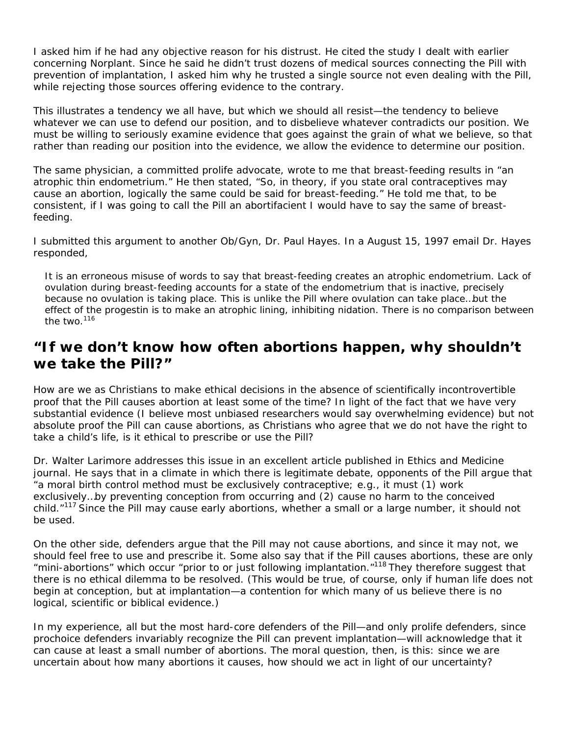I asked him if he had any objective reason for his distrust. He cited the study I dealt with earlier concerning Norplant. Since he said he didn't trust dozens of medical sources connecting the Pill with prevention of implantation, I asked him why he trusted a single source not even dealing with the Pill, while rejecting those sources offering evidence to the contrary.

This illustrates a tendency we all have, but which we should all resist—the tendency to believe whatever we can use to defend our position, and to disbelieve whatever contradicts our position. We must be willing to seriously examine evidence that goes against the grain of what we believe, so that rather than reading our position into the evidence, we allow the evidence to determine our position.

The same physician, a committed prolife advocate, wrote to me that breast-feeding results in "an atrophic thin endometrium." He then stated, "So, in theory, if you state oral contraceptives may cause an abortion, logically the same could be said for breast-feeding." He told me that, to be consistent, if I was going to call the Pill an abortifacient I would have to say the same of breast-feeding.

I submitted this argument to another Ob/Gyn, Dr. Paul Hayes. In a August 15, 1997 email Dr. Hayes responded,

> It is an erroneous misuse of words to say that breast-feeding creates an atrophic endometrium. Lack of ovulation during breast-feeding accounts for a state of the endometrium that is inactive, precisely because no ovulation is taking place. This is unlike the Pill where ovulation can take place…but the effect of the progestin is to make an atrophic lining, inhibiting nidation. There is no comparison between the two.[116]

## "If we don't know how often abortions happen, why shouldn't we take the Pill?"

How are we as Christians to make ethical decisions in the absence of scientifically incontrovertible proof that the Pill causes abortion at least some of the time? In light of the fact that we have very substantial evidence (I believe most unbiased researchers would say overwhelming evidence) but not absolute proof the Pill can cause abortions, as Christians who agree that we do not have the right to take a child's life, is it ethical to prescribe or use the Pill?

Dr. Walter Larimore addresses this issue in an excellent article published in Ethics and Medicine journal. He says that in a climate in which there is legitimate debate, opponents of the Pill argue that "a moral birth control method must be exclusively contraceptive; e.g., it must (1) work exclusively…by preventing conception from occurring and (2) cause no harm to the conceived child."[117] Since the Pill may cause early abortions, whether a small or a large number, it should not be used.

On the other side, defenders argue that the Pill may not cause abortions, and since it may not, we should feel free to use and prescribe it. Some also say that if the Pill causes abortions, these are only "mini-abortions" which occur "prior to or just following implantation."[118] They therefore suggest that there is no ethical dilemma to be resolved. (This would be true, of course, only if human life does not begin at conception, but at implantation—a contention for which many of us believe there is no logical, scientific or biblical evidence.)

In my experience, all but the most hard-core defenders of the Pill—and only prolife defenders, since prochoice defenders invariably recognize the Pill can prevent implantation—will acknowledge that it can cause at least a small number of abortions. The moral question, then, is this: since we are uncertain about how many abortions it causes, how should we act in light of our uncertainty?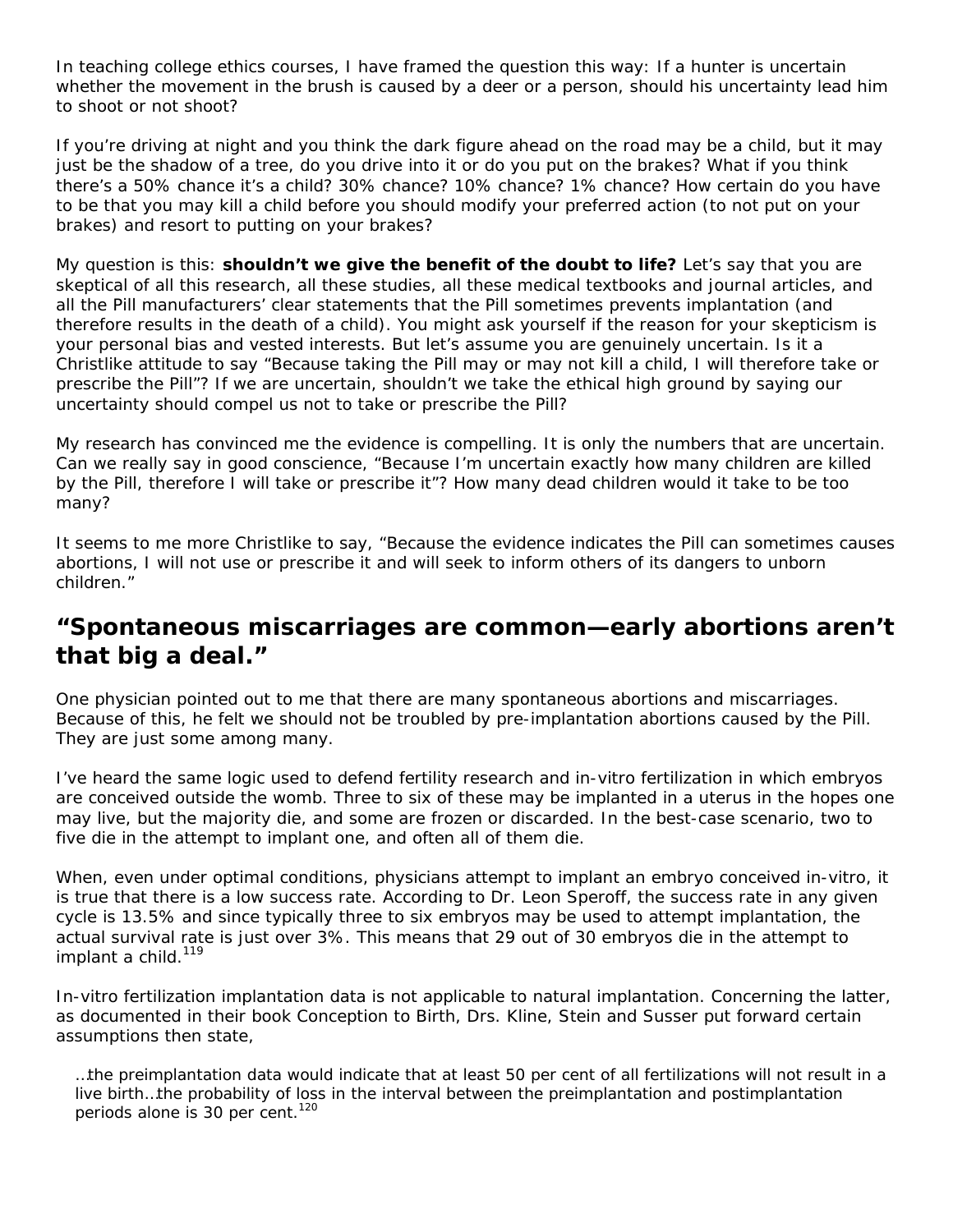In teaching college ethics courses, I have framed the question this way: If a hunter is uncertain whether the movement in the brush is caused by a deer or a person, should his uncertainty lead him to shoot or not shoot?

If you're driving at night and you think the dark figure ahead on the road may be a child, but it may just be the shadow of a tree, do you drive into it or do you put on the brakes? What if you think there's a 50% chance it's a child? 30% chance? 10% chance? 1% chance? How certain do you have to be that you may kill a child before you should modify your preferred action (to not put on your brakes) and resort to putting on your brakes?

My question is this: **shouldn't we give the benefit of the doubt to life?** Let's say that you are skeptical of all this research, all these studies, all these medical textbooks and journal articles, and all the Pill manufacturers' clear statements that the Pill sometimes prevents implantation (and therefore results in the death of a child). You might ask yourself if the reason for your skepticism is your personal bias and vested interests. But let's assume you are genuinely uncertain. Is it a Christlike attitude to say "Because taking the Pill may or may not kill a child, I will therefore take or prescribe the Pill"? If we are uncertain, shouldn't we take the ethical high ground by saying our uncertainty should compel us not to take or prescribe the Pill?

My research has convinced me the evidence is compelling. It is only the numbers that are uncertain. Can we really say in good conscience, "Because I'm uncertain exactly how many children are killed by the Pill, therefore I will take or prescribe it"? How many dead children would it take to be too many?

It seems to me more Christlike to say, "Because the evidence indicates the Pill can sometimes causes abortions, I will not use or prescribe it and will seek to inform others of its dangers to unborn children."

## "Spontaneous miscarriages are common—early abortions aren't that big a deal."

One physician pointed out to me that there are many spontaneous abortions and miscarriages. Because of this, he felt we should not be troubled by pre-implantation abortions caused by the Pill. They are just some among many.

I've heard the same logic used to defend fertility research and in-vitro fertilization in which embryos are conceived outside the womb. Three to six of these may be implanted in a uterus in the hopes one may live, but the majority die, and some are frozen or discarded. In the best-case scenario, two to five die in the attempt to implant one, and often all of them die.

When, even under optimal conditions, physicians attempt to implant an embryo conceived in-vitro, it is true that there is a low success rate. According to Dr. Leon Speroff, the success rate in any given cycle is 13.5% and since typically three to six embryos may be used to attempt implantation, the actual survival rate is just over 3%. This means that 29 out of 30 embryos die in the attempt to implant a child.[119]

In-vitro fertilization implantation data is not applicable to natural implantation. Concerning the latter, as documented in their book Conception to Birth, Drs. Kline, Stein and Susser put forward certain assumptions then state,

> …the preimplantation data would indicate that at least 50 per cent of all fertilizations will not result in a live birth…the probability of loss in the interval between the preimplantation and postimplantation periods alone is 30 per cent.[120]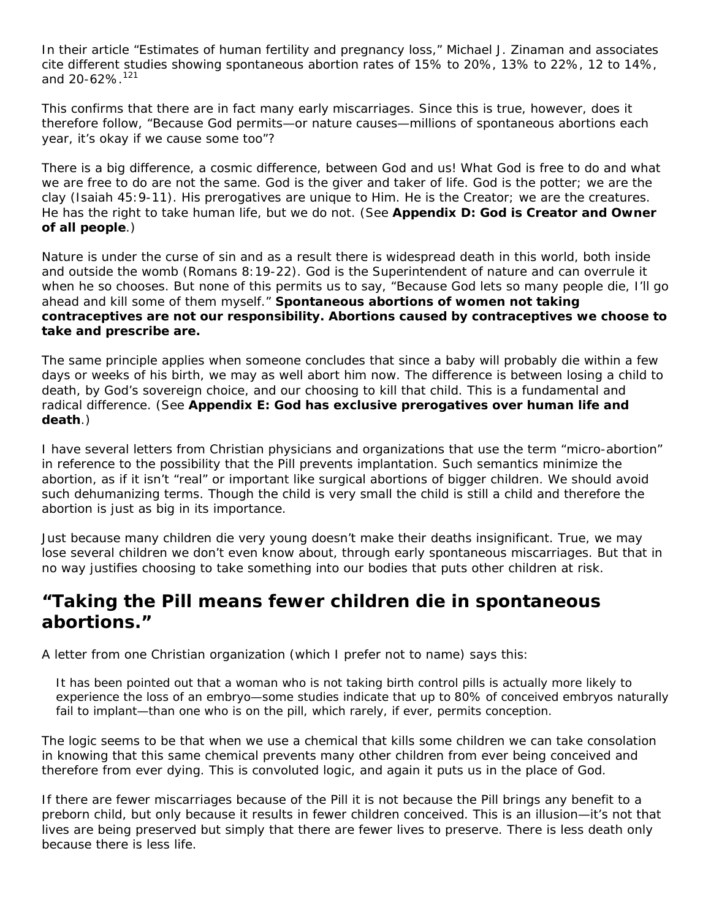In their article "Estimates of human fertility and pregnancy loss," Michael J. Zinaman and associates cite different studies showing spontaneous abortion rates of 15% to 20%, 13% to 22%, 12 to 14%, and 20-62%.[121]

This confirms that there are in fact many early miscarriages. Since this is true, however, does it therefore follow, "Because God permits—or nature causes—millions of spontaneous abortions each year, it's okay if we cause some too"?

There is a big difference, a cosmic difference, between God and us! What God is free to do and what we are free to do are not the same. God is the giver and taker of life. God is the potter; we are the clay (Isaiah 45:9-11). His prerogatives are unique to Him. He is the Creator; we are the creatures. He has the right to take human life, but we do not. (See **Appendix D: God is Creator and Owner of all people**.)

Nature is under the curse of sin and as a result there is widespread death in this world, both inside and outside the womb (Romans 8:19-22). God is the Superintendent of nature and can overrule it when he so chooses. But none of this permits us to say, "Because God lets so many people die, I'll go ahead and kill some of them myself." **Spontaneous abortions of women not taking contraceptives are not our responsibility. Abortions caused by contraceptives we choose to take and prescribe are.**

The same principle applies when someone concludes that since a baby will probably die within a few days or weeks of his birth, we may as well abort him now. The difference is between losing a child to death, by God's sovereign choice, and our choosing to kill that child. This is a fundamental and radical difference. (See **Appendix E: God has exclusive prerogatives over human life and death**.)

I have several letters from Christian physicians and organizations that use the term "micro-abortion" in reference to the possibility that the Pill prevents implantation. Such semantics minimize the abortion, as if it isn't "real" or important like surgical abortions of bigger children. We should avoid such dehumanizing terms. Though the child is very small the child is still a child and therefore the abortion is just as big in its importance.

Just because many children die very young doesn't make their deaths insignificant. True, we may lose several children we don't even know about, through early spontaneous miscarriages. But that in no way justifies choosing to take something into our bodies that puts other children at risk.

## "Taking the Pill means fewer children die in spontaneous abortions."

A letter from one Christian organization (which I prefer not to name) says this:

> It has been pointed out that a woman who is not taking birth control pills is actually more likely to experience the loss of an embryo—some studies indicate that up to 80% of conceived embryos naturally fail to implant—than one who is on the pill, which rarely, if ever, permits conception.

The logic seems to be that when we use a chemical that kills some children we can take consolation in knowing that this same chemical prevents many other children from ever being conceived and therefore from ever dying. This is convoluted logic, and again it puts us in the place of God.

If there are fewer miscarriages because of the Pill it is not because the Pill brings any benefit to a preborn child, but only because it results in fewer children conceived. This is an illusion—it's not that lives are being preserved but simply that there are fewer lives to preserve. There is less death only because there is less life.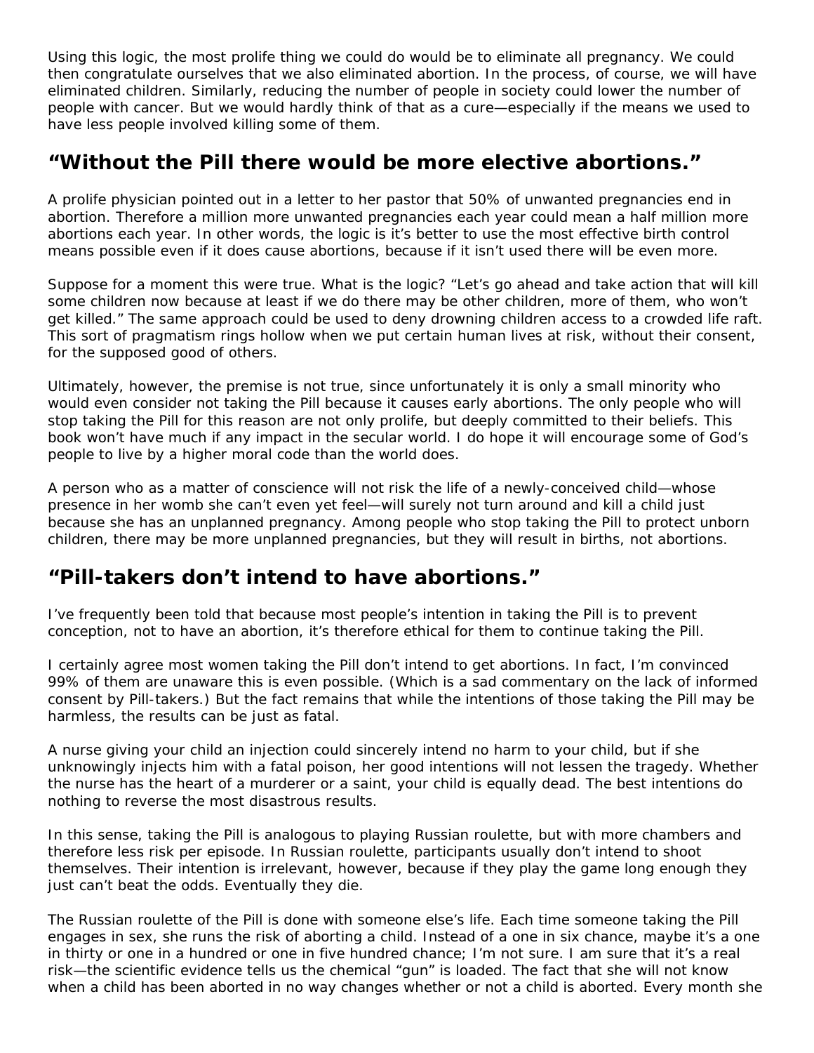Using this logic, the most prolife thing we could do would be to eliminate all pregnancy. We could then congratulate ourselves that we also eliminated abortion. In the process, of course, we will have eliminated children. Similarly, reducing the number of people in society could lower the number of people with cancer. But we would hardly think of that as a cure—especially if the means we used to have less people involved killing some of them.

## "Without the Pill there would be more elective abortions."

A prolife physician pointed out in a letter to her pastor that 50% of unwanted pregnancies end in abortion. Therefore a million more unwanted pregnancies each year could mean a half million more abortions each year. In other words, the logic is it's better to use the most effective birth control means possible even if it does cause abortions, because if it isn't used there will be even more.

Suppose for a moment this were true. What is the logic? "Let's go ahead and take action that will kill some children now because at least if we do there may be other children, more of them, who won't get killed." The same approach could be used to deny drowning children access to a crowded life raft. This sort of pragmatism rings hollow when we put certain human lives at risk, without their consent, for the supposed good of others.

Ultimately, however, the premise is not true, since unfortunately it is only a small minority who would even consider not taking the Pill because it causes early abortions. The only people who will stop taking the Pill for this reason are not only prolife, but deeply committed to their beliefs. This book won't have much if any impact in the secular world. I do hope it will encourage some of God's people to live by a higher moral code than the world does.

A person who as a matter of conscience will not risk the life of a newly-conceived child—whose presence in her womb she can't even yet feel—will surely not turn around and kill a child just because she has an unplanned pregnancy. Among people who stop taking the Pill to protect unborn children, there may be more unplanned pregnancies, but they will result in births, not abortions.

## "Pill-takers don't intend to have abortions."

I've frequently been told that because most people's intention in taking the Pill is to prevent conception, not to have an abortion, it's therefore ethical for them to continue taking the Pill.

I certainly agree most women taking the Pill don't intend to get abortions. In fact, I'm convinced 99% of them are unaware this is even possible. (Which is a sad commentary on the lack of informed consent by Pill-takers.) But the fact remains that while the intentions of those taking the Pill may be harmless, the results can be just as fatal.

A nurse giving your child an injection could sincerely intend no harm to your child, but if she unknowingly injects him with a fatal poison, her good intentions will not lessen the tragedy. Whether the nurse has the heart of a murderer or a saint, your child is equally dead. The best intentions do nothing to reverse the most disastrous results.

In this sense, taking the Pill is analogous to playing Russian roulette, but with more chambers and therefore less risk per episode. In Russian roulette, participants usually don't intend to shoot themselves. Their intention is irrelevant, however, because if they play the game long enough they just can't beat the odds. Eventually they die.

The Russian roulette of the Pill is done with someone else's life. Each time someone taking the Pill engages in sex, she runs the risk of aborting a child. Instead of a one in six chance, maybe it's a one in thirty or one in a hundred or one in five hundred chance; I'm not sure. I am sure that it's a real risk—the scientific evidence tells us the chemical "gun" is loaded. The fact that she will not know when a child has been aborted in no way changes whether or not a child is aborted. Every month she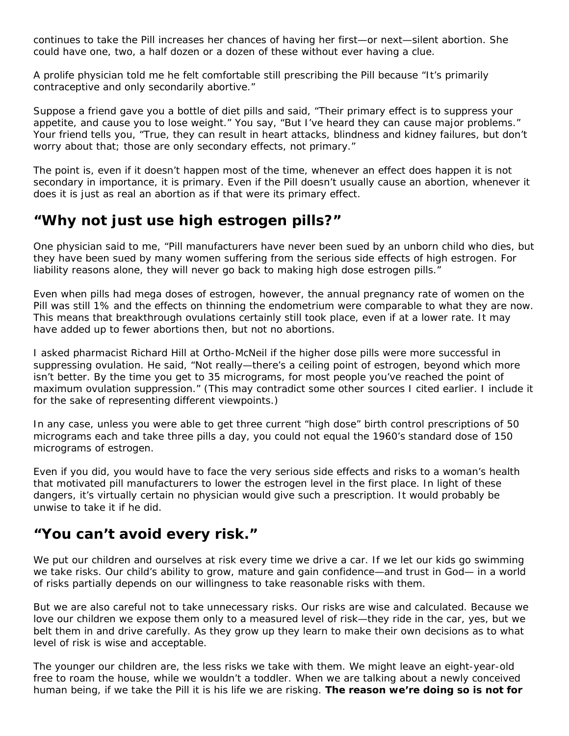continues to take the Pill increases her chances of having her first—or next—silent abortion. She could have one, two, a half dozen or a dozen of these without ever having a clue.

A prolife physician told me he felt comfortable still prescribing the Pill because "It's primarily contraceptive and only secondarily abortive."

Suppose a friend gave you a bottle of diet pills and said, "Their primary effect is to suppress your appetite, and cause you to lose weight." You say, "But I've heard they can cause major problems." Your friend tells you, "True, they can result in heart attacks, blindness and kidney failures, but don't worry about that; those are only secondary effects, not primary."

The point is, even if it doesn't happen most of the time, whenever an effect does happen it is not secondary in importance, it is primary. Even if the Pill doesn't usually cause an abortion, whenever it does it is just as real an abortion as if that were its primary effect.

## "Why not just use high estrogen pills?"

One physician said to me, "Pill manufacturers have never been sued by an unborn child who dies, but they have been sued by many women suffering from the serious side effects of high estrogen. For liability reasons alone, they will never go back to making high dose estrogen pills."

Even when pills had mega doses of estrogen, however, the annual pregnancy rate of women on the Pill was still 1% and the effects on thinning the endometrium were comparable to what they are now. This means that breakthrough ovulations certainly still took place, even if at a lower rate. It may have added up to fewer abortions then, but not no abortions.

I asked pharmacist Richard Hill at Ortho-McNeil if the higher dose pills were more successful in suppressing ovulation. He said, "Not really—there's a ceiling point of estrogen, beyond which more isn't better. By the time you get to 35 micrograms, for most people you've reached the point of maximum ovulation suppression." (This may contradict some other sources I cited earlier. I include it for the sake of representing different viewpoints.)

In any case, unless you were able to get three current "high dose" birth control prescriptions of 50 micrograms each and take three pills a day, you could not equal the 1960's standard dose of 150 micrograms of estrogen.

Even if you did, you would have to face the very serious side effects and risks to a woman's health that motivated pill manufacturers to lower the estrogen level in the first place. In light of these dangers, it's virtually certain no physician would give such a prescription. It would probably be unwise to take it if he did.

## "You can't avoid every risk."

We put our children and ourselves at risk every time we drive a car. If we let our kids go swimming we take risks. Our child's ability to grow, mature and gain confidence—and trust in God— in a world of risks partially depends on our willingness to take reasonable risks with them.

But we are also careful not to take unnecessary risks. Our risks are wise and calculated. Because we love our children we expose them only to a measured level of risk—they ride in the car, yes, but we belt them in and drive carefully. As they grow up they learn to make their own decisions as to what level of risk is wise and acceptable.

The younger our children are, the less risks we take with them. We might leave an eight-year-old free to roam the house, while we wouldn't a toddler. When we are talking about a newly conceived human being, if we take the Pill it is his life we are risking. **The reason we're doing so is not for**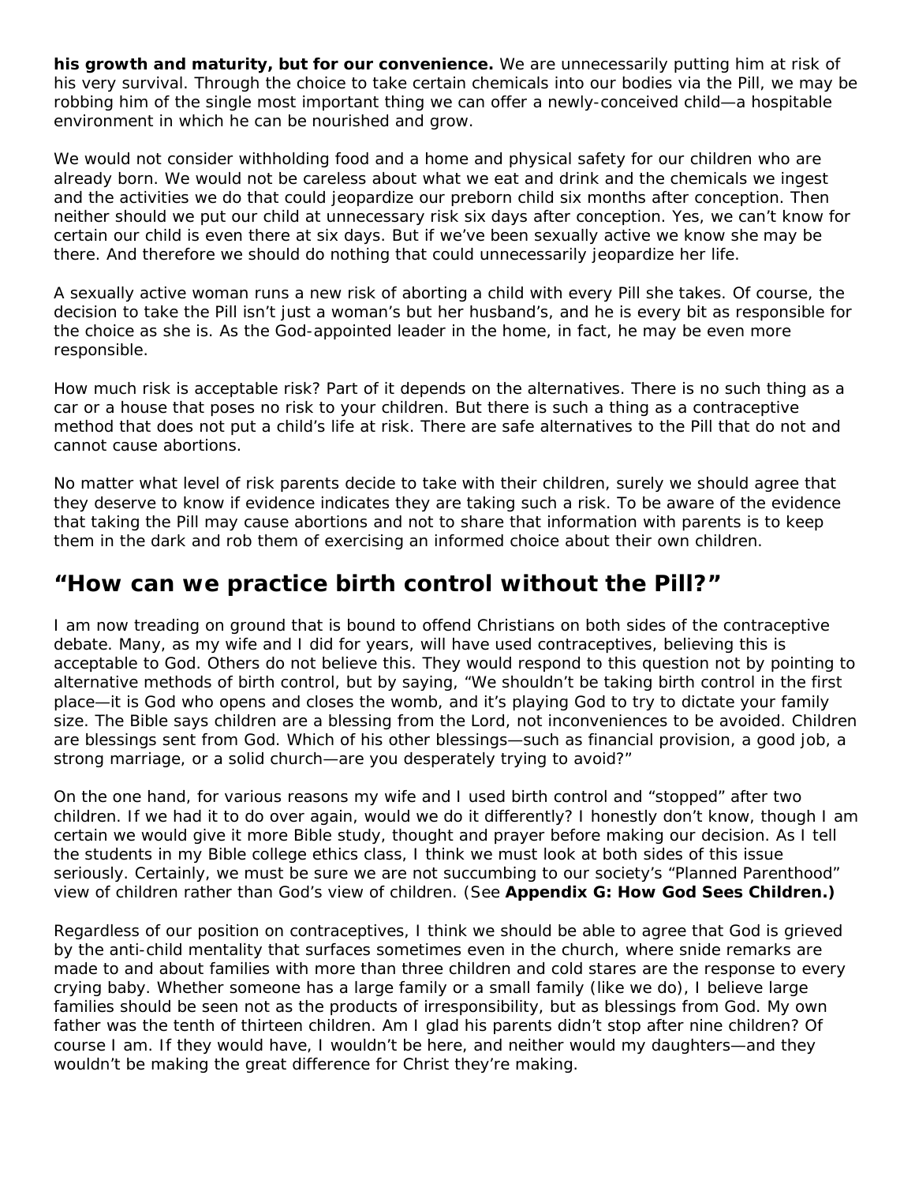**his growth and maturity, but for our convenience.** We are unnecessarily putting him at risk of his very survival. Through the choice to take certain chemicals into our bodies via the Pill, we may be robbing him of the single most important thing we can offer a newly-conceived child—a hospitable environment in which he can be nourished and grow.

We would not consider withholding food and a home and physical safety for our children who are already born. We would not be careless about what we eat and drink and the chemicals we ingest and the activities we do that could jeopardize our preborn child six months after conception. Then neither should we put our child at unnecessary risk six days after conception. Yes, we can't know for certain our child is even there at six days. But if we've been sexually active we know she may be there. And therefore we should do nothing that could unnecessarily jeopardize her life.

A sexually active woman runs a new risk of aborting a child with every Pill she takes. Of course, the decision to take the Pill isn't just a woman's but her husband's, and he is every bit as responsible for the choice as she is. As the God-appointed leader in the home, in fact, he may be even more responsible.

How much risk is acceptable risk? Part of it depends on the alternatives. There is no such thing as a car or a house that poses no risk to your children. But there is such a thing as a contraceptive method that does not put a child's life at risk. There are safe alternatives to the Pill that do not and cannot cause abortions.

No matter what level of risk parents decide to take with their children, surely we should agree that they deserve to know if evidence indicates they are taking such a risk. To be aware of the evidence that taking the Pill may cause abortions and not to share that information with parents is to keep them in the dark and rob them of exercising an informed choice about their own children.

## "How can we practice birth control without the Pill?"

I am now treading on ground that is bound to offend Christians on both sides of the contraceptive debate. Many, as my wife and I did for years, will have used contraceptives, believing this is acceptable to God. Others do not believe this. They would respond to this question not by pointing to alternative methods of birth control, but by saying, "We shouldn't be taking birth control in the first place—it is God who opens and closes the womb, and it's playing God to try to dictate your family size. The Bible says children are a blessing from the Lord, not inconveniences to be avoided. Children are blessings sent from God. Which of his other blessings—such as financial provision, a good job, a strong marriage, or a solid church—are you desperately trying to avoid?"

On the one hand, for various reasons my wife and I used birth control and "stopped" after two children. If we had it to do over again, would we do it differently? I honestly don't know, though I am certain we would give it more Bible study, thought and prayer before making our decision. As I tell the students in my Bible college ethics class, I think we must look at both sides of this issue seriously. Certainly, we must be sure we are not succumbing to our society's "Planned Parenthood" view of children rather than God's view of children. (See **Appendix G: How God Sees Children.)**

Regardless of our position on contraceptives, I think we should be able to agree that God is grieved by the anti-child mentality that surfaces sometimes even in the church, where snide remarks are made to and about families with more than three children and cold stares are the response to every crying baby. Whether someone has a large family or a small family (like we do), I believe large families should be seen not as the products of irresponsibility, but as blessings from God. My own father was the tenth of thirteen children. Am I glad his parents didn't stop after nine children? Of course I am. If they would have, I wouldn't be here, and neither would my daughters—and they wouldn't be making the great difference for Christ they're making.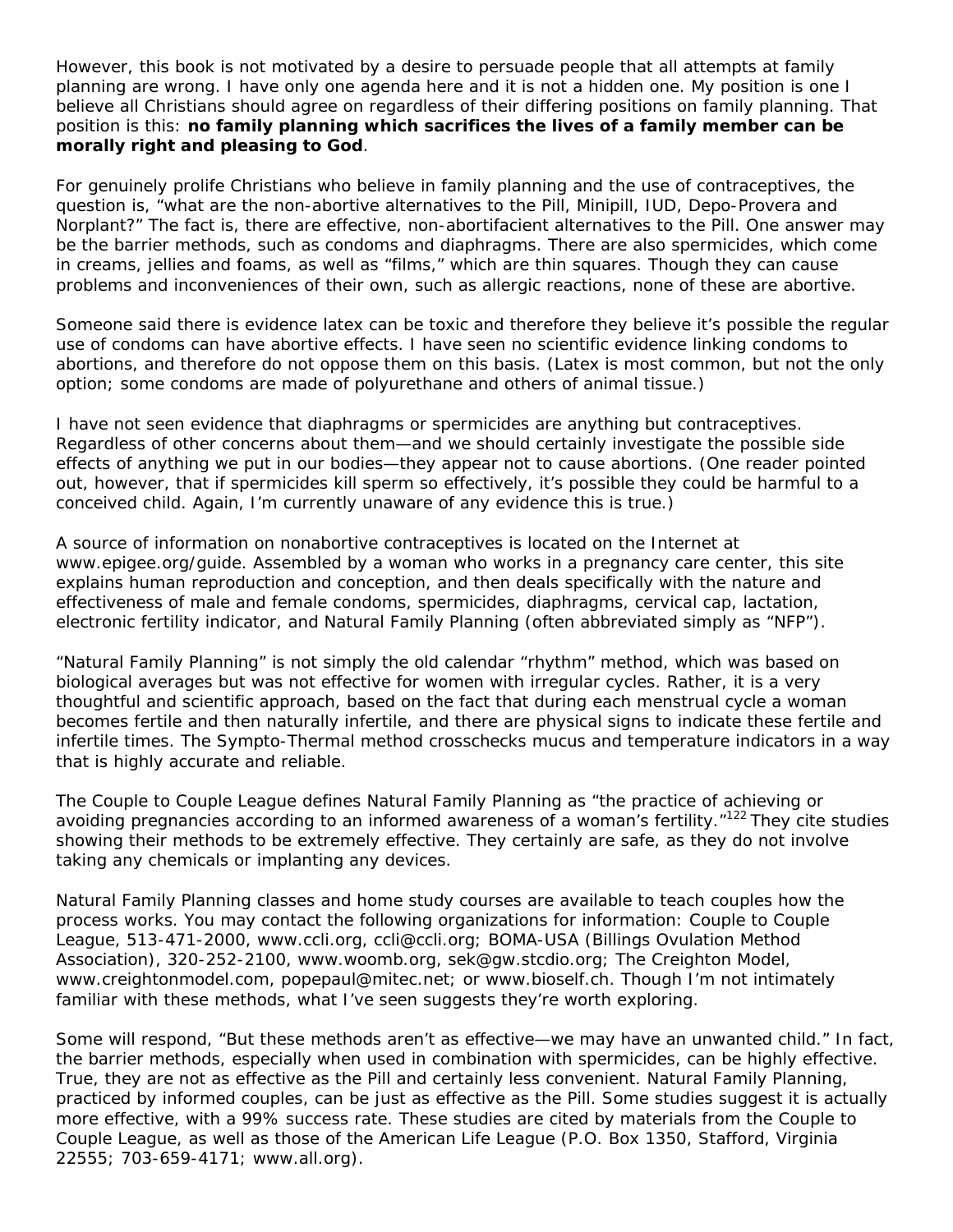However, this book is not motivated by a desire to persuade people that all attempts at family planning are wrong. I have only one agenda here and it is not a hidden one. My position is one I believe all Christians should agree on regardless of their differing positions on family planning. That position is this: **no family planning which sacrifices the lives of a family member can be morally right and pleasing to God**.

For genuinely prolife Christians who believe in family planning and the use of contraceptives, the question is, "what are the non-abortive alternatives to the Pill, Minipill, IUD, Depo-Provera and Norplant?" The fact is, there are effective, non-abortifacient alternatives to the Pill. One answer may be the barrier methods, such as condoms and diaphragms. There are also spermicides, which come in creams, jellies and foams, as well as "films," which are thin squares. Though they can cause problems and inconveniences of their own, such as allergic reactions, none of these are abortive.

Someone said there is evidence latex can be toxic and therefore they believe it's possible the regular use of condoms can have abortive effects. I have seen no scientific evidence linking condoms to abortions, and therefore do not oppose them on this basis. (Latex is most common, but not the only option; some condoms are made of polyurethane and others of animal tissue.)

I have not seen evidence that diaphragms or spermicides are anything but contraceptives. Regardless of other concerns about them—and we should certainly investigate the possible side effects of anything we put in our bodies—they appear not to cause abortions. (One reader pointed out, however, that if spermicides kill sperm so effectively, it's possible they could be harmful to a conceived child. Again, I'm currently unaware of any evidence this is true.)

A source of information on nonabortive contraceptives is located on the Internet at www.epigee.org/guide. Assembled by a woman who works in a pregnancy care center, this site explains human reproduction and conception, and then deals specifically with the nature and effectiveness of male and female condoms, spermicides, diaphragms, cervical cap, lactation, electronic fertility indicator, and Natural Family Planning (often abbreviated simply as "NFP").

"Natural Family Planning" is not simply the old calendar "rhythm" method, which was based on biological averages but was not effective for women with irregular cycles. Rather, it is a very thoughtful and scientific approach, based on the fact that during each menstrual cycle a woman becomes fertile and then naturally infertile, and there are physical signs to indicate these fertile and infertile times. The Sympto-Thermal method crosschecks mucus and temperature indicators in a way that is highly accurate and reliable.

The Couple to Couple League defines Natural Family Planning as "the practice of achieving or avoiding pregnancies according to an informed awareness of a woman's fertility."[122] They cite studies showing their methods to be extremely effective. They certainly are safe, as they do not involve taking any chemicals or implanting any devices.

Natural Family Planning classes and home study courses are available to teach couples how the process works. You may contact the following organizations for information: Couple to Couple League, 513-471-2000, www.ccli.org, ccli@ccli.org; BOMA-USA (Billings Ovulation Method Association), 320-252-2100, www.woomb.org, sek@gw.stcdio.org; The Creighton Model, www.creightonmodel.com, popepaul@mitec.net; or www.bioself.ch. Though I'm not intimately familiar with these methods, what I've seen suggests they're worth exploring.

Some will respond, "But these methods aren't as effective—we may have an unwanted child." In fact, the barrier methods, especially when used in combination with spermicides, can be highly effective. True, they are not as effective as the Pill and certainly less convenient. Natural Family Planning, practiced by informed couples, can be just as effective as the Pill. Some studies suggest it is actually more effective, with a 99% success rate. These studies are cited by materials from the Couple to Couple League, as well as those of the American Life League (P.O. Box 1350, Stafford, Virginia 22555; 703-659-4171; www.all.org).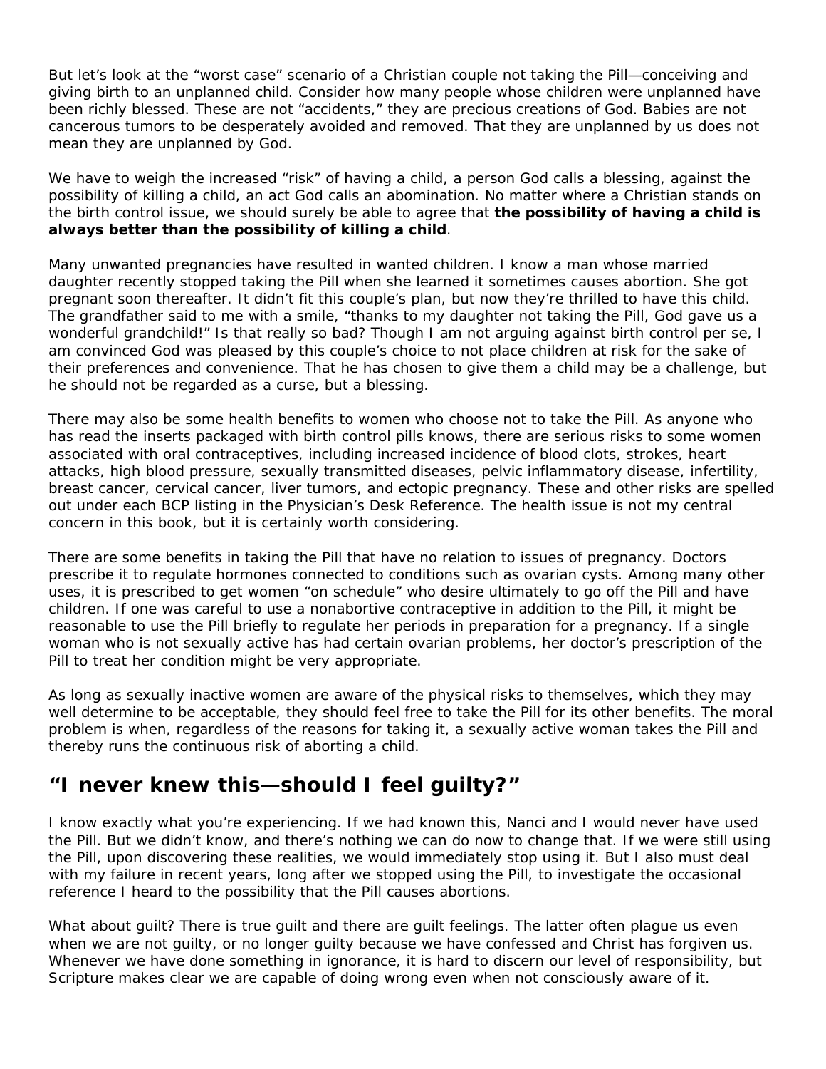But let's look at the "worst case" scenario of a Christian couple not taking the Pill—conceiving and giving birth to an unplanned child. Consider how many people whose children were unplanned have been richly blessed. These are not "accidents," they are precious creations of God. Babies are not cancerous tumors to be desperately avoided and removed. That they are unplanned by us does not mean they are unplanned by God.

We have to weigh the increased "risk" of having a child, a person God calls a blessing, against the possibility of killing a child, an act God calls an abomination. No matter where a Christian stands on the birth control issue, we should surely be able to agree that **the possibility of having a child is always better than the possibility of killing a child**.

Many unwanted pregnancies have resulted in wanted children. I know a man whose married daughter recently stopped taking the Pill when she learned it sometimes causes abortion. She got pregnant soon thereafter. It didn't fit this couple's plan, but now they're thrilled to have this child. The grandfather said to me with a smile, "thanks to my daughter not taking the Pill, God gave us a wonderful grandchild!" Is that really so bad? Though I am not arguing against birth control per se, I am convinced God was pleased by this couple's choice to not place children at risk for the sake of their preferences and convenience. That he has chosen to give them a child may be a challenge, but he should not be regarded as a curse, but a blessing.

There may also be some health benefits to women who choose not to take the Pill. As anyone who has read the inserts packaged with birth control pills knows, there are serious risks to some women associated with oral contraceptives, including increased incidence of blood clots, strokes, heart attacks, high blood pressure, sexually transmitted diseases, pelvic inflammatory disease, infertility, breast cancer, cervical cancer, liver tumors, and ectopic pregnancy. These and other risks are spelled out under each BCP listing in the Physician's Desk Reference. The health issue is not my central concern in this book, but it is certainly worth considering.

There are some benefits in taking the Pill that have no relation to issues of pregnancy. Doctors prescribe it to regulate hormones connected to conditions such as ovarian cysts. Among many other uses, it is prescribed to get women "on schedule" who desire ultimately to go off the Pill and have children. If one was careful to use a nonabortive contraceptive in addition to the Pill, it might be reasonable to use the Pill briefly to regulate her periods in preparation for a pregnancy. If a single woman who is not sexually active has had certain ovarian problems, her doctor's prescription of the Pill to treat her condition might be very appropriate.

As long as sexually inactive women are aware of the physical risks to themselves, which they may well determine to be acceptable, they should feel free to take the Pill for its other benefits. The moral problem is when, regardless of the reasons for taking it, a sexually active woman takes the Pill and thereby runs the continuous risk of aborting a child.

## "I never knew this—should I feel guilty?"

I know exactly what you're experiencing. If we had known this, Nanci and I would never have used the Pill. But we didn't know, and there's nothing we can do now to change that. If we were still using the Pill, upon discovering these realities, we would immediately stop using it. But I also must deal with my failure in recent years, long after we stopped using the Pill, to investigate the occasional reference I heard to the possibility that the Pill causes abortions.

What about guilt? There is true guilt and there are guilt feelings. The latter often plague us even when we are not guilty, or no longer guilty because we have confessed and Christ has forgiven us. Whenever we have done something in ignorance, it is hard to discern our level of responsibility, but Scripture makes clear we are capable of doing wrong even when not consciously aware of it.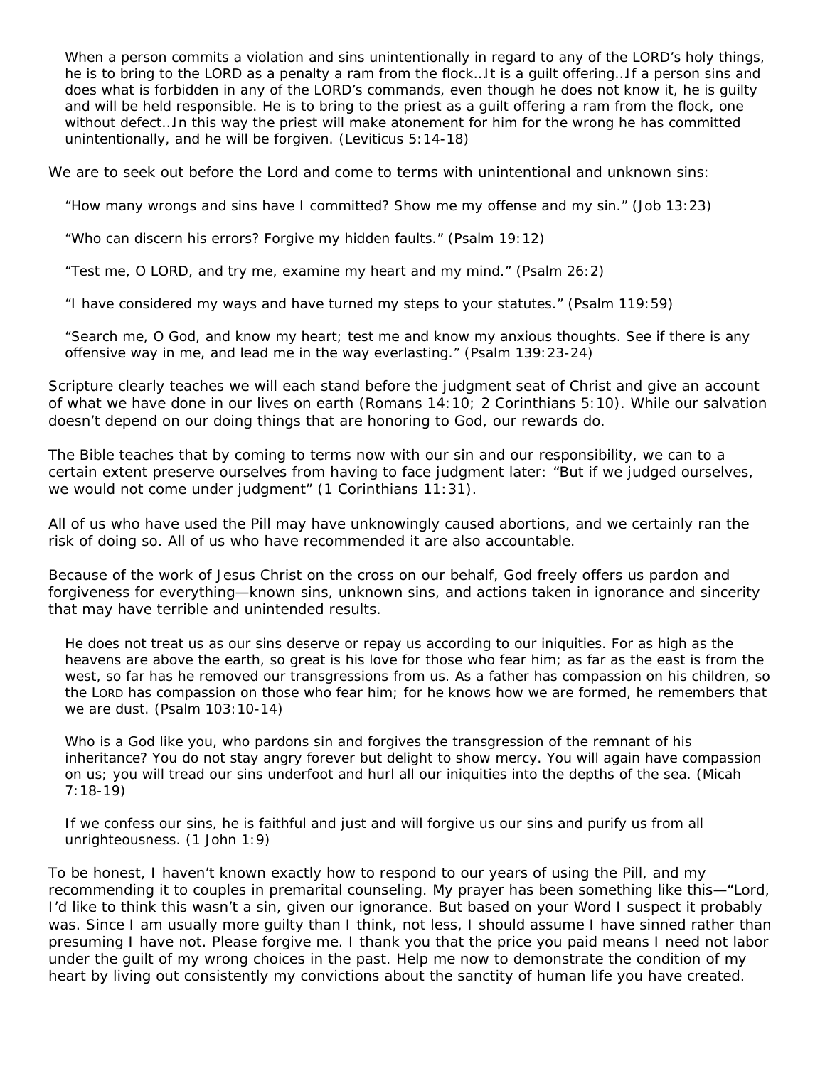> When a person commits a violation and sins unintentionally in regard to any of the LORD's holy things, he is to bring to the LORD as a penalty a ram from the flock…It is a guilt offering…If a person sins and does what is forbidden in any of the LORD's commands, even though he does not know it, he is guilty and will be held responsible. He is to bring to the priest as a guilt offering a ram from the flock, one without defect…In this way the priest will make atonement for him for the wrong he has committed unintentionally, and he will be forgiven. (Leviticus 5:14-18)

We are to seek out before the Lord and come to terms with unintentional and unknown sins:

> "How many wrongs and sins have I committed? Show me my offense and my sin." (Job 13:23)

> "Who can discern his errors? Forgive my hidden faults." (Psalm 19:12)

> "Test me, O LORD, and try me, examine my heart and my mind." (Psalm 26:2)

> "I have considered my ways and have turned my steps to your statutes." (Psalm 119:59)

> "Search me, O God, and know my heart; test me and know my anxious thoughts. See if there is any offensive way in me, and lead me in the way everlasting." (Psalm 139:23-24)

Scripture clearly teaches we will each stand before the judgment seat of Christ and give an account of what we have done in our lives on earth (Romans 14:10; 2 Corinthians 5:10). While our salvation doesn't depend on our doing things that are honoring to God, our rewards do.

The Bible teaches that by coming to terms now with our sin and our responsibility, we can to a certain extent preserve ourselves from having to face judgment later: "But if we judged ourselves, we would not come under judgment" (1 Corinthians 11:31).

All of us who have used the Pill may have unknowingly caused abortions, and we certainly ran the risk of doing so. All of us who have recommended it are also accountable.

Because of the work of Jesus Christ on the cross on our behalf, God freely offers us pardon and forgiveness for everything—known sins, unknown sins, and actions taken in ignorance and sincerity that may have terrible and unintended results.

> He does not treat us as our sins deserve or repay us according to our iniquities. For as high as the heavens are above the earth, so great is his love for those who fear him; as far as the east is from the west, so far has he removed our transgressions from us. As a father has compassion on his children, so the LORD has compassion on those who fear him; for he knows how we are formed, he remembers that we are dust. (Psalm 103:10-14)

> Who is a God like you, who pardons sin and forgives the transgression of the remnant of his inheritance? You do not stay angry forever but delight to show mercy. You will again have compassion on us; you will tread our sins underfoot and hurl all our iniquities into the depths of the sea. (Micah 7:18-19)

> If we confess our sins, he is faithful and just and will forgive us our sins and purify us from all unrighteousness. (1 John 1:9)

To be honest, I haven't known exactly how to respond to our years of using the Pill, and my recommending it to couples in premarital counseling. My prayer has been something like this—"Lord, I'd like to think this wasn't a sin, given our ignorance. But based on your Word I suspect it probably was. Since I am usually more guilty than I think, not less, I should assume I have sinned rather than presuming I have not. Please forgive me. I thank you that the price you paid means I need not labor under the guilt of my wrong choices in the past. Help me now to demonstrate the condition of my heart by living out consistently my convictions about the sanctity of human life you have created.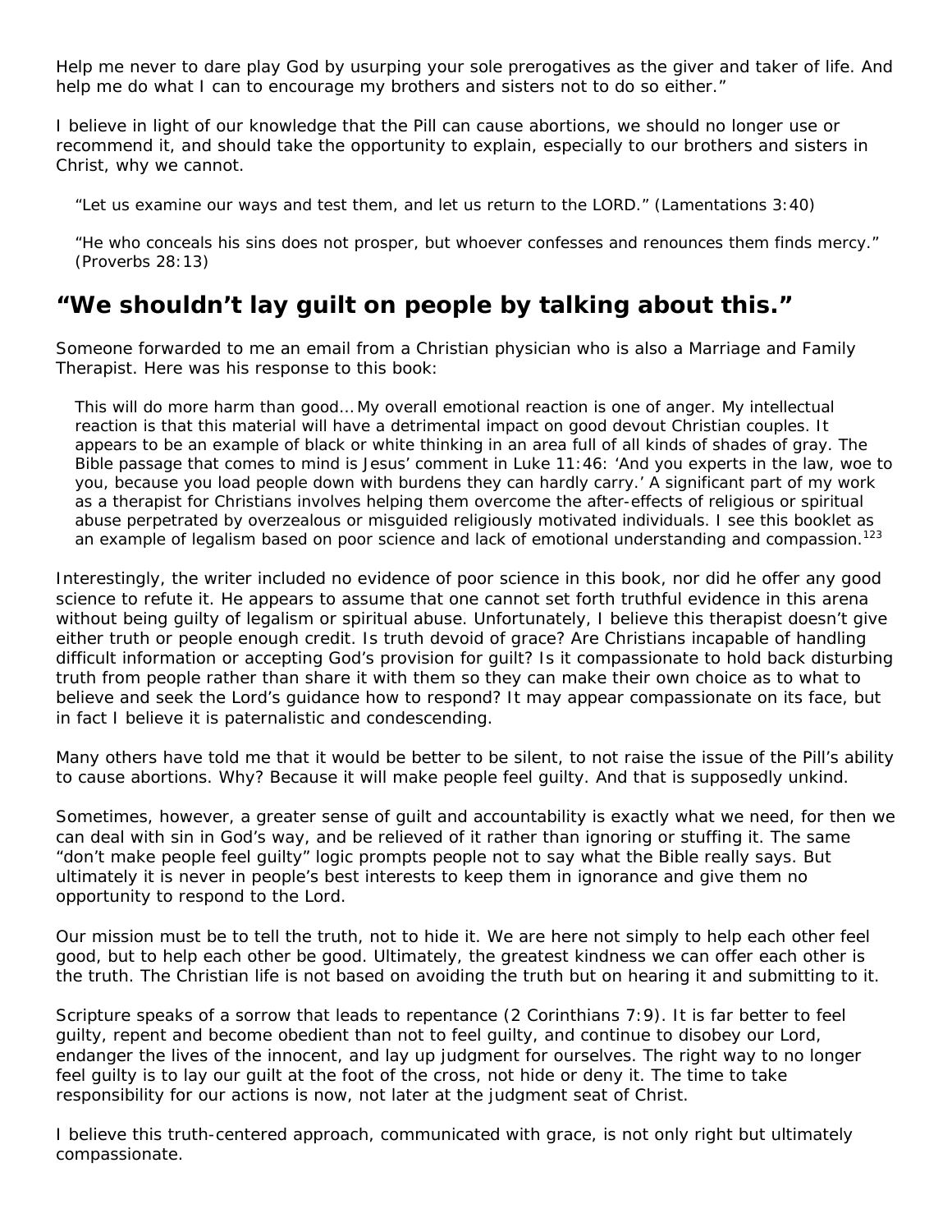Help me never to dare play God by usurping your sole prerogatives as the giver and taker of life. And help me do what I can to encourage my brothers and sisters not to do so either."

I believe in light of our knowledge that the Pill can cause abortions, we should no longer use or recommend it, and should take the opportunity to explain, especially to our brothers and sisters in Christ, why we cannot.

> "Let us examine our ways and test them, and let us return to the LORD." (Lamentations 3:40)
>
> "He who conceals his sins does not prosper, but whoever confesses and renounces them finds mercy." (Proverbs 28:13)

## "We shouldn't lay guilt on people by talking about this."

Someone forwarded to me an email from a Christian physician who is also a Marriage and Family Therapist. Here was his response to this book:

> This will do more harm than good... My overall emotional reaction is one of anger. My intellectual reaction is that this material will have a detrimental impact on good devout Christian couples. It appears to be an example of black or white thinking in an area full of all kinds of shades of gray. The Bible passage that comes to mind is Jesus' comment in Luke 11:46: 'And you experts in the law, woe to you, because you load people down with burdens they can hardly carry.' A significant part of my work as a therapist for Christians involves helping them overcome the after-effects of religious or spiritual abuse perpetrated by overzealous or misguided religiously motivated individuals. I see this booklet as an example of legalism based on poor science and lack of emotional understanding and compassion.[123]

Interestingly, the writer included no evidence of poor science in this book, nor did he offer any good science to refute it. He appears to assume that one cannot set forth truthful evidence in this arena without being guilty of legalism or spiritual abuse. Unfortunately, I believe this therapist doesn't give either truth or people enough credit. Is truth devoid of grace? Are Christians incapable of handling difficult information or accepting God's provision for guilt? Is it compassionate to hold back disturbing truth from people rather than share it with them so they can make their own choice as to what to believe and seek the Lord's guidance how to respond? It may appear compassionate on its face, but in fact I believe it is paternalistic and condescending.

Many others have told me that it would be better to be silent, to not raise the issue of the Pill's ability to cause abortions. Why? Because it will make people feel guilty. And that is supposedly unkind.

Sometimes, however, a greater sense of guilt and accountability is exactly what we need, for then we can deal with sin in God's way, and be relieved of it rather than ignoring or stuffing it. The same "don't make people feel guilty" logic prompts people not to say what the Bible really says. But ultimately it is never in people's best interests to keep them in ignorance and give them no opportunity to respond to the Lord.

Our mission must be to tell the truth, not to hide it. We are here not simply to help each other feel good, but to help each other be good. Ultimately, the greatest kindness we can offer each other is the truth. The Christian life is not based on avoiding the truth but on hearing it and submitting to it.

Scripture speaks of a sorrow that leads to repentance (2 Corinthians 7:9). It is far better to feel guilty, repent and become obedient than not to feel guilty, and continue to disobey our Lord, endanger the lives of the innocent, and lay up judgment for ourselves. The right way to no longer feel guilty is to lay our guilt at the foot of the cross, not hide or deny it. The time to take responsibility for our actions is now, not later at the judgment seat of Christ.

I believe this truth-centered approach, communicated with grace, is not only right but ultimately compassionate.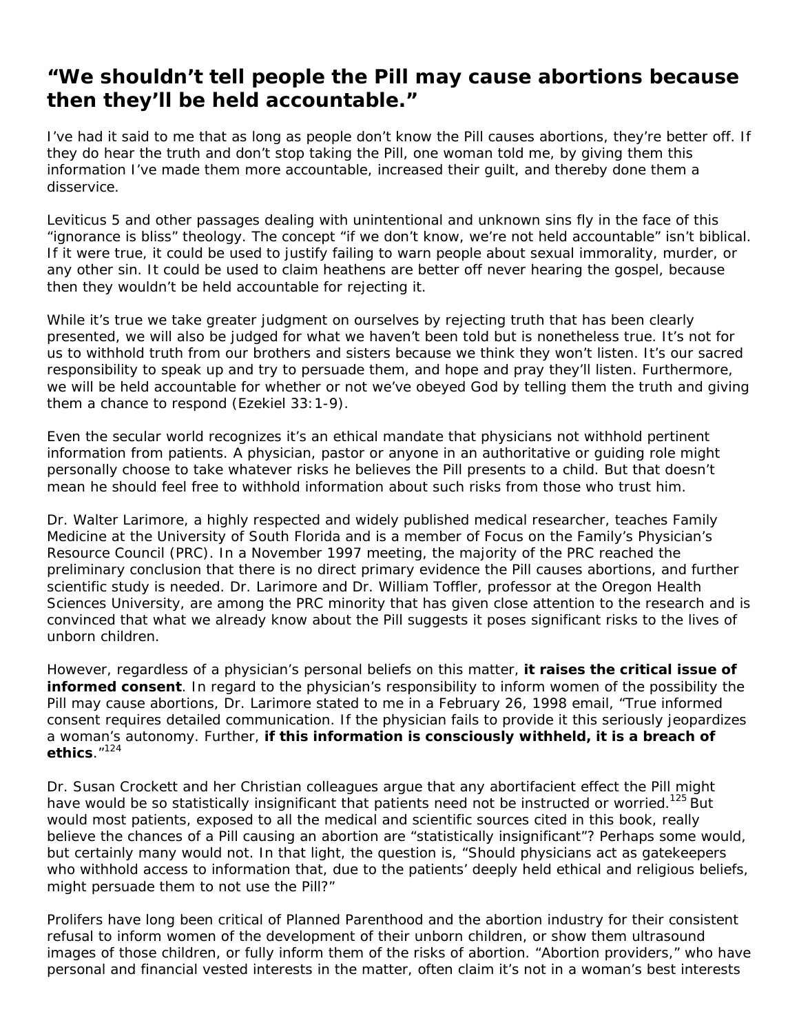## "We shouldn't tell people the Pill may cause abortions because then they'll be held accountable."

I've had it said to me that as long as people don't know the Pill causes abortions, they're better off. If they do hear the truth and don't stop taking the Pill, one woman told me, by giving them this information I've made them more accountable, increased their guilt, and thereby done them a disservice.

Leviticus 5 and other passages dealing with unintentional and unknown sins fly in the face of this "ignorance is bliss" theology. The concept "if we don't know, we're not held accountable" isn't biblical. If it were true, it could be used to justify failing to warn people about sexual immorality, murder, or any other sin. It could be used to claim heathens are better off never hearing the gospel, because then they wouldn't be held accountable for rejecting it.

While it's true we take greater judgment on ourselves by rejecting truth that has been clearly presented, we will also be judged for what we haven't been told but is nonetheless true. It's not for us to withhold truth from our brothers and sisters because we think they won't listen. It's our sacred responsibility to speak up and try to persuade them, and hope and pray they'll listen. Furthermore, we will be held accountable for whether or not we've obeyed God by telling them the truth and giving them a chance to respond (Ezekiel 33:1-9).

Even the secular world recognizes it's an ethical mandate that physicians not withhold pertinent information from patients. A physician, pastor or anyone in an authoritative or guiding role might personally choose to take whatever risks he believes the Pill presents to a child. But that doesn't mean he should feel free to withhold information about such risks from those who trust him.

Dr. Walter Larimore, a highly respected and widely published medical researcher, teaches Family Medicine at the University of South Florida and is a member of Focus on the Family's Physician's Resource Council (PRC). In a November 1997 meeting, the majority of the PRC reached the preliminary conclusion that there is no direct primary evidence the Pill causes abortions, and further scientific study is needed. Dr. Larimore and Dr. William Toffler, professor at the Oregon Health Sciences University, are among the PRC minority that has given close attention to the research and is convinced that what we already know about the Pill suggests it poses significant risks to the lives of unborn children.

However, regardless of a physician's personal beliefs on this matter, **it raises the critical issue of informed consent**. In regard to the physician's responsibility to inform women of the possibility the Pill may cause abortions, Dr. Larimore stated to me in a February 26, 1998 email, "True informed consent requires detailed communication. If the physician fails to provide it this seriously jeopardizes a woman's autonomy. Further, **if this information is consciously withheld, it is a breach of ethics**."[124]

Dr. Susan Crockett and her Christian colleagues argue that any abortifacient effect the Pill might have would be so statistically insignificant that patients need not be instructed or worried.[125] But would most patients, exposed to all the medical and scientific sources cited in this book, really believe the chances of a Pill causing an abortion are "statistically insignificant"? Perhaps some would, but certainly many would not. In that light, the question is, "Should physicians act as gatekeepers who withhold access to information that, due to the patients' deeply held ethical and religious beliefs, might persuade them to not use the Pill?"

Prolifers have long been critical of Planned Parenthood and the abortion industry for their consistent refusal to inform women of the development of their unborn children, or show them ultrasound images of those children, or fully inform them of the risks of abortion. "Abortion providers," who have personal and financial vested interests in the matter, often claim it's not in a woman's best interests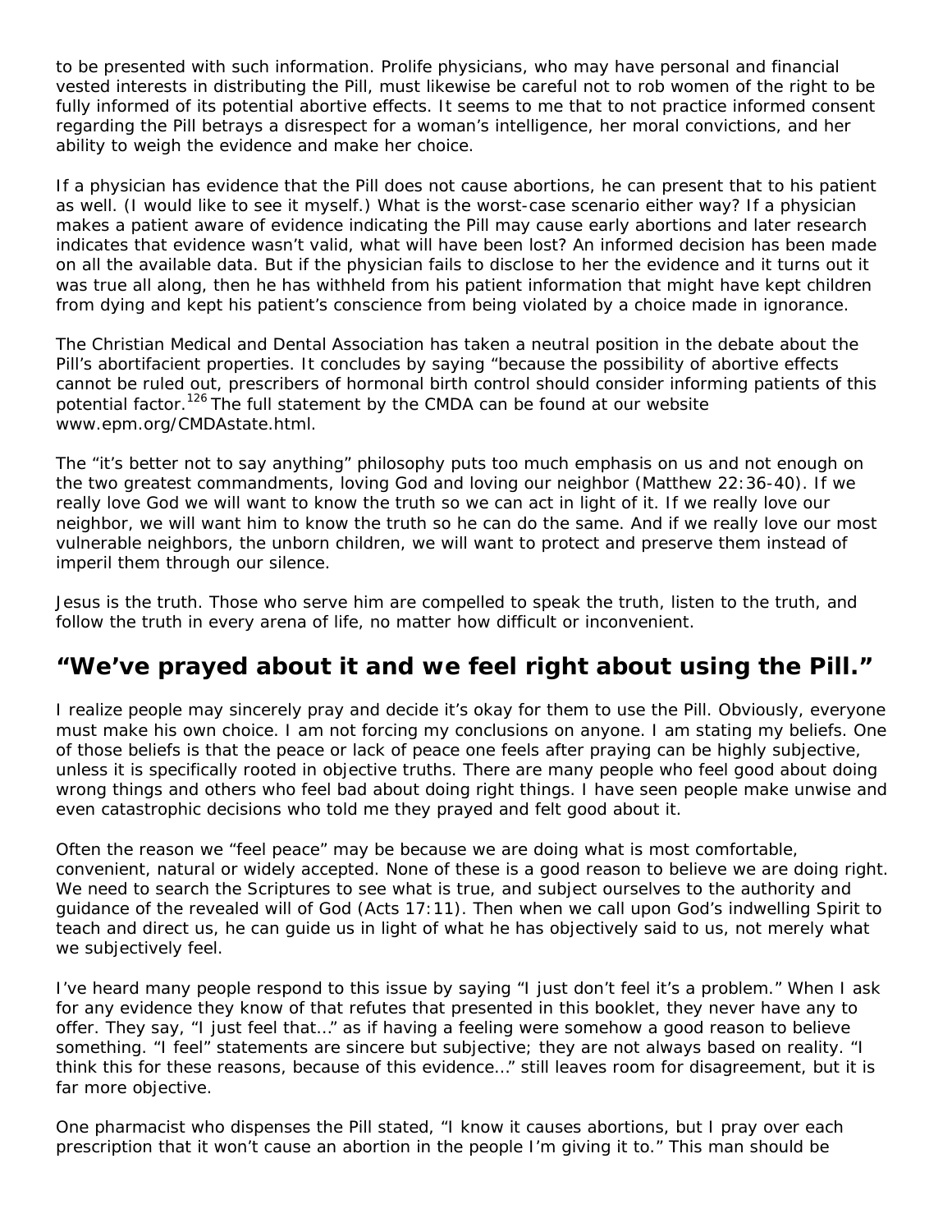to be presented with such information. Prolife physicians, who may have personal and financial vested interests in distributing the Pill, must likewise be careful not to rob women of the right to be fully informed of its potential abortive effects. It seems to me that to not practice informed consent regarding the Pill betrays a disrespect for a woman's intelligence, her moral convictions, and her ability to weigh the evidence and make her choice.

If a physician has evidence that the Pill does not cause abortions, he can present that to his patient as well. (I would like to see it myself.) What is the worst-case scenario either way? If a physician makes a patient aware of evidence indicating the Pill may cause early abortions and later research indicates that evidence wasn't valid, what will have been lost? An informed decision has been made on all the available data. But if the physician fails to disclose to her the evidence and it turns out it was true all along, then he has withheld from his patient information that might have kept children from dying and kept his patient's conscience from being violated by a choice made in ignorance.

The Christian Medical and Dental Association has taken a neutral position in the debate about the Pill's abortifacient properties. It concludes by saying "because the possibility of abortive effects cannot be ruled out, prescribers of hormonal birth control should consider informing patients of this potential factor.[126] The full statement by the CMDA can be found at our website www.epm.org/CMDAstate.html.

The "it's better not to say anything" philosophy puts too much emphasis on us and not enough on the two greatest commandments, loving God and loving our neighbor (Matthew 22:36-40). If we really love God we will want to know the truth so we can act in light of it. If we really love our neighbor, we will want him to know the truth so he can do the same. And if we really love our most vulnerable neighbors, the unborn children, we will want to protect and preserve them instead of imperil them through our silence.

Jesus is the truth. Those who serve him are compelled to speak the truth, listen to the truth, and follow the truth in every arena of life, no matter how difficult or inconvenient.

## "We've prayed about it and we feel right about using the Pill."

I realize people may sincerely pray and decide it's okay for them to use the Pill. Obviously, everyone must make his own choice. I am not forcing my conclusions on anyone. I am stating my beliefs. One of those beliefs is that the peace or lack of peace one feels after praying can be highly subjective, unless it is specifically rooted in objective truths. There are many people who feel good about doing wrong things and others who feel bad about doing right things. I have seen people make unwise and even catastrophic decisions who told me they prayed and felt good about it.

Often the reason we "feel peace" may be because we are doing what is most comfortable, convenient, natural or widely accepted. None of these is a good reason to believe we are doing right. We need to search the Scriptures to see what is true, and subject ourselves to the authority and guidance of the revealed will of God (Acts 17:11). Then when we call upon God's indwelling Spirit to teach and direct us, he can guide us in light of what he has objectively said to us, not merely what we subjectively feel.

I've heard many people respond to this issue by saying "I just don't feel it's a problem." When I ask for any evidence they know of that refutes that presented in this booklet, they never have any to offer. They say, "I just feel that…" as if having a feeling were somehow a good reason to believe something. "I feel" statements are sincere but subjective; they are not always based on reality. "I think this for these reasons, because of this evidence…" still leaves room for disagreement, but it is far more objective.

One pharmacist who dispenses the Pill stated, "I know it causes abortions, but I pray over each prescription that it won't cause an abortion in the people I'm giving it to." This man should be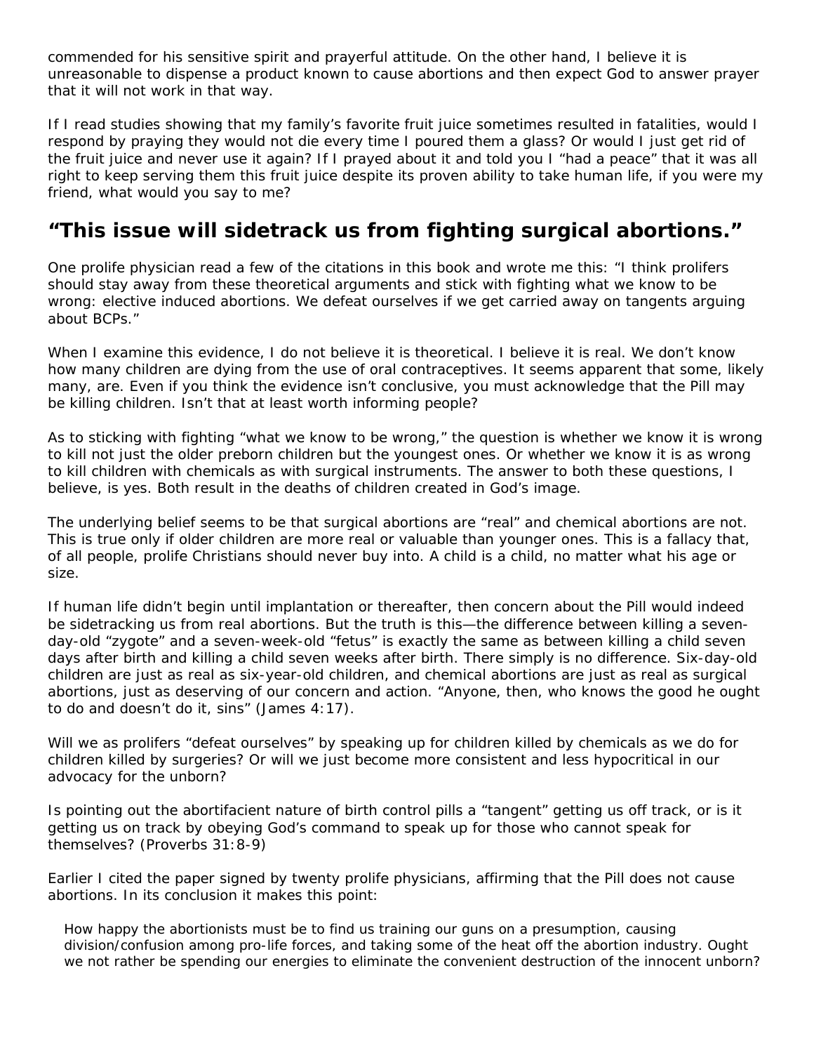commended for his sensitive spirit and prayerful attitude. On the other hand, I believe it is unreasonable to dispense a product known to cause abortions and then expect God to answer prayer that it will not work in that way.

If I read studies showing that my family's favorite fruit juice sometimes resulted in fatalities, would I respond by praying they would not die every time I poured them a glass? Or would I just get rid of the fruit juice and never use it again? If I prayed about it and told you I "had a peace" that it was all right to keep serving them this fruit juice despite its proven ability to take human life, if you were my friend, what would you say to me?

## "This issue will sidetrack us from fighting surgical abortions."

One prolife physician read a few of the citations in this book and wrote me this: "I think prolifers should stay away from these theoretical arguments and stick with fighting what we know to be wrong: elective induced abortions. We defeat ourselves if we get carried away on tangents arguing about BCPs."

When I examine this evidence, I do not believe it is theoretical. I believe it is real. We don't know how many children are dying from the use of oral contraceptives. It seems apparent that some, likely many, are. Even if you think the evidence isn't conclusive, you must acknowledge that the Pill may be killing children. Isn't that at least worth informing people?

As to sticking with fighting "what we know to be wrong," the question is whether we know it is wrong to kill not just the older preborn children but the youngest ones. Or whether we know it is as wrong to kill children with chemicals as with surgical instruments. The answer to both these questions, I believe, is yes. Both result in the deaths of children created in God's image.

The underlying belief seems to be that surgical abortions are "real" and chemical abortions are not. This is true only if older children are more real or valuable than younger ones. This is a fallacy that, of all people, prolife Christians should never buy into. A child is a child, no matter what his age or size.

If human life didn't begin until implantation or thereafter, then concern about the Pill would indeed be sidetracking us from real abortions. But the truth is this—the difference between killing a seven-day-old "zygote" and a seven-week-old "fetus" is exactly the same as between killing a child seven days after birth and killing a child seven weeks after birth. There simply is no difference. Six-day-old children are just as real as six-year-old children, and chemical abortions are just as real as surgical abortions, just as deserving of our concern and action. "Anyone, then, who knows the good he ought to do and doesn't do it, sins" (James 4:17).

Will we as prolifers "defeat ourselves" by speaking up for children killed by chemicals as we do for children killed by surgeries? Or will we just become more consistent and less hypocritical in our advocacy for the unborn?

Is pointing out the abortifacient nature of birth control pills a "tangent" getting us off track, or is it getting us on track by obeying God's command to speak up for those who cannot speak for themselves? (Proverbs 31:8-9)

Earlier I cited the paper signed by twenty prolife physicians, affirming that the Pill does not cause abortions. In its conclusion it makes this point:

> How happy the abortionists must be to find us training our guns on a presumption, causing division/confusion among pro-life forces, and taking some of the heat off the abortion industry. Ought we not rather be spending our energies to eliminate the convenient destruction of the innocent unborn?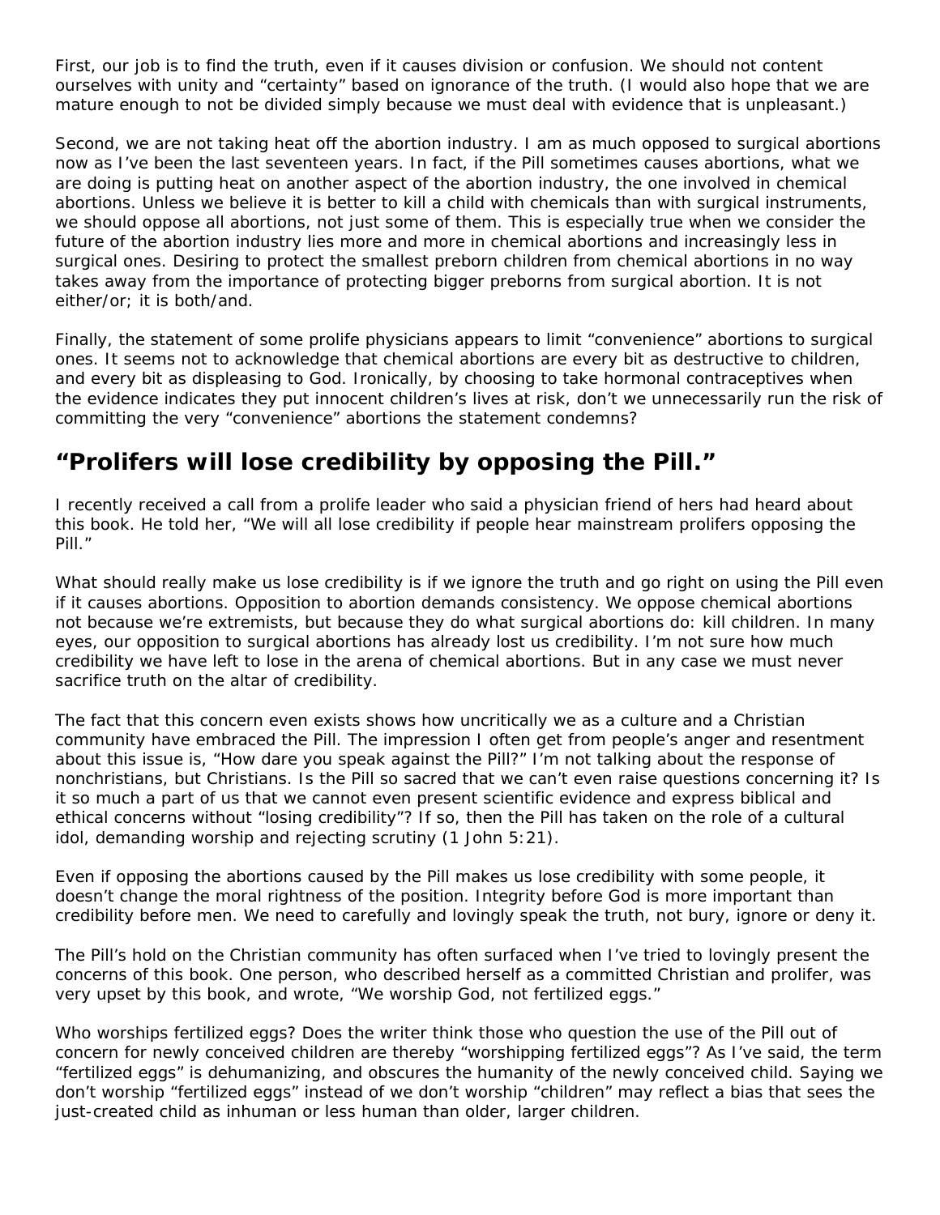First, our job is to find the truth, even if it causes division or confusion. We should not content ourselves with unity and "certainty" based on ignorance of the truth. (I would also hope that we are mature enough to not be divided simply because we must deal with evidence that is unpleasant.)

Second, we are not taking heat off the abortion industry. I am as much opposed to surgical abortions now as I've been the last seventeen years. In fact, if the Pill sometimes causes abortions, what we are doing is putting heat on another aspect of the abortion industry, the one involved in chemical abortions. Unless we believe it is better to kill a child with chemicals than with surgical instruments, we should oppose all abortions, not just some of them. This is especially true when we consider the future of the abortion industry lies more and more in chemical abortions and increasingly less in surgical ones. Desiring to protect the smallest preborn children from chemical abortions in no way takes away from the importance of protecting bigger preborns from surgical abortion. It is not either/or; it is both/and.

Finally, the statement of some prolife physicians appears to limit "convenience" abortions to surgical ones. It seems not to acknowledge that chemical abortions are every bit as destructive to children, and every bit as displeasing to God. Ironically, by choosing to take hormonal contraceptives when the evidence indicates they put innocent children's lives at risk, don't we unnecessarily run the risk of committing the very "convenience" abortions the statement condemns?

## "Prolifers will lose credibility by opposing the Pill."

I recently received a call from a prolife leader who said a physician friend of hers had heard about this book. He told her, "We will all lose credibility if people hear mainstream prolifers opposing the Pill."

What should really make us lose credibility is if we ignore the truth and go right on using the Pill even if it causes abortions. Opposition to abortion demands consistency. We oppose chemical abortions not because we're extremists, but because they do what surgical abortions do: kill children. In many eyes, our opposition to surgical abortions has already lost us credibility. I'm not sure how much credibility we have left to lose in the arena of chemical abortions. But in any case we must never sacrifice truth on the altar of credibility.

The fact that this concern even exists shows how uncritically we as a culture and a Christian community have embraced the Pill. The impression I often get from people's anger and resentment about this issue is, "How dare you speak against the Pill?" I'm not talking about the response of nonchristians, but Christians. Is the Pill so sacred that we can't even raise questions concerning it? Is it so much a part of us that we cannot even present scientific evidence and express biblical and ethical concerns without "losing credibility"? If so, then the Pill has taken on the role of a cultural idol, demanding worship and rejecting scrutiny (1 John 5:21).

Even if opposing the abortions caused by the Pill makes us lose credibility with some people, it doesn't change the moral rightness of the position. Integrity before God is more important than credibility before men. We need to carefully and lovingly speak the truth, not bury, ignore or deny it.

The Pill's hold on the Christian community has often surfaced when I've tried to lovingly present the concerns of this book. One person, who described herself as a committed Christian and prolifer, was very upset by this book, and wrote, "We worship God, not fertilized eggs."

Who worships fertilized eggs? Does the writer think those who question the use of the Pill out of concern for newly conceived children are thereby "worshipping fertilized eggs"? As I've said, the term "fertilized eggs" is dehumanizing, and obscures the humanity of the newly conceived child. Saying we don't worship "fertilized eggs" instead of we don't worship "children" may reflect a bias that sees the just-created child as inhuman or less human than older, larger children.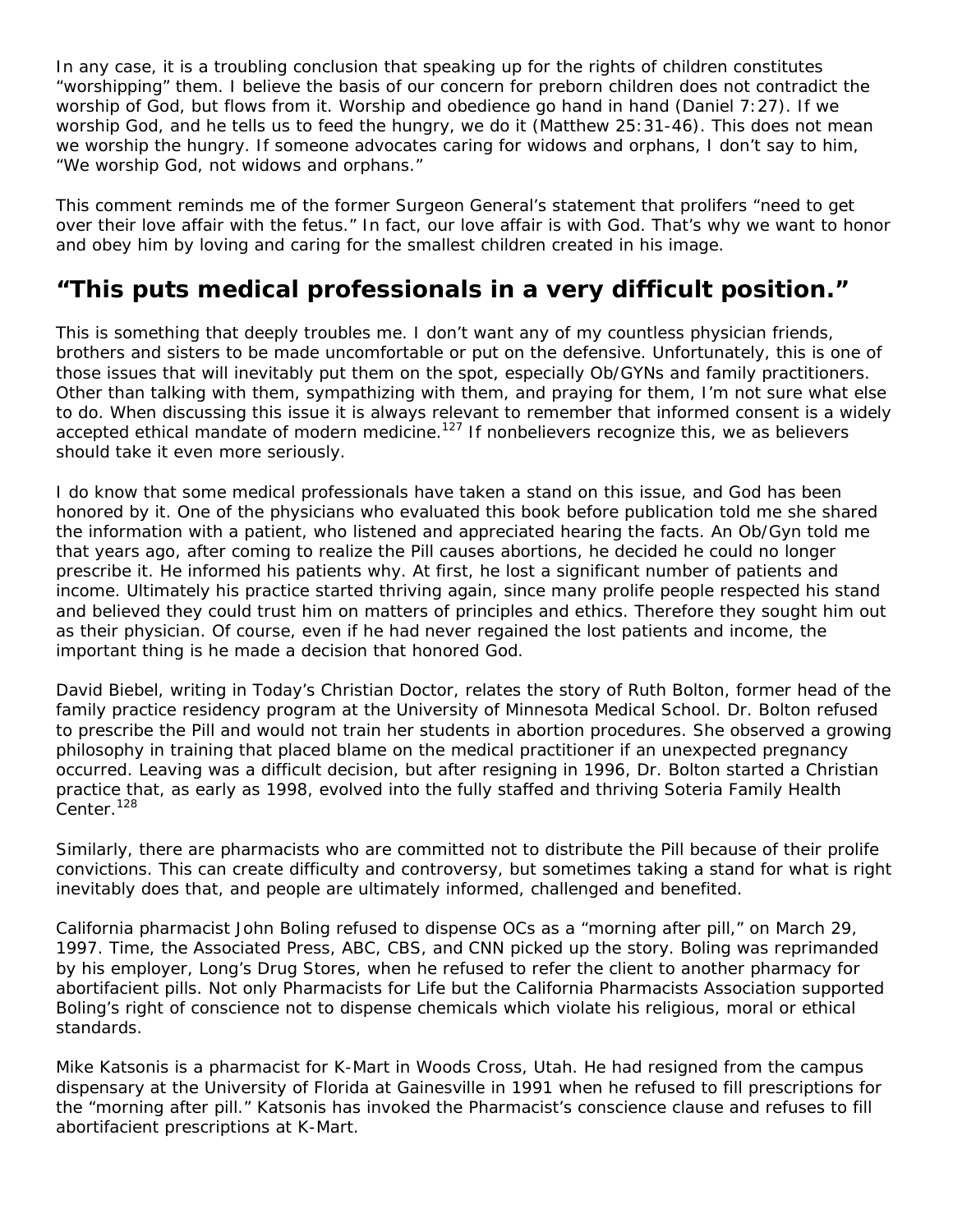In any case, it is a troubling conclusion that speaking up for the rights of children constitutes "worshipping" them. I believe the basis of our concern for preborn children does not contradict the worship of God, but flows from it. Worship and obedience go hand in hand (Daniel 7:27). If we worship God, and he tells us to feed the hungry, we do it (Matthew 25:31-46). This does not mean we worship the hungry. If someone advocates caring for widows and orphans, I don't say to him, "We worship God, not widows and orphans."

This comment reminds me of the former Surgeon General's statement that prolifers "need to get over their love affair with the fetus." In fact, our love affair is with God. That's why we want to honor and obey him by loving and caring for the smallest children created in his image.

## "This puts medical professionals in a very difficult position."

This is something that deeply troubles me. I don't want any of my countless physician friends, brothers and sisters to be made uncomfortable or put on the defensive. Unfortunately, this is one of those issues that will inevitably put them on the spot, especially Ob/GYNs and family practitioners. Other than talking with them, sympathizing with them, and praying for them, I'm not sure what else to do. When discussing this issue it is always relevant to remember that informed consent is a widely accepted ethical mandate of modern medicine.[127] If nonbelievers recognize this, we as believers should take it even more seriously.

I do know that some medical professionals have taken a stand on this issue, and God has been honored by it. One of the physicians who evaluated this book before publication told me she shared the information with a patient, who listened and appreciated hearing the facts. An Ob/Gyn told me that years ago, after coming to realize the Pill causes abortions, he decided he could no longer prescribe it. He informed his patients why. At first, he lost a significant number of patients and income. Ultimately his practice started thriving again, since many prolife people respected his stand and believed they could trust him on matters of principles and ethics. Therefore they sought him out as their physician. Of course, even if he had never regained the lost patients and income, the important thing is he made a decision that honored God.

David Biebel, writing in Today's Christian Doctor, relates the story of Ruth Bolton, former head of the family practice residency program at the University of Minnesota Medical School. Dr. Bolton refused to prescribe the Pill and would not train her students in abortion procedures. She observed a growing philosophy in training that placed blame on the medical practitioner if an unexpected pregnancy occurred. Leaving was a difficult decision, but after resigning in 1996, Dr. Bolton started a Christian practice that, as early as 1998, evolved into the fully staffed and thriving Soteria Family Health Center.[128]

Similarly, there are pharmacists who are committed not to distribute the Pill because of their prolife convictions. This can create difficulty and controversy, but sometimes taking a stand for what is right inevitably does that, and people are ultimately informed, challenged and benefited.

California pharmacist John Boling refused to dispense OCs as a "morning after pill," on March 29, 1997. Time, the Associated Press, ABC, CBS, and CNN picked up the story. Boling was reprimanded by his employer, Long's Drug Stores, when he refused to refer the client to another pharmacy for abortifacient pills. Not only Pharmacists for Life but the California Pharmacists Association supported Boling's right of conscience not to dispense chemicals which violate his religious, moral or ethical standards.

Mike Katsonis is a pharmacist for K-Mart in Woods Cross, Utah. He had resigned from the campus dispensary at the University of Florida at Gainesville in 1991 when he refused to fill prescriptions for the "morning after pill." Katsonis has invoked the Pharmacist's conscience clause and refuses to fill abortifacient prescriptions at K-Mart.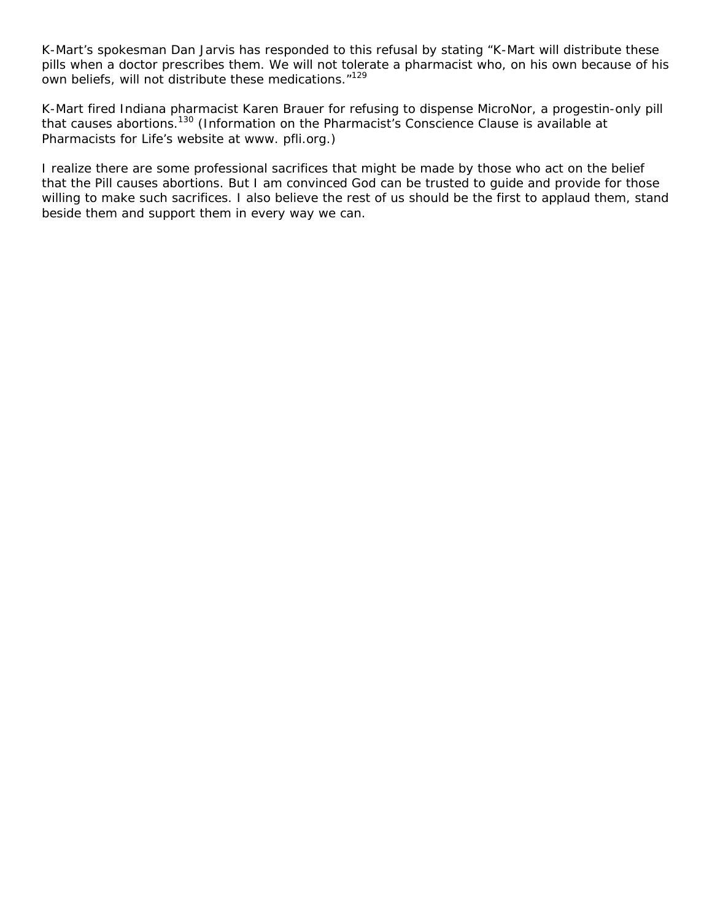K-Mart's spokesman Dan Jarvis has responded to this refusal by stating "K-Mart will distribute these pills when a doctor prescribes them. We will not tolerate a pharmacist who, on his own because of his own beliefs, will not distribute these medications."[129]

K-Mart fired Indiana pharmacist Karen Brauer for refusing to dispense MicroNor, a progestin-only pill that causes abortions.[130] (Information on the Pharmacist's Conscience Clause is available at Pharmacists for Life's website at www. pfli.org.)

I realize there are some professional sacrifices that might be made by those who act on the belief that the Pill causes abortions. But I am convinced God can be trusted to guide and provide for those willing to make such sacrifices. I also believe the rest of us should be the first to applaud them, stand beside them and support them in every way we can.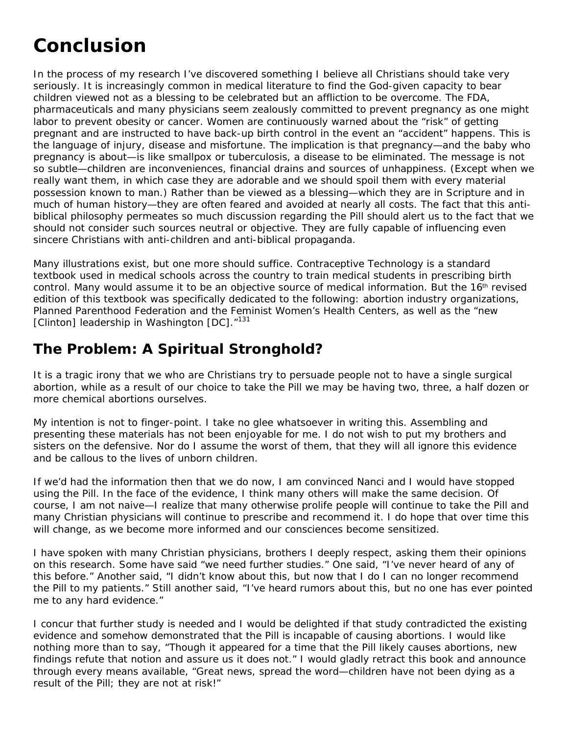# Conclusion

In the process of my research I've discovered something I believe all Christians should take very seriously. It is increasingly common in medical literature to find the God-given capacity to bear children viewed not as a blessing to be celebrated but an affliction to be overcome. The FDA, pharmaceuticals and many physicians seem zealously committed to prevent pregnancy as one might labor to prevent obesity or cancer. Women are continuously warned about the "risk" of getting pregnant and are instructed to have back-up birth control in the event an "accident" happens. This is the language of injury, disease and misfortune. The implication is that pregnancy—and the baby who pregnancy is about—is like smallpox or tuberculosis, a disease to be eliminated. The message is not so subtle—children are inconveniences, financial drains and sources of unhappiness. (Except when we really want them, in which case they are adorable and we should spoil them with every material possession known to man.) Rather than be viewed as a blessing—which they are in Scripture and in much of human history—they are often feared and avoided at nearly all costs. The fact that this anti-biblical philosophy permeates so much discussion regarding the Pill should alert us to the fact that we should not consider such sources neutral or objective. They are fully capable of influencing even sincere Christians with anti-children and anti-biblical propaganda.

Many illustrations exist, but one more should suffice. Contraceptive Technology is a standard textbook used in medical schools across the country to train medical students in prescribing birth control. Many would assume it to be an objective source of medical information. But the 16th revised edition of this textbook was specifically dedicated to the following: abortion industry organizations, Planned Parenthood Federation and the Feminist Women's Health Centers, as well as the "new [Clinton] leadership in Washington [DC]."[131]

## The Problem: A Spiritual Stronghold?

It is a tragic irony that we who are Christians try to persuade people not to have a single surgical abortion, while as a result of our choice to take the Pill we may be having two, three, a half dozen or more chemical abortions ourselves.

My intention is not to finger-point. I take no glee whatsoever in writing this. Assembling and presenting these materials has not been enjoyable for me. I do not wish to put my brothers and sisters on the defensive. Nor do I assume the worst of them, that they will all ignore this evidence and be callous to the lives of unborn children.

If we'd had the information then that we do now, I am convinced Nanci and I would have stopped using the Pill. In the face of the evidence, I think many others will make the same decision. Of course, I am not naive—I realize that many otherwise prolife people will continue to take the Pill and many Christian physicians will continue to prescribe and recommend it. I do hope that over time this will change, as we become more informed and our consciences become sensitized.

I have spoken with many Christian physicians, brothers I deeply respect, asking them their opinions on this research. Some have said "we need further studies." One said, "I've never heard of any of this before." Another said, "I didn't know about this, but now that I do I can no longer recommend the Pill to my patients." Still another said, "I've heard rumors about this, but no one has ever pointed me to any hard evidence."

I concur that further study is needed and I would be delighted if that study contradicted the existing evidence and somehow demonstrated that the Pill is incapable of causing abortions. I would like nothing more than to say, "Though it appeared for a time that the Pill likely causes abortions, new findings refute that notion and assure us it does not." I would gladly retract this book and announce through every means available, "Great news, spread the word—children have not been dying as a result of the Pill; they are not at risk!"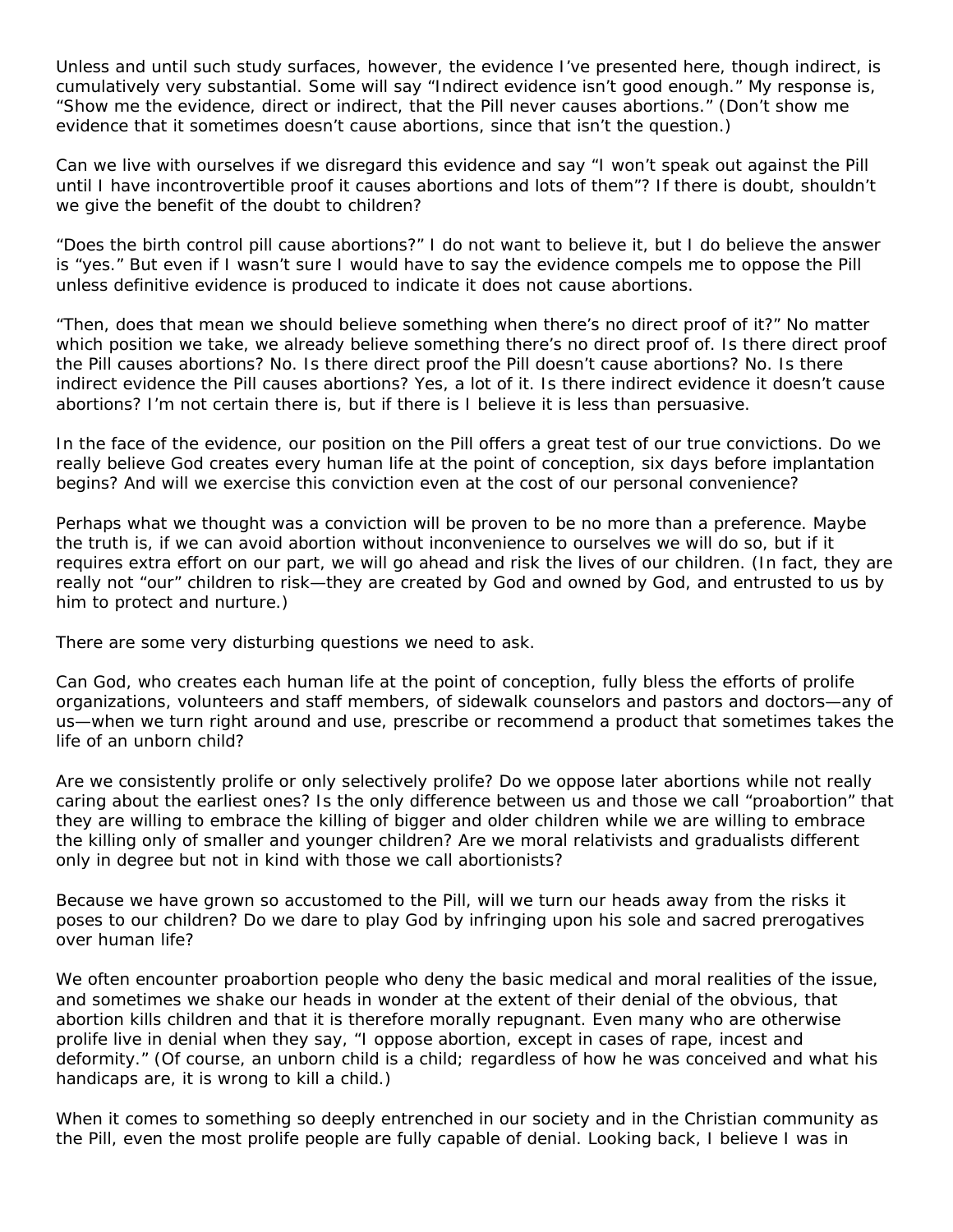Unless and until such study surfaces, however, the evidence I've presented here, though indirect, is cumulatively very substantial. Some will say "Indirect evidence isn't good enough." My response is, "Show me the evidence, direct or indirect, that the Pill never causes abortions." (Don't show me evidence that it sometimes doesn't cause abortions, since that isn't the question.)

Can we live with ourselves if we disregard this evidence and say "I won't speak out against the Pill until I have incontrovertible proof it causes abortions and lots of them"? If there is doubt, shouldn't we give the benefit of the doubt to children?

"Does the birth control pill cause abortions?" I do not want to believe it, but I do believe the answer is "yes." But even if I wasn't sure I would have to say the evidence compels me to oppose the Pill unless definitive evidence is produced to indicate it does not cause abortions.

"Then, does that mean we should believe something when there's no direct proof of it?" No matter which position we take, we already believe something there's no direct proof of. Is there direct proof the Pill causes abortions? No. Is there direct proof the Pill doesn't cause abortions? No. Is there indirect evidence the Pill causes abortions? Yes, a lot of it. Is there indirect evidence it doesn't cause abortions? I'm not certain there is, but if there is I believe it is less than persuasive.

In the face of the evidence, our position on the Pill offers a great test of our true convictions. Do we really believe God creates every human life at the point of conception, six days before implantation begins? And will we exercise this conviction even at the cost of our personal convenience?

Perhaps what we thought was a conviction will be proven to be no more than a preference. Maybe the truth is, if we can avoid abortion without inconvenience to ourselves we will do so, but if it requires extra effort on our part, we will go ahead and risk the lives of our children. (In fact, they are really not "our" children to risk—they are created by God and owned by God, and entrusted to us by him to protect and nurture.)

There are some very disturbing questions we need to ask.

Can God, who creates each human life at the point of conception, fully bless the efforts of prolife organizations, volunteers and staff members, of sidewalk counselors and pastors and doctors—any of us—when we turn right around and use, prescribe or recommend a product that sometimes takes the life of an unborn child?

Are we consistently prolife or only selectively prolife? Do we oppose later abortions while not really caring about the earliest ones? Is the only difference between us and those we call "proabortion" that they are willing to embrace the killing of bigger and older children while we are willing to embrace the killing only of smaller and younger children? Are we moral relativists and gradualists different only in degree but not in kind with those we call abortionists?

Because we have grown so accustomed to the Pill, will we turn our heads away from the risks it poses to our children? Do we dare to play God by infringing upon his sole and sacred prerogatives over human life?

We often encounter proabortion people who deny the basic medical and moral realities of the issue, and sometimes we shake our heads in wonder at the extent of their denial of the obvious, that abortion kills children and that it is therefore morally repugnant. Even many who are otherwise prolife live in denial when they say, "I oppose abortion, except in cases of rape, incest and deformity." (Of course, an unborn child is a child; regardless of how he was conceived and what his handicaps are, it is wrong to kill a child.)

When it comes to something so deeply entrenched in our society and in the Christian community as the Pill, even the most prolife people are fully capable of denial. Looking back, I believe I was in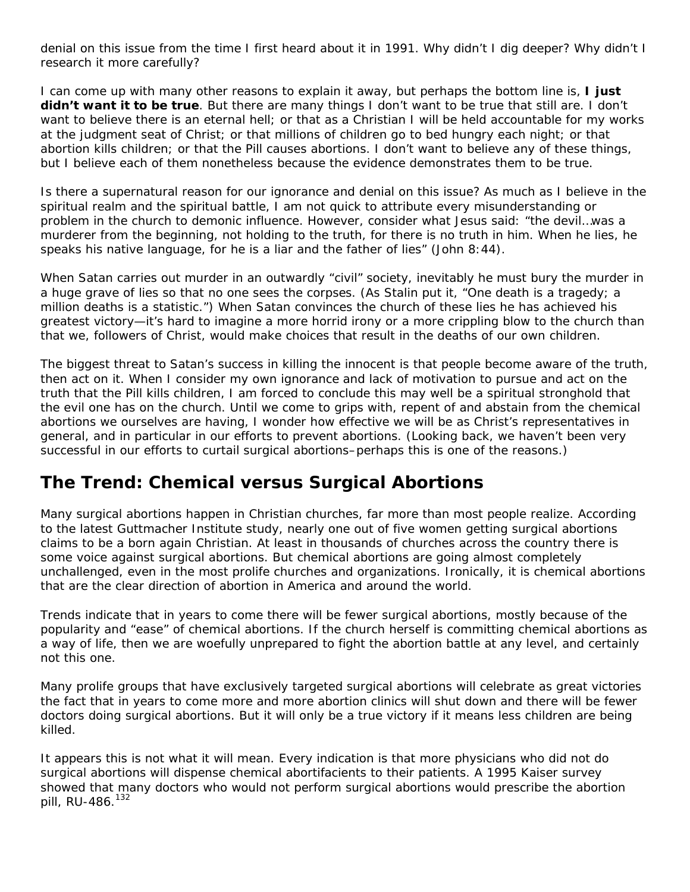denial on this issue from the time I first heard about it in 1991. Why didn't I dig deeper? Why didn't I research it more carefully?

I can come up with many other reasons to explain it away, but perhaps the bottom line is, **I just didn't want it to be true**. But there are many things I don't want to be true that still are. I don't want to believe there is an eternal hell; or that as a Christian I will be held accountable for my works at the judgment seat of Christ; or that millions of children go to bed hungry each night; or that abortion kills children; or that the Pill causes abortions. I don't want to believe any of these things, but I believe each of them nonetheless because the evidence demonstrates them to be true.

Is there a supernatural reason for our ignorance and denial on this issue? As much as I believe in the spiritual realm and the spiritual battle, I am not quick to attribute every misunderstanding or problem in the church to demonic influence. However, consider what Jesus said: "the devil…was a murderer from the beginning, not holding to the truth, for there is no truth in him. When he lies, he speaks his native language, for he is a liar and the father of lies" (John 8:44).

When Satan carries out murder in an outwardly "civil" society, inevitably he must bury the murder in a huge grave of lies so that no one sees the corpses. (As Stalin put it, "One death is a tragedy; a million deaths is a statistic.") When Satan convinces the church of these lies he has achieved his greatest victory—it's hard to imagine a more horrid irony or a more crippling blow to the church than that we, followers of Christ, would make choices that result in the deaths of our own children.

The biggest threat to Satan's success in killing the innocent is that people become aware of the truth, then act on it. When I consider my own ignorance and lack of motivation to pursue and act on the truth that the Pill kills children, I am forced to conclude this may well be a spiritual stronghold that the evil one has on the church. Until we come to grips with, repent of and abstain from the chemical abortions we ourselves are having, I wonder how effective we will be as Christ's representatives in general, and in particular in our efforts to prevent abortions. (Looking back, we haven't been very successful in our efforts to curtail surgical abortions–perhaps this is one of the reasons.)

## The Trend: Chemical versus Surgical Abortions

Many surgical abortions happen in Christian churches, far more than most people realize. According to the latest Guttmacher Institute study, nearly one out of five women getting surgical abortions claims to be a born again Christian. At least in thousands of churches across the country there is some voice against surgical abortions. But chemical abortions are going almost completely unchallenged, even in the most prolife churches and organizations. Ironically, it is chemical abortions that are the clear direction of abortion in America and around the world.

Trends indicate that in years to come there will be fewer surgical abortions, mostly because of the popularity and "ease" of chemical abortions. If the church herself is committing chemical abortions as a way of life, then we are woefully unprepared to fight the abortion battle at any level, and certainly not this one.

Many prolife groups that have exclusively targeted surgical abortions will celebrate as great victories the fact that in years to come more and more abortion clinics will shut down and there will be fewer doctors doing surgical abortions. But it will only be a true victory if it means less children are being killed.

It appears this is not what it will mean. Every indication is that more physicians who did not do surgical abortions will dispense chemical abortifacients to their patients. A 1995 Kaiser survey showed that many doctors who would not perform surgical abortions would prescribe the abortion pill, RU-486.[132]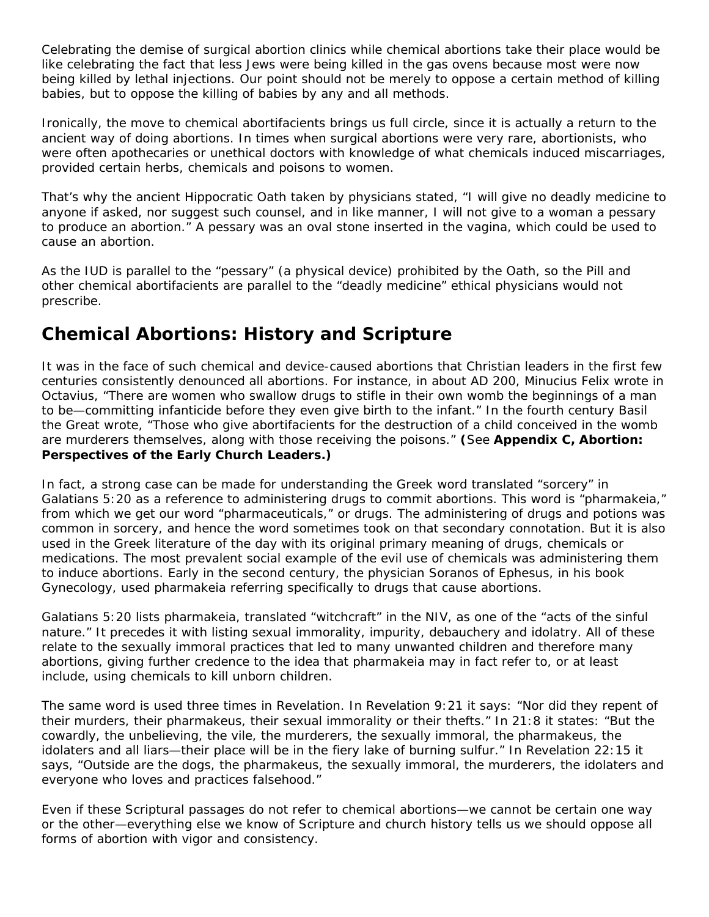Celebrating the demise of surgical abortion clinics while chemical abortions take their place would be like celebrating the fact that less Jews were being killed in the gas ovens because most were now being killed by lethal injections. Our point should not be merely to oppose a certain method of killing babies, but to oppose the killing of babies by any and all methods.

Ironically, the move to chemical abortifacients brings us full circle, since it is actually a return to the ancient way of doing abortions. In times when surgical abortions were very rare, abortionists, who were often apothecaries or unethical doctors with knowledge of what chemicals induced miscarriages, provided certain herbs, chemicals and poisons to women.

That's why the ancient Hippocratic Oath taken by physicians stated, "I will give no deadly medicine to anyone if asked, nor suggest such counsel, and in like manner, I will not give to a woman a pessary to produce an abortion." A pessary was an oval stone inserted in the vagina, which could be used to cause an abortion.

As the IUD is parallel to the "pessary" (a physical device) prohibited by the Oath, so the Pill and other chemical abortifacients are parallel to the "deadly medicine" ethical physicians would not prescribe.

## Chemical Abortions: History and Scripture

It was in the face of such chemical and device-caused abortions that Christian leaders in the first few centuries consistently denounced all abortions. For instance, in about AD 200, Minucius Felix wrote in Octavius, "There are women who swallow drugs to stifle in their own womb the beginnings of a man to be—committing infanticide before they even give birth to the infant." In the fourth century Basil the Great wrote, "Those who give abortifacients for the destruction of a child conceived in the womb are murderers themselves, along with those receiving the poisons." **(**See **Appendix C, Abortion: Perspectives of the Early Church Leaders.)**

In fact, a strong case can be made for understanding the Greek word translated "sorcery" in Galatians 5:20 as a reference to administering drugs to commit abortions. This word is "pharmakeia," from which we get our word "pharmaceuticals," or drugs. The administering of drugs and potions was common in sorcery, and hence the word sometimes took on that secondary connotation. But it is also used in the Greek literature of the day with its original primary meaning of drugs, chemicals or medications. The most prevalent social example of the evil use of chemicals was administering them to induce abortions. Early in the second century, the physician Soranos of Ephesus, in his book Gynecology, used pharmakeia referring specifically to drugs that cause abortions.

Galatians 5:20 lists pharmakeia, translated "witchcraft" in the NIV, as one of the "acts of the sinful nature." It precedes it with listing sexual immorality, impurity, debauchery and idolatry. All of these relate to the sexually immoral practices that led to many unwanted children and therefore many abortions, giving further credence to the idea that pharmakeia may in fact refer to, or at least include, using chemicals to kill unborn children.

The same word is used three times in Revelation. In Revelation 9:21 it says: "Nor did they repent of their murders, their pharmakeus, their sexual immorality or their thefts." In 21:8 it states: "But the cowardly, the unbelieving, the vile, the murderers, the sexually immoral, the pharmakeus, the idolaters and all liars—their place will be in the fiery lake of burning sulfur." In Revelation 22:15 it says, "Outside are the dogs, the pharmakeus, the sexually immoral, the murderers, the idolaters and everyone who loves and practices falsehood."

Even if these Scriptural passages do not refer to chemical abortions—we cannot be certain one way or the other—everything else we know of Scripture and church history tells us we should oppose all forms of abortion with vigor and consistency.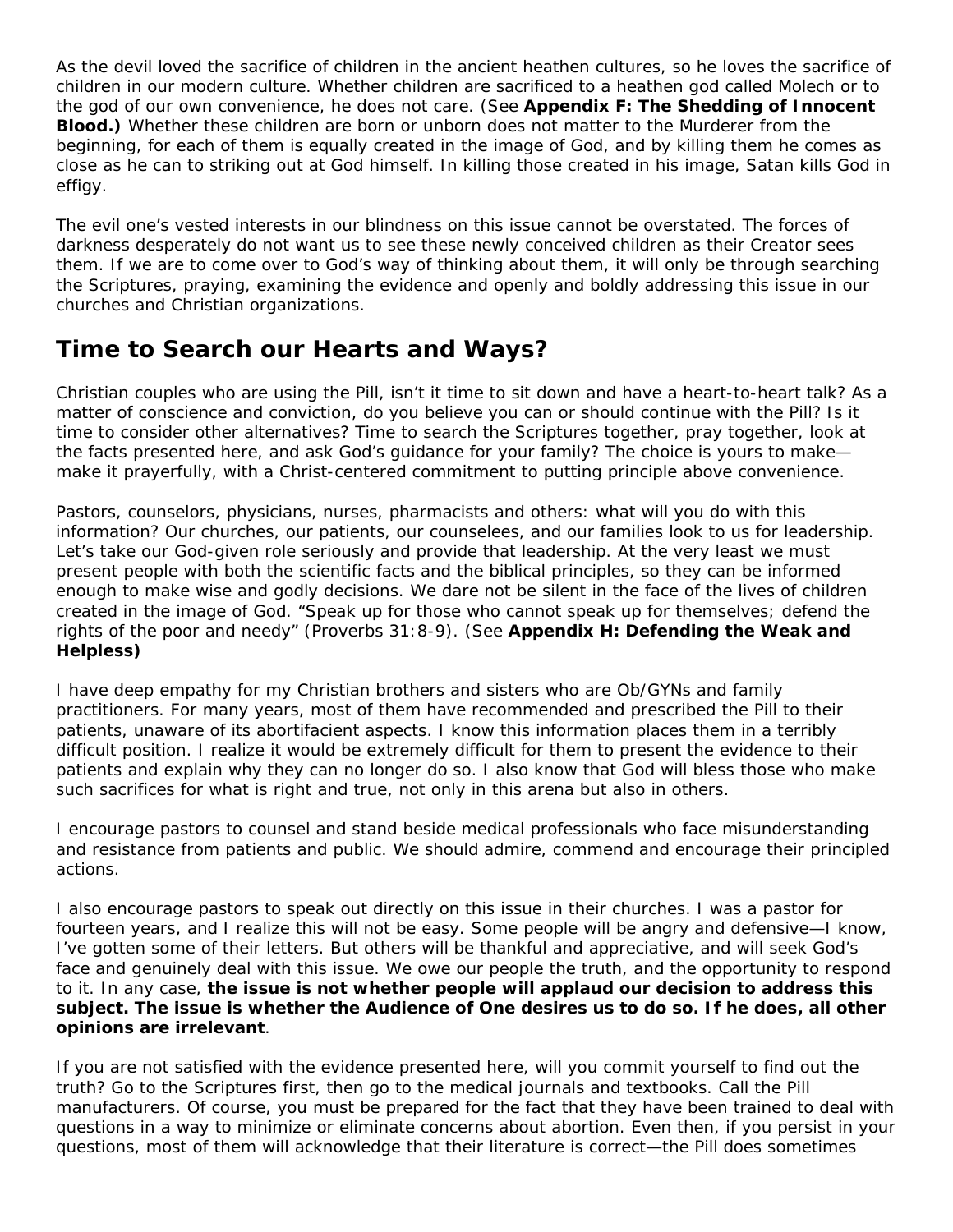As the devil loved the sacrifice of children in the ancient heathen cultures, so he loves the sacrifice of children in our modern culture. Whether children are sacrificed to a heathen god called Molech or to the god of our own convenience, he does not care. (See **Appendix F: The Shedding of Innocent Blood.)** Whether these children are born or unborn does not matter to the Murderer from the beginning, for each of them is equally created in the image of God, and by killing them he comes as close as he can to striking out at God himself. In killing those created in his image, Satan kills God in effigy.

The evil one's vested interests in our blindness on this issue cannot be overstated. The forces of darkness desperately do not want us to see these newly conceived children as their Creator sees them. If we are to come over to God's way of thinking about them, it will only be through searching the Scriptures, praying, examining the evidence and openly and boldly addressing this issue in our churches and Christian organizations.

## Time to Search our Hearts and Ways?

Christian couples who are using the Pill, isn't it time to sit down and have a heart-to-heart talk? As a matter of conscience and conviction, do you believe you can or should continue with the Pill? Is it time to consider other alternatives? Time to search the Scriptures together, pray together, look at the facts presented here, and ask God's guidance for your family? The choice is yours to make—make it prayerfully, with a Christ-centered commitment to putting principle above convenience.

Pastors, counselors, physicians, nurses, pharmacists and others: what will you do with this information? Our churches, our patients, our counselees, and our families look to us for leadership. Let's take our God-given role seriously and provide that leadership. At the very least we must present people with both the scientific facts and the biblical principles, so they can be informed enough to make wise and godly decisions. We dare not be silent in the face of the lives of children created in the image of God. "Speak up for those who cannot speak up for themselves; defend the rights of the poor and needy" (Proverbs 31:8-9). (See **Appendix H: Defending the Weak and Helpless)**

I have deep empathy for my Christian brothers and sisters who are Ob/GYNs and family practitioners. For many years, most of them have recommended and prescribed the Pill to their patients, unaware of its abortifacient aspects. I know this information places them in a terribly difficult position. I realize it would be extremely difficult for them to present the evidence to their patients and explain why they can no longer do so. I also know that God will bless those who make such sacrifices for what is right and true, not only in this arena but also in others.

I encourage pastors to counsel and stand beside medical professionals who face misunderstanding and resistance from patients and public. We should admire, commend and encourage their principled actions.

I also encourage pastors to speak out directly on this issue in their churches. I was a pastor for fourteen years, and I realize this will not be easy. Some people will be angry and defensive—I know, I've gotten some of their letters. But others will be thankful and appreciative, and will seek God's face and genuinely deal with this issue. We owe our people the truth, and the opportunity to respond to it. In any case, **the issue is not whether people will applaud our decision to address this subject. The issue is whether the Audience of One desires us to do so. If he does, all other opinions are irrelevant**.

If you are not satisfied with the evidence presented here, will you commit yourself to find out the truth? Go to the Scriptures first, then go to the medical journals and textbooks. Call the Pill manufacturers. Of course, you must be prepared for the fact that they have been trained to deal with questions in a way to minimize or eliminate concerns about abortion. Even then, if you persist in your questions, most of them will acknowledge that their literature is correct—the Pill does sometimes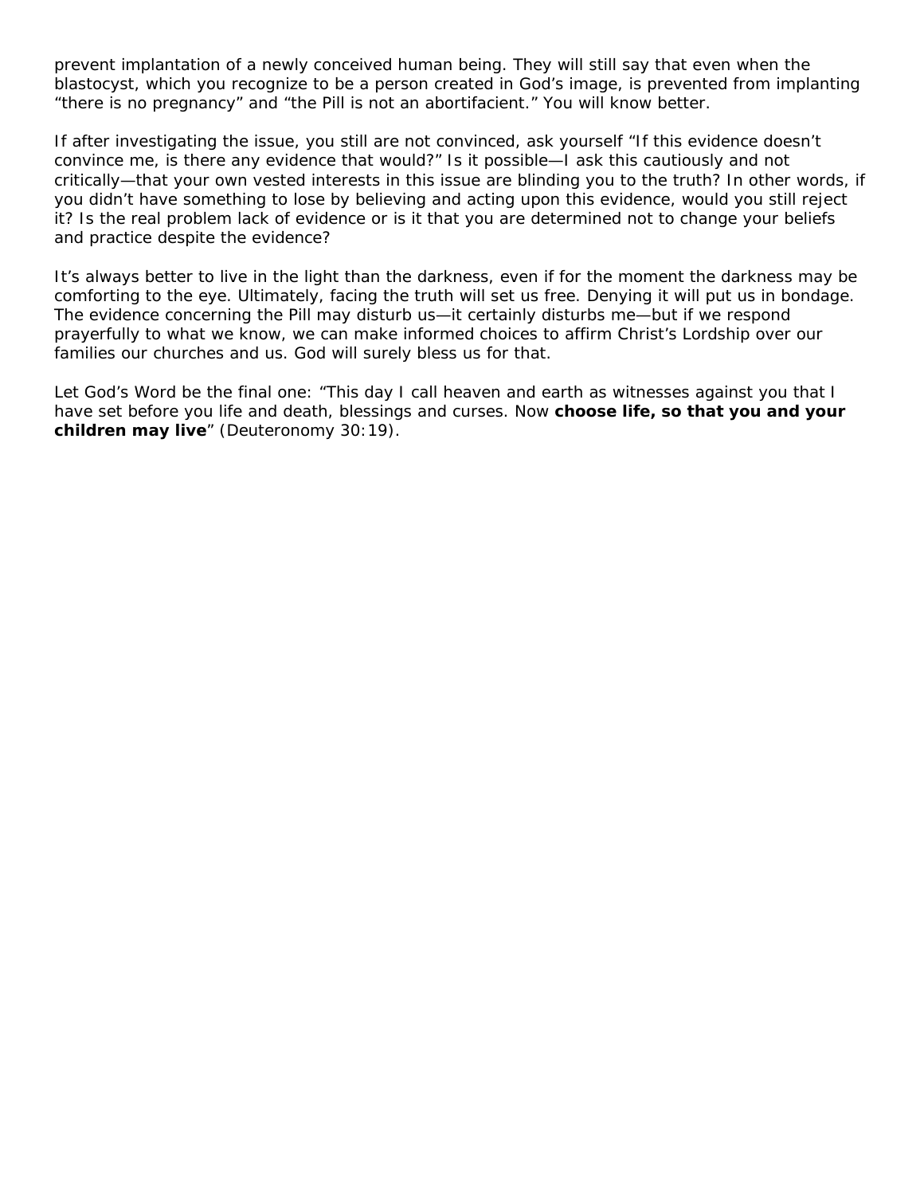prevent implantation of a newly conceived human being. They will still say that even when the blastocyst, which you recognize to be a person created in God's image, is prevented from implanting "there is no pregnancy" and "the Pill is not an abortifacient." You will know better.

If after investigating the issue, you still are not convinced, ask yourself "If this evidence doesn't convince me, is there any evidence that would?" Is it possible—I ask this cautiously and not critically—that your own vested interests in this issue are blinding you to the truth? In other words, if you didn't have something to lose by believing and acting upon this evidence, would you still reject it? Is the real problem lack of evidence or is it that you are determined not to change your beliefs and practice despite the evidence?

It's always better to live in the light than the darkness, even if for the moment the darkness may be comforting to the eye. Ultimately, facing the truth will set us free. Denying it will put us in bondage. The evidence concerning the Pill may disturb us—it certainly disturbs me—but if we respond prayerfully to what we know, we can make informed choices to affirm Christ's Lordship over our families our churches and us. God will surely bless us for that.

Let God's Word be the final one: "This day I call heaven and earth as witnesses against you that I have set before you life and death, blessings and curses. Now **choose life, so that you and your children may live**" (Deuteronomy 30:19).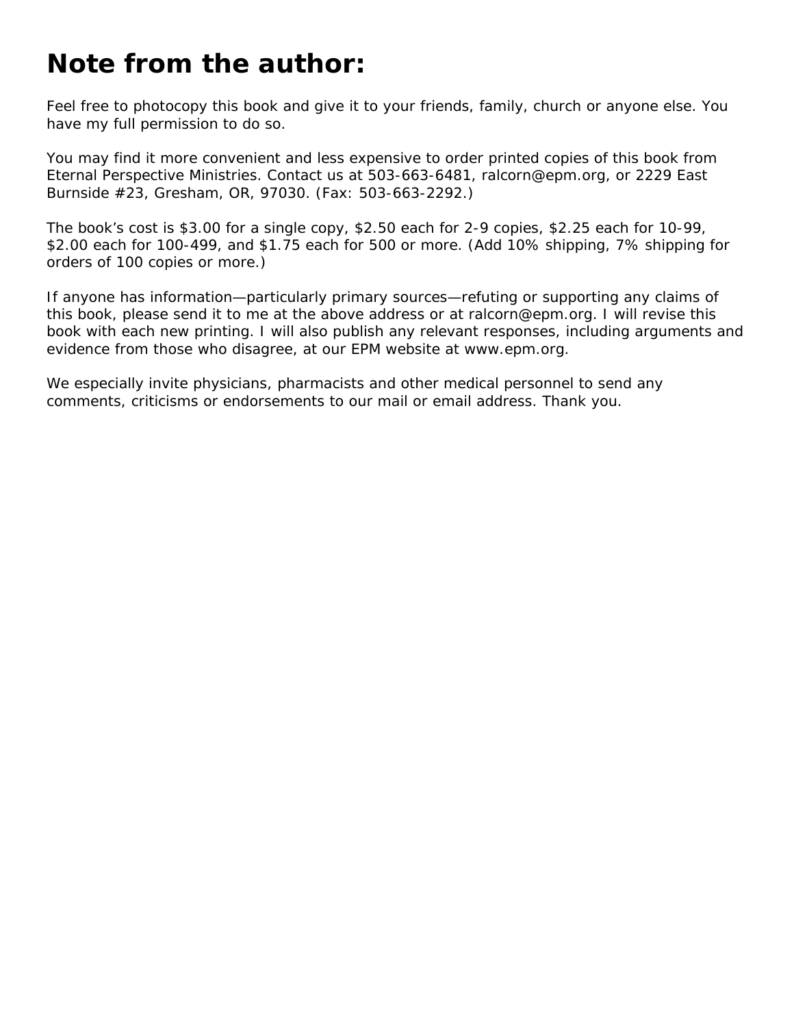# Note from the author:

Feel free to photocopy this book and give it to your friends, family, church or anyone else. You have my full permission to do so.

You may find it more convenient and less expensive to order printed copies of this book from Eternal Perspective Ministries. Contact us at 503-663-6481, ralcorn@epm.org, or 2229 East Burnside #23, Gresham, OR, 97030. (Fax: 503-663-2292.)

The book's cost is $3.00 for a single copy, $2.50 each for 2-9 copies, $2.25 each for 10-99, $2.00 each for 100-499, and $1.75 each for 500 or more. (Add 10% shipping, 7% shipping for orders of 100 copies or more.)

If anyone has information—particularly primary sources—refuting or supporting any claims of this book, please send it to me at the above address or at ralcorn@epm.org. I will revise this book with each new printing. I will also publish any relevant responses, including arguments and evidence from those who disagree, at our EPM website at www.epm.org.

We especially invite physicians, pharmacists and other medical personnel to send any comments, criticisms or endorsements to our mail or email address. Thank you.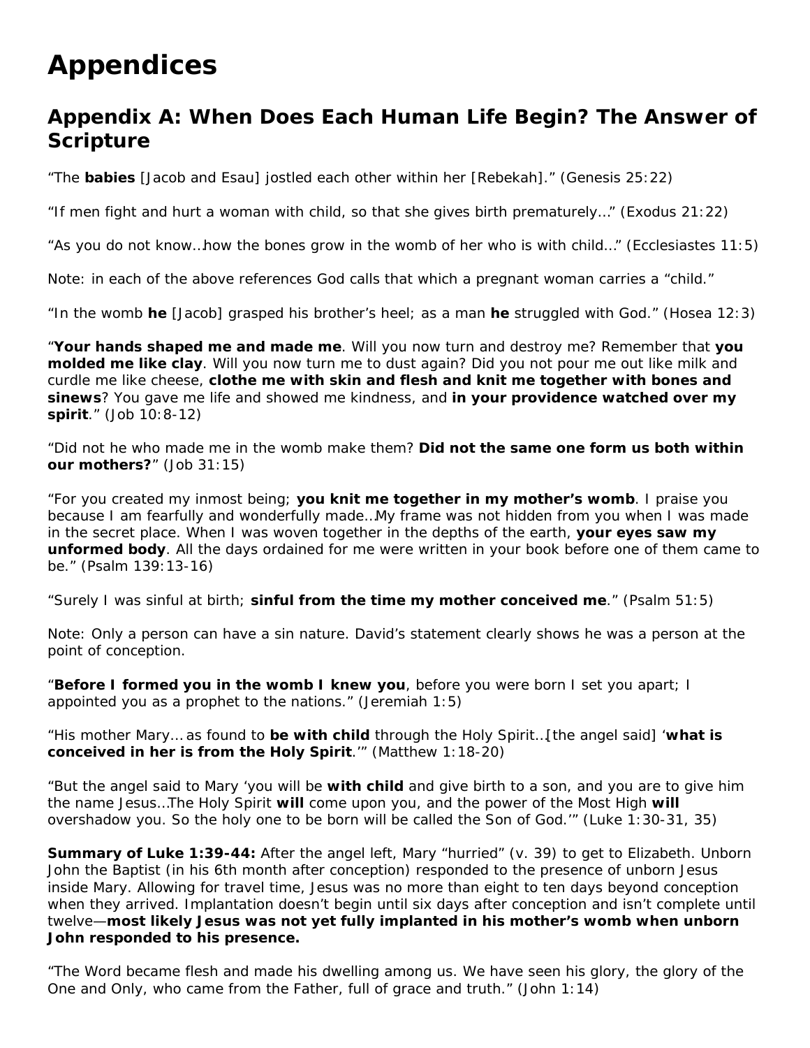# Appendices

## Appendix A: When Does Each Human Life Begin? The Answer of Scripture

"The **babies** [Jacob and Esau] jostled each other within her [Rebekah]." (Genesis 25:22)

"If men fight and hurt a woman with child, so that she gives birth prematurely…" (Exodus 21:22)

"As you do not know…how the bones grow in the womb of her who is with child…" (Ecclesiastes 11:5)

Note: in each of the above references God calls that which a pregnant woman carries a "child."

"In the womb **he** [Jacob] grasped his brother's heel; as a man **he** struggled with God." (Hosea 12:3)

"**Your hands shaped me and made me**. Will you now turn and destroy me? Remember that **you molded me like clay**. Will you now turn me to dust again? Did you not pour me out like milk and curdle me like cheese, **clothe me with skin and flesh and knit me together with bones and sinews**? You gave me life and showed me kindness, and **in your providence watched over my spirit**." (Job 10:8-12)

"Did not he who made me in the womb make them? **Did not the same one form us both within our mothers?**" (Job 31:15)

"For you created my inmost being; **you knit me together in my mother's womb**. I praise you because I am fearfully and wonderfully made…My frame was not hidden from you when I was made in the secret place. When I was woven together in the depths of the earth, **your eyes saw my unformed body**. All the days ordained for me were written in your book before one of them came to be." (Psalm 139:13-16)

"Surely I was sinful at birth; **sinful from the time my mother conceived me**." (Psalm 51:5)

Note: Only a person can have a sin nature. David's statement clearly shows he was a person at the point of conception.

"**Before I formed you in the womb I knew you**, before you were born I set you apart; I appointed you as a prophet to the nations." (Jeremiah 1:5)

"His mother Mary… as found to **be with child** through the Holy Spirit…[the angel said] '**what is conceived in her is from the Holy Spirit**.'" (Matthew 1:18-20)

"But the angel said to Mary 'you will be **with child** and give birth to a son, and you are to give him the name Jesus…The Holy Spirit **will** come upon you, and the power of the Most High **will** overshadow you. So the holy one to be born will be called the Son of God.'" (Luke 1:30-31, 35)

**Summary of Luke 1:39-44:** After the angel left, Mary "hurried" (v. 39) to get to Elizabeth. Unborn John the Baptist (in his 6th month after conception) responded to the presence of unborn Jesus inside Mary. Allowing for travel time, Jesus was no more than eight to ten days beyond conception when they arrived. Implantation doesn't begin until six days after conception and isn't complete until twelve—**most likely Jesus was not yet fully implanted in his mother's womb when unborn John responded to his presence.**

"The Word became flesh and made his dwelling among us. We have seen his glory, the glory of the One and Only, who came from the Father, full of grace and truth." (John 1:14)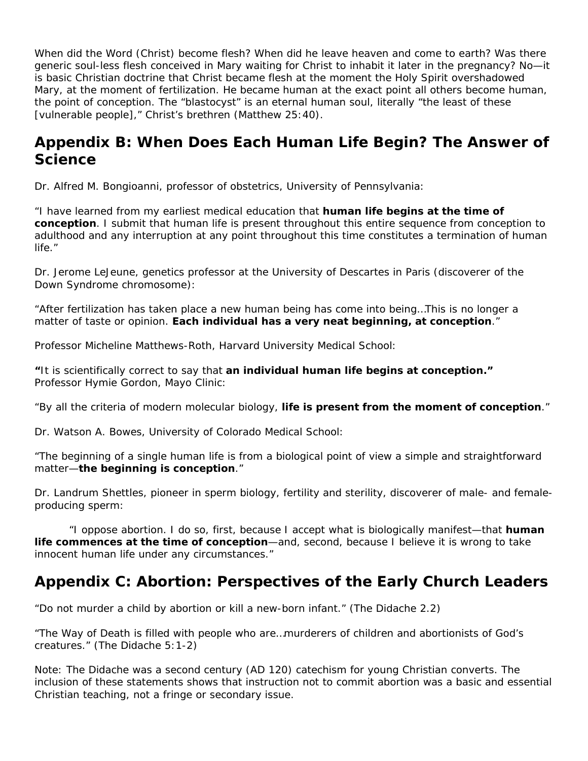When did the Word (Christ) become flesh? When did he leave heaven and come to earth? Was there generic soul-less flesh conceived in Mary waiting for Christ to inhabit it later in the pregnancy? No—it is basic Christian doctrine that Christ became flesh at the moment the Holy Spirit overshadowed Mary, at the moment of fertilization. He became human at the exact point all others become human, the point of conception. The "blastocyst" is an eternal human soul, literally "the least of these [vulnerable people]," Christ's brethren (Matthew 25:40).

## Appendix B: When Does Each Human Life Begin? The Answer of Science

Dr. Alfred M. Bongioanni, professor of obstetrics, University of Pennsylvania:

"I have learned from my earliest medical education that **human life begins at the time of conception**. I submit that human life is present throughout this entire sequence from conception to adulthood and any interruption at any point throughout this time constitutes a termination of human life."

Dr. Jerome LeJeune, genetics professor at the University of Descartes in Paris (discoverer of the Down Syndrome chromosome):

"After fertilization has taken place a new human being has come into being…This is no longer a matter of taste or opinion. **Each individual has a very neat beginning, at conception**."

Professor Micheline Matthews-Roth, Harvard University Medical School:

**"**It is scientifically correct to say that **an individual human life begins at conception."**
Professor Hymie Gordon, Mayo Clinic:

"By all the criteria of modern molecular biology, **life is present from the moment of conception**."

Dr. Watson A. Bowes, University of Colorado Medical School:

"The beginning of a single human life is from a biological point of view a simple and straightforward matter—**the beginning is conception**."

Dr. Landrum Shettles, pioneer in sperm biology, fertility and sterility, discoverer of male- and female-producing sperm:

"I oppose abortion. I do so, first, because I accept what is biologically manifest—that **human life commences at the time of conception**—and, second, because I believe it is wrong to take innocent human life under any circumstances."

## Appendix C: Abortion: Perspectives of the Early Church Leaders

"Do not murder a child by abortion or kill a new-born infant." (The Didache 2.2)

"The Way of Death is filled with people who are…murderers of children and abortionists of God's creatures." (The Didache 5:1-2)

Note: The Didache was a second century (AD 120) catechism for young Christian converts. The inclusion of these statements shows that instruction not to commit abortion was a basic and essential Christian teaching, not a fringe or secondary issue.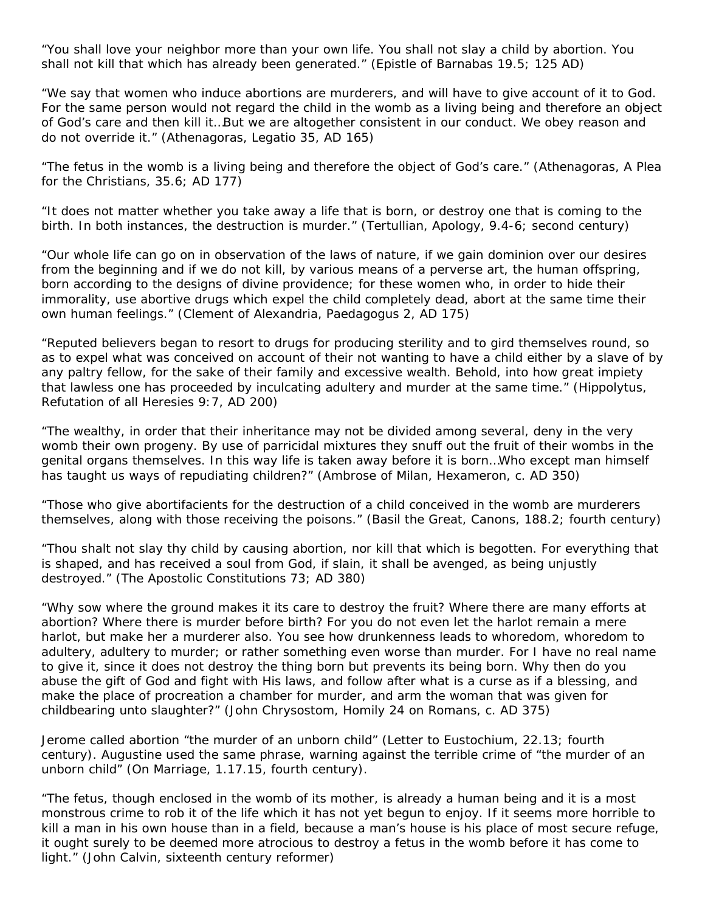"You shall love your neighbor more than your own life. You shall not slay a child by abortion. You shall not kill that which has already been generated." (Epistle of Barnabas 19.5; 125 AD)

"We say that women who induce abortions are murderers, and will have to give account of it to God. For the same person would not regard the child in the womb as a living being and therefore an object of God's care and then kill it…But we are altogether consistent in our conduct. We obey reason and do not override it." (Athenagoras, Legatio 35, AD 165)

"The fetus in the womb is a living being and therefore the object of God's care." (Athenagoras, A Plea for the Christians, 35.6; AD 177)

"It does not matter whether you take away a life that is born, or destroy one that is coming to the birth. In both instances, the destruction is murder." (Tertullian, Apology, 9.4-6; second century)

"Our whole life can go on in observation of the laws of nature, if we gain dominion over our desires from the beginning and if we do not kill, by various means of a perverse art, the human offspring, born according to the designs of divine providence; for these women who, in order to hide their immorality, use abortive drugs which expel the child completely dead, abort at the same time their own human feelings." (Clement of Alexandria, Paedagogus 2, AD 175)

"Reputed believers began to resort to drugs for producing sterility and to gird themselves round, so as to expel what was conceived on account of their not wanting to have a child either by a slave of by any paltry fellow, for the sake of their family and excessive wealth. Behold, into how great impiety that lawless one has proceeded by inculcating adultery and murder at the same time." (Hippolytus, Refutation of all Heresies 9:7, AD 200)

"The wealthy, in order that their inheritance may not be divided among several, deny in the very womb their own progeny. By use of parricidal mixtures they snuff out the fruit of their wombs in the genital organs themselves. In this way life is taken away before it is born…Who except man himself has taught us ways of repudiating children?" (Ambrose of Milan, Hexameron, c. AD 350)

"Those who give abortifacients for the destruction of a child conceived in the womb are murderers themselves, along with those receiving the poisons." (Basil the Great, Canons, 188.2; fourth century)

"Thou shalt not slay thy child by causing abortion, nor kill that which is begotten. For everything that is shaped, and has received a soul from God, if slain, it shall be avenged, as being unjustly destroyed." (The Apostolic Constitutions 73; AD 380)

"Why sow where the ground makes it its care to destroy the fruit? Where there are many efforts at abortion? Where there is murder before birth? For you do not even let the harlot remain a mere harlot, but make her a murderer also. You see how drunkenness leads to whoredom, whoredom to adultery, adultery to murder; or rather something even worse than murder. For I have no real name to give it, since it does not destroy the thing born but prevents its being born. Why then do you abuse the gift of God and fight with His laws, and follow after what is a curse as if a blessing, and make the place of procreation a chamber for murder, and arm the woman that was given for childbearing unto slaughter?" (John Chrysostom, Homily 24 on Romans, c. AD 375)

Jerome called abortion "the murder of an unborn child" (Letter to Eustochium, 22.13; fourth century). Augustine used the same phrase, warning against the terrible crime of "the murder of an unborn child" (On Marriage, 1.17.15, fourth century).

"The fetus, though enclosed in the womb of its mother, is already a human being and it is a most monstrous crime to rob it of the life which it has not yet begun to enjoy. If it seems more horrible to kill a man in his own house than in a field, because a man's house is his place of most secure refuge, it ought surely to be deemed more atrocious to destroy a fetus in the womb before it has come to light." (John Calvin, sixteenth century reformer)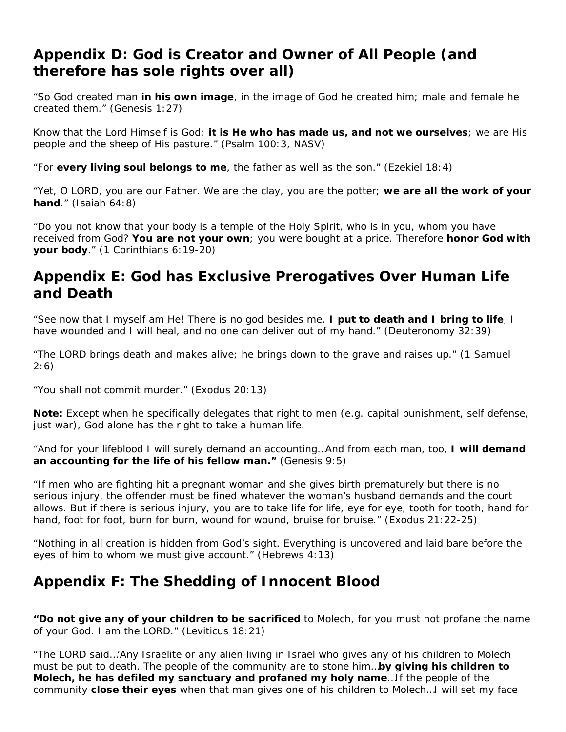## Appendix D: God is Creator and Owner of All People (and therefore has sole rights over all)

"So God created man **in his own image**, in the image of God he created him; male and female he created them." (Genesis 1:27)

Know that the Lord Himself is God: **it is He who has made us, and not we ourselves**; we are His people and the sheep of His pasture." (Psalm 100:3, NASV)

"For **every living soul belongs to me**, the father as well as the son." (Ezekiel 18:4)

"Yet, O LORD, you are our Father. We are the clay, you are the potter; **we are all the work of your hand**." (Isaiah 64:8)

"Do you not know that your body is a temple of the Holy Spirit, who is in you, whom you have received from God? **You are not your own**; you were bought at a price. Therefore **honor God with your body**." (1 Corinthians 6:19-20)

## Appendix E: God has Exclusive Prerogatives Over Human Life and Death

"See now that I myself am He! There is no god besides me. **I put to death and I bring to life**, I have wounded and I will heal, and no one can deliver out of my hand." (Deuteronomy 32:39)

"The LORD brings death and makes alive; he brings down to the grave and raises up." (1 Samuel 2:6)

"You shall not commit murder." (Exodus 20:13)

**Note:** Except when he specifically delegates that right to men (e.g. capital punishment, self defense, just war), God alone has the right to take a human life.

"And for your lifeblood I will surely demand an accounting…And from each man, too, **I will demand an accounting for the life of his fellow man."** (Genesis 9:5)

"If men who are fighting hit a pregnant woman and she gives birth prematurely but there is no serious injury, the offender must be fined whatever the woman's husband demands and the court allows. But if there is serious injury, you are to take life for life, eye for eye, tooth for tooth, hand for hand, foot for foot, burn for burn, wound for wound, bruise for bruise." (Exodus 21:22-25)

"Nothing in all creation is hidden from God's sight. Everything is uncovered and laid bare before the eyes of him to whom we must give account." (Hebrews 4:13)

## Appendix F: The Shedding of Innocent Blood

**"Do not give any of your children to be sacrificed** to Molech, for you must not profane the name of your God. I am the LORD." (Leviticus 18:21)

"The LORD said…'Any Israelite or any alien living in Israel who gives any of his children to Molech must be put to death. The people of the community are to stone him…**by giving his children to Molech, he has defiled my sanctuary and profaned my holy name**…If the people of the community **close their eyes** when that man gives one of his children to Molech…I will set my face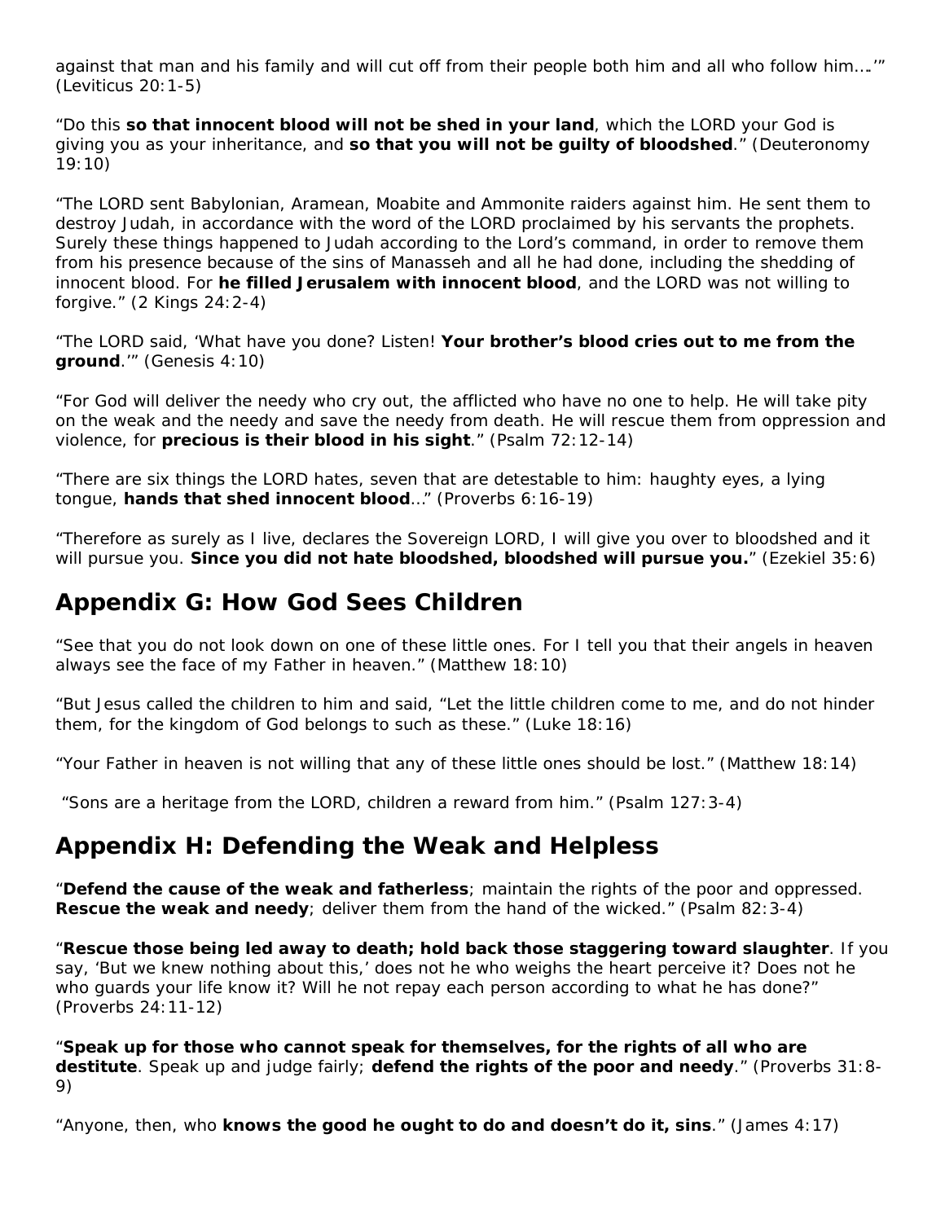against that man and his family and will cut off from their people both him and all who follow him….'" (Leviticus 20:1-5)

"Do this **so that innocent blood will not be shed in your land**, which the LORD your God is giving you as your inheritance, and **so that you will not be guilty of bloodshed**." (Deuteronomy 19:10)

"The LORD sent Babylonian, Aramean, Moabite and Ammonite raiders against him. He sent them to destroy Judah, in accordance with the word of the LORD proclaimed by his servants the prophets. Surely these things happened to Judah according to the Lord's command, in order to remove them from his presence because of the sins of Manasseh and all he had done, including the shedding of innocent blood. For **he filled Jerusalem with innocent blood**, and the LORD was not willing to forgive." (2 Kings 24:2-4)

"The LORD said, 'What have you done? Listen! **Your brother's blood cries out to me from the ground**.'" (Genesis 4:10)

"For God will deliver the needy who cry out, the afflicted who have no one to help. He will take pity on the weak and the needy and save the needy from death. He will rescue them from oppression and violence, for **precious is their blood in his sight**." (Psalm 72:12-14)

"There are six things the LORD hates, seven that are detestable to him: haughty eyes, a lying tongue, **hands that shed innocent blood**..." (Proverbs 6:16-19)

"Therefore as surely as I live, declares the Sovereign LORD, I will give you over to bloodshed and it will pursue you. **Since you did not hate bloodshed, bloodshed will pursue you.**" (Ezekiel 35:6)

## Appendix G: How God Sees Children

"See that you do not look down on one of these little ones. For I tell you that their angels in heaven always see the face of my Father in heaven." (Matthew 18:10)

"But Jesus called the children to him and said, "Let the little children come to me, and do not hinder them, for the kingdom of God belongs to such as these." (Luke 18:16)

"Your Father in heaven is not willing that any of these little ones should be lost." (Matthew 18:14)

"Sons are a heritage from the LORD, children a reward from him." (Psalm 127:3-4)

## Appendix H: Defending the Weak and Helpless

"**Defend the cause of the weak and fatherless**; maintain the rights of the poor and oppressed. **Rescue the weak and needy**; deliver them from the hand of the wicked." (Psalm 82:3-4)

"**Rescue those being led away to death; hold back those staggering toward slaughter**. If you say, 'But we knew nothing about this,' does not he who weighs the heart perceive it? Does not he who guards your life know it? Will he not repay each person according to what he has done?" (Proverbs 24:11-12)

"**Speak up for those who cannot speak for themselves, for the rights of all who are destitute**. Speak up and judge fairly; **defend the rights of the poor and needy**." (Proverbs 31:8-9)

"Anyone, then, who **knows the good he ought to do and doesn't do it, sins**." (James 4:17)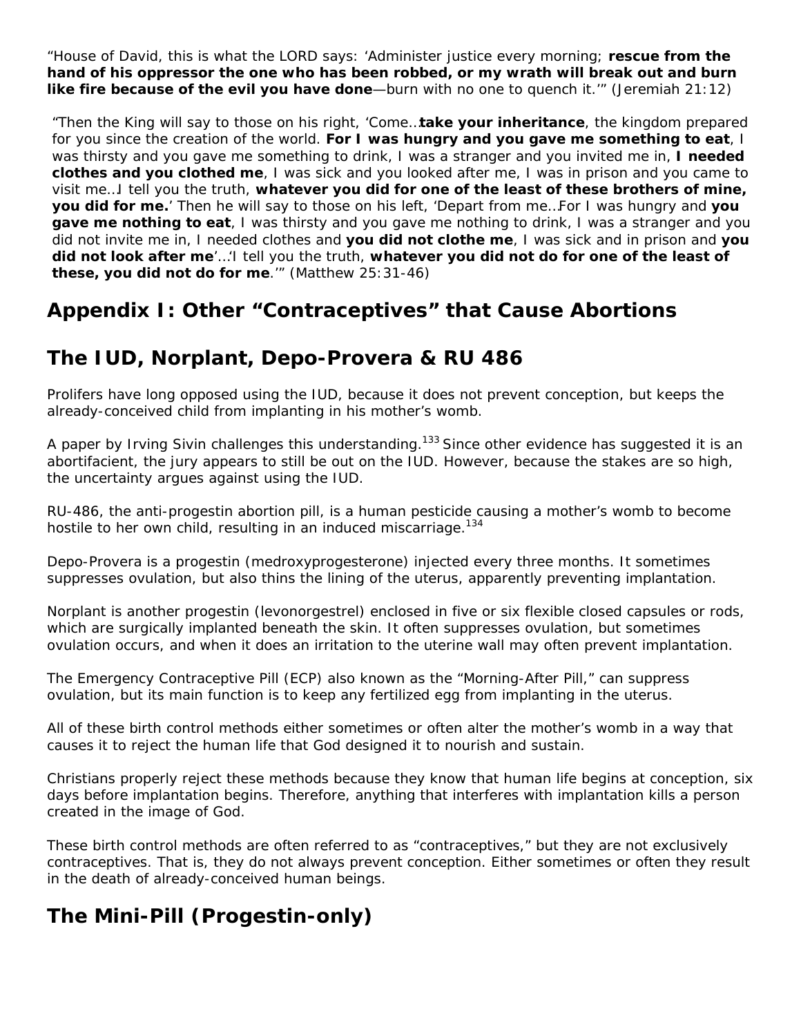"House of David, this is what the LORD says: 'Administer justice every morning; **rescue from the hand of his oppressor the one who has been robbed, or my wrath will break out and burn like fire because of the evil you have done**—burn with no one to quench it.'" (Jeremiah 21:12)

"Then the King will say to those on his right, 'Come…**take your inheritance**, the kingdom prepared for you since the creation of the world. **For I was hungry and you gave me something to eat**, I was thirsty and you gave me something to drink, I was a stranger and you invited me in, **I needed clothes and you clothed me**, I was sick and you looked after me, I was in prison and you came to visit me…I tell you the truth, **whatever you did for one of the least of these brothers of mine, you did for me.**' Then he will say to those on his left, 'Depart from me…For I was hungry and **you gave me nothing to eat**, I was thirsty and you gave me nothing to drink, I was a stranger and you did not invite me in, I needed clothes and **you did not clothe me**, I was sick and in prison and **you did not look after me**'…'I tell you the truth, **whatever you did not do for one of the least of these, you did not do for me**.'" (Matthew 25:31-46)

## Appendix I: Other "Contraceptives" that Cause Abortions

## The IUD, Norplant, Depo-Provera & RU 486

Prolifers have long opposed using the IUD, because it does not prevent conception, but keeps the already-conceived child from implanting in his mother's womb.

A paper by Irving Sivin challenges this understanding.[133] Since other evidence has suggested it is an abortifacient, the jury appears to still be out on the IUD. However, because the stakes are so high, the uncertainty argues against using the IUD.

RU-486, the anti-progestin abortion pill, is a human pesticide causing a mother's womb to become hostile to her own child, resulting in an induced miscarriage.[134]

Depo-Provera is a progestin (medroxyprogesterone) injected every three months. It sometimes suppresses ovulation, but also thins the lining of the uterus, apparently preventing implantation.

Norplant is another progestin (levonorgestrel) enclosed in five or six flexible closed capsules or rods, which are surgically implanted beneath the skin. It often suppresses ovulation, but sometimes ovulation occurs, and when it does an irritation to the uterine wall may often prevent implantation.

The Emergency Contraceptive Pill (ECP) also known as the "Morning-After Pill," can suppress ovulation, but its main function is to keep any fertilized egg from implanting in the uterus.

All of these birth control methods either sometimes or often alter the mother's womb in a way that causes it to reject the human life that God designed it to nourish and sustain.

Christians properly reject these methods because they know that human life begins at conception, six days before implantation begins. Therefore, anything that interferes with implantation kills a person created in the image of God.

These birth control methods are often referred to as "contraceptives," but they are not exclusively contraceptives. That is, they do not always prevent conception. Either sometimes or often they result in the death of already-conceived human beings.

## The Mini-Pill (Progestin-only)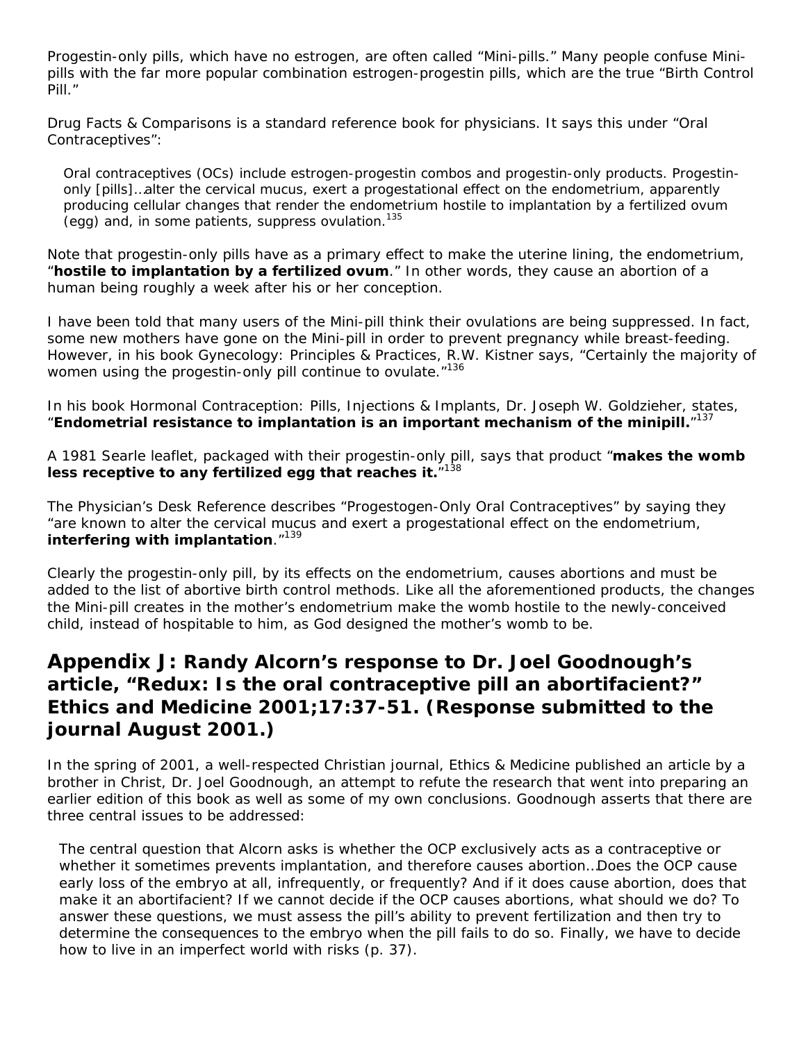Progestin-only pills, which have no estrogen, are often called "Mini-pills." Many people confuse Mini-pills with the far more popular combination estrogen-progestin pills, which are the true "Birth Control Pill."

Drug Facts & Comparisons is a standard reference book for physicians. It says this under "Oral Contraceptives":

> Oral contraceptives (OCs) include estrogen-progestin combos and progestin-only products. Progestin-only [pills]…alter the cervical mucus, exert a progestational effect on the endometrium, apparently producing cellular changes that render the endometrium hostile to implantation by a fertilized ovum (egg) and, in some patients, suppress ovulation.[135]

Note that progestin-only pills have as a primary effect to make the uterine lining, the endometrium, "**hostile to implantation by a fertilized ovum**." In other words, they cause an abortion of a human being roughly a week after his or her conception.

I have been told that many users of the Mini-pill think their ovulations are being suppressed. In fact, some new mothers have gone on the Mini-pill in order to prevent pregnancy while breast-feeding. However, in his book Gynecology: Principles & Practices, R.W. Kistner says, "Certainly the majority of women using the progestin-only pill continue to ovulate."[136]

In his book Hormonal Contraception: Pills, Injections & Implants, Dr. Joseph W. Goldzieher, states, "**Endometrial resistance to implantation is an important mechanism of the minipill.**"[137]

A 1981 Searle leaflet, packaged with their progestin-only pill, says that product "**makes the womb less receptive to any fertilized egg that reaches it.**"[138]

The Physician's Desk Reference describes "Progestogen-Only Oral Contraceptives" by saying they "are known to alter the cervical mucus and exert a progestational effect on the endometrium, **interfering with implantation**."[139]

Clearly the progestin-only pill, by its effects on the endometrium, causes abortions and must be added to the list of abortive birth control methods. Like all the aforementioned products, the changes the Mini-pill creates in the mother's endometrium make the womb hostile to the newly-conceived child, instead of hospitable to him, as God designed the mother's womb to be.

## Appendix J: Randy Alcorn's response to Dr. Joel Goodnough's article, "Redux: Is the oral contraceptive pill an abortifacient?" Ethics and Medicine 2001;17:37-51. (Response submitted to the journal August 2001.)

In the spring of 2001, a well-respected Christian journal, Ethics & Medicine published an article by a brother in Christ, Dr. Joel Goodnough, an attempt to refute the research that went into preparing an earlier edition of this book as well as some of my own conclusions. Goodnough asserts that there are three central issues to be addressed:

> The central question that Alcorn asks is whether the OCP exclusively acts as a contraceptive or whether it sometimes prevents implantation, and therefore causes abortion…Does the OCP cause early loss of the embryo at all, infrequently, or frequently? And if it does cause abortion, does that make it an abortifacient? If we cannot decide if the OCP causes abortions, what should we do? To answer these questions, we must assess the pill's ability to prevent fertilization and then try to determine the consequences to the embryo when the pill fails to do so. Finally, we have to decide how to live in an imperfect world with risks (p. 37).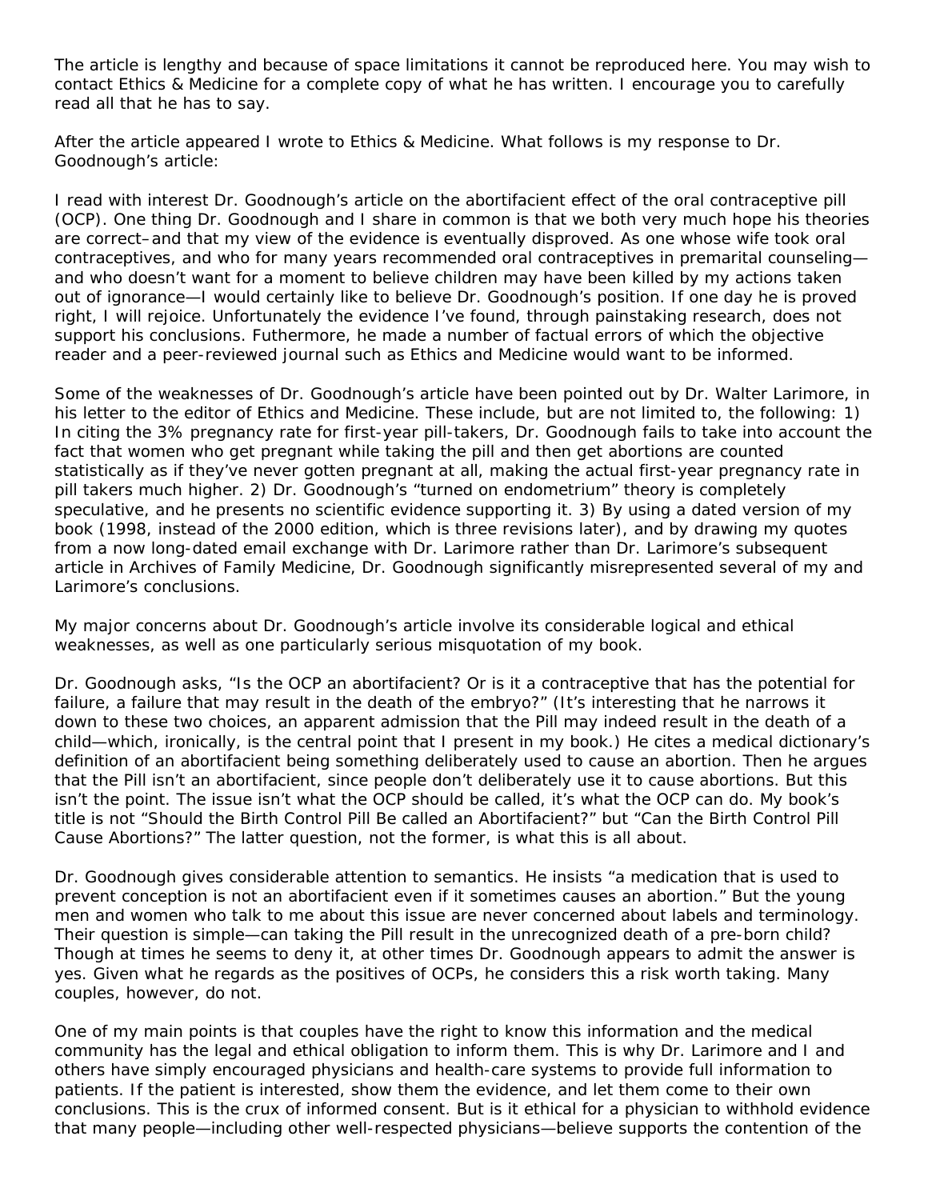The article is lengthy and because of space limitations it cannot be reproduced here. You may wish to contact Ethics & Medicine for a complete copy of what he has written. I encourage you to carefully read all that he has to say.

After the article appeared I wrote to Ethics & Medicine. What follows is my response to Dr. Goodnough's article:

I read with interest Dr. Goodnough's article on the abortifacient effect of the oral contraceptive pill (OCP). One thing Dr. Goodnough and I share in common is that we both very much hope his theories are correct–and that my view of the evidence is eventually disproved. As one whose wife took oral contraceptives, and who for many years recommended oral contraceptives in premarital counseling—and who doesn't want for a moment to believe children may have been killed by my actions taken out of ignorance—I would certainly like to believe Dr. Goodnough's position. If one day he is proved right, I will rejoice. Unfortunately the evidence I've found, through painstaking research, does not support his conclusions. Futhermore, he made a number of factual errors of which the objective reader and a peer-reviewed journal such as Ethics and Medicine would want to be informed.

Some of the weaknesses of Dr. Goodnough's article have been pointed out by Dr. Walter Larimore, in his letter to the editor of Ethics and Medicine. These include, but are not limited to, the following: 1) In citing the 3% pregnancy rate for first-year pill-takers, Dr. Goodnough fails to take into account the fact that women who get pregnant while taking the pill and then get abortions are counted statistically as if they've never gotten pregnant at all, making the actual first-year pregnancy rate in pill takers much higher. 2) Dr. Goodnough's "turned on endometrium" theory is completely speculative, and he presents no scientific evidence supporting it. 3) By using a dated version of my book (1998, instead of the 2000 edition, which is three revisions later), and by drawing my quotes from a now long-dated email exchange with Dr. Larimore rather than Dr. Larimore's subsequent article in Archives of Family Medicine, Dr. Goodnough significantly misrepresented several of my and Larimore's conclusions.

My major concerns about Dr. Goodnough's article involve its considerable logical and ethical weaknesses, as well as one particularly serious misquotation of my book.

Dr. Goodnough asks, "Is the OCP an abortifacient? Or is it a contraceptive that has the potential for failure, a failure that may result in the death of the embryo?" (It's interesting that he narrows it down to these two choices, an apparent admission that the Pill may indeed result in the death of a child—which, ironically, is the central point that I present in my book.) He cites a medical dictionary's definition of an abortifacient being something deliberately used to cause an abortion. Then he argues that the Pill isn't an abortifacient, since people don't deliberately use it to cause abortions. But this isn't the point. The issue isn't what the OCP should be called, it's what the OCP can do. My book's title is not "Should the Birth Control Pill Be called an Abortifacient?" but "Can the Birth Control Pill Cause Abortions?" The latter question, not the former, is what this is all about.

Dr. Goodnough gives considerable attention to semantics. He insists "a medication that is used to prevent conception is not an abortifacient even if it sometimes causes an abortion." But the young men and women who talk to me about this issue are never concerned about labels and terminology. Their question is simple—can taking the Pill result in the unrecognized death of a pre-born child? Though at times he seems to deny it, at other times Dr. Goodnough appears to admit the answer is yes. Given what he regards as the positives of OCPs, he considers this a risk worth taking. Many couples, however, do not.

One of my main points is that couples have the right to know this information and the medical community has the legal and ethical obligation to inform them. This is why Dr. Larimore and I and others have simply encouraged physicians and health-care systems to provide full information to patients. If the patient is interested, show them the evidence, and let them come to their own conclusions. This is the crux of informed consent. But is it ethical for a physician to withhold evidence that many people—including other well-respected physicians—believe supports the contention of the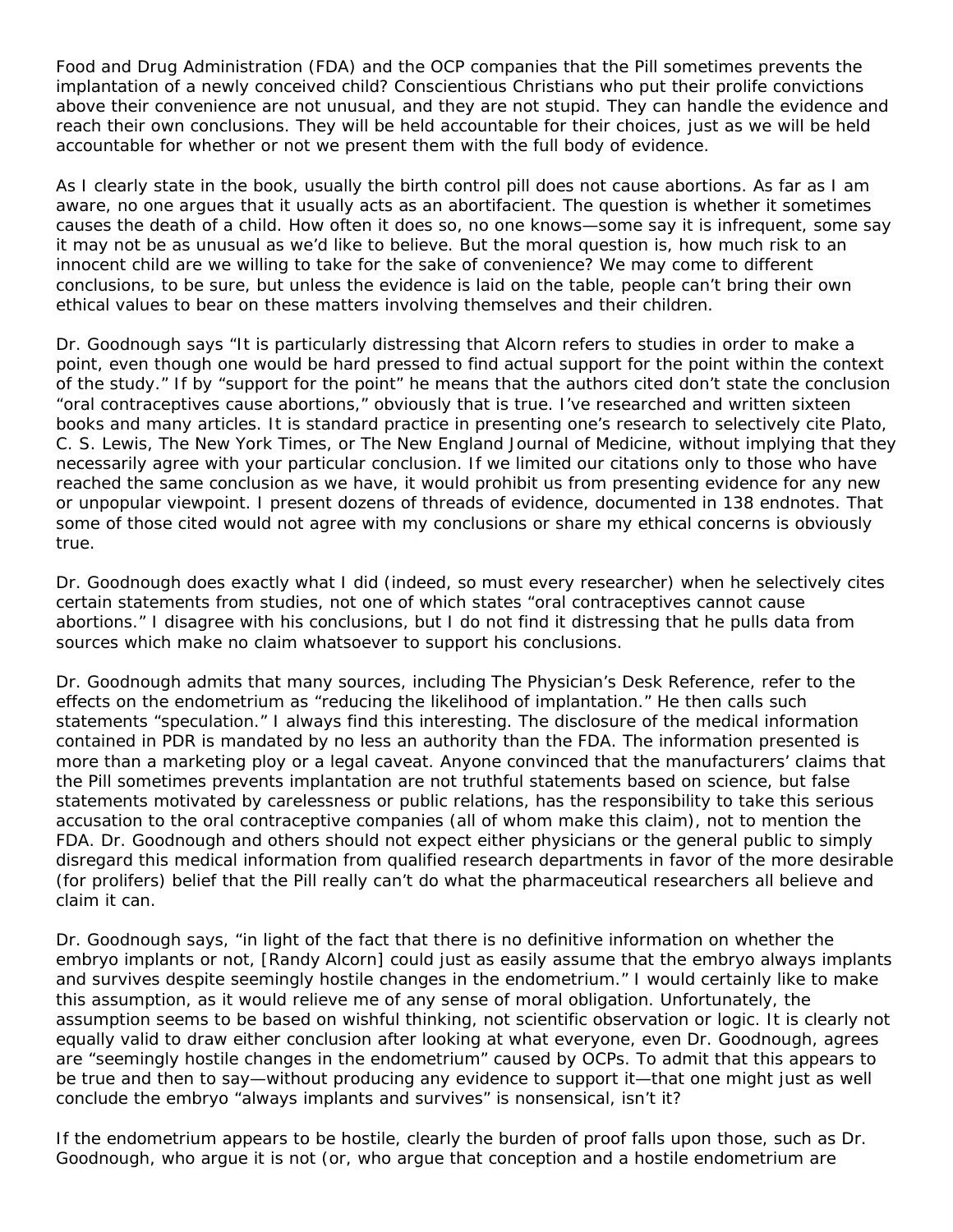Food and Drug Administration (FDA) and the OCP companies that the Pill sometimes prevents the implantation of a newly conceived child? Conscientious Christians who put their prolife convictions above their convenience are not unusual, and they are not stupid. They can handle the evidence and reach their own conclusions. They will be held accountable for their choices, just as we will be held accountable for whether or not we present them with the full body of evidence.

As I clearly state in the book, usually the birth control pill does not cause abortions. As far as I am aware, no one argues that it usually acts as an abortifacient. The question is whether it sometimes causes the death of a child. How often it does so, no one knows—some say it is infrequent, some say it may not be as unusual as we'd like to believe. But the moral question is, how much risk to an innocent child are we willing to take for the sake of convenience? We may come to different conclusions, to be sure, but unless the evidence is laid on the table, people can't bring their own ethical values to bear on these matters involving themselves and their children.

Dr. Goodnough says "It is particularly distressing that Alcorn refers to studies in order to make a point, even though one would be hard pressed to find actual support for the point within the context of the study." If by "support for the point" he means that the authors cited don't state the conclusion "oral contraceptives cause abortions," obviously that is true. I've researched and written sixteen books and many articles. It is standard practice in presenting one's research to selectively cite Plato, C. S. Lewis, The New York Times, or The New England Journal of Medicine, without implying that they necessarily agree with your particular conclusion. If we limited our citations only to those who have reached the same conclusion as we have, it would prohibit us from presenting evidence for any new or unpopular viewpoint. I present dozens of threads of evidence, documented in 138 endnotes. That some of those cited would not agree with my conclusions or share my ethical concerns is obviously true.

Dr. Goodnough does exactly what I did (indeed, so must every researcher) when he selectively cites certain statements from studies, not one of which states "oral contraceptives cannot cause abortions." I disagree with his conclusions, but I do not find it distressing that he pulls data from sources which make no claim whatsoever to support his conclusions.

Dr. Goodnough admits that many sources, including The Physician's Desk Reference, refer to the effects on the endometrium as "reducing the likelihood of implantation." He then calls such statements "speculation." I always find this interesting. The disclosure of the medical information contained in PDR is mandated by no less an authority than the FDA. The information presented is more than a marketing ploy or a legal caveat. Anyone convinced that the manufacturers' claims that the Pill sometimes prevents implantation are not truthful statements based on science, but false statements motivated by carelessness or public relations, has the responsibility to take this serious accusation to the oral contraceptive companies (all of whom make this claim), not to mention the FDA. Dr. Goodnough and others should not expect either physicians or the general public to simply disregard this medical information from qualified research departments in favor of the more desirable (for prolifers) belief that the Pill really can't do what the pharmaceutical researchers all believe and claim it can.

Dr. Goodnough says, "in light of the fact that there is no definitive information on whether the embryo implants or not, [Randy Alcorn] could just as easily assume that the embryo always implants and survives despite seemingly hostile changes in the endometrium." I would certainly like to make this assumption, as it would relieve me of any sense of moral obligation. Unfortunately, the assumption seems to be based on wishful thinking, not scientific observation or logic. It is clearly not equally valid to draw either conclusion after looking at what everyone, even Dr. Goodnough, agrees are "seemingly hostile changes in the endometrium" caused by OCPs. To admit that this appears to be true and then to say—without producing any evidence to support it—that one might just as well conclude the embryo "always implants and survives" is nonsensical, isn't it?

If the endometrium appears to be hostile, clearly the burden of proof falls upon those, such as Dr. Goodnough, who argue it is not (or, who argue that conception and a hostile endometrium are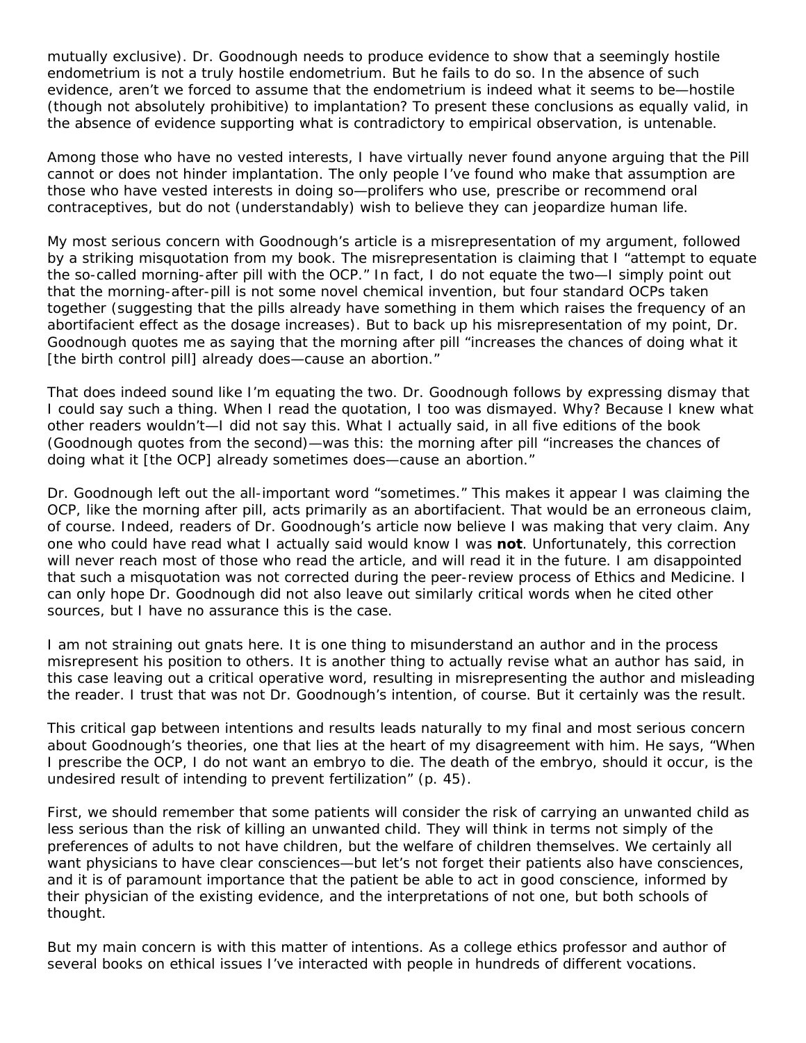mutually exclusive). Dr. Goodnough needs to produce evidence to show that a seemingly hostile endometrium is not a truly hostile endometrium. But he fails to do so. In the absence of such evidence, aren't we forced to assume that the endometrium is indeed what it seems to be—hostile (though not absolutely prohibitive) to implantation? To present these conclusions as equally valid, in the absence of evidence supporting what is contradictory to empirical observation, is untenable.

Among those who have no vested interests, I have virtually never found anyone arguing that the Pill cannot or does not hinder implantation. The only people I've found who make that assumption are those who have vested interests in doing so—prolifers who use, prescribe or recommend oral contraceptives, but do not (understandably) wish to believe they can jeopardize human life.

My most serious concern with Goodnough's article is a misrepresentation of my argument, followed by a striking misquotation from my book. The misrepresentation is claiming that I "attempt to equate the so-called morning-after pill with the OCP." In fact, I do not equate the two—I simply point out that the morning-after-pill is not some novel chemical invention, but four standard OCPs taken together (suggesting that the pills already have something in them which raises the frequency of an abortifacient effect as the dosage increases). But to back up his misrepresentation of my point, Dr. Goodnough quotes me as saying that the morning after pill "increases the chances of doing what it [the birth control pill] already does—cause an abortion."

That does indeed sound like I'm equating the two. Dr. Goodnough follows by expressing dismay that I could say such a thing. When I read the quotation, I too was dismayed. Why? Because I knew what other readers wouldn't—I did not say this. What I actually said, in all five editions of the book (Goodnough quotes from the second)—was this: the morning after pill "increases the chances of doing what it [the OCP] already sometimes does—cause an abortion."

Dr. Goodnough left out the all-important word "sometimes." This makes it appear I was claiming the OCP, like the morning after pill, acts primarily as an abortifacient. That would be an erroneous claim, of course. Indeed, readers of Dr. Goodnough's article now believe I was making that very claim. Any one who could have read what I actually said would know I was **not**. Unfortunately, this correction will never reach most of those who read the article, and will read it in the future. I am disappointed that such a misquotation was not corrected during the peer-review process of Ethics and Medicine. I can only hope Dr. Goodnough did not also leave out similarly critical words when he cited other sources, but I have no assurance this is the case.

I am not straining out gnats here. It is one thing to misunderstand an author and in the process misrepresent his position to others. It is another thing to actually revise what an author has said, in this case leaving out a critical operative word, resulting in misrepresenting the author and misleading the reader. I trust that was not Dr. Goodnough's intention, of course. But it certainly was the result.

This critical gap between intentions and results leads naturally to my final and most serious concern about Goodnough's theories, one that lies at the heart of my disagreement with him. He says, "When I prescribe the OCP, I do not want an embryo to die. The death of the embryo, should it occur, is the undesired result of intending to prevent fertilization" (p. 45).

First, we should remember that some patients will consider the risk of carrying an unwanted child as less serious than the risk of killing an unwanted child. They will think in terms not simply of the preferences of adults to not have children, but the welfare of children themselves. We certainly all want physicians to have clear consciences—but let's not forget their patients also have consciences, and it is of paramount importance that the patient be able to act in good conscience, informed by their physician of the existing evidence, and the interpretations of not one, but both schools of thought.

But my main concern is with this matter of intentions. As a college ethics professor and author of several books on ethical issues I've interacted with people in hundreds of different vocations.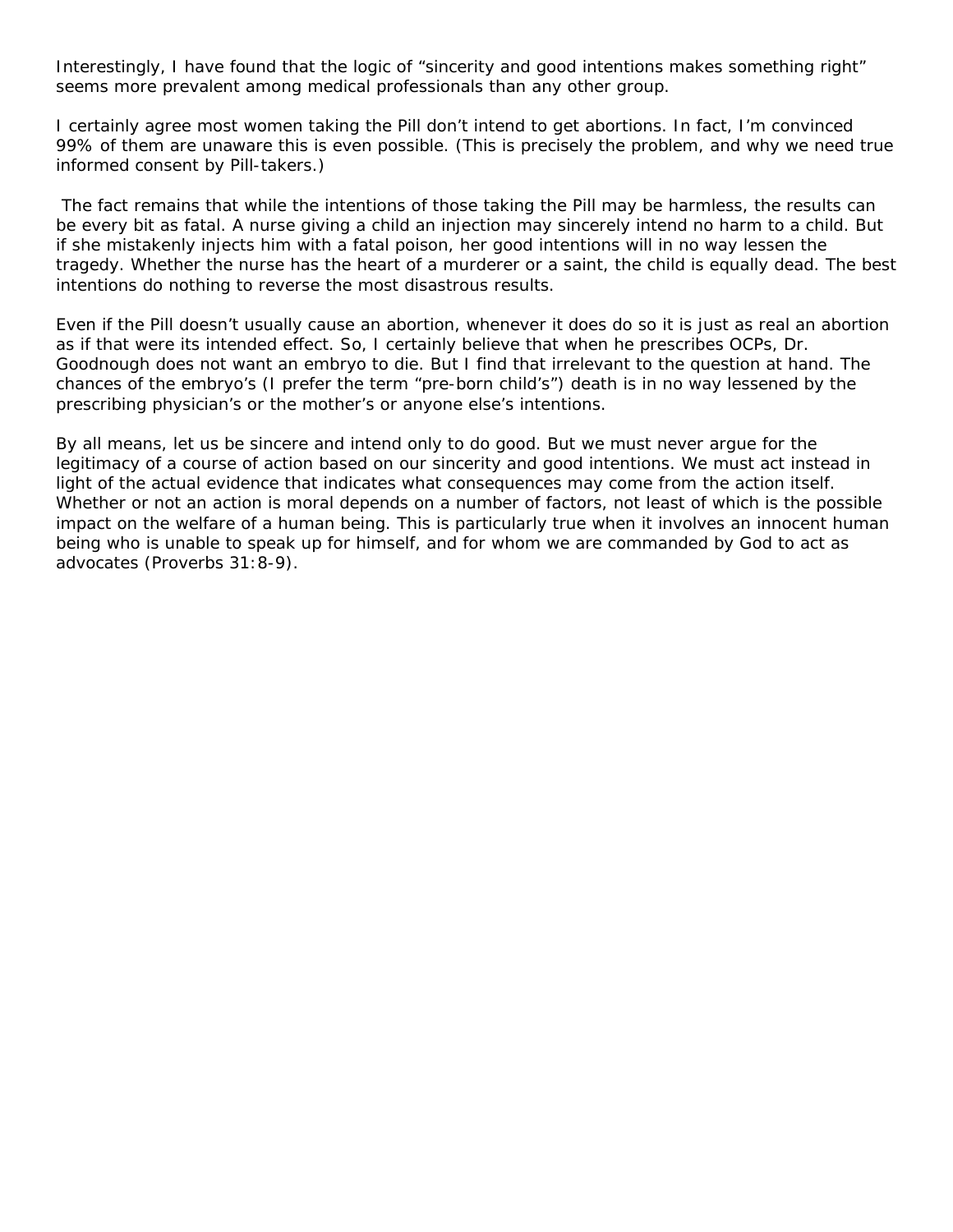Interestingly, I have found that the logic of "sincerity and good intentions makes something right" seems more prevalent among medical professionals than any other group.

I certainly agree most women taking the Pill don't intend to get abortions. In fact, I'm convinced 99% of them are unaware this is even possible. (This is precisely the problem, and why we need true informed consent by Pill-takers.)

The fact remains that while the intentions of those taking the Pill may be harmless, the results can be every bit as fatal. A nurse giving a child an injection may sincerely intend no harm to a child. But if she mistakenly injects him with a fatal poison, her good intentions will in no way lessen the tragedy. Whether the nurse has the heart of a murderer or a saint, the child is equally dead. The best intentions do nothing to reverse the most disastrous results.

Even if the Pill doesn't usually cause an abortion, whenever it does do so it is just as real an abortion as if that were its intended effect. So, I certainly believe that when he prescribes OCPs, Dr. Goodnough does not want an embryo to die. But I find that irrelevant to the question at hand. The chances of the embryo's (I prefer the term "pre-born child's") death is in no way lessened by the prescribing physician's or the mother's or anyone else's intentions.

By all means, let us be sincere and intend only to do good. But we must never argue for the legitimacy of a course of action based on our sincerity and good intentions. We must act instead in light of the actual evidence that indicates what consequences may come from the action itself. Whether or not an action is moral depends on a number of factors, not least of which is the possible impact on the welfare of a human being. This is particularly true when it involves an innocent human being who is unable to speak up for himself, and for whom we are commanded by God to act as advocates (Proverbs 31:8-9).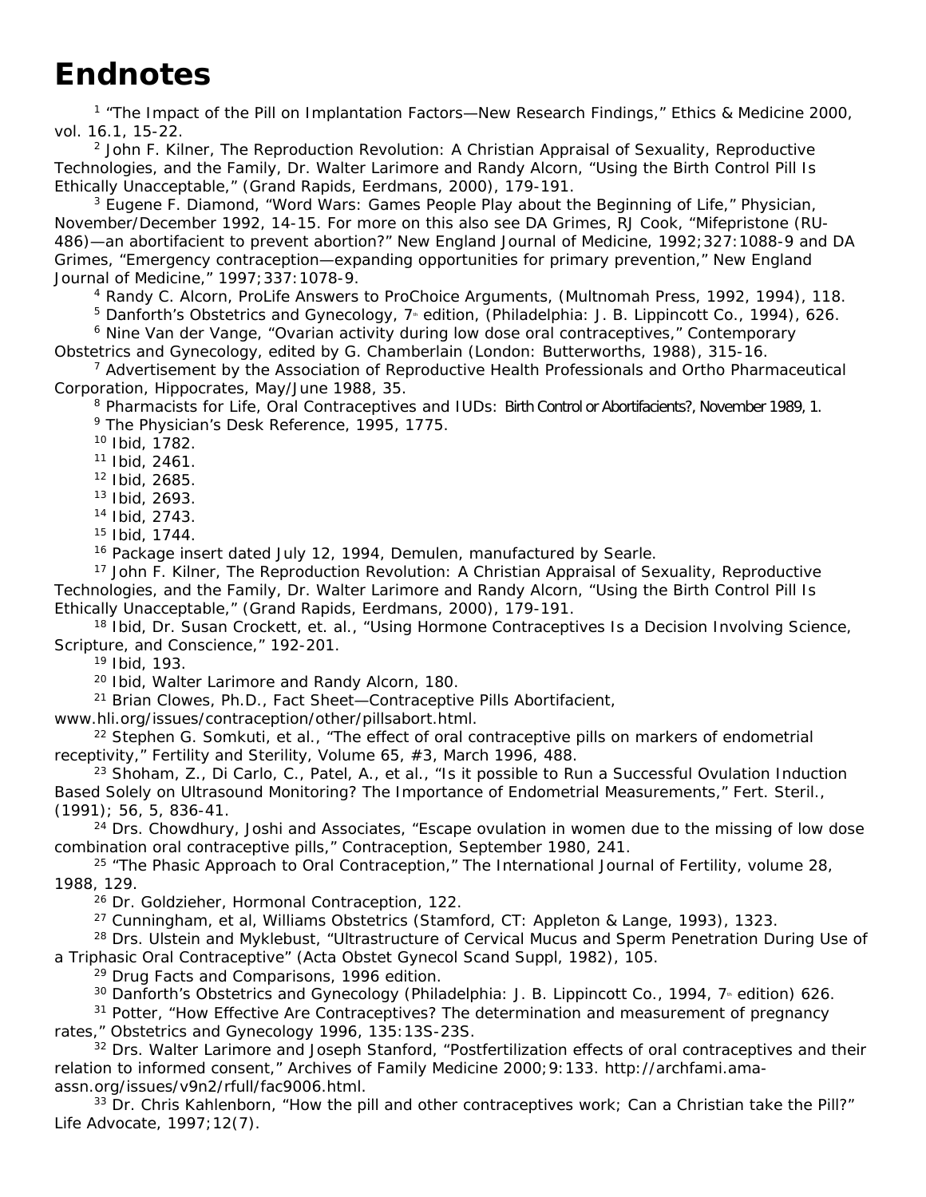# Endnotes

[1] "The Impact of the Pill on Implantation Factors—New Research Findings," Ethics & Medicine 2000, vol. 16.1, 15-22.

[2] John F. Kilner, The Reproduction Revolution: A Christian Appraisal of Sexuality, Reproductive Technologies, and the Family, Dr. Walter Larimore and Randy Alcorn, "Using the Birth Control Pill Is Ethically Unacceptable," (Grand Rapids, Eerdmans, 2000), 179-191.

[3] Eugene F. Diamond, "Word Wars: Games People Play about the Beginning of Life," Physician, November/December 1992, 14-15. For more on this also see DA Grimes, RJ Cook, "Mifepristone (RU-486)—an abortifacient to prevent abortion?" New England Journal of Medicine, 1992;327:1088-9 and DA Grimes, "Emergency contraception—expanding opportunities for primary prevention," New England Journal of Medicine," 1997;337:1078-9.

[4] Randy C. Alcorn, ProLife Answers to ProChoice Arguments, (Multnomah Press, 1992, 1994), 118.

[5] Danforth's Obstetrics and Gynecology, 7th edition, (Philadelphia: J. B. Lippincott Co., 1994), 626.

[6] Nine Van der Vange, "Ovarian activity during low dose oral contraceptives," Contemporary Obstetrics and Gynecology, edited by G. Chamberlain (London: Butterworths, 1988), 315-16.

[7] Advertisement by the Association of Reproductive Health Professionals and Ortho Pharmaceutical Corporation, Hippocrates, May/June 1988, 35.

[8] Pharmacists for Life, Oral Contraceptives and IUDs: Birth Control or Abortifacients?, November 1989, 1.

[9] The Physician's Desk Reference, 1995, 1775.

[10] Ibid, 1782.

[11] Ibid, 2461.

[12] Ibid, 2685.

[13] Ibid, 2693.

[14] Ibid, 2743.

[15] Ibid, 1744.

[16] Package insert dated July 12, 1994, Demulen, manufactured by Searle.

[17] John F. Kilner, The Reproduction Revolution: A Christian Appraisal of Sexuality, Reproductive Technologies, and the Family, Dr. Walter Larimore and Randy Alcorn, "Using the Birth Control Pill Is Ethically Unacceptable," (Grand Rapids, Eerdmans, 2000), 179-191.

[18] Ibid, Dr. Susan Crockett, et. al., "Using Hormone Contraceptives Is a Decision Involving Science, Scripture, and Conscience," 192-201.

[19] Ibid, 193.

[20] Ibid, Walter Larimore and Randy Alcorn, 180.

[21] Brian Clowes, Ph.D., Fact Sheet—Contraceptive Pills Abortifacient, www.hli.org/issues/contraception/other/pillsabort.html.

[22] Stephen G. Somkuti, et al., "The effect of oral contraceptive pills on markers of endometrial receptivity," Fertility and Sterility, Volume 65, #3, March 1996, 488.

[23] Shoham, Z., Di Carlo, C., Patel, A., et al., "Is it possible to Run a Successful Ovulation Induction Based Solely on Ultrasound Monitoring? The Importance of Endometrial Measurements," Fert. Steril., (1991); 56, 5, 836-41.

[24] Drs. Chowdhury, Joshi and Associates, "Escape ovulation in women due to the missing of low dose combination oral contraceptive pills," Contraception, September 1980, 241.

[25] "The Phasic Approach to Oral Contraception," The International Journal of Fertility, volume 28, 1988, 129.

[26] Dr. Goldzieher, Hormonal Contraception, 122.

[27] Cunningham, et al, Williams Obstetrics (Stamford, CT: Appleton & Lange, 1993), 1323.

[28] Drs. Ulstein and Myklebust, "Ultrastructure of Cervical Mucus and Sperm Penetration During Use of a Triphasic Oral Contraceptive" (Acta Obstet Gynecol Scand Suppl, 1982), 105.

[29] Drug Facts and Comparisons, 1996 edition.

[30] Danforth's Obstetrics and Gynecology (Philadelphia: J. B. Lippincott Co., 1994, 7th edition) 626.

[31] Potter, "How Effective Are Contraceptives? The determination and measurement of pregnancy rates," Obstetrics and Gynecology 1996, 135:13S-23S.

[32] Drs. Walter Larimore and Joseph Stanford, "Postfertilization effects of oral contraceptives and their relation to informed consent," Archives of Family Medicine 2000;9:133. http://archfami.ama-assn.org/issues/v9n2/rfull/fac9006.html.

[33] Dr. Chris Kahlenborn, "How the pill and other contraceptives work; Can a Christian take the Pill?" Life Advocate, 1997;12(7).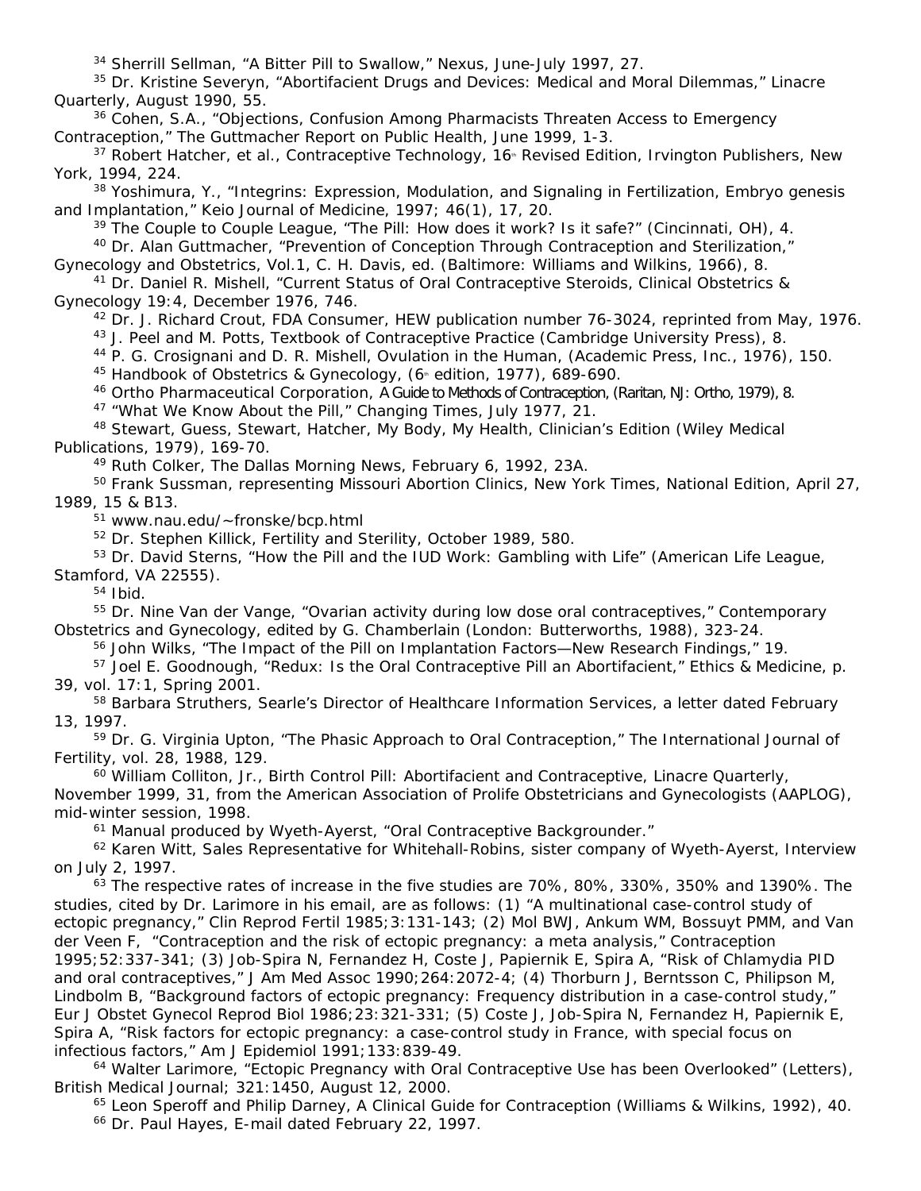[34] Sherrill Sellman, "A Bitter Pill to Swallow," Nexus, June-July 1997, 27.

[35] Dr. Kristine Severyn, "Abortifacient Drugs and Devices: Medical and Moral Dilemmas," Linacre Quarterly, August 1990, 55.

[36] Cohen, S.A., "Objections, Confusion Among Pharmacists Threaten Access to Emergency Contraception," The Guttmacher Report on Public Health, June 1999, 1-3.

[37] Robert Hatcher, et al., Contraceptive Technology, 16th Revised Edition, Irvington Publishers, New York, 1994, 224.

[38] Yoshimura, Y., "Integrins: Expression, Modulation, and Signaling in Fertilization, Embryo genesis and Implantation," Keio Journal of Medicine, 1997; 46(1), 17, 20.

[39] The Couple to Couple League, "The Pill: How does it work? Is it safe?" (Cincinnati, OH), 4.

[40] Dr. Alan Guttmacher, "Prevention of Conception Through Contraception and Sterilization," Gynecology and Obstetrics, Vol.1, C. H. Davis, ed. (Baltimore: Williams and Wilkins, 1966), 8.

[41] Dr. Daniel R. Mishell, "Current Status of Oral Contraceptive Steroids, Clinical Obstetrics & Gynecology 19:4, December 1976, 746.

[42] Dr. J. Richard Crout, FDA Consumer, HEW publication number 76-3024, reprinted from May, 1976.

[43] J. Peel and M. Potts, Textbook of Contraceptive Practice (Cambridge University Press), 8.

[44] P. G. Crosignani and D. R. Mishell, Ovulation in the Human, (Academic Press, Inc., 1976), 150.

[45] Handbook of Obstetrics & Gynecology, (6th edition, 1977), 689-690.

[46] Ortho Pharmaceutical Corporation, A Guide to Methods of Contraception, (Raritan, NJ: Ortho, 1979), 8.

[47] "What We Know About the Pill," Changing Times, July 1977, 21.

[48] Stewart, Guess, Stewart, Hatcher, My Body, My Health, Clinician's Edition (Wiley Medical Publications, 1979), 169-70.

[49] Ruth Colker, The Dallas Morning News, February 6, 1992, 23A.

[50] Frank Sussman, representing Missouri Abortion Clinics, New York Times, National Edition, April 27, 1989, 15 & B13.

[51] www.nau.edu/~fronske/bcp.html

[52] Dr. Stephen Killick, Fertility and Sterility, October 1989, 580.

[53] Dr. David Sterns, "How the Pill and the IUD Work: Gambling with Life" (American Life League, Stamford, VA 22555).

[54] Ibid.

[55] Dr. Nine Van der Vange, "Ovarian activity during low dose oral contraceptives," Contemporary Obstetrics and Gynecology, edited by G. Chamberlain (London: Butterworths, 1988), 323-24.

[56] John Wilks, "The Impact of the Pill on Implantation Factors—New Research Findings," 19.

[57] Joel E. Goodnough, "Redux: Is the Oral Contraceptive Pill an Abortifacient," Ethics & Medicine, p. 39, vol. 17:1, Spring 2001.

[58] Barbara Struthers, Searle's Director of Healthcare Information Services, a letter dated February 13, 1997.

[59] Dr. G. Virginia Upton, "The Phasic Approach to Oral Contraception," The International Journal of Fertility, vol. 28, 1988, 129.

[60] William Colliton, Jr., Birth Control Pill: Abortifacient and Contraceptive, Linacre Quarterly, November 1999, 31, from the American Association of Prolife Obstetricians and Gynecologists (AAPLOG), mid-winter session, 1998.

[61] Manual produced by Wyeth-Ayerst, "Oral Contraceptive Backgrounder."

[62] Karen Witt, Sales Representative for Whitehall-Robins, sister company of Wyeth-Ayerst, Interview on July 2, 1997.

[63] The respective rates of increase in the five studies are 70%, 80%, 330%, 350% and 1390%. The studies, cited by Dr. Larimore in his email, are as follows: (1) "A multinational case-control study of ectopic pregnancy," Clin Reprod Fertil 1985;3:131-143; (2) Mol BWJ, Ankum WM, Bossuyt PMM, and Van der Veen F, "Contraception and the risk of ectopic pregnancy: a meta analysis," Contraception 1995;52:337-341; (3) Job-Spira N, Fernandez H, Coste J, Papiernik E, Spira A, "Risk of Chlamydia PID and oral contraceptives," J Am Med Assoc 1990;264:2072-4; (4) Thorburn J, Berntsson C, Philipson M, Lindbolm B, "Background factors of ectopic pregnancy: Frequency distribution in a case-control study," Eur J Obstet Gynecol Reprod Biol 1986;23:321-331; (5) Coste J, Job-Spira N, Fernandez H, Papiernik E, Spira A, "Risk factors for ectopic pregnancy: a case-control study in France, with special focus on infectious factors," Am J Epidemiol 1991;133:839-49.

[64] Walter Larimore, "Ectopic Pregnancy with Oral Contraceptive Use has been Overlooked" (Letters), British Medical Journal; 321:1450, August 12, 2000.

[65] Leon Speroff and Philip Darney, A Clinical Guide for Contraception (Williams & Wilkins, 1992), 40.

[66] Dr. Paul Hayes, E-mail dated February 22, 1997.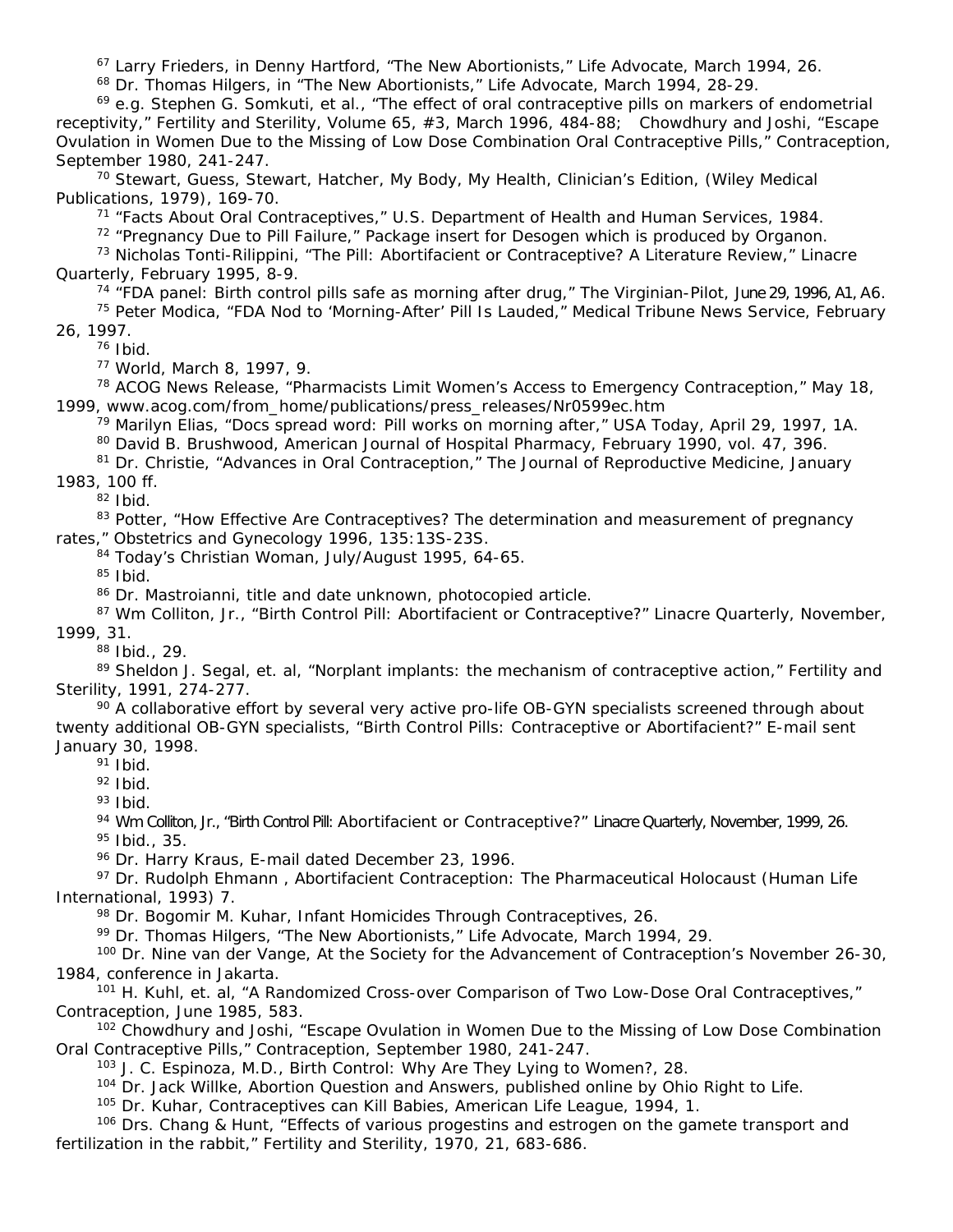[67] Larry Frieders, in Denny Hartford, "The New Abortionists," Life Advocate, March 1994, 26.

[68] Dr. Thomas Hilgers, in "The New Abortionists," Life Advocate, March 1994, 28-29.

[69] e.g. Stephen G. Somkuti, et al., "The effect of oral contraceptive pills on markers of endometrial receptivity," Fertility and Sterility, Volume 65, #3, March 1996, 484-88; Chowdhury and Joshi, "Escape Ovulation in Women Due to the Missing of Low Dose Combination Oral Contraceptive Pills," Contraception, September 1980, 241-247.

[70] Stewart, Guess, Stewart, Hatcher, My Body, My Health, Clinician's Edition, (Wiley Medical Publications, 1979), 169-70.

[71] "Facts About Oral Contraceptives," U.S. Department of Health and Human Services, 1984.

[72] "Pregnancy Due to Pill Failure," Package insert for Desogen which is produced by Organon.

[73] Nicholas Tonti-Rilippini, "The Pill: Abortifacient or Contraceptive? A Literature Review," Linacre Quarterly, February 1995, 8-9.

[74] "FDA panel: Birth control pills safe as morning after drug," The Virginian-Pilot, June 29, 1996, A1, A6.

[75] Peter Modica, "FDA Nod to 'Morning-After' Pill Is Lauded," Medical Tribune News Service, February 26, 1997.

[76] Ibid.

[77] World, March 8, 1997, 9.

[78] ACOG News Release, "Pharmacists Limit Women's Access to Emergency Contraception," May 18, 1999, www.acog.com/from_home/publications/press_releases/Nr0599ec.htm

[79] Marilyn Elias, "Docs spread word: Pill works on morning after," USA Today, April 29, 1997, 1A.

[80] David B. Brushwood, American Journal of Hospital Pharmacy, February 1990, vol. 47, 396.

[81] Dr. Christie, "Advances in Oral Contraception," The Journal of Reproductive Medicine, January 1983, 100 ff.

[82] Ibid.

[83] Potter, "How Effective Are Contraceptives? The determination and measurement of pregnancy rates," Obstetrics and Gynecology 1996, 135:13S-23S.

[84] Today's Christian Woman, July/August 1995, 64-65.

[85] Ibid.

[86] Dr. Mastroianni, title and date unknown, photocopied article.

[87] Wm Colliton, Jr., "Birth Control Pill: Abortifacient or Contraceptive?" Linacre Quarterly, November, 1999, 31.

[88] Ibid., 29.

[89] Sheldon J. Segal, et. al, "Norplant implants: the mechanism of contraceptive action," Fertility and Sterility, 1991, 274-277.

[90] A collaborative effort by several very active pro-life OB-GYN specialists screened through about twenty additional OB-GYN specialists, "Birth Control Pills: Contraceptive or Abortifacient?" E-mail sent January 30, 1998.

[91] Ibid.

[92] Ibid.

[93] Ibid.

[94] Wm Colliton, Jr., "Birth Control Pill: Abortifacient or Contraceptive?" Linacre Quarterly, November, 1999, 26.

[95] Ibid., 35.

[96] Dr. Harry Kraus, E-mail dated December 23, 1996.

[97] Dr. Rudolph Ehmann , Abortifacient Contraception: The Pharmaceutical Holocaust (Human Life International, 1993) 7.

[98] Dr. Bogomir M. Kuhar, Infant Homicides Through Contraceptives, 26.

[99] Dr. Thomas Hilgers, "The New Abortionists," Life Advocate, March 1994, 29.

[100] Dr. Nine van der Vange, At the Society for the Advancement of Contraception's November 26-30, 1984, conference in Jakarta.

[101] H. Kuhl, et. al, "A Randomized Cross-over Comparison of Two Low-Dose Oral Contraceptives," Contraception, June 1985, 583.

[102] Chowdhury and Joshi, "Escape Ovulation in Women Due to the Missing of Low Dose Combination Oral Contraceptive Pills," Contraception, September 1980, 241-247.

[103] J. C. Espinoza, M.D., Birth Control: Why Are They Lying to Women?, 28.

[104] Dr. Jack Willke, Abortion Question and Answers, published online by Ohio Right to Life.

[105] Dr. Kuhar, Contraceptives can Kill Babies, American Life League, 1994, 1.

[106] Drs. Chang & Hunt, "Effects of various progestins and estrogen on the gamete transport and fertilization in the rabbit," Fertility and Sterility, 1970, 21, 683-686.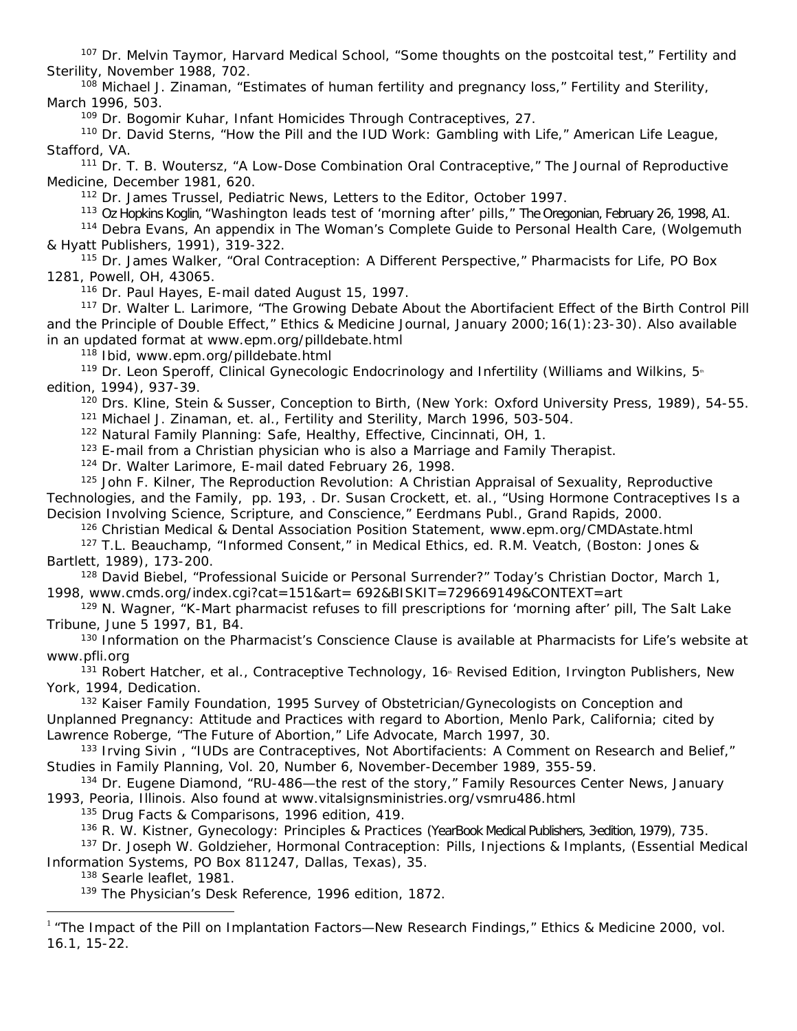[107] Dr. Melvin Taymor, Harvard Medical School, "Some thoughts on the postcoital test," Fertility and Sterility, November 1988, 702.

[108] Michael J. Zinaman, "Estimates of human fertility and pregnancy loss," Fertility and Sterility, March 1996, 503.

[109] Dr. Bogomir Kuhar, Infant Homicides Through Contraceptives, 27.

[110] Dr. David Sterns, "How the Pill and the IUD Work: Gambling with Life," American Life League, Stafford, VA.

[111] Dr. T. B. Woutersz, "A Low-Dose Combination Oral Contraceptive," The Journal of Reproductive Medicine, December 1981, 620.

[112] Dr. James Trussel, Pediatric News, Letters to the Editor, October 1997.

[113] Oz Hopkins Koglin, "Washington leads test of 'morning after' pills," The Oregonian, February 26, 1998, A1.

[114] Debra Evans, An appendix in The Woman's Complete Guide to Personal Health Care, (Wolgemuth & Hyatt Publishers, 1991), 319-322.

[115] Dr. James Walker, "Oral Contraception: A Different Perspective," Pharmacists for Life, PO Box 1281, Powell, OH, 43065.

[116] Dr. Paul Hayes, E-mail dated August 15, 1997.

[117] Dr. Walter L. Larimore, "The Growing Debate About the Abortifacient Effect of the Birth Control Pill and the Principle of Double Effect," Ethics & Medicine Journal, January 2000;16(1):23-30). Also available in an updated format at www.epm.org/pilldebate.html

[118] Ibid, www.epm.org/pilldebate.html

[119] Dr. Leon Speroff, Clinical Gynecologic Endocrinology and Infertility (Williams and Wilkins, 5th edition, 1994), 937-39.

[120] Drs. Kline, Stein & Susser, Conception to Birth, (New York: Oxford University Press, 1989), 54-55.

[121] Michael J. Zinaman, et. al., Fertility and Sterility, March 1996, 503-504.

[122] Natural Family Planning: Safe, Healthy, Effective, Cincinnati, OH, 1.

[123] E-mail from a Christian physician who is also a Marriage and Family Therapist.

[124] Dr. Walter Larimore, E-mail dated February 26, 1998.

[125] John F. Kilner, The Reproduction Revolution: A Christian Appraisal of Sexuality, Reproductive Technologies, and the Family, pp. 193, . Dr. Susan Crockett, et. al., "Using Hormone Contraceptives Is a Decision Involving Science, Scripture, and Conscience," Eerdmans Publ., Grand Rapids, 2000.

[126] Christian Medical & Dental Association Position Statement, www.epm.org/CMDAstate.html

[127] T.L. Beauchamp, "Informed Consent," in Medical Ethics, ed. R.M. Veatch, (Boston: Jones & Bartlett, 1989), 173-200.

[128] David Biebel, "Professional Suicide or Personal Surrender?" Today's Christian Doctor, March 1, 1998, www.cmds.org/index.cgi?cat=151&art= 692&BISKIT=729669149&CONTEXT=art

[129] N. Wagner, "K-Mart pharmacist refuses to fill prescriptions for 'morning after' pill, The Salt Lake Tribune, June 5 1997, B1, B4.

[130] Information on the Pharmacist's Conscience Clause is available at Pharmacists for Life's website at www.pfli.org

[131] Robert Hatcher, et al., Contraceptive Technology, 16th Revised Edition, Irvington Publishers, New York, 1994, Dedication.

[132] Kaiser Family Foundation, 1995 Survey of Obstetrician/Gynecologists on Conception and Unplanned Pregnancy: Attitude and Practices with regard to Abortion, Menlo Park, California; cited by Lawrence Roberge, "The Future of Abortion," Life Advocate, March 1997, 30.

[133] Irving Sivin , "IUDs are Contraceptives, Not Abortifacients: A Comment on Research and Belief," Studies in Family Planning, Vol. 20, Number 6, November-December 1989, 355-59.

[134] Dr. Eugene Diamond, "RU-486—the rest of the story," Family Resources Center News, January 1993, Peoria, Illinois. Also found at www.vitalsignsministries.org/vsmru486.html

[135] Drug Facts & Comparisons, 1996 edition, 419.

[136] R. W. Kistner, Gynecology: Principles & Practices (YearBook Medical Publishers, 3rd edition, 1979), 735.

[137] Dr. Joseph W. Goldzieher, Hormonal Contraception: Pills, Injections & Implants, (Essential Medical Information Systems, PO Box 811247, Dallas, Texas), 35.

[138] Searle leaflet, 1981.

[139] The Physician's Desk Reference, 1996 edition, 1872.

---

[1] "The Impact of the Pill on Implantation Factors—New Research Findings," Ethics & Medicine 2000, vol. 16.1, 15-22.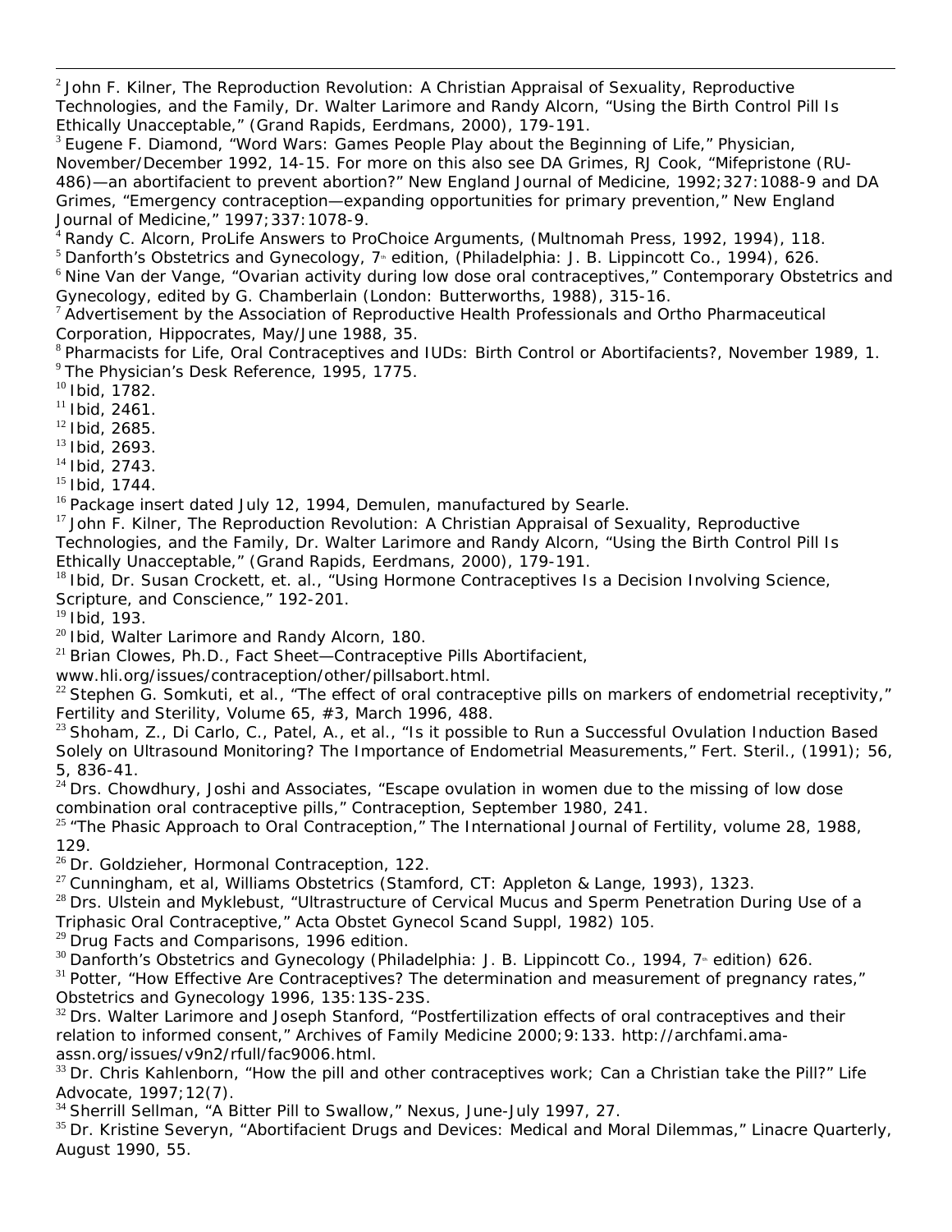[2] John F. Kilner, The Reproduction Revolution: A Christian Appraisal of Sexuality, Reproductive Technologies, and the Family, Dr. Walter Larimore and Randy Alcorn, "Using the Birth Control Pill Is Ethically Unacceptable," (Grand Rapids, Eerdmans, 2000), 179-191.

[3] Eugene F. Diamond, "Word Wars: Games People Play about the Beginning of Life," Physician, November/December 1992, 14-15. For more on this also see DA Grimes, RJ Cook, "Mifepristone (RU-486)—an abortifacient to prevent abortion?" New England Journal of Medicine, 1992;327:1088-9 and DA Grimes, "Emergency contraception—expanding opportunities for primary prevention," New England Journal of Medicine," 1997;337:1078-9.

[4] Randy C. Alcorn, ProLife Answers to ProChoice Arguments, (Multnomah Press, 1992, 1994), 118.

[5] Danforth's Obstetrics and Gynecology, 7th edition, (Philadelphia: J. B. Lippincott Co., 1994), 626.

[6] Nine Van der Vange, "Ovarian activity during low dose oral contraceptives," Contemporary Obstetrics and Gynecology, edited by G. Chamberlain (London: Butterworths, 1988), 315-16.

[7] Advertisement by the Association of Reproductive Health Professionals and Ortho Pharmaceutical Corporation, Hippocrates, May/June 1988, 35.

[8] Pharmacists for Life, Oral Contraceptives and IUDs: Birth Control or Abortifacients?, November 1989, 1.

[9] The Physician's Desk Reference, 1995, 1775.

[10] Ibid, 1782.

[11] Ibid, 2461.

[12] Ibid, 2685.

[13] Ibid, 2693.

[14] Ibid, 2743.

[15] Ibid, 1744.

[16] Package insert dated July 12, 1994, Demulen, manufactured by Searle.

[17] John F. Kilner, The Reproduction Revolution: A Christian Appraisal of Sexuality, Reproductive Technologies, and the Family, Dr. Walter Larimore and Randy Alcorn, "Using the Birth Control Pill Is Ethically Unacceptable," (Grand Rapids, Eerdmans, 2000), 179-191.

[18] Ibid, Dr. Susan Crockett, et. al., "Using Hormone Contraceptives Is a Decision Involving Science, Scripture, and Conscience," 192-201.

[19] Ibid, 193.

[20] Ibid, Walter Larimore and Randy Alcorn, 180.

[21] Brian Clowes, Ph.D., Fact Sheet—Contraceptive Pills Abortifacient, www.hli.org/issues/contraception/other/pillsabort.html.

[22] Stephen G. Somkuti, et al., "The effect of oral contraceptive pills on markers of endometrial receptivity," Fertility and Sterility, Volume 65, #3, March 1996, 488.

[23] Shoham, Z., Di Carlo, C., Patel, A., et al., "Is it possible to Run a Successful Ovulation Induction Based Solely on Ultrasound Monitoring? The Importance of Endometrial Measurements," Fert. Steril., (1991); 56, 5, 836-41.

[24] Drs. Chowdhury, Joshi and Associates, "Escape ovulation in women due to the missing of low dose combination oral contraceptive pills," Contraception, September 1980, 241.

[25] "The Phasic Approach to Oral Contraception," The International Journal of Fertility, volume 28, 1988, 129.

[26] Dr. Goldzieher, Hormonal Contraception, 122.

[27] Cunningham, et al, Williams Obstetrics (Stamford, CT: Appleton & Lange, 1993), 1323.

[28] Drs. Ulstein and Myklebust, "Ultrastructure of Cervical Mucus and Sperm Penetration During Use of a Triphasic Oral Contraceptive," Acta Obstet Gynecol Scand Suppl, 1982) 105.

[29] Drug Facts and Comparisons, 1996 edition.

[30] Danforth's Obstetrics and Gynecology (Philadelphia: J. B. Lippincott Co., 1994, 7th edition) 626.

[31] Potter, "How Effective Are Contraceptives? The determination and measurement of pregnancy rates," Obstetrics and Gynecology 1996, 135:13S-23S.

[32] Drs. Walter Larimore and Joseph Stanford, "Postfertilization effects of oral contraceptives and their relation to informed consent," Archives of Family Medicine 2000;9:133. http://archfami.ama-assn.org/issues/v9n2/rfull/fac9006.html.

[33] Dr. Chris Kahlenborn, "How the pill and other contraceptives work; Can a Christian take the Pill?" Life Advocate, 1997;12(7).

[34] Sherrill Sellman, "A Bitter Pill to Swallow," Nexus, June-July 1997, 27.

[35] Dr. Kristine Severyn, "Abortifacient Drugs and Devices: Medical and Moral Dilemmas," Linacre Quarterly, August 1990, 55.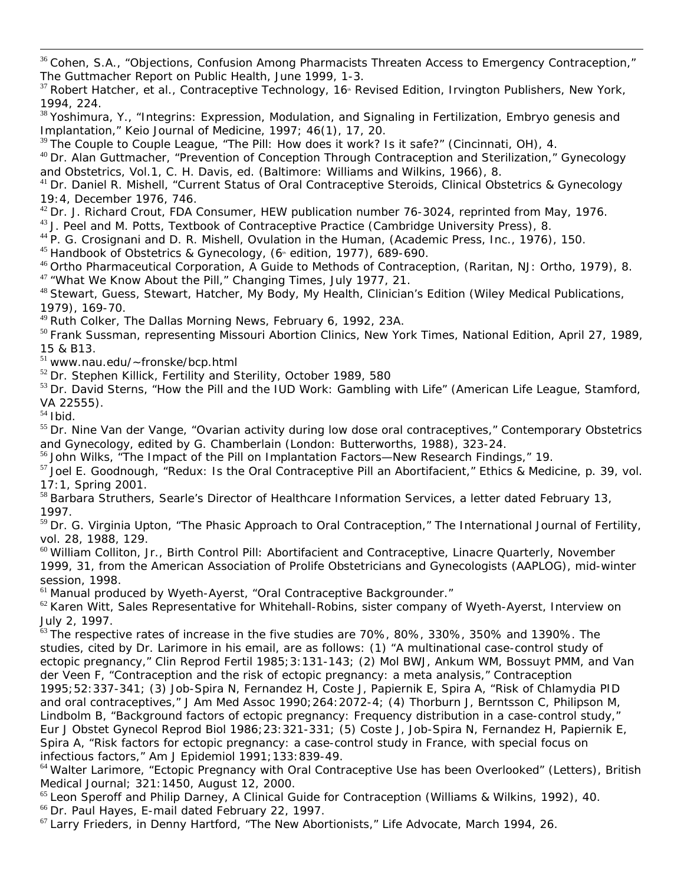[36] Cohen, S.A., "Objections, Confusion Among Pharmacists Threaten Access to Emergency Contraception," The Guttmacher Report on Public Health, June 1999, 1-3.

[37] Robert Hatcher, et al., Contraceptive Technology, 16th Revised Edition, Irvington Publishers, New York, 1994, 224.

[38] Yoshimura, Y., "Integrins: Expression, Modulation, and Signaling in Fertilization, Embryo genesis and Implantation," Keio Journal of Medicine, 1997; 46(1), 17, 20.

[39] The Couple to Couple League, "The Pill: How does it work? Is it safe?" (Cincinnati, OH), 4.

[40] Dr. Alan Guttmacher, "Prevention of Conception Through Contraception and Sterilization," Gynecology and Obstetrics, Vol.1, C. H. Davis, ed. (Baltimore: Williams and Wilkins, 1966), 8.

[41] Dr. Daniel R. Mishell, "Current Status of Oral Contraceptive Steroids, Clinical Obstetrics & Gynecology 19:4, December 1976, 746.

[42] Dr. J. Richard Crout, FDA Consumer, HEW publication number 76-3024, reprinted from May, 1976.

[43] J. Peel and M. Potts, Textbook of Contraceptive Practice (Cambridge University Press), 8.

[44] P. G. Crosignani and D. R. Mishell, Ovulation in the Human, (Academic Press, Inc., 1976), 150.

[45] Handbook of Obstetrics & Gynecology, (6th edition, 1977), 689-690.

[46] Ortho Pharmaceutical Corporation, A Guide to Methods of Contraception, (Raritan, NJ: Ortho, 1979), 8.

[47] "What We Know About the Pill," Changing Times, July 1977, 21.

[48] Stewart, Guess, Stewart, Hatcher, My Body, My Health, Clinician's Edition (Wiley Medical Publications, 1979), 169-70.

[49] Ruth Colker, The Dallas Morning News, February 6, 1992, 23A.

[50] Frank Sussman, representing Missouri Abortion Clinics, New York Times, National Edition, April 27, 1989, 15 & B13.

[51] www.nau.edu/~fronske/bcp.html

[52] Dr. Stephen Killick, Fertility and Sterility, October 1989, 580

[53] Dr. David Sterns, "How the Pill and the IUD Work: Gambling with Life" (American Life League, Stamford, VA 22555).

[54] Ibid.

[55] Dr. Nine Van der Vange, "Ovarian activity during low dose oral contraceptives," Contemporary Obstetrics and Gynecology, edited by G. Chamberlain (London: Butterworths, 1988), 323-24.

[56] John Wilks, "The Impact of the Pill on Implantation Factors—New Research Findings," 19.

[57] Joel E. Goodnough, "Redux: Is the Oral Contraceptive Pill an Abortifacient," Ethics & Medicine, p. 39, vol. 17:1, Spring 2001.

[58] Barbara Struthers, Searle's Director of Healthcare Information Services, a letter dated February 13, 1997.

[59] Dr. G. Virginia Upton, "The Phasic Approach to Oral Contraception," The International Journal of Fertility, vol. 28, 1988, 129.

[60] William Colliton, Jr., Birth Control Pill: Abortifacient and Contraceptive, Linacre Quarterly, November 1999, 31, from the American Association of Prolife Obstetricians and Gynecologists (AAPLOG), mid-winter session, 1998.

[61] Manual produced by Wyeth-Ayerst, "Oral Contraceptive Backgrounder."

[62] Karen Witt, Sales Representative for Whitehall-Robins, sister company of Wyeth-Ayerst, Interview on July 2, 1997.

[63] The respective rates of increase in the five studies are 70%, 80%, 330%, 350% and 1390%. The studies, cited by Dr. Larimore in his email, are as follows: (1) "A multinational case-control study of ectopic pregnancy," Clin Reprod Fertil 1985;3:131-143; (2) Mol BWJ, Ankum WM, Bossuyt PMM, and Van der Veen F, "Contraception and the risk of ectopic pregnancy: a meta analysis," Contraception 1995;52:337-341; (3) Job-Spira N, Fernandez H, Coste J, Papiernik E, Spira A, "Risk of Chlamydia PID and oral contraceptives," J Am Med Assoc 1990;264:2072-4; (4) Thorburn J, Berntsson C, Philipson M, Lindbolm B, "Background factors of ectopic pregnancy: Frequency distribution in a case-control study," Eur J Obstet Gynecol Reprod Biol 1986;23:321-331; (5) Coste J, Job-Spira N, Fernandez H, Papiernik E, Spira A, "Risk factors for ectopic pregnancy: a case-control study in France, with special focus on infectious factors," Am J Epidemiol 1991;133:839-49.

[64] Walter Larimore, "Ectopic Pregnancy with Oral Contraceptive Use has been Overlooked" (Letters), British Medical Journal; 321:1450, August 12, 2000.

[65] Leon Speroff and Philip Darney, A Clinical Guide for Contraception (Williams & Wilkins, 1992), 40.

[66] Dr. Paul Hayes, E-mail dated February 22, 1997.

[67] Larry Frieders, in Denny Hartford, "The New Abortionists," Life Advocate, March 1994, 26.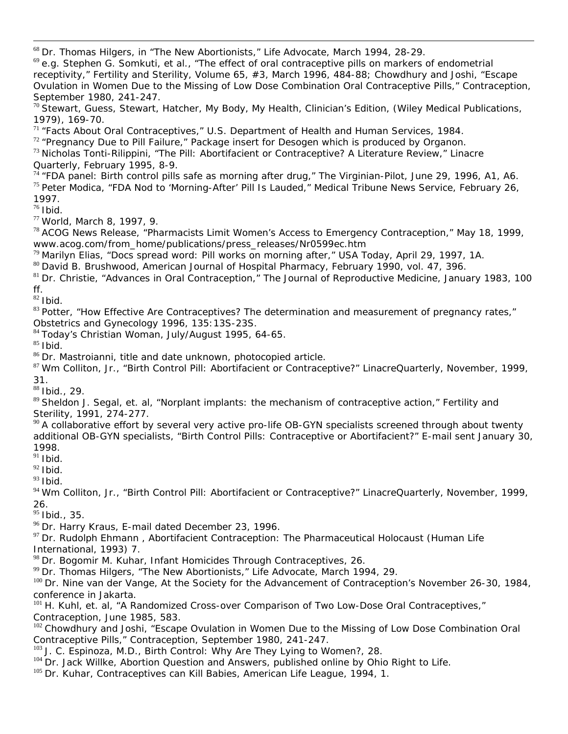[68] Dr. Thomas Hilgers, in "The New Abortionists," Life Advocate, March 1994, 28-29.

[69] e.g. Stephen G. Somkuti, et al., "The effect of oral contraceptive pills on markers of endometrial receptivity," Fertility and Sterility, Volume 65, #3, March 1996, 484-88; Chowdhury and Joshi, "Escape Ovulation in Women Due to the Missing of Low Dose Combination Oral Contraceptive Pills," Contraception, September 1980, 241-247.

[70] Stewart, Guess, Stewart, Hatcher, My Body, My Health, Clinician's Edition, (Wiley Medical Publications, 1979), 169-70.

[71] "Facts About Oral Contraceptives," U.S. Department of Health and Human Services, 1984.

[72] "Pregnancy Due to Pill Failure," Package insert for Desogen which is produced by Organon.

[73] Nicholas Tonti-Rilippini, "The Pill: Abortifacient or Contraceptive? A Literature Review," Linacre Quarterly, February 1995, 8-9.

[74] "FDA panel: Birth control pills safe as morning after drug," The Virginian-Pilot, June 29, 1996, A1, A6.

[75] Peter Modica, "FDA Nod to 'Morning-After' Pill Is Lauded," Medical Tribune News Service, February 26, 1997.

[76] Ibid.

[77] World, March 8, 1997, 9.

[78] ACOG News Release, "Pharmacists Limit Women's Access to Emergency Contraception," May 18, 1999, www.acog.com/from_home/publications/press_releases/Nr0599ec.htm

[79] Marilyn Elias, "Docs spread word: Pill works on morning after," USA Today, April 29, 1997, 1A.

[80] David B. Brushwood, American Journal of Hospital Pharmacy, February 1990, vol. 47, 396.

[81] Dr. Christie, "Advances in Oral Contraception," The Journal of Reproductive Medicine, January 1983, 100 ff.

[82] Ibid.

[83] Potter, "How Effective Are Contraceptives? The determination and measurement of pregnancy rates," Obstetrics and Gynecology 1996, 135:13S-23S.

[84] Today's Christian Woman, July/August 1995, 64-65.

[85] Ibid.

[86] Dr. Mastroianni, title and date unknown, photocopied article.

[87] Wm Colliton, Jr., "Birth Control Pill: Abortifacient or Contraceptive?" LinacreQuarterly, November, 1999, 31.

[88] Ibid., 29.

[89] Sheldon J. Segal, et. al, "Norplant implants: the mechanism of contraceptive action," Fertility and Sterility, 1991, 274-277.

[90] A collaborative effort by several very active pro-life OB-GYN specialists screened through about twenty additional OB-GYN specialists, "Birth Control Pills: Contraceptive or Abortifacient?" E-mail sent January 30, 1998.

[91] Ibid.

[92] Ibid.

[93] Ibid.

[94] Wm Colliton, Jr., "Birth Control Pill: Abortifacient or Contraceptive?" LinacreQuarterly, November, 1999, 26.

[95] Ibid., 35.

[96] Dr. Harry Kraus, E-mail dated December 23, 1996.

[97] Dr. Rudolph Ehmann , Abortifacient Contraception: The Pharmaceutical Holocaust (Human Life International, 1993) 7.

[98] Dr. Bogomir M. Kuhar, Infant Homicides Through Contraceptives, 26.

[99] Dr. Thomas Hilgers, "The New Abortionists," Life Advocate, March 1994, 29.

[100] Dr. Nine van der Vange, At the Society for the Advancement of Contraception's November 26-30, 1984, conference in Jakarta.

[101] H. Kuhl, et. al, "A Randomized Cross-over Comparison of Two Low-Dose Oral Contraceptives," Contraception, June 1985, 583.

[102] Chowdhury and Joshi, "Escape Ovulation in Women Due to the Missing of Low Dose Combination Oral Contraceptive Pills," Contraception, September 1980, 241-247.

[103] J. C. Espinoza, M.D., Birth Control: Why Are They Lying to Women?, 28.

[104] Dr. Jack Willke, Abortion Question and Answers, published online by Ohio Right to Life.

[105] Dr. Kuhar, Contraceptives can Kill Babies, American Life League, 1994, 1.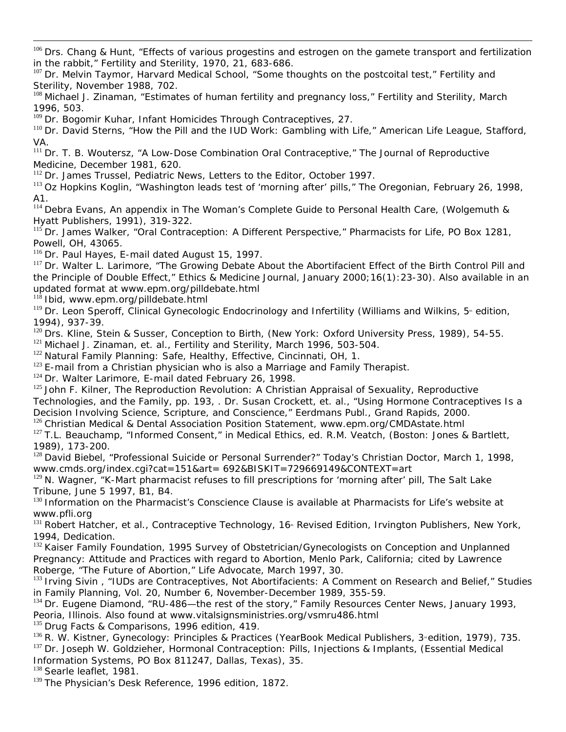[106] Drs. Chang & Hunt, "Effects of various progestins and estrogen on the gamete transport and fertilization in the rabbit," Fertility and Sterility, 1970, 21, 683-686.

[107] Dr. Melvin Taymor, Harvard Medical School, "Some thoughts on the postcoital test," Fertility and Sterility, November 1988, 702.

[108] Michael J. Zinaman, "Estimates of human fertility and pregnancy loss," Fertility and Sterility, March 1996, 503.

[109] Dr. Bogomir Kuhar, Infant Homicides Through Contraceptives, 27.

[110] Dr. David Sterns, "How the Pill and the IUD Work: Gambling with Life," American Life League, Stafford, VA.

[111] Dr. T. B. Woutersz, "A Low-Dose Combination Oral Contraceptive," The Journal of Reproductive Medicine, December 1981, 620.

[112] Dr. James Trussel, Pediatric News, Letters to the Editor, October 1997.

[113] Oz Hopkins Koglin, "Washington leads test of 'morning after' pills," The Oregonian, February 26, 1998, A1.

[114] Debra Evans, An appendix in The Woman's Complete Guide to Personal Health Care, (Wolgemuth & Hyatt Publishers, 1991), 319-322.

[115] Dr. James Walker, "Oral Contraception: A Different Perspective," Pharmacists for Life, PO Box 1281, Powell, OH, 43065.

[116] Dr. Paul Hayes, E-mail dated August 15, 1997.

[117] Dr. Walter L. Larimore, "The Growing Debate About the Abortifacient Effect of the Birth Control Pill and the Principle of Double Effect," Ethics & Medicine Journal, January 2000;16(1):23-30). Also available in an updated format at www.epm.org/pilldebate.html

[118] Ibid, www.epm.org/pilldebate.html

[119] Dr. Leon Speroff, Clinical Gynecologic Endocrinology and Infertility (Williams and Wilkins, 5th edition, 1994), 937-39.

[120] Drs. Kline, Stein & Susser, Conception to Birth, (New York: Oxford University Press, 1989), 54-55.

[121] Michael J. Zinaman, et. al., Fertility and Sterility, March 1996, 503-504.

[122] Natural Family Planning: Safe, Healthy, Effective, Cincinnati, OH, 1.

[123] E-mail from a Christian physician who is also a Marriage and Family Therapist.

[124] Dr. Walter Larimore, E-mail dated February 26, 1998.

[125] John F. Kilner, The Reproduction Revolution: A Christian Appraisal of Sexuality, Reproductive Technologies, and the Family, pp. 193, . Dr. Susan Crockett, et. al., "Using Hormone Contraceptives Is a Decision Involving Science, Scripture, and Conscience," Eerdmans Publ., Grand Rapids, 2000.

[126] Christian Medical & Dental Association Position Statement, www.epm.org/CMDAstate.html

[127] T.L. Beauchamp, "Informed Consent," in Medical Ethics, ed. R.M. Veatch, (Boston: Jones & Bartlett, 1989), 173-200.

[128] David Biebel, "Professional Suicide or Personal Surrender?" Today's Christian Doctor, March 1, 1998, www.cmds.org/index.cgi?cat=151&art= 692&BISKIT=729669149&CONTEXT=art

[129] N. Wagner, "K-Mart pharmacist refuses to fill prescriptions for 'morning after' pill, The Salt Lake Tribune, June 5 1997, B1, B4.

[130] Information on the Pharmacist's Conscience Clause is available at Pharmacists for Life's website at www.pfli.org

[131] Robert Hatcher, et al., Contraceptive Technology, 16th Revised Edition, Irvington Publishers, New York, 1994, Dedication.

[132] Kaiser Family Foundation, 1995 Survey of Obstetrician/Gynecologists on Conception and Unplanned Pregnancy: Attitude and Practices with regard to Abortion, Menlo Park, California; cited by Lawrence Roberge, "The Future of Abortion," Life Advocate, March 1997, 30.

[133] Irving Sivin , "IUDs are Contraceptives, Not Abortifacients: A Comment on Research and Belief," Studies in Family Planning, Vol. 20, Number 6, November-December 1989, 355-59.

[134] Dr. Eugene Diamond, "RU-486—the rest of the story," Family Resources Center News, January 1993, Peoria, Illinois. Also found at www.vitalsignsministries.org/vsmru486.html

[135] Drug Facts & Comparisons, 1996 edition, 419.

[136] R. W. Kistner, Gynecology: Principles & Practices (YearBook Medical Publishers, 3rd edition, 1979), 735.

[137] Dr. Joseph W. Goldzieher, Hormonal Contraception: Pills, Injections & Implants, (Essential Medical Information Systems, PO Box 811247, Dallas, Texas), 35.

[138] Searle leaflet, 1981.

[139] The Physician's Desk Reference, 1996 edition, 1872.